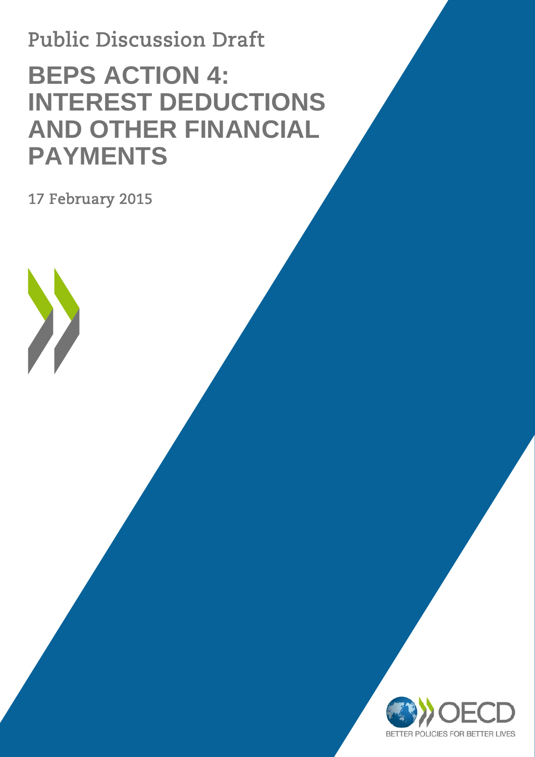Public Discussion Draft

# BEPS ACTION 4: INTEREST DEDUCTIONS AND OTHER FINANCIAL PAYMENTS

17 February 2015

OECD

BETTER POLICIES FOR BETTER LIVES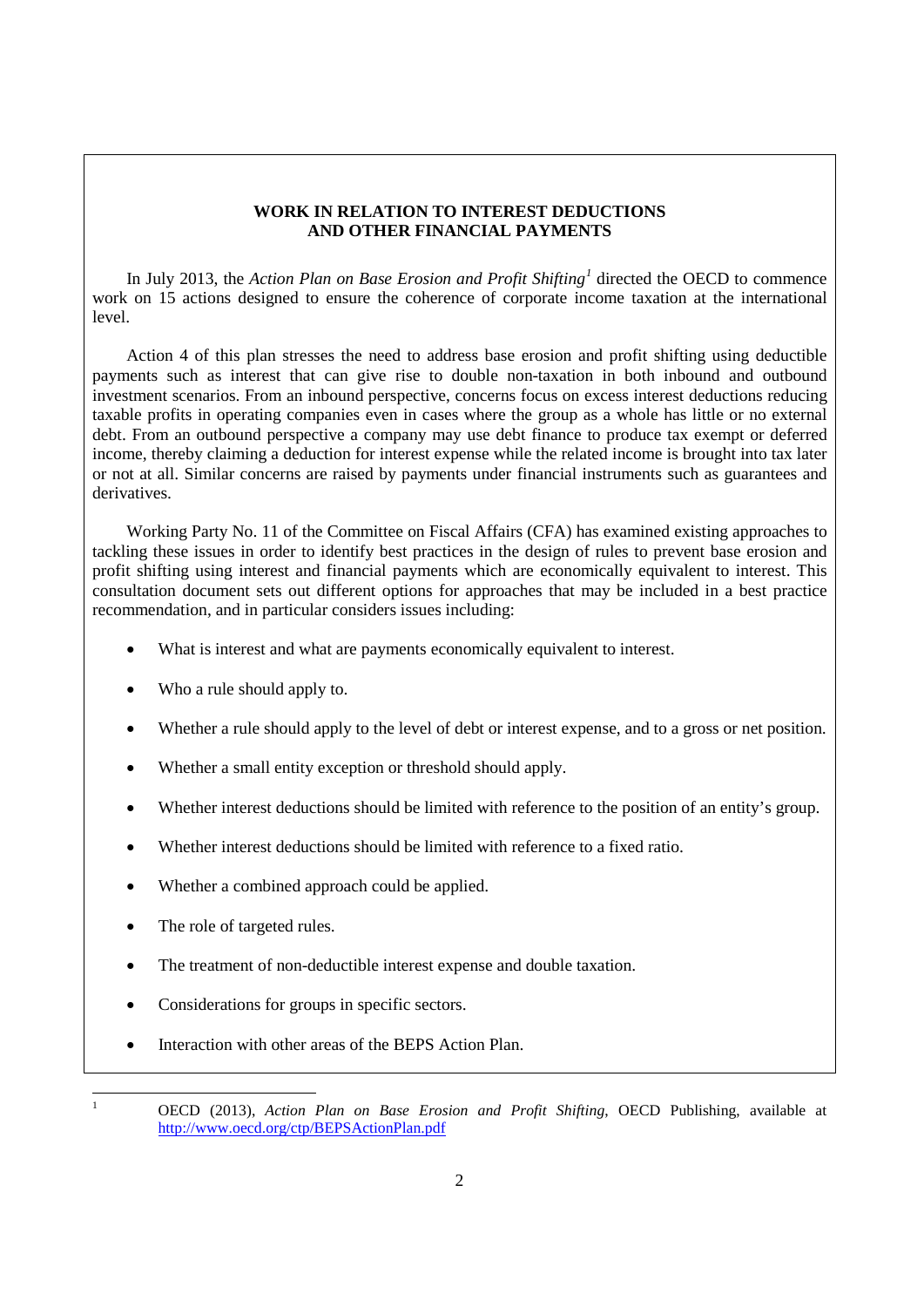## WORK IN RELATION TO INTEREST DEDUCTIONS AND OTHER FINANCIAL PAYMENTS

In July 2013, the *Action Plan on Base Erosion and Profit Shifting*[1] directed the OECD to commence work on 15 actions designed to ensure the coherence of corporate income taxation at the international level.

Action 4 of this plan stresses the need to address base erosion and profit shifting using deductible payments such as interest that can give rise to double non-taxation in both inbound and outbound investment scenarios. From an inbound perspective, concerns focus on excess interest deductions reducing taxable profits in operating companies even in cases where the group as a whole has little or no external debt. From an outbound perspective a company may use debt finance to produce tax exempt or deferred income, thereby claiming a deduction for interest expense while the related income is brought into tax later or not at all. Similar concerns are raised by payments under financial instruments such as guarantees and derivatives.

Working Party No. 11 of the Committee on Fiscal Affairs (CFA) has examined existing approaches to tackling these issues in order to identify best practices in the design of rules to prevent base erosion and profit shifting using interest and financial payments which are economically equivalent to interest. This consultation document sets out different options for approaches that may be included in a best practice recommendation, and in particular considers issues including:

- What is interest and what are payments economically equivalent to interest.
- Who a rule should apply to.
- Whether a rule should apply to the level of debt or interest expense, and to a gross or net position.
- Whether a small entity exception or threshold should apply.
- Whether interest deductions should be limited with reference to the position of an entity's group.
- Whether interest deductions should be limited with reference to a fixed ratio.
- Whether a combined approach could be applied.
- The role of targeted rules.
- The treatment of non-deductible interest expense and double taxation.
- Considerations for groups in specific sectors.
- Interaction with other areas of the BEPS Action Plan.

---

[1] OECD (2013), *Action Plan on Base Erosion and Profit Shifting*, OECD Publishing, available at http://www.oecd.org/ctp/BEPSActionPlan.pdf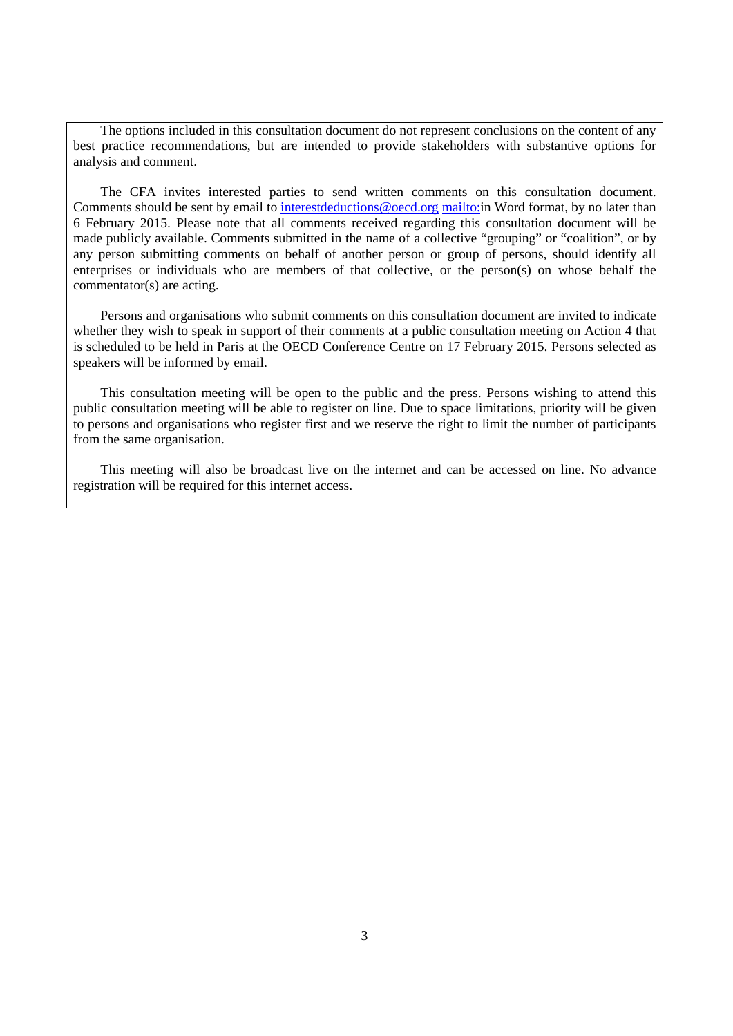The options included in this consultation document do not represent conclusions on the content of any best practice recommendations, but are intended to provide stakeholders with substantive options for analysis and comment.

The CFA invites interested parties to send written comments on this consultation document. Comments should be sent by email to interestdeductions@oecd.org mailto:in Word format, by no later than 6 February 2015. Please note that all comments received regarding this consultation document will be made publicly available. Comments submitted in the name of a collective "grouping" or "coalition", or by any person submitting comments on behalf of another person or group of persons, should identify all enterprises or individuals who are members of that collective, or the person(s) on whose behalf the commentator(s) are acting.

Persons and organisations who submit comments on this consultation document are invited to indicate whether they wish to speak in support of their comments at a public consultation meeting on Action 4 that is scheduled to be held in Paris at the OECD Conference Centre on 17 February 2015. Persons selected as speakers will be informed by email.

This consultation meeting will be open to the public and the press. Persons wishing to attend this public consultation meeting will be able to register on line. Due to space limitations, priority will be given to persons and organisations who register first and we reserve the right to limit the number of participants from the same organisation.

This meeting will also be broadcast live on the internet and can be accessed on line. No advance registration will be required for this internet access.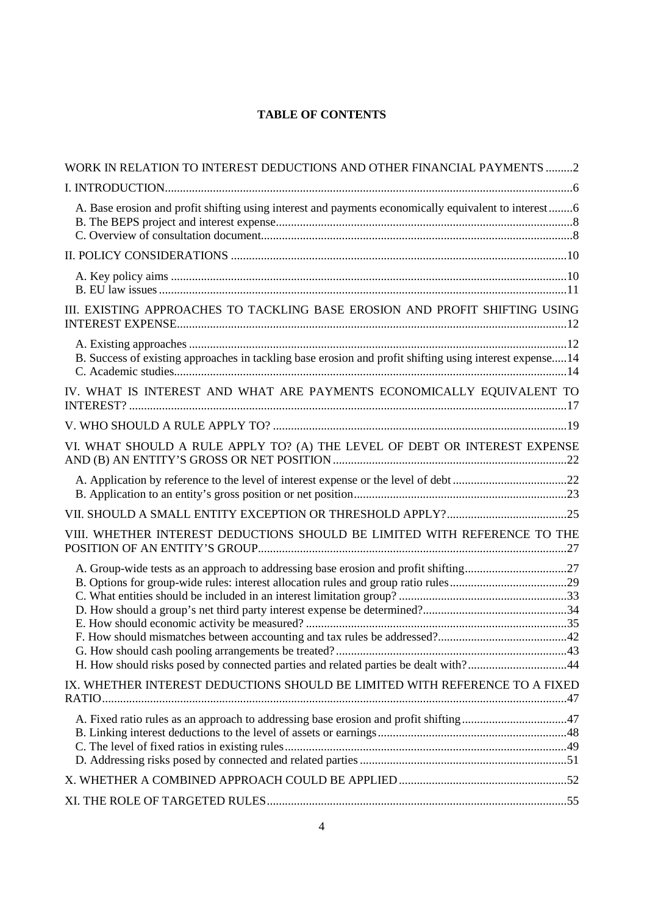**TABLE OF CONTENTS**

WORK IN RELATION TO INTEREST DEDUCTIONS AND OTHER FINANCIAL PAYMENTS .........2

I. INTRODUCTION.......................................................................................................................6

A. Base erosion and profit shifting using interest and payments economically equivalent to interest........6
B. The BEPS project and interest expense..................................................................................8
C. Overview of consultation document.......................................................................................8

II. POLICY CONSIDERATIONS ..............................................................................................10

A. Key policy aims ..................................................................................................................10
B. EU law issues ......................................................................................................................11

III. EXISTING APPROACHES TO TACKLING BASE EROSION AND PROFIT SHIFTING USING INTEREST EXPENSE.................................................................................................................12

A. Existing approaches ............................................................................................................12
B. Success of existing approaches in tackling base erosion and profit shifting using interest expense.....14
C. Academic studies.................................................................................................................14

IV. WHAT IS INTEREST AND WHAT ARE PAYMENTS ECONOMICALLY EQUIVALENT TO INTEREST? ................................................................................................................................17

V. WHO SHOULD A RULE APPLY TO? ..................................................................................19

VI. WHAT SHOULD A RULE APPLY TO? (A) THE LEVEL OF DEBT OR INTEREST EXPENSE AND (B) AN ENTITY'S GROSS OR NET POSITION ..............................................................22

A. Application by reference to the level of interest expense or the level of debt ......................22
B. Application to an entity's gross position or net position......................................................23

VII. SHOULD A SMALL ENTITY EXCEPTION OR THRESHOLD APPLY?........................................25

VIII. WHETHER INTEREST DEDUCTIONS SHOULD BE LIMITED WITH REFERENCE TO THE POSITION OF AN ENTITY'S GROUP.......................................................................................27

A. Group-wide tests as an approach to addressing base erosion and profit shifting..................27
B. Options for group-wide rules: interest allocation rules and group ratio rules.......................29
C. What entities should be included in an interest limitation group? ........................................33
D. How should a group's net third party interest expense be determined?................................34
E. How should economic activity be measured? ......................................................................35
F. How should mismatches between accounting and tax rules be addressed?...........................42
G. How should cash pooling arrangements be treated?............................................................43
H. How should risks posed by connected parties and related parties be dealt with?.................44

IX. WHETHER INTEREST DEDUCTIONS SHOULD BE LIMITED WITH REFERENCE TO A FIXED RATIO.........................................................................................................................................47

A. Fixed ratio rules as an approach to addressing base erosion and profit shifting...................47
B. Linking interest deductions to the level of assets or earnings..............................................48
C. The level of fixed ratios in existing rules.............................................................................49
D. Addressing risks posed by connected and related parties ....................................................51

X. WHETHER A COMBINED APPROACH COULD BE APPLIED ........................................................52

XI. THE ROLE OF TARGETED RULES...................................................................................55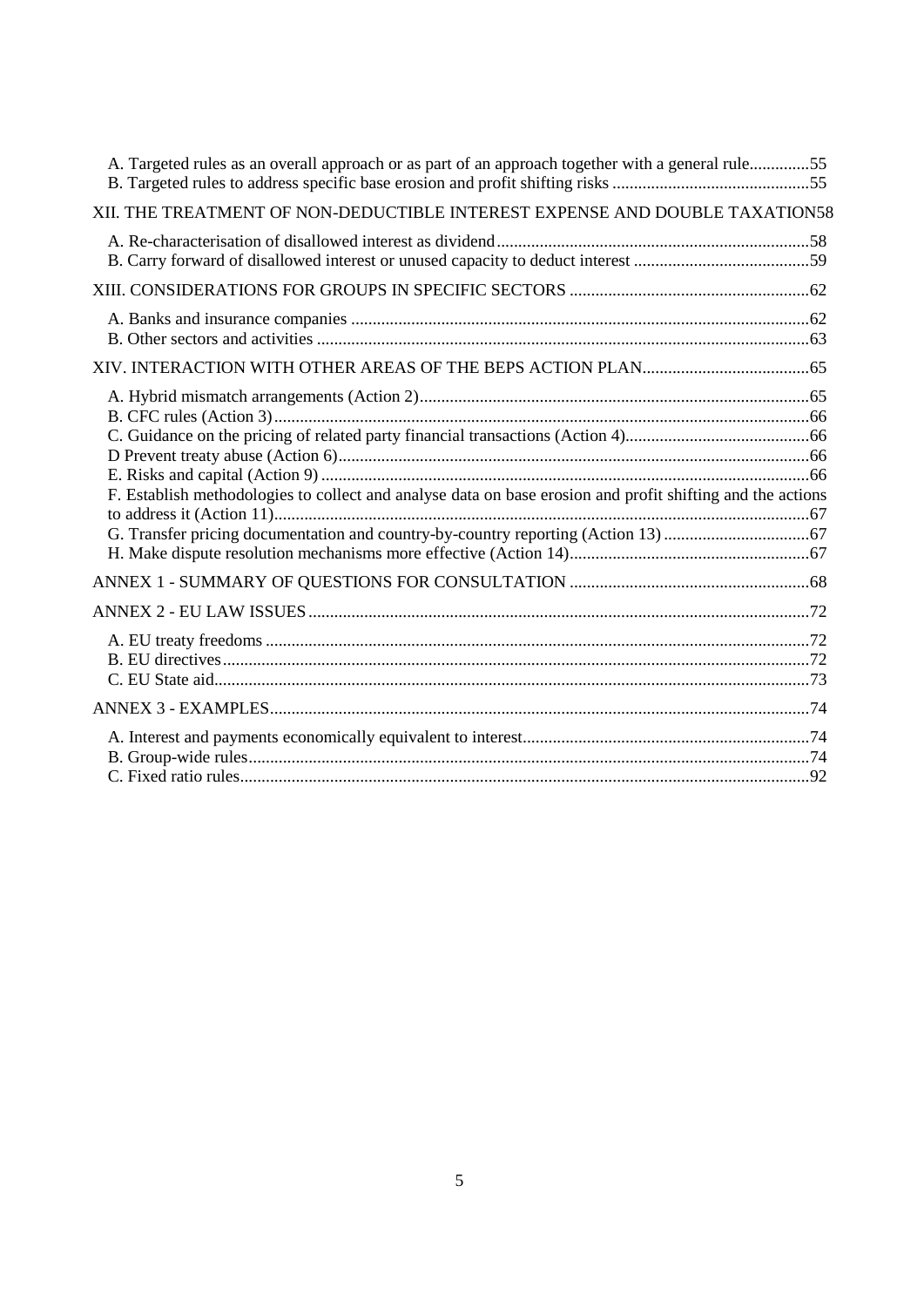A. Targeted rules as an overall approach or as part of an approach together with a general rule..............55
B. Targeted rules to address specific base erosion and profit shifting risks ..............................................55

XII. THE TREATMENT OF NON-DEDUCTIBLE INTEREST EXPENSE AND DOUBLE TAXATION58

A. Re-characterisation of disallowed interest as dividend.........................................................................58
B. Carry forward of disallowed interest or unused capacity to deduct interest ..........................................59

XIII. CONSIDERATIONS FOR GROUPS IN SPECIFIC SECTORS ........................................................62

A. Banks and insurance companies ...........................................................................................................62
B. Other sectors and activities ...................................................................................................................63

XIV. INTERACTION WITH OTHER AREAS OF THE BEPS ACTION PLAN.......................................65

A. Hybrid mismatch arrangements (Action 2)...........................................................................................65
B. CFC rules (Action 3).............................................................................................................................66
C. Guidance on the pricing of related party financial transactions (Action 4)...........................................66
D Prevent treaty abuse (Action 6)..............................................................................................................66
E. Risks and capital (Action 9) ..................................................................................................................66
F. Establish methodologies to collect and analyse data on base erosion and profit shifting and the actions to address it (Action 11).............................................................................................................................67
G. Transfer pricing documentation and country-by-country reporting (Action 13) ..................................67
H. Make dispute resolution mechanisms more effective (Action 14).........................................................67

ANNEX 1 - SUMMARY OF QUESTIONS FOR CONSULTATION ........................................................68

ANNEX 2 - EU LAW ISSUES.....................................................................................................................72

A. EU treaty freedoms ...............................................................................................................................72
B. EU directives.........................................................................................................................................72
C. EU State aid...........................................................................................................................................73

ANNEX 3 - EXAMPLES.............................................................................................................................74

A. Interest and payments economically equivalent to interest...................................................................74
B. Group-wide rules...................................................................................................................................74
C. Fixed ratio rules.....................................................................................................................................92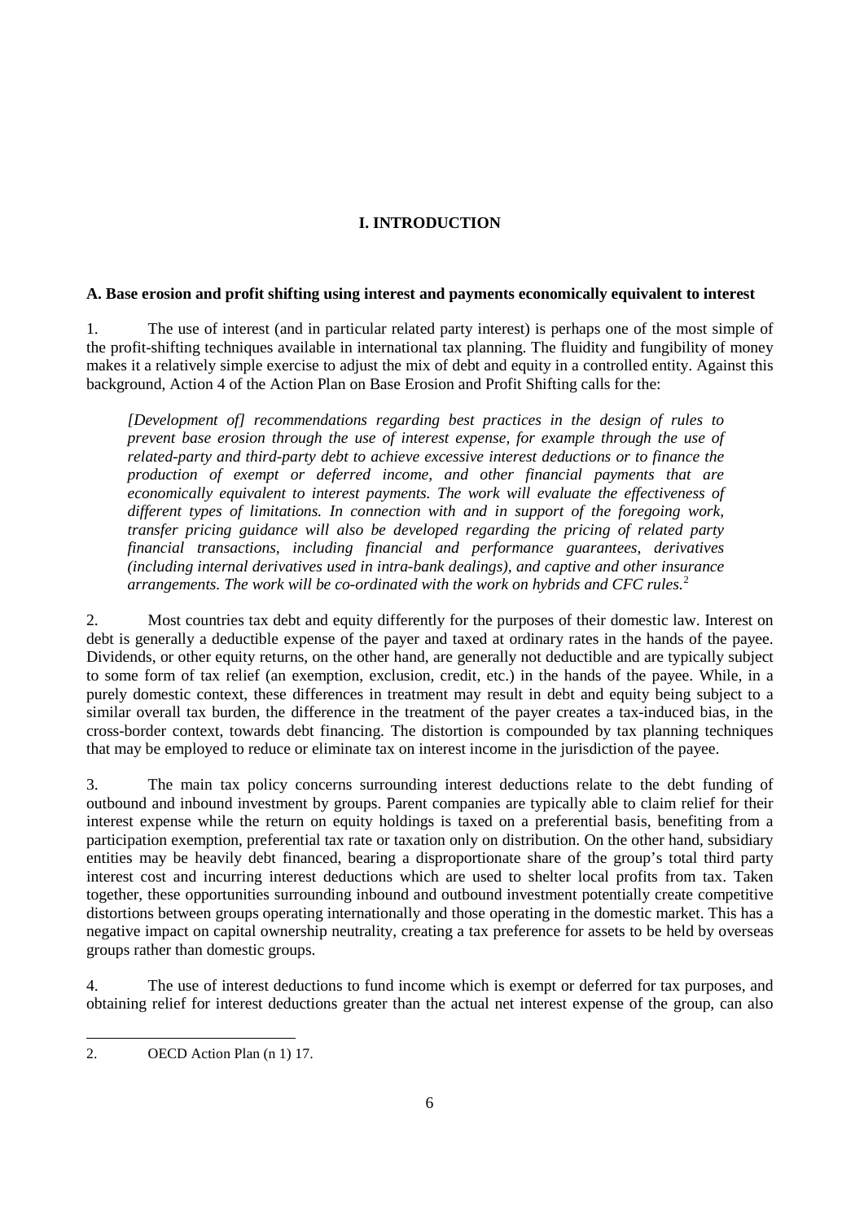# I. INTRODUCTION

## A. Base erosion and profit shifting using interest and payments economically equivalent to interest

1. The use of interest (and in particular related party interest) is perhaps one of the most simple of the profit-shifting techniques available in international tax planning. The fluidity and fungibility of money makes it a relatively simple exercise to adjust the mix of debt and equity in a controlled entity. Against this background, Action 4 of the Action Plan on Base Erosion and Profit Shifting calls for the:

> *[Development of] recommendations regarding best practices in the design of rules to prevent base erosion through the use of interest expense, for example through the use of related-party and third-party debt to achieve excessive interest deductions or to finance the production of exempt or deferred income, and other financial payments that are economically equivalent to interest payments. The work will evaluate the effectiveness of different types of limitations. In connection with and in support of the foregoing work, transfer pricing guidance will also be developed regarding the pricing of related party financial transactions, including financial and performance guarantees, derivatives (including internal derivatives used in intra-bank dealings), and captive and other insurance arrangements. The work will be co-ordinated with the work on hybrids and CFC rules.*[2]

2. Most countries tax debt and equity differently for the purposes of their domestic law. Interest on debt is generally a deductible expense of the payer and taxed at ordinary rates in the hands of the payee. Dividends, or other equity returns, on the other hand, are generally not deductible and are typically subject to some form of tax relief (an exemption, exclusion, credit, etc.) in the hands of the payee. While, in a purely domestic context, these differences in treatment may result in debt and equity being subject to a similar overall tax burden, the difference in the treatment of the payer creates a tax-induced bias, in the cross-border context, towards debt financing. The distortion is compounded by tax planning techniques that may be employed to reduce or eliminate tax on interest income in the jurisdiction of the payee.

3. The main tax policy concerns surrounding interest deductions relate to the debt funding of outbound and inbound investment by groups. Parent companies are typically able to claim relief for their interest expense while the return on equity holdings is taxed on a preferential basis, benefiting from a participation exemption, preferential tax rate or taxation only on distribution. On the other hand, subsidiary entities may be heavily debt financed, bearing a disproportionate share of the group's total third party interest cost and incurring interest deductions which are used to shelter local profits from tax. Taken together, these opportunities surrounding inbound and outbound investment potentially create competitive distortions between groups operating internationally and those operating in the domestic market. This has a negative impact on capital ownership neutrality, creating a tax preference for assets to be held by overseas groups rather than domestic groups.

4. The use of interest deductions to fund income which is exempt or deferred for tax purposes, and obtaining relief for interest deductions greater than the actual net interest expense of the group, can also

---

2. OECD Action Plan (n 1) 17.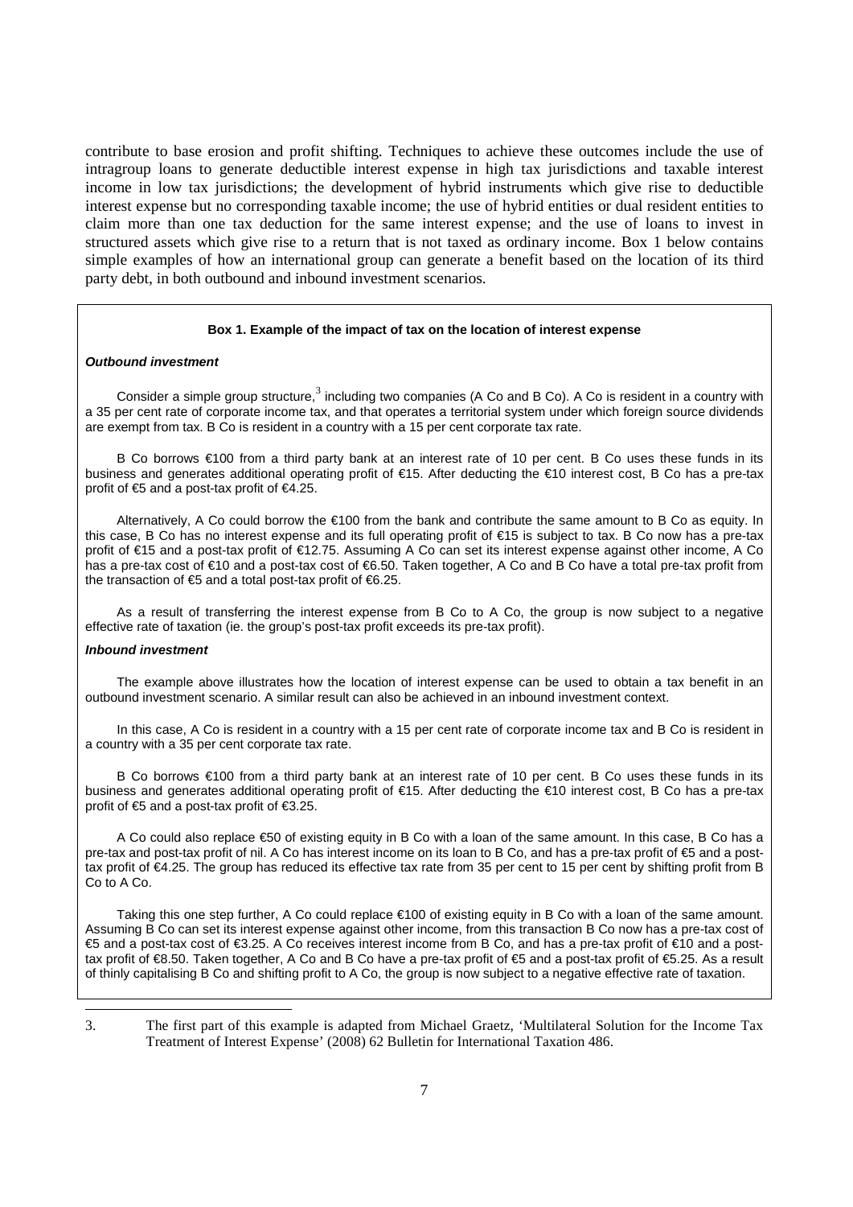contribute to base erosion and profit shifting. Techniques to achieve these outcomes include the use of intragroup loans to generate deductible interest expense in high tax jurisdictions and taxable interest income in low tax jurisdictions; the development of hybrid instruments which give rise to deductible interest expense but no corresponding taxable income; the use of hybrid entities or dual resident entities to claim more than one tax deduction for the same interest expense; and the use of loans to invest in structured assets which give rise to a return that is not taxed as ordinary income. Box 1 below contains simple examples of how an international group can generate a benefit based on the location of its third party debt, in both outbound and inbound investment scenarios.

**Box 1. Example of the impact of tax on the location of interest expense**

***Outbound investment***

Consider a simple group structure,[3] including two companies (A Co and B Co). A Co is resident in a country with a 35 per cent rate of corporate income tax, and that operates a territorial system under which foreign source dividends are exempt from tax. B Co is resident in a country with a 15 per cent corporate tax rate.

B Co borrows €100 from a third party bank at an interest rate of 10 per cent. B Co uses these funds in its business and generates additional operating profit of €15. After deducting the €10 interest cost, B Co has a pre-tax profit of €5 and a post-tax profit of €4.25.

Alternatively, A Co could borrow the €100 from the bank and contribute the same amount to B Co as equity. In this case, B Co has no interest expense and its full operating profit of €15 is subject to tax. B Co now has a pre-tax profit of €15 and a post-tax profit of €12.75. Assuming A Co can set its interest expense against other income, A Co has a pre-tax cost of €10 and a post-tax cost of €6.50. Taken together, A Co and B Co have a total pre-tax profit from the transaction of €5 and a total post-tax profit of €6.25.

As a result of transferring the interest expense from B Co to A Co, the group is now subject to a negative effective rate of taxation (ie. the group's post-tax profit exceeds its pre-tax profit).

***Inbound investment***

The example above illustrates how the location of interest expense can be used to obtain a tax benefit in an outbound investment scenario. A similar result can also be achieved in an inbound investment context.

In this case, A Co is resident in a country with a 15 per cent rate of corporate income tax and B Co is resident in a country with a 35 per cent corporate tax rate.

B Co borrows €100 from a third party bank at an interest rate of 10 per cent. B Co uses these funds in its business and generates additional operating profit of €15. After deducting the €10 interest cost, B Co has a pre-tax profit of €5 and a post-tax profit of €3.25.

A Co could also replace €50 of existing equity in B Co with a loan of the same amount. In this case, B Co has a pre-tax and post-tax profit of nil. A Co has interest income on its loan to B Co, and has a pre-tax profit of €5 and a post-tax profit of €4.25. The group has reduced its effective tax rate from 35 per cent to 15 per cent by shifting profit from B Co to A Co.

Taking this one step further, A Co could replace €100 of existing equity in B Co with a loan of the same amount. Assuming B Co can set its interest expense against other income, from this transaction B Co now has a pre-tax cost of €5 and a post-tax cost of €3.25. A Co receives interest income from B Co, and has a pre-tax profit of €10 and a post-tax profit of €8.50. Taken together, A Co and B Co have a pre-tax profit of €5 and a post-tax profit of €5.25. As a result of thinly capitalising B Co and shifting profit to A Co, the group is now subject to a negative effective rate of taxation.

---

3. The first part of this example is adapted from Michael Graetz, 'Multilateral Solution for the Income Tax Treatment of Interest Expense' (2008) 62 Bulletin for International Taxation 486.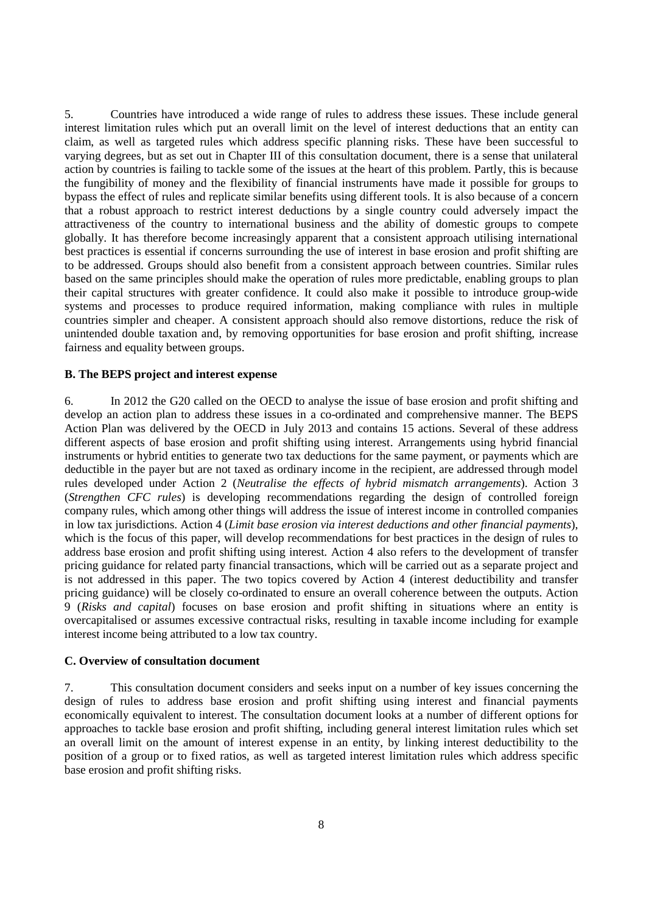5. Countries have introduced a wide range of rules to address these issues. These include general interest limitation rules which put an overall limit on the level of interest deductions that an entity can claim, as well as targeted rules which address specific planning risks. These have been successful to varying degrees, but as set out in Chapter III of this consultation document, there is a sense that unilateral action by countries is failing to tackle some of the issues at the heart of this problem. Partly, this is because the fungibility of money and the flexibility of financial instruments have made it possible for groups to bypass the effect of rules and replicate similar benefits using different tools. It is also because of a concern that a robust approach to restrict interest deductions by a single country could adversely impact the attractiveness of the country to international business and the ability of domestic groups to compete globally. It has therefore become increasingly apparent that a consistent approach utilising international best practices is essential if concerns surrounding the use of interest in base erosion and profit shifting are to be addressed. Groups should also benefit from a consistent approach between countries. Similar rules based on the same principles should make the operation of rules more predictable, enabling groups to plan their capital structures with greater confidence. It could also make it possible to introduce group-wide systems and processes to produce required information, making compliance with rules in multiple countries simpler and cheaper. A consistent approach should also remove distortions, reduce the risk of unintended double taxation and, by removing opportunities for base erosion and profit shifting, increase fairness and equality between groups.

**B. The BEPS project and interest expense**

6. In 2012 the G20 called on the OECD to analyse the issue of base erosion and profit shifting and develop an action plan to address these issues in a co-ordinated and comprehensive manner. The BEPS Action Plan was delivered by the OECD in July 2013 and contains 15 actions. Several of these address different aspects of base erosion and profit shifting using interest. Arrangements using hybrid financial instruments or hybrid entities to generate two tax deductions for the same payment, or payments which are deductible in the payer but are not taxed as ordinary income in the recipient, are addressed through model rules developed under Action 2 (*Neutralise the effects of hybrid mismatch arrangements*). Action 3 (*Strengthen CFC rules*) is developing recommendations regarding the design of controlled foreign company rules, which among other things will address the issue of interest income in controlled companies in low tax jurisdictions. Action 4 (*Limit base erosion via interest deductions and other financial payments*), which is the focus of this paper, will develop recommendations for best practices in the design of rules to address base erosion and profit shifting using interest. Action 4 also refers to the development of transfer pricing guidance for related party financial transactions, which will be carried out as a separate project and is not addressed in this paper. The two topics covered by Action 4 (interest deductibility and transfer pricing guidance) will be closely co-ordinated to ensure an overall coherence between the outputs. Action 9 (*Risks and capital*) focuses on base erosion and profit shifting in situations where an entity is overcapitalised or assumes excessive contractual risks, resulting in taxable income including for example interest income being attributed to a low tax country.

**C. Overview of consultation document**

7. This consultation document considers and seeks input on a number of key issues concerning the design of rules to address base erosion and profit shifting using interest and financial payments economically equivalent to interest. The consultation document looks at a number of different options for approaches to tackle base erosion and profit shifting, including general interest limitation rules which set an overall limit on the amount of interest expense in an entity, by linking interest deductibility to the position of a group or to fixed ratios, as well as targeted interest limitation rules which address specific base erosion and profit shifting risks.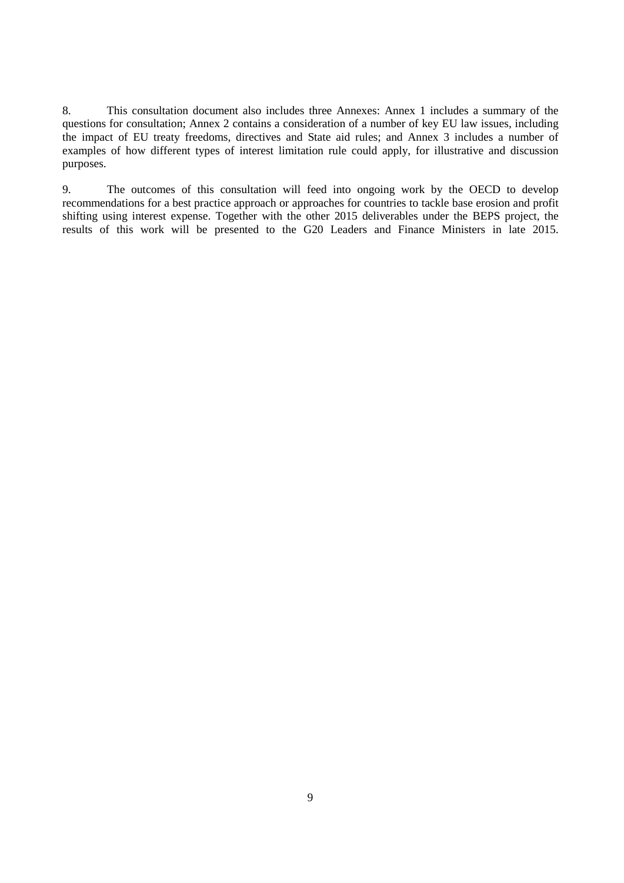8. This consultation document also includes three Annexes: Annex 1 includes a summary of the questions for consultation; Annex 2 contains a consideration of a number of key EU law issues, including the impact of EU treaty freedoms, directives and State aid rules; and Annex 3 includes a number of examples of how different types of interest limitation rule could apply, for illustrative and discussion purposes.

9. The outcomes of this consultation will feed into ongoing work by the OECD to develop recommendations for a best practice approach or approaches for countries to tackle base erosion and profit shifting using interest expense. Together with the other 2015 deliverables under the BEPS project, the results of this work will be presented to the G20 Leaders and Finance Ministers in late 2015.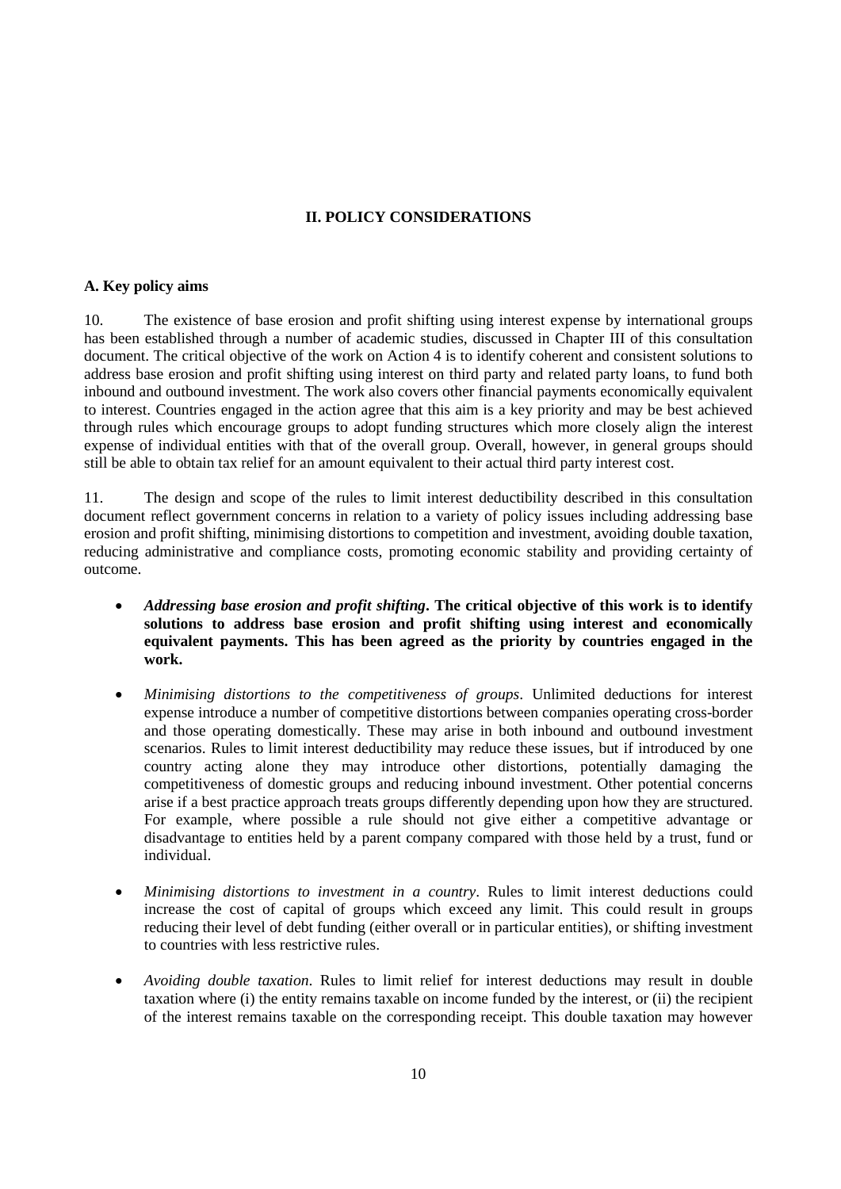## II. POLICY CONSIDERATIONS

### A. Key policy aims

10. The existence of base erosion and profit shifting using interest expense by international groups has been established through a number of academic studies, discussed in Chapter III of this consultation document. The critical objective of the work on Action 4 is to identify coherent and consistent solutions to address base erosion and profit shifting using interest on third party and related party loans, to fund both inbound and outbound investment. The work also covers other financial payments economically equivalent to interest. Countries engaged in the action agree that this aim is a key priority and may be best achieved through rules which encourage groups to adopt funding structures which more closely align the interest expense of individual entities with that of the overall group. Overall, however, in general groups should still be able to obtain tax relief for an amount equivalent to their actual third party interest cost.

11. The design and scope of the rules to limit interest deductibility described in this consultation document reflect government concerns in relation to a variety of policy issues including addressing base erosion and profit shifting, minimising distortions to competition and investment, avoiding double taxation, reducing administrative and compliance costs, promoting economic stability and providing certainty of outcome.

- ***Addressing base erosion and profit shifting*. The critical objective of this work is to identify solutions to address base erosion and profit shifting using interest and economically equivalent payments. This has been agreed as the priority by countries engaged in the work.**

- *Minimising distortions to the competitiveness of groups*. Unlimited deductions for interest expense introduce a number of competitive distortions between companies operating cross-border and those operating domestically. These may arise in both inbound and outbound investment scenarios. Rules to limit interest deductibility may reduce these issues, but if introduced by one country acting alone they may introduce other distortions, potentially damaging the competitiveness of domestic groups and reducing inbound investment. Other potential concerns arise if a best practice approach treats groups differently depending upon how they are structured. For example, where possible a rule should not give either a competitive advantage or disadvantage to entities held by a parent company compared with those held by a trust, fund or individual.

- *Minimising distortions to investment in a country*. Rules to limit interest deductions could increase the cost of capital of groups which exceed any limit. This could result in groups reducing their level of debt funding (either overall or in particular entities), or shifting investment to countries with less restrictive rules.

- *Avoiding double taxation*. Rules to limit relief for interest deductions may result in double taxation where (i) the entity remains taxable on income funded by the interest, or (ii) the recipient of the interest remains taxable on the corresponding receipt. This double taxation may however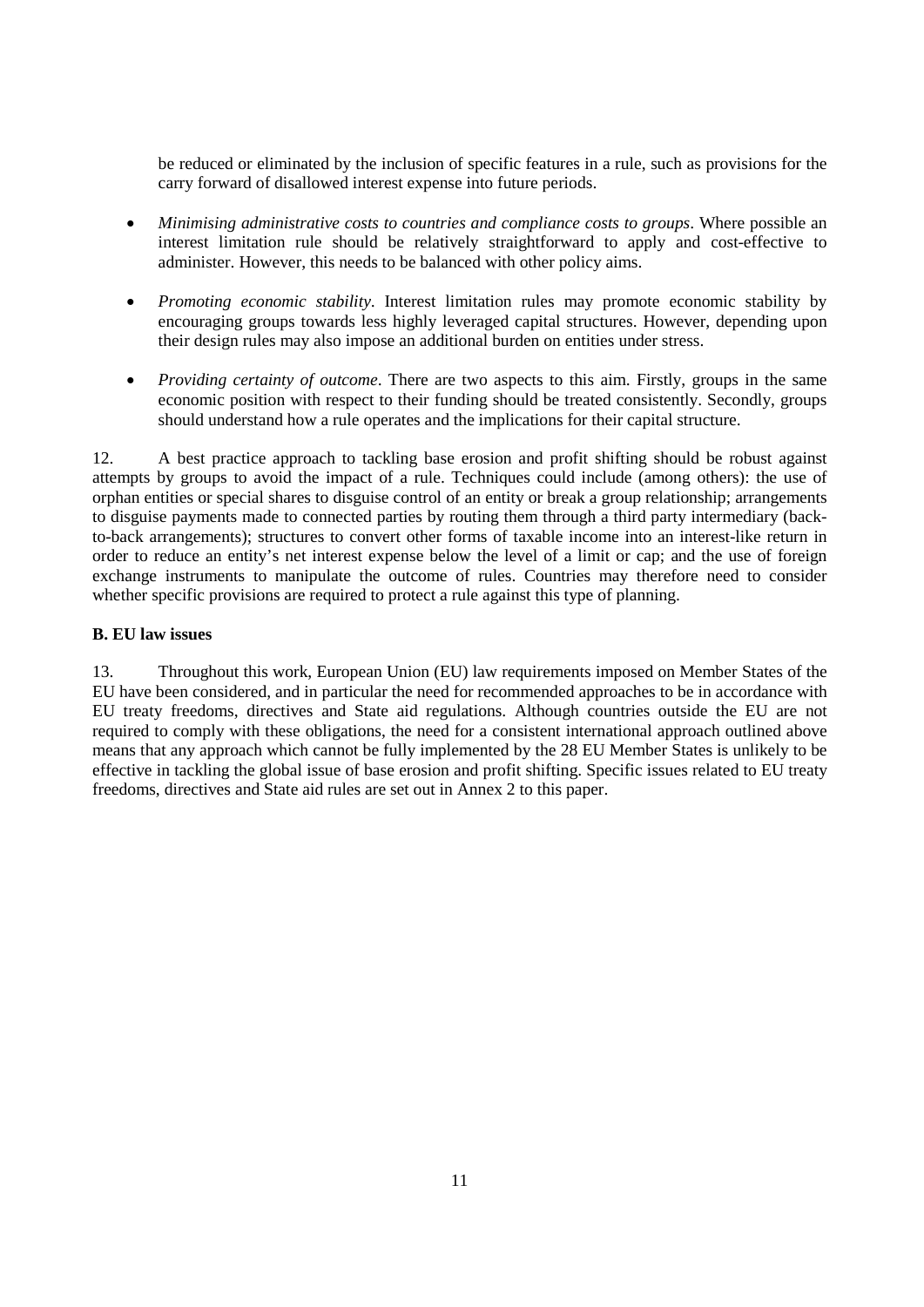be reduced or eliminated by the inclusion of specific features in a rule, such as provisions for the carry forward of disallowed interest expense into future periods.

- *Minimising administrative costs to countries and compliance costs to groups*. Where possible an interest limitation rule should be relatively straightforward to apply and cost-effective to administer. However, this needs to be balanced with other policy aims.

- *Promoting economic stability*. Interest limitation rules may promote economic stability by encouraging groups towards less highly leveraged capital structures. However, depending upon their design rules may also impose an additional burden on entities under stress.

- *Providing certainty of outcome*. There are two aspects to this aim. Firstly, groups in the same economic position with respect to their funding should be treated consistently. Secondly, groups should understand how a rule operates and the implications for their capital structure.

12. A best practice approach to tackling base erosion and profit shifting should be robust against attempts by groups to avoid the impact of a rule. Techniques could include (among others): the use of orphan entities or special shares to disguise control of an entity or break a group relationship; arrangements to disguise payments made to connected parties by routing them through a third party intermediary (back-to-back arrangements); structures to convert other forms of taxable income into an interest-like return in order to reduce an entity's net interest expense below the level of a limit or cap; and the use of foreign exchange instruments to manipulate the outcome of rules. Countries may therefore need to consider whether specific provisions are required to protect a rule against this type of planning.

**B. EU law issues**

13. Throughout this work, European Union (EU) law requirements imposed on Member States of the EU have been considered, and in particular the need for recommended approaches to be in accordance with EU treaty freedoms, directives and State aid regulations. Although countries outside the EU are not required to comply with these obligations, the need for a consistent international approach outlined above means that any approach which cannot be fully implemented by the 28 EU Member States is unlikely to be effective in tackling the global issue of base erosion and profit shifting. Specific issues related to EU treaty freedoms, directives and State aid rules are set out in Annex 2 to this paper.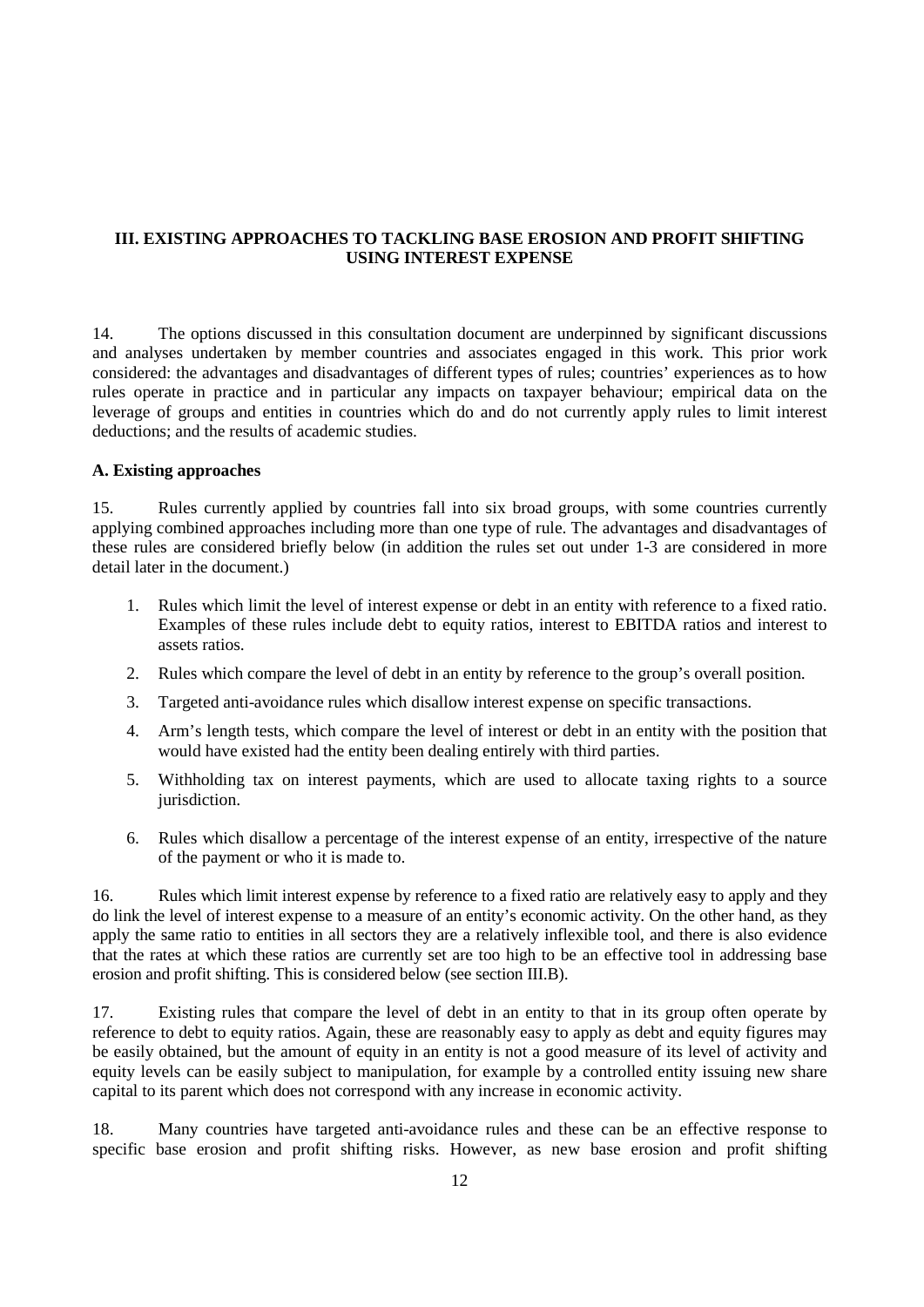## III. EXISTING APPROACHES TO TACKLING BASE EROSION AND PROFIT SHIFTING USING INTEREST EXPENSE

14. The options discussed in this consultation document are underpinned by significant discussions and analyses undertaken by member countries and associates engaged in this work. This prior work considered: the advantages and disadvantages of different types of rules; countries' experiences as to how rules operate in practice and in particular any impacts on taxpayer behaviour; empirical data on the leverage of groups and entities in countries which do and do not currently apply rules to limit interest deductions; and the results of academic studies.

### A. Existing approaches

15. Rules currently applied by countries fall into six broad groups, with some countries currently applying combined approaches including more than one type of rule. The advantages and disadvantages of these rules are considered briefly below (in addition the rules set out under 1-3 are considered in more detail later in the document.)

1. Rules which limit the level of interest expense or debt in an entity with reference to a fixed ratio. Examples of these rules include debt to equity ratios, interest to EBITDA ratios and interest to assets ratios.
2. Rules which compare the level of debt in an entity by reference to the group's overall position.
3. Targeted anti-avoidance rules which disallow interest expense on specific transactions.
4. Arm's length tests, which compare the level of interest or debt in an entity with the position that would have existed had the entity been dealing entirely with third parties.
5. Withholding tax on interest payments, which are used to allocate taxing rights to a source jurisdiction.
6. Rules which disallow a percentage of the interest expense of an entity, irrespective of the nature of the payment or who it is made to.

16. Rules which limit interest expense by reference to a fixed ratio are relatively easy to apply and they do link the level of interest expense to a measure of an entity's economic activity. On the other hand, as they apply the same ratio to entities in all sectors they are a relatively inflexible tool, and there is also evidence that the rates at which these ratios are currently set are too high to be an effective tool in addressing base erosion and profit shifting. This is considered below (see section III.B).

17. Existing rules that compare the level of debt in an entity to that in its group often operate by reference to debt to equity ratios. Again, these are reasonably easy to apply as debt and equity figures may be easily obtained, but the amount of equity in an entity is not a good measure of its level of activity and equity levels can be easily subject to manipulation, for example by a controlled entity issuing new share capital to its parent which does not correspond with any increase in economic activity.

18. Many countries have targeted anti-avoidance rules and these can be an effective response to specific base erosion and profit shifting risks. However, as new base erosion and profit shifting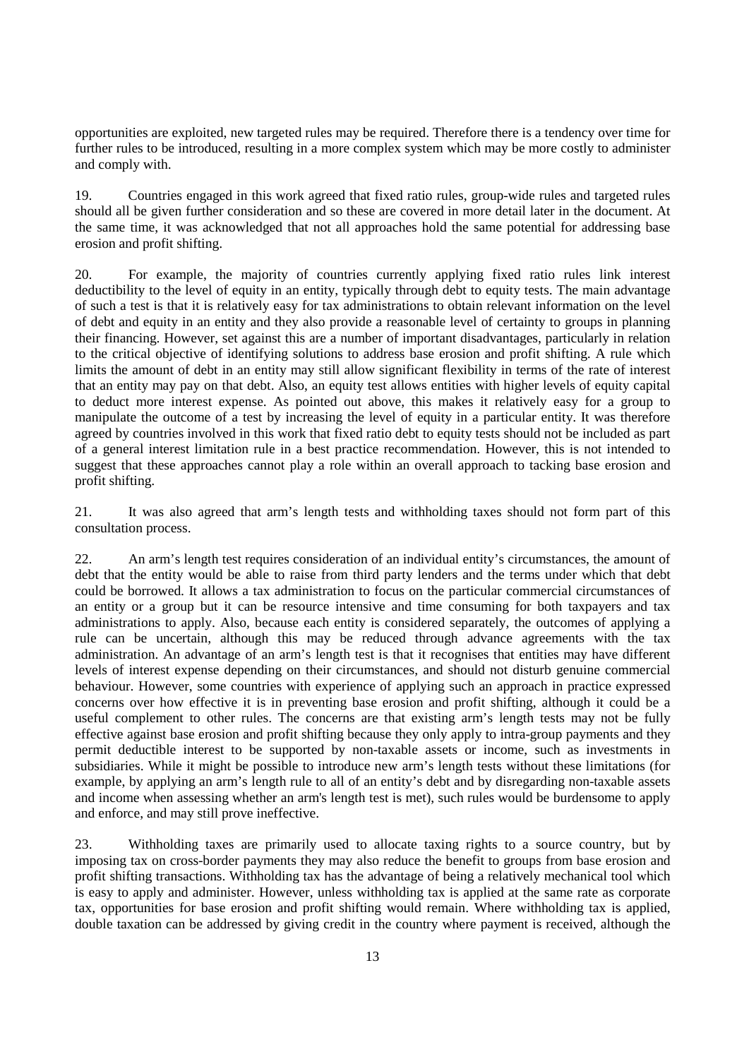opportunities are exploited, new targeted rules may be required. Therefore there is a tendency over time for further rules to be introduced, resulting in a more complex system which may be more costly to administer and comply with.

19. Countries engaged in this work agreed that fixed ratio rules, group-wide rules and targeted rules should all be given further consideration and so these are covered in more detail later in the document. At the same time, it was acknowledged that not all approaches hold the same potential for addressing base erosion and profit shifting.

20. For example, the majority of countries currently applying fixed ratio rules link interest deductibility to the level of equity in an entity, typically through debt to equity tests. The main advantage of such a test is that it is relatively easy for tax administrations to obtain relevant information on the level of debt and equity in an entity and they also provide a reasonable level of certainty to groups in planning their financing. However, set against this are a number of important disadvantages, particularly in relation to the critical objective of identifying solutions to address base erosion and profit shifting. A rule which limits the amount of debt in an entity may still allow significant flexibility in terms of the rate of interest that an entity may pay on that debt. Also, an equity test allows entities with higher levels of equity capital to deduct more interest expense. As pointed out above, this makes it relatively easy for a group to manipulate the outcome of a test by increasing the level of equity in a particular entity. It was therefore agreed by countries involved in this work that fixed ratio debt to equity tests should not be included as part of a general interest limitation rule in a best practice recommendation. However, this is not intended to suggest that these approaches cannot play a role within an overall approach to tacking base erosion and profit shifting.

21. It was also agreed that arm's length tests and withholding taxes should not form part of this consultation process.

22. An arm's length test requires consideration of an individual entity's circumstances, the amount of debt that the entity would be able to raise from third party lenders and the terms under which that debt could be borrowed. It allows a tax administration to focus on the particular commercial circumstances of an entity or a group but it can be resource intensive and time consuming for both taxpayers and tax administrations to apply. Also, because each entity is considered separately, the outcomes of applying a rule can be uncertain, although this may be reduced through advance agreements with the tax administration. An advantage of an arm's length test is that it recognises that entities may have different levels of interest expense depending on their circumstances, and should not disturb genuine commercial behaviour. However, some countries with experience of applying such an approach in practice expressed concerns over how effective it is in preventing base erosion and profit shifting, although it could be a useful complement to other rules. The concerns are that existing arm's length tests may not be fully effective against base erosion and profit shifting because they only apply to intra-group payments and they permit deductible interest to be supported by non-taxable assets or income, such as investments in subsidiaries. While it might be possible to introduce new arm's length tests without these limitations (for example, by applying an arm's length rule to all of an entity's debt and by disregarding non-taxable assets and income when assessing whether an arm's length test is met), such rules would be burdensome to apply and enforce, and may still prove ineffective.

23. Withholding taxes are primarily used to allocate taxing rights to a source country, but by imposing tax on cross-border payments they may also reduce the benefit to groups from base erosion and profit shifting transactions. Withholding tax has the advantage of being a relatively mechanical tool which is easy to apply and administer. However, unless withholding tax is applied at the same rate as corporate tax, opportunities for base erosion and profit shifting would remain. Where withholding tax is applied, double taxation can be addressed by giving credit in the country where payment is received, although the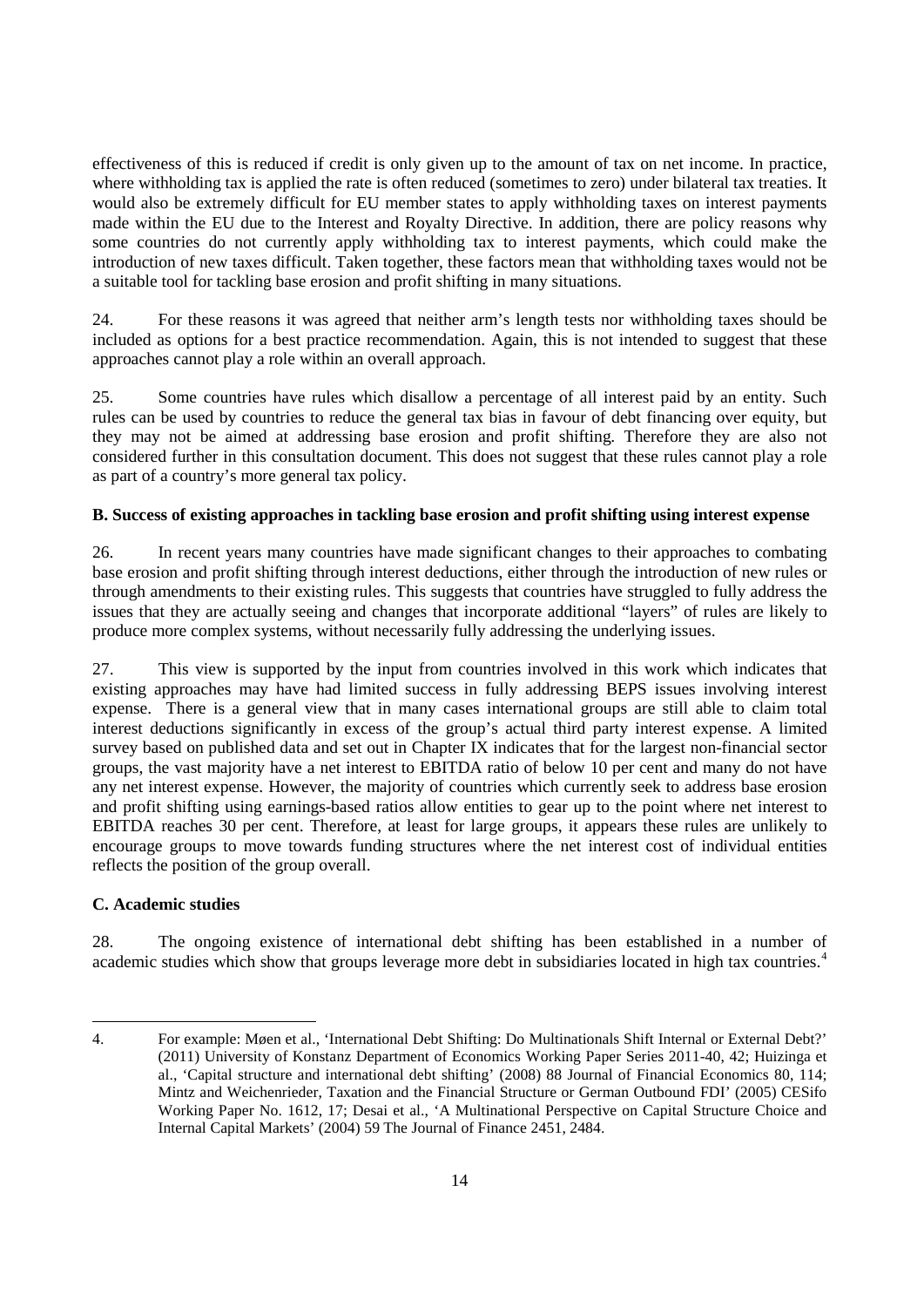effectiveness of this is reduced if credit is only given up to the amount of tax on net income. In practice, where withholding tax is applied the rate is often reduced (sometimes to zero) under bilateral tax treaties. It would also be extremely difficult for EU member states to apply withholding taxes on interest payments made within the EU due to the Interest and Royalty Directive. In addition, there are policy reasons why some countries do not currently apply withholding tax to interest payments, which could make the introduction of new taxes difficult. Taken together, these factors mean that withholding taxes would not be a suitable tool for tackling base erosion and profit shifting in many situations.

24. For these reasons it was agreed that neither arm's length tests nor withholding taxes should be included as options for a best practice recommendation. Again, this is not intended to suggest that these approaches cannot play a role within an overall approach.

25. Some countries have rules which disallow a percentage of all interest paid by an entity. Such rules can be used by countries to reduce the general tax bias in favour of debt financing over equity, but they may not be aimed at addressing base erosion and profit shifting. Therefore they are also not considered further in this consultation document. This does not suggest that these rules cannot play a role as part of a country's more general tax policy.

**B. Success of existing approaches in tackling base erosion and profit shifting using interest expense**

26. In recent years many countries have made significant changes to their approaches to combating base erosion and profit shifting through interest deductions, either through the introduction of new rules or through amendments to their existing rules. This suggests that countries have struggled to fully address the issues that they are actually seeing and changes that incorporate additional "layers" of rules are likely to produce more complex systems, without necessarily fully addressing the underlying issues.

27. This view is supported by the input from countries involved in this work which indicates that existing approaches may have had limited success in fully addressing BEPS issues involving interest expense. There is a general view that in many cases international groups are still able to claim total interest deductions significantly in excess of the group's actual third party interest expense. A limited survey based on published data and set out in Chapter IX indicates that for the largest non-financial sector groups, the vast majority have a net interest to EBITDA ratio of below 10 per cent and many do not have any net interest expense. However, the majority of countries which currently seek to address base erosion and profit shifting using earnings-based ratios allow entities to gear up to the point where net interest to EBITDA reaches 30 per cent. Therefore, at least for large groups, it appears these rules are unlikely to encourage groups to move towards funding structures where the net interest cost of individual entities reflects the position of the group overall.

**C. Academic studies**

28. The ongoing existence of international debt shifting has been established in a number of academic studies which show that groups leverage more debt in subsidiaries located in high tax countries.[4]

4. For example: Møen et al., 'International Debt Shifting: Do Multinationals Shift Internal or External Debt?' (2011) University of Konstanz Department of Economics Working Paper Series 2011-40, 42; Huizinga et al., 'Capital structure and international debt shifting' (2008) 88 Journal of Financial Economics 80, 114; Mintz and Weichenrieder, Taxation and the Financial Structure or German Outbound FDI' (2005) CESifo Working Paper No. 1612, 17; Desai et al., 'A Multinational Perspective on Capital Structure Choice and Internal Capital Markets' (2004) 59 The Journal of Finance 2451, 2484.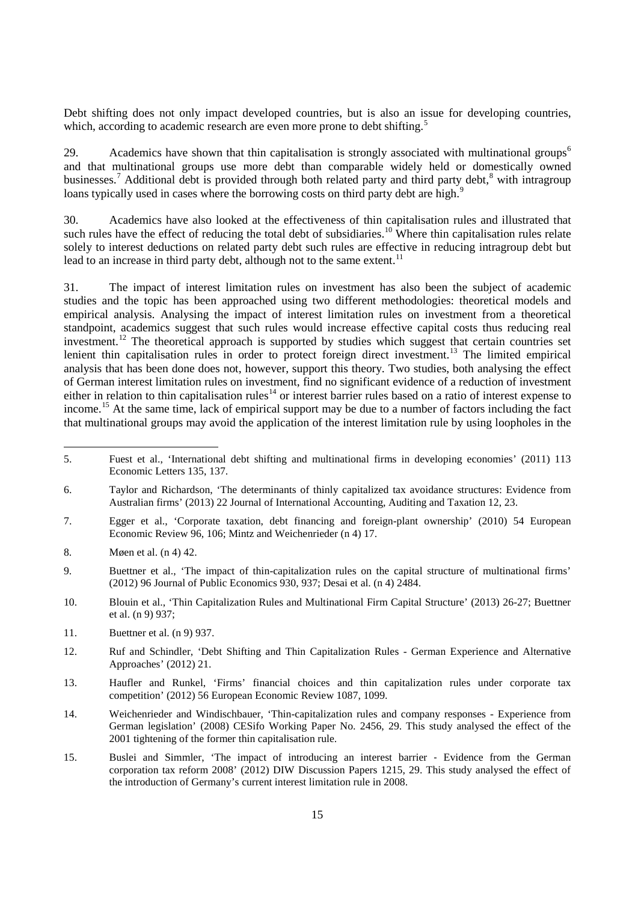Debt shifting does not only impact developed countries, but is also an issue for developing countries, which, according to academic research are even more prone to debt shifting.[5]

29. Academics have shown that thin capitalisation is strongly associated with multinational groups[6] and that multinational groups use more debt than comparable widely held or domestically owned businesses.[7] Additional debt is provided through both related party and third party debt,[8] with intragroup loans typically used in cases where the borrowing costs on third party debt are high.[9]

30. Academics have also looked at the effectiveness of thin capitalisation rules and illustrated that such rules have the effect of reducing the total debt of subsidiaries.[10] Where thin capitalisation rules relate solely to interest deductions on related party debt such rules are effective in reducing intragroup debt but lead to an increase in third party debt, although not to the same extent.[11]

31. The impact of interest limitation rules on investment has also been the subject of academic studies and the topic has been approached using two different methodologies: theoretical models and empirical analysis. Analysing the impact of interest limitation rules on investment from a theoretical standpoint, academics suggest that such rules would increase effective capital costs thus reducing real investment.[12] The theoretical approach is supported by studies which suggest that certain countries set lenient thin capitalisation rules in order to protect foreign direct investment.[13] The limited empirical analysis that has been done does not, however, support this theory. Two studies, both analysing the effect of German interest limitation rules on investment, find no significant evidence of a reduction of investment either in relation to thin capitalisation rules[14] or interest barrier rules based on a ratio of interest expense to income.[15] At the same time, lack of empirical support may be due to a number of factors including the fact that multinational groups may avoid the application of the interest limitation rule by using loopholes in the

---

5. Fuest et al., 'International debt shifting and multinational firms in developing economies' (2011) 113 Economic Letters 135, 137.

6. Taylor and Richardson, 'The determinants of thinly capitalized tax avoidance structures: Evidence from Australian firms' (2013) 22 Journal of International Accounting, Auditing and Taxation 12, 23.

7. Egger et al., 'Corporate taxation, debt financing and foreign-plant ownership' (2010) 54 European Economic Review 96, 106; Mintz and Weichenrieder (n 4) 17.

8. Møen et al. (n 4) 42.

9. Buettner et al., 'The impact of thin-capitalization rules on the capital structure of multinational firms' (2012) 96 Journal of Public Economics 930, 937; Desai et al. (n 4) 2484.

10. Blouin et al., 'Thin Capitalization Rules and Multinational Firm Capital Structure' (2013) 26-27; Buettner et al. (n 9) 937;

11. Buettner et al. (n 9) 937.

12. Ruf and Schindler, 'Debt Shifting and Thin Capitalization Rules - German Experience and Alternative Approaches' (2012) 21.

13. Haufler and Runkel, 'Firms' financial choices and thin capitalization rules under corporate tax competition' (2012) 56 European Economic Review 1087, 1099.

14. Weichenrieder and Windischbauer, 'Thin-capitalization rules and company responses - Experience from German legislation' (2008) CESifo Working Paper No. 2456, 29. This study analysed the effect of the 2001 tightening of the former thin capitalisation rule.

15. Buslei and Simmler, 'The impact of introducing an interest barrier - Evidence from the German corporation tax reform 2008' (2012) DIW Discussion Papers 1215, 29. This study analysed the effect of the introduction of Germany's current interest limitation rule in 2008.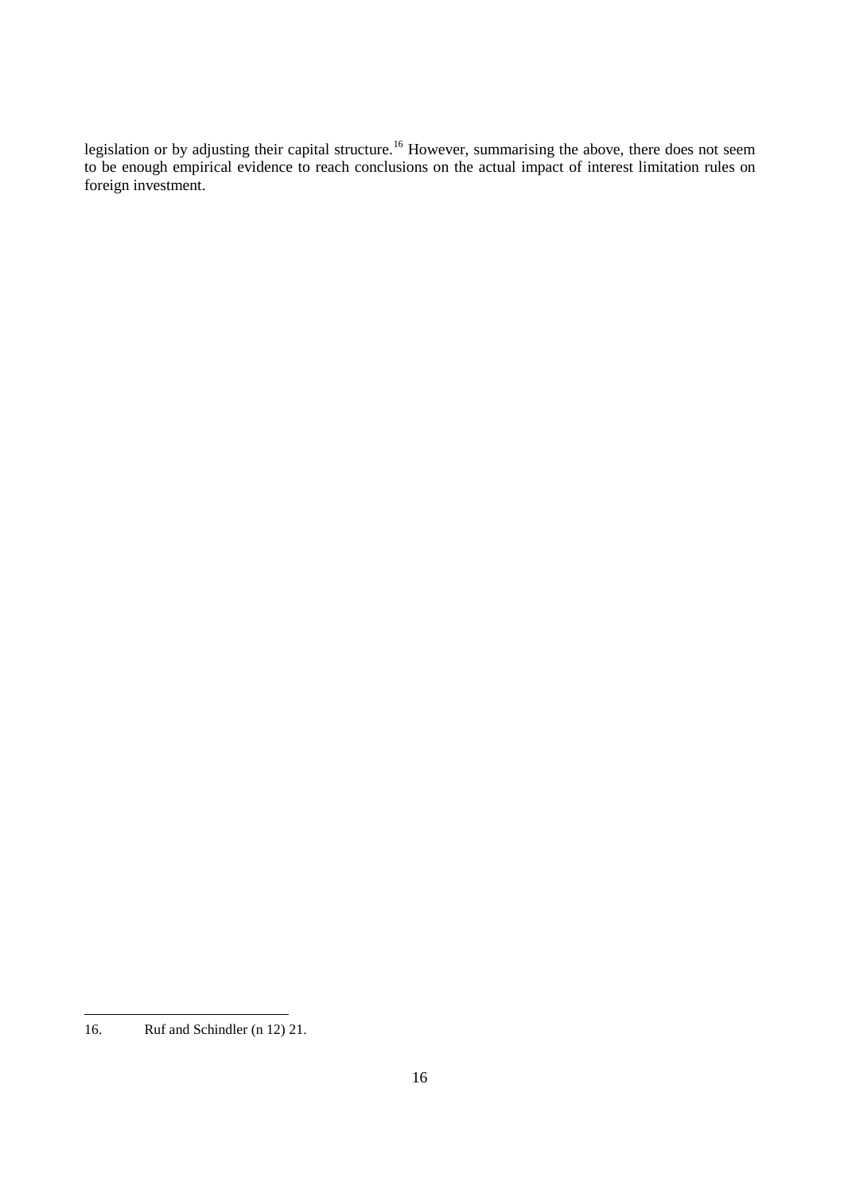legislation or by adjusting their capital structure.[16] However, summarising the above, there does not seem to be enough empirical evidence to reach conclusions on the actual impact of interest limitation rules on foreign investment.

16. Ruf and Schindler (n 12) 21.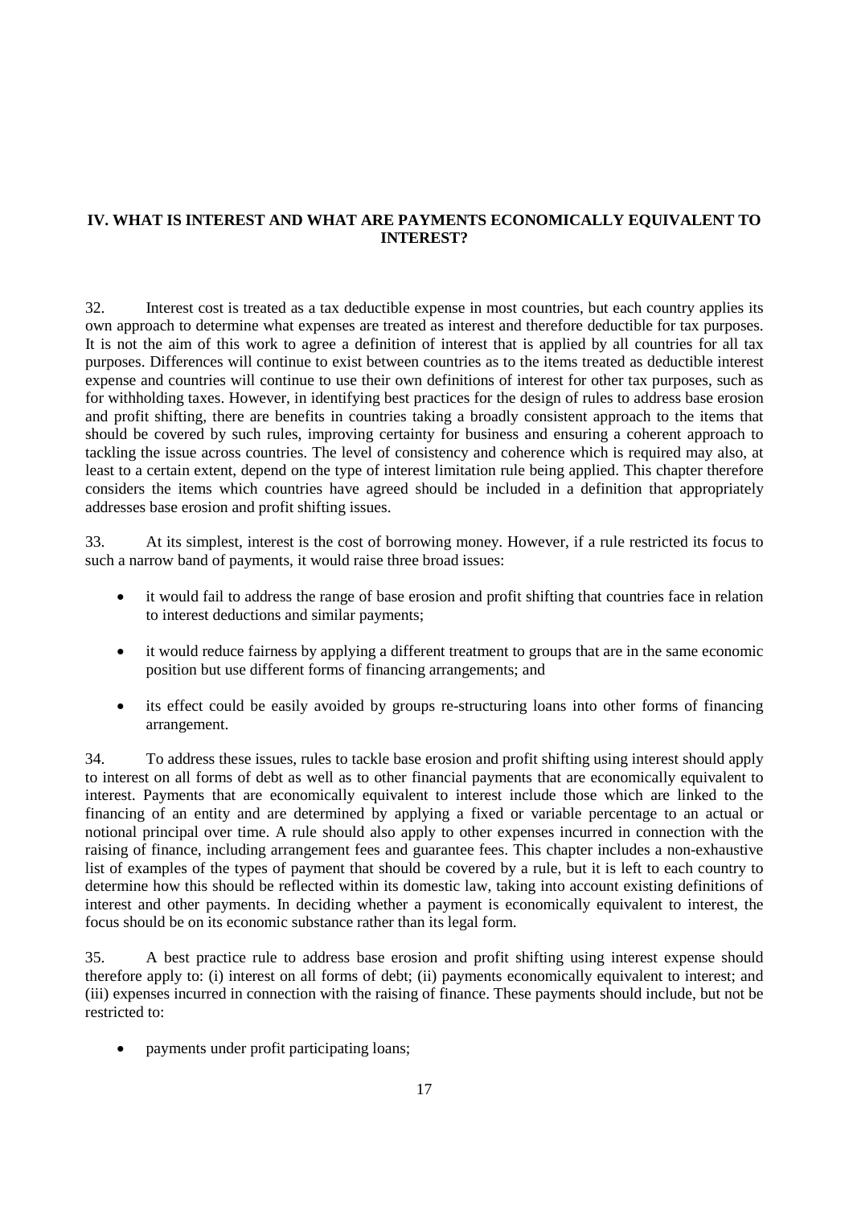## IV. WHAT IS INTEREST AND WHAT ARE PAYMENTS ECONOMICALLY EQUIVALENT TO INTEREST?

32. Interest cost is treated as a tax deductible expense in most countries, but each country applies its own approach to determine what expenses are treated as interest and therefore deductible for tax purposes. It is not the aim of this work to agree a definition of interest that is applied by all countries for all tax purposes. Differences will continue to exist between countries as to the items treated as deductible interest expense and countries will continue to use their own definitions of interest for other tax purposes, such as for withholding taxes. However, in identifying best practices for the design of rules to address base erosion and profit shifting, there are benefits in countries taking a broadly consistent approach to the items that should be covered by such rules, improving certainty for business and ensuring a coherent approach to tackling the issue across countries. The level of consistency and coherence which is required may also, at least to a certain extent, depend on the type of interest limitation rule being applied. This chapter therefore considers the items which countries have agreed should be included in a definition that appropriately addresses base erosion and profit shifting issues.

33. At its simplest, interest is the cost of borrowing money. However, if a rule restricted its focus to such a narrow band of payments, it would raise three broad issues:

- it would fail to address the range of base erosion and profit shifting that countries face in relation to interest deductions and similar payments;
- it would reduce fairness by applying a different treatment to groups that are in the same economic position but use different forms of financing arrangements; and
- its effect could be easily avoided by groups re-structuring loans into other forms of financing arrangement.

34. To address these issues, rules to tackle base erosion and profit shifting using interest should apply to interest on all forms of debt as well as to other financial payments that are economically equivalent to interest. Payments that are economically equivalent to interest include those which are linked to the financing of an entity and are determined by applying a fixed or variable percentage to an actual or notional principal over time. A rule should also apply to other expenses incurred in connection with the raising of finance, including arrangement fees and guarantee fees. This chapter includes a non-exhaustive list of examples of the types of payment that should be covered by a rule, but it is left to each country to determine how this should be reflected within its domestic law, taking into account existing definitions of interest and other payments. In deciding whether a payment is economically equivalent to interest, the focus should be on its economic substance rather than its legal form.

35. A best practice rule to address base erosion and profit shifting using interest expense should therefore apply to: (i) interest on all forms of debt; (ii) payments economically equivalent to interest; and (iii) expenses incurred in connection with the raising of finance. These payments should include, but not be restricted to:

- payments under profit participating loans;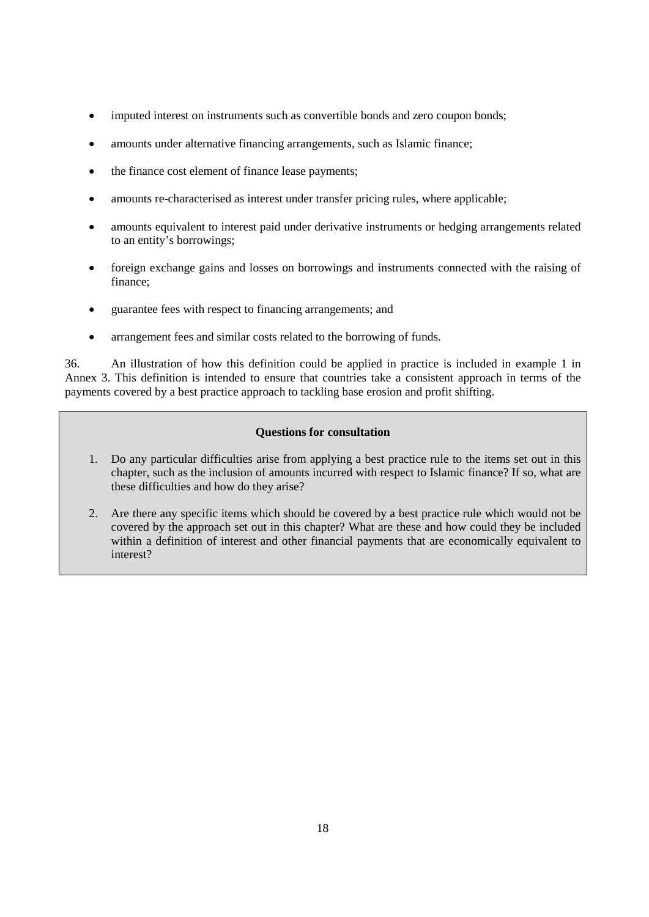- imputed interest on instruments such as convertible bonds and zero coupon bonds;
- amounts under alternative financing arrangements, such as Islamic finance;
- the finance cost element of finance lease payments;
- amounts re-characterised as interest under transfer pricing rules, where applicable;
- amounts equivalent to interest paid under derivative instruments or hedging arrangements related to an entity's borrowings;
- foreign exchange gains and losses on borrowings and instruments connected with the raising of finance;
- guarantee fees with respect to financing arrangements; and
- arrangement fees and similar costs related to the borrowing of funds.

36. An illustration of how this definition could be applied in practice is included in example 1 in Annex 3. This definition is intended to ensure that countries take a consistent approach in terms of the payments covered by a best practice approach to tackling base erosion and profit shifting.

**Questions for consultation**

1. Do any particular difficulties arise from applying a best practice rule to the items set out in this chapter, such as the inclusion of amounts incurred with respect to Islamic finance? If so, what are these difficulties and how do they arise?
2. Are there any specific items which should be covered by a best practice rule which would not be covered by the approach set out in this chapter? What are these and how could they be included within a definition of interest and other financial payments that are economically equivalent to interest?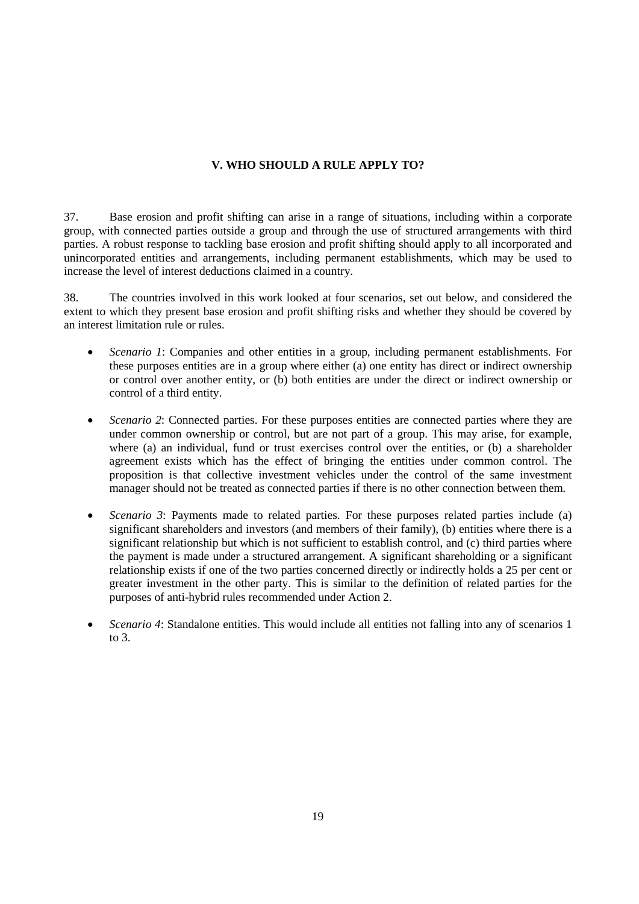## V. WHO SHOULD A RULE APPLY TO?

37. Base erosion and profit shifting can arise in a range of situations, including within a corporate group, with connected parties outside a group and through the use of structured arrangements with third parties. A robust response to tackling base erosion and profit shifting should apply to all incorporated and unincorporated entities and arrangements, including permanent establishments, which may be used to increase the level of interest deductions claimed in a country.

38. The countries involved in this work looked at four scenarios, set out below, and considered the extent to which they present base erosion and profit shifting risks and whether they should be covered by an interest limitation rule or rules.

- *Scenario 1*: Companies and other entities in a group, including permanent establishments. For these purposes entities are in a group where either (a) one entity has direct or indirect ownership or control over another entity, or (b) both entities are under the direct or indirect ownership or control of a third entity.
- *Scenario 2*: Connected parties. For these purposes entities are connected parties where they are under common ownership or control, but are not part of a group. This may arise, for example, where (a) an individual, fund or trust exercises control over the entities, or (b) a shareholder agreement exists which has the effect of bringing the entities under common control. The proposition is that collective investment vehicles under the control of the same investment manager should not be treated as connected parties if there is no other connection between them.
- *Scenario 3*: Payments made to related parties. For these purposes related parties include (a) significant shareholders and investors (and members of their family), (b) entities where there is a significant relationship but which is not sufficient to establish control, and (c) third parties where the payment is made under a structured arrangement. A significant shareholding or a significant relationship exists if one of the two parties concerned directly or indirectly holds a 25 per cent or greater investment in the other party. This is similar to the definition of related parties for the purposes of anti-hybrid rules recommended under Action 2.
- *Scenario 4*: Standalone entities. This would include all entities not falling into any of scenarios 1 to 3.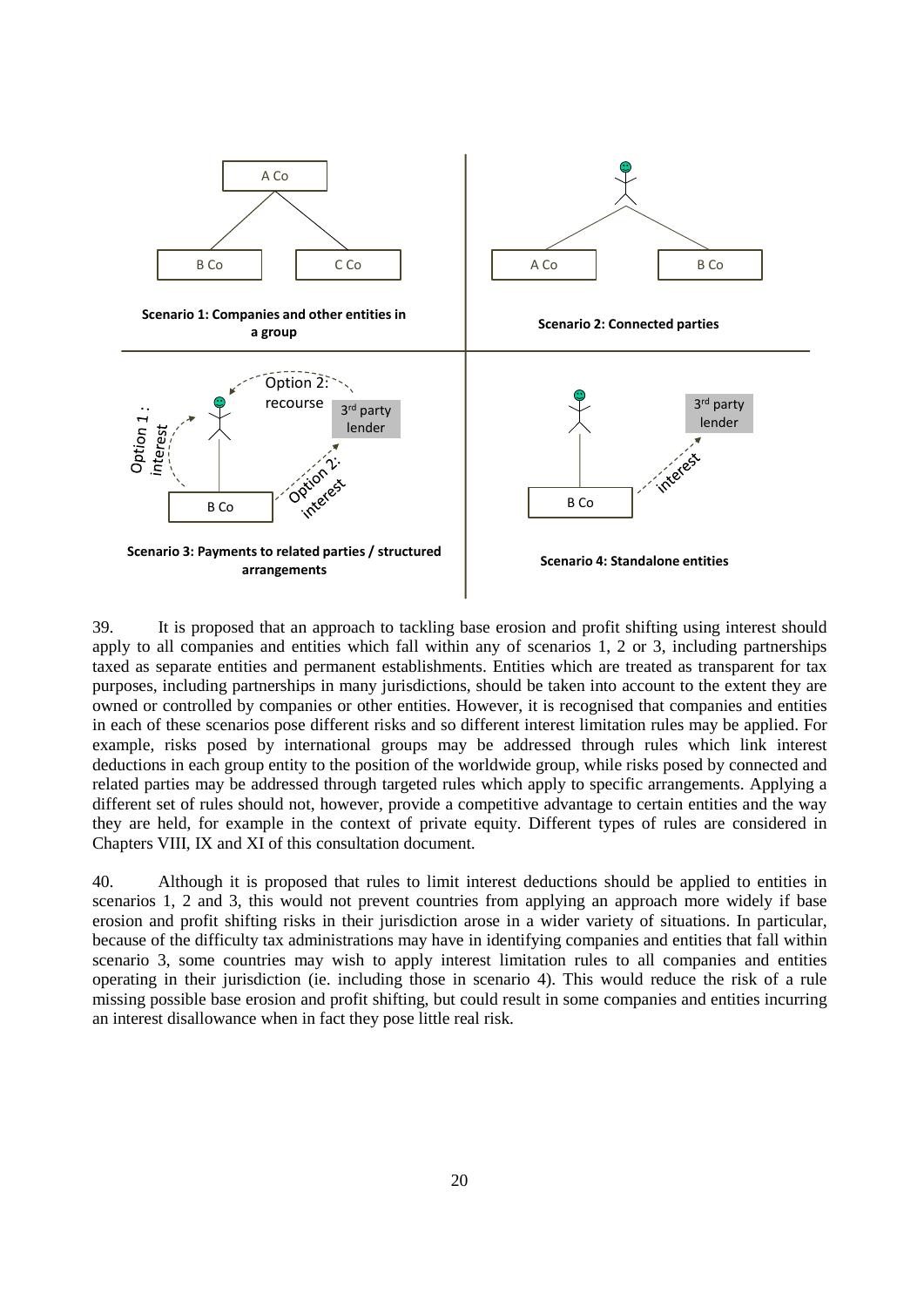**Scenario 1: Companies and other entities in a group**

**Scenario 2: Connected parties**

**Scenario 3: Payments to related parties / structured arrangements**

**Scenario 4: Standalone entities**

39. It is proposed that an approach to tackling base erosion and profit shifting using interest should apply to all companies and entities which fall within any of scenarios 1, 2 or 3, including partnerships taxed as separate entities and permanent establishments. Entities which are treated as transparent for tax purposes, including partnerships in many jurisdictions, should be taken into account to the extent they are owned or controlled by companies or other entities. However, it is recognised that companies and entities in each of these scenarios pose different risks and so different interest limitation rules may be applied. For example, risks posed by international groups may be addressed through rules which link interest deductions in each group entity to the position of the worldwide group, while risks posed by connected and related parties may be addressed through targeted rules which apply to specific arrangements. Applying a different set of rules should not, however, provide a competitive advantage to certain entities and the way they are held, for example in the context of private equity. Different types of rules are considered in Chapters VIII, IX and XI of this consultation document.

40. Although it is proposed that rules to limit interest deductions should be applied to entities in scenarios 1, 2 and 3, this would not prevent countries from applying an approach more widely if base erosion and profit shifting risks in their jurisdiction arose in a wider variety of situations. In particular, because of the difficulty tax administrations may have in identifying companies and entities that fall within scenario 3, some countries may wish to apply interest limitation rules to all companies and entities operating in their jurisdiction (ie. including those in scenario 4). This would reduce the risk of a rule missing possible base erosion and profit shifting, but could result in some companies and entities incurring an interest disallowance when in fact they pose little real risk.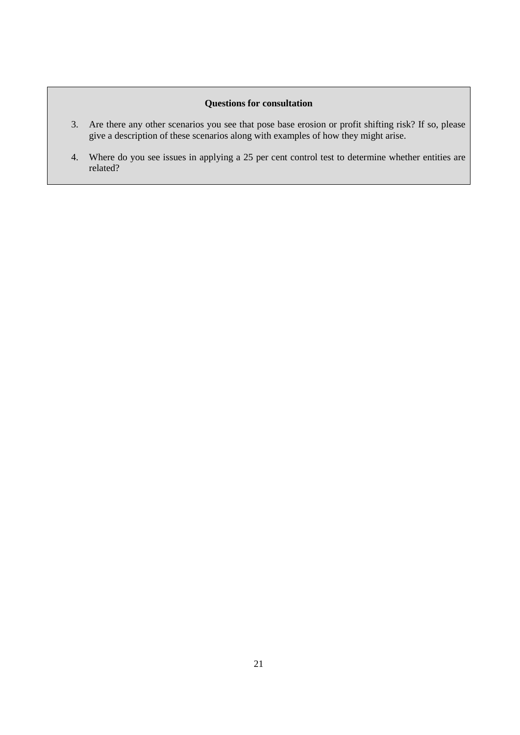**Questions for consultation**

3. Are there any other scenarios you see that pose base erosion or profit shifting risk? If so, please give a description of these scenarios along with examples of how they might arise.

4. Where do you see issues in applying a 25 per cent control test to determine whether entities are related?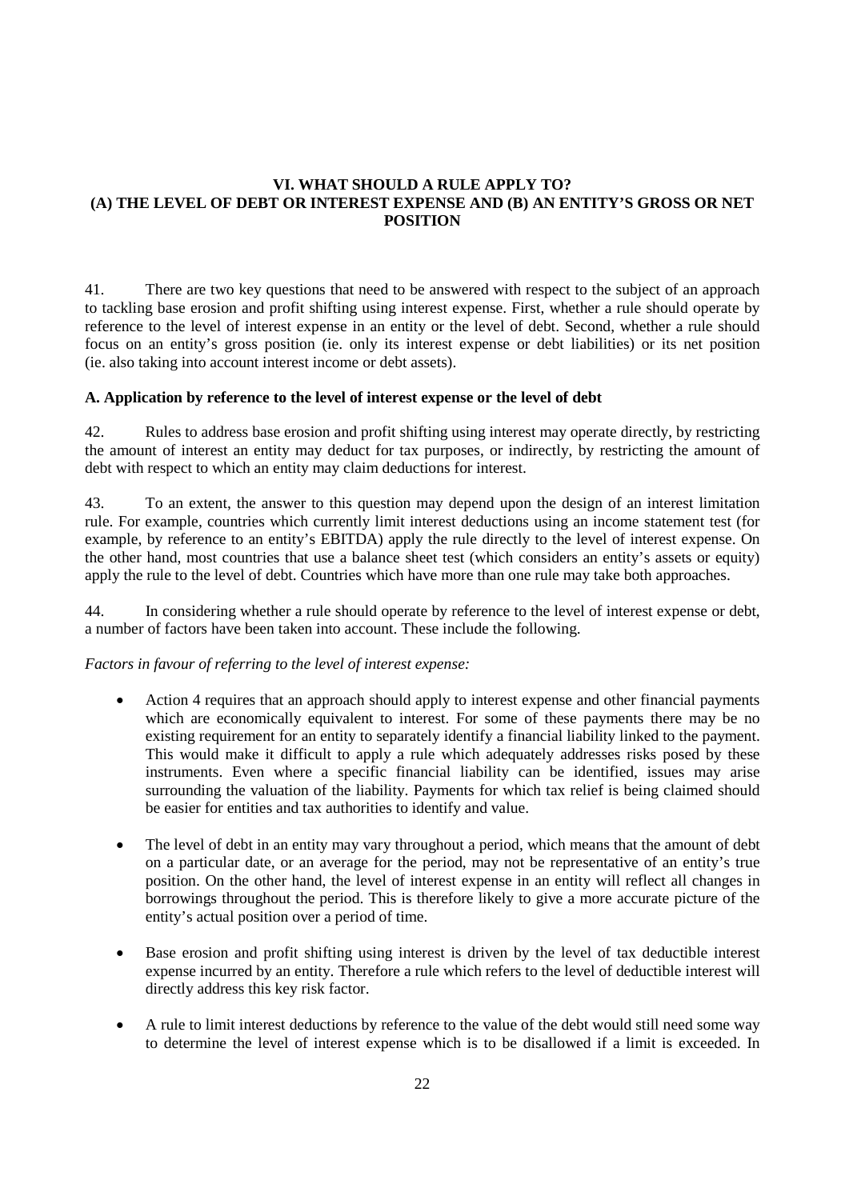## VI. WHAT SHOULD A RULE APPLY TO? (A) THE LEVEL OF DEBT OR INTEREST EXPENSE AND (B) AN ENTITY'S GROSS OR NET POSITION

41. There are two key questions that need to be answered with respect to the subject of an approach to tackling base erosion and profit shifting using interest expense. First, whether a rule should operate by reference to the level of interest expense in an entity or the level of debt. Second, whether a rule should focus on an entity's gross position (ie. only its interest expense or debt liabilities) or its net position (ie. also taking into account interest income or debt assets).

### A. Application by reference to the level of interest expense or the level of debt

42. Rules to address base erosion and profit shifting using interest may operate directly, by restricting the amount of interest an entity may deduct for tax purposes, or indirectly, by restricting the amount of debt with respect to which an entity may claim deductions for interest.

43. To an extent, the answer to this question may depend upon the design of an interest limitation rule. For example, countries which currently limit interest deductions using an income statement test (for example, by reference to an entity's EBITDA) apply the rule directly to the level of interest expense. On the other hand, most countries that use a balance sheet test (which considers an entity's assets or equity) apply the rule to the level of debt. Countries which have more than one rule may take both approaches.

44. In considering whether a rule should operate by reference to the level of interest expense or debt, a number of factors have been taken into account. These include the following.

*Factors in favour of referring to the level of interest expense:*

- Action 4 requires that an approach should apply to interest expense and other financial payments which are economically equivalent to interest. For some of these payments there may be no existing requirement for an entity to separately identify a financial liability linked to the payment. This would make it difficult to apply a rule which adequately addresses risks posed by these instruments. Even where a specific financial liability can be identified, issues may arise surrounding the valuation of the liability. Payments for which tax relief is being claimed should be easier for entities and tax authorities to identify and value.

- The level of debt in an entity may vary throughout a period, which means that the amount of debt on a particular date, or an average for the period, may not be representative of an entity's true position. On the other hand, the level of interest expense in an entity will reflect all changes in borrowings throughout the period. This is therefore likely to give a more accurate picture of the entity's actual position over a period of time.

- Base erosion and profit shifting using interest is driven by the level of tax deductible interest expense incurred by an entity. Therefore a rule which refers to the level of deductible interest will directly address this key risk factor.

- A rule to limit interest deductions by reference to the value of the debt would still need some way to determine the level of interest expense which is to be disallowed if a limit is exceeded. In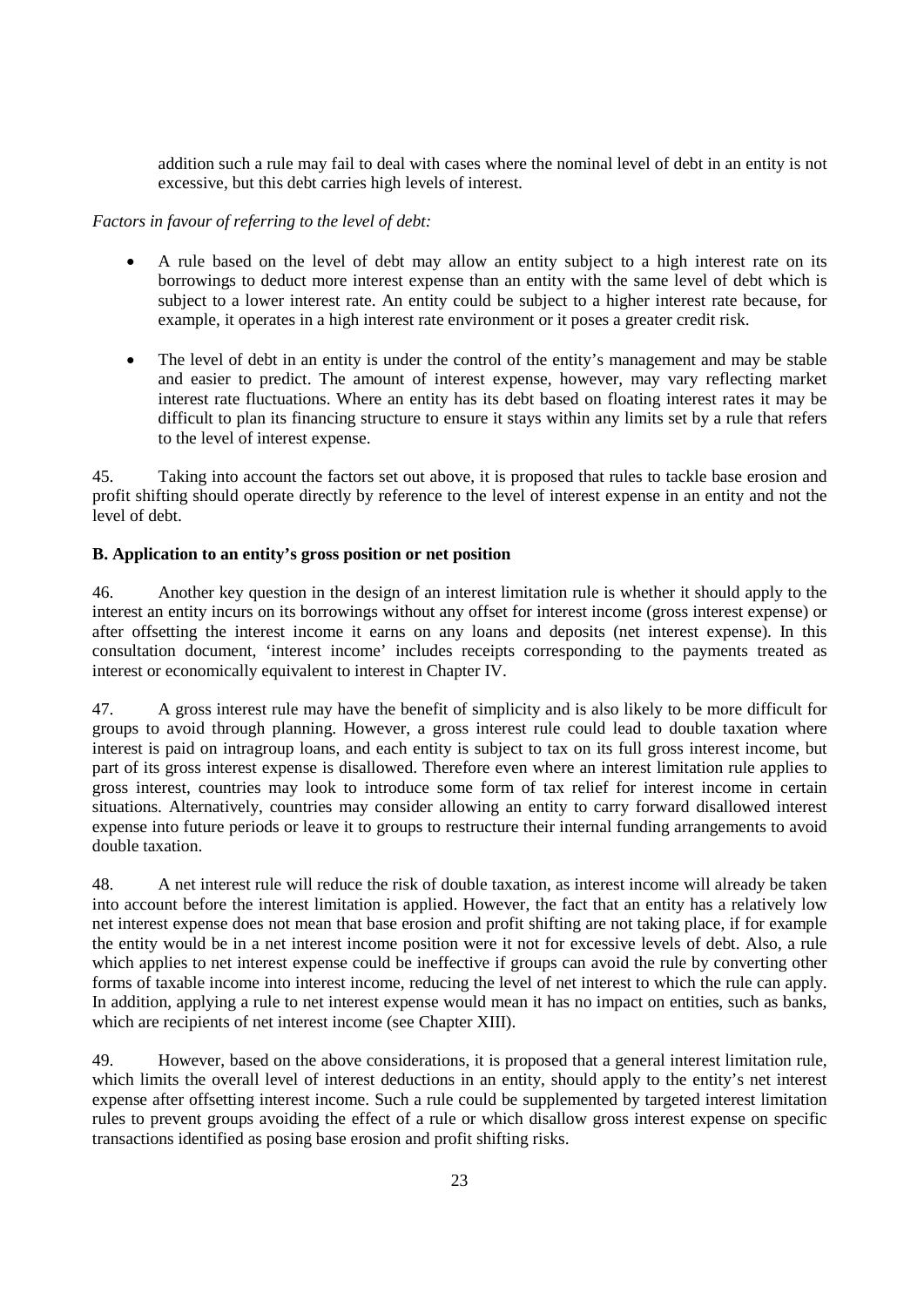addition such a rule may fail to deal with cases where the nominal level of debt in an entity is not excessive, but this debt carries high levels of interest.

*Factors in favour of referring to the level of debt:*

- A rule based on the level of debt may allow an entity subject to a high interest rate on its borrowings to deduct more interest expense than an entity with the same level of debt which is subject to a lower interest rate. An entity could be subject to a higher interest rate because, for example, it operates in a high interest rate environment or it poses a greater credit risk.

- The level of debt in an entity is under the control of the entity's management and may be stable and easier to predict. The amount of interest expense, however, may vary reflecting market interest rate fluctuations. Where an entity has its debt based on floating interest rates it may be difficult to plan its financing structure to ensure it stays within any limits set by a rule that refers to the level of interest expense.

45. Taking into account the factors set out above, it is proposed that rules to tackle base erosion and profit shifting should operate directly by reference to the level of interest expense in an entity and not the level of debt.

### B. Application to an entity's gross position or net position

46. Another key question in the design of an interest limitation rule is whether it should apply to the interest an entity incurs on its borrowings without any offset for interest income (gross interest expense) or after offsetting the interest income it earns on any loans and deposits (net interest expense). In this consultation document, 'interest income' includes receipts corresponding to the payments treated as interest or economically equivalent to interest in Chapter IV.

47. A gross interest rule may have the benefit of simplicity and is also likely to be more difficult for groups to avoid through planning. However, a gross interest rule could lead to double taxation where interest is paid on intragroup loans, and each entity is subject to tax on its full gross interest income, but part of its gross interest expense is disallowed. Therefore even where an interest limitation rule applies to gross interest, countries may look to introduce some form of tax relief for interest income in certain situations. Alternatively, countries may consider allowing an entity to carry forward disallowed interest expense into future periods or leave it to groups to restructure their internal funding arrangements to avoid double taxation.

48. A net interest rule will reduce the risk of double taxation, as interest income will already be taken into account before the interest limitation is applied. However, the fact that an entity has a relatively low net interest expense does not mean that base erosion and profit shifting are not taking place, if for example the entity would be in a net interest income position were it not for excessive levels of debt. Also, a rule which applies to net interest expense could be ineffective if groups can avoid the rule by converting other forms of taxable income into interest income, reducing the level of net interest to which the rule can apply. In addition, applying a rule to net interest expense would mean it has no impact on entities, such as banks, which are recipients of net interest income (see Chapter XIII).

49. However, based on the above considerations, it is proposed that a general interest limitation rule, which limits the overall level of interest deductions in an entity, should apply to the entity's net interest expense after offsetting interest income. Such a rule could be supplemented by targeted interest limitation rules to prevent groups avoiding the effect of a rule or which disallow gross interest expense on specific transactions identified as posing base erosion and profit shifting risks.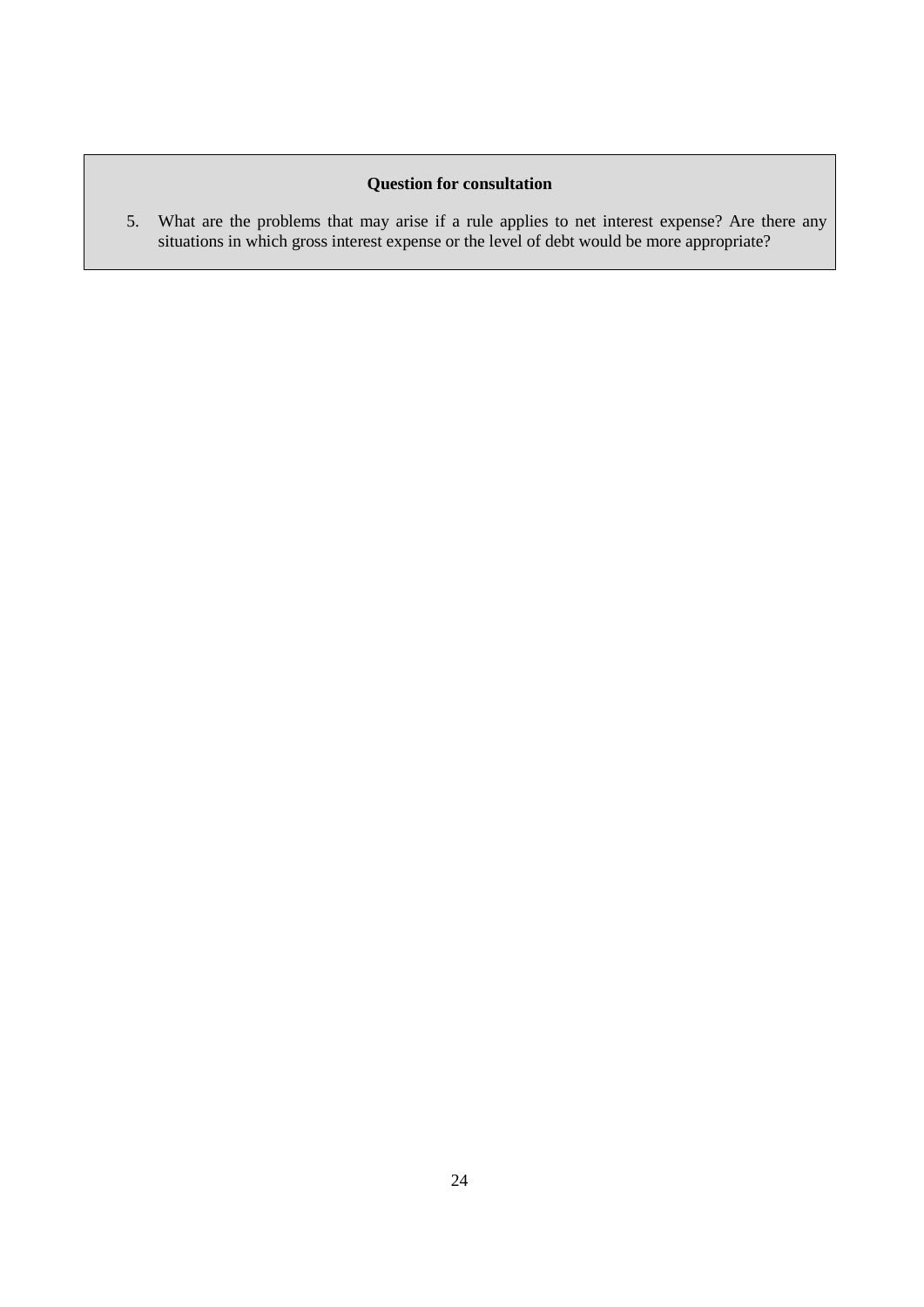**Question for consultation**

5. What are the problems that may arise if a rule applies to net interest expense? Are there any situations in which gross interest expense or the level of debt would be more appropriate?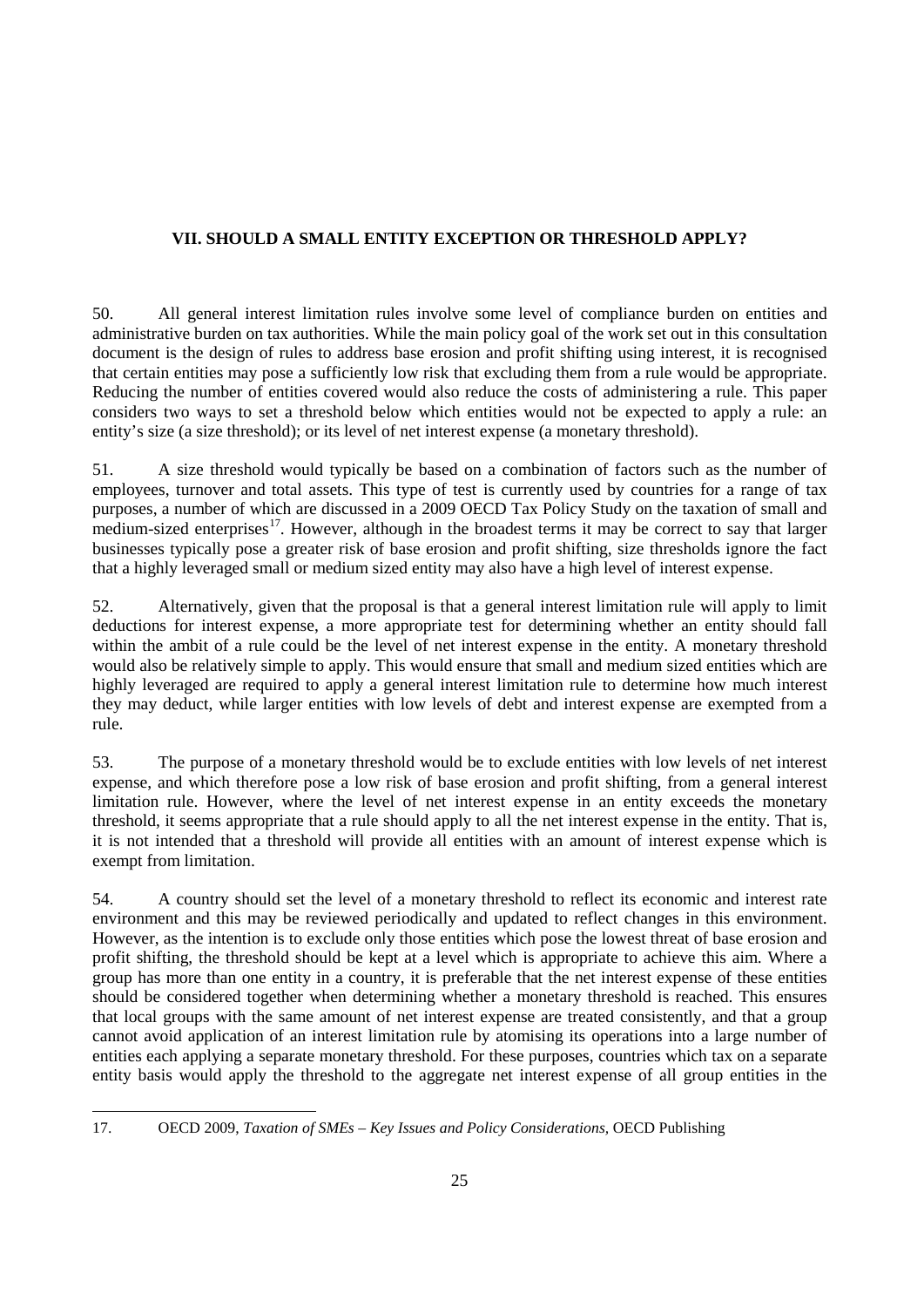## VII. SHOULD A SMALL ENTITY EXCEPTION OR THRESHOLD APPLY?

50. All general interest limitation rules involve some level of compliance burden on entities and administrative burden on tax authorities. While the main policy goal of the work set out in this consultation document is the design of rules to address base erosion and profit shifting using interest, it is recognised that certain entities may pose a sufficiently low risk that excluding them from a rule would be appropriate. Reducing the number of entities covered would also reduce the costs of administering a rule. This paper considers two ways to set a threshold below which entities would not be expected to apply a rule: an entity's size (a size threshold); or its level of net interest expense (a monetary threshold).

51. A size threshold would typically be based on a combination of factors such as the number of employees, turnover and total assets. This type of test is currently used by countries for a range of tax purposes, a number of which are discussed in a 2009 OECD Tax Policy Study on the taxation of small and medium-sized enterprises[17]. However, although in the broadest terms it may be correct to say that larger businesses typically pose a greater risk of base erosion and profit shifting, size thresholds ignore the fact that a highly leveraged small or medium sized entity may also have a high level of interest expense.

52. Alternatively, given that the proposal is that a general interest limitation rule will apply to limit deductions for interest expense, a more appropriate test for determining whether an entity should fall within the ambit of a rule could be the level of net interest expense in the entity. A monetary threshold would also be relatively simple to apply. This would ensure that small and medium sized entities which are highly leveraged are required to apply a general interest limitation rule to determine how much interest they may deduct, while larger entities with low levels of debt and interest expense are exempted from a rule.

53. The purpose of a monetary threshold would be to exclude entities with low levels of net interest expense, and which therefore pose a low risk of base erosion and profit shifting, from a general interest limitation rule. However, where the level of net interest expense in an entity exceeds the monetary threshold, it seems appropriate that a rule should apply to all the net interest expense in the entity. That is, it is not intended that a threshold will provide all entities with an amount of interest expense which is exempt from limitation.

54. A country should set the level of a monetary threshold to reflect its economic and interest rate environment and this may be reviewed periodically and updated to reflect changes in this environment. However, as the intention is to exclude only those entities which pose the lowest threat of base erosion and profit shifting, the threshold should be kept at a level which is appropriate to achieve this aim. Where a group has more than one entity in a country, it is preferable that the net interest expense of these entities should be considered together when determining whether a monetary threshold is reached. This ensures that local groups with the same amount of net interest expense are treated consistently, and that a group cannot avoid application of an interest limitation rule by atomising its operations into a large number of entities each applying a separate monetary threshold. For these purposes, countries which tax on a separate entity basis would apply the threshold to the aggregate net interest expense of all group entities in the

---

17. OECD 2009, *Taxation of SMEs – Key Issues and Policy Considerations*, OECD Publishing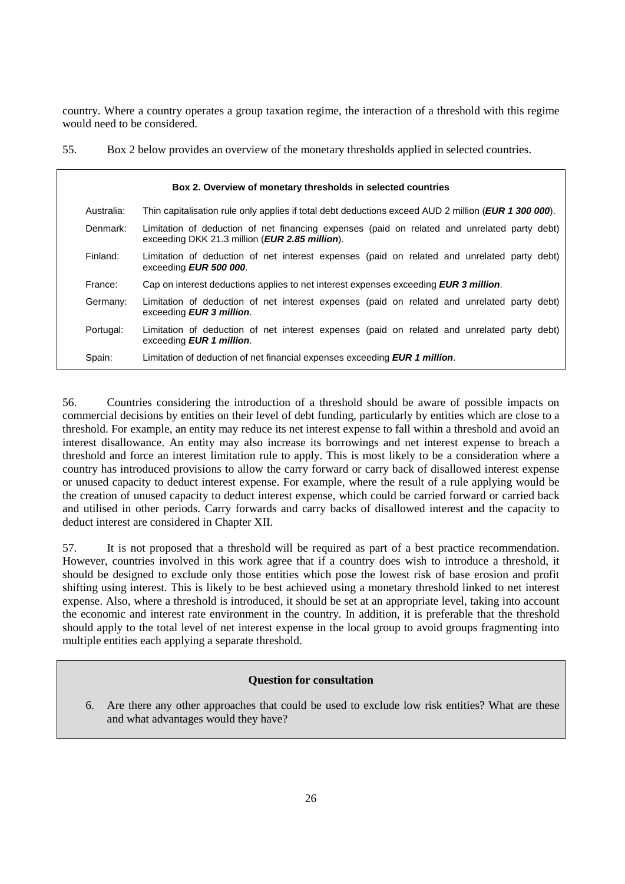country. Where a country operates a group taxation regime, the interaction of a threshold with this regime would need to be considered.

55. Box 2 below provides an overview of the monetary thresholds applied in selected countries.

**Box 2. Overview of monetary thresholds in selected countries**

| | |
|---|---|
| Australia: | Thin capitalisation rule only applies if total debt deductions exceed AUD 2 million (***EUR 1 300 000***). |
| Denmark: | Limitation of deduction of net financing expenses (paid on related and unrelated party debt) exceeding DKK 21.3 million (***EUR 2.85 million***). |
| Finland: | Limitation of deduction of net interest expenses (paid on related and unrelated party debt) exceeding ***EUR 500 000***. |
| France: | Cap on interest deductions applies to net interest expenses exceeding ***EUR 3 million***. |
| Germany: | Limitation of deduction of net interest expenses (paid on related and unrelated party debt) exceeding ***EUR 3 million***. |
| Portugal: | Limitation of deduction of net interest expenses (paid on related and unrelated party debt) exceeding ***EUR 1 million***. |
| Spain: | Limitation of deduction of net financial expenses exceeding ***EUR 1 million***. |

56. Countries considering the introduction of a threshold should be aware of possible impacts on commercial decisions by entities on their level of debt funding, particularly by entities which are close to a threshold. For example, an entity may reduce its net interest expense to fall within a threshold and avoid an interest disallowance. An entity may also increase its borrowings and net interest expense to breach a threshold and force an interest limitation rule to apply. This is most likely to be a consideration where a country has introduced provisions to allow the carry forward or carry back of disallowed interest expense or unused capacity to deduct interest expense. For example, where the result of a rule applying would be the creation of unused capacity to deduct interest expense, which could be carried forward or carried back and utilised in other periods. Carry forwards and carry backs of disallowed interest and the capacity to deduct interest are considered in Chapter XII.

57. It is not proposed that a threshold will be required as part of a best practice recommendation. However, countries involved in this work agree that if a country does wish to introduce a threshold, it should be designed to exclude only those entities which pose the lowest risk of base erosion and profit shifting using interest. This is likely to be best achieved using a monetary threshold linked to net interest expense. Also, where a threshold is introduced, it should be set at an appropriate level, taking into account the economic and interest rate environment in the country. In addition, it is preferable that the threshold should apply to the total level of net interest expense in the local group to avoid groups fragmenting into multiple entities each applying a separate threshold.

**Question for consultation**

6. Are there any other approaches that could be used to exclude low risk entities? What are these and what advantages would they have?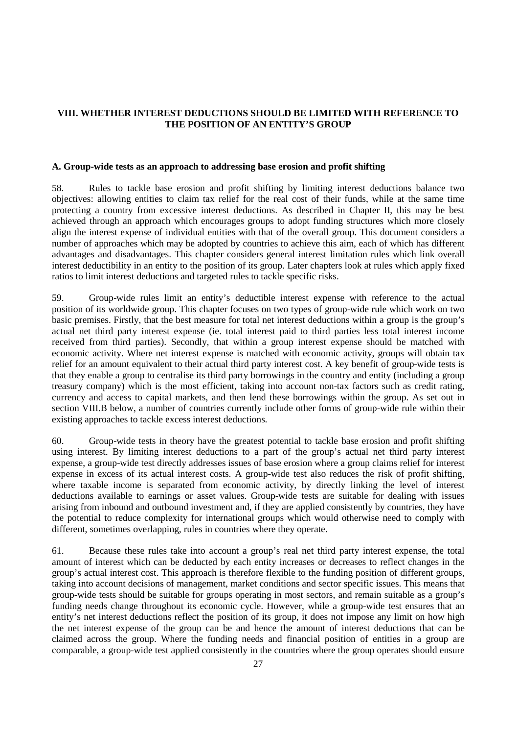## VIII. WHETHER INTEREST DEDUCTIONS SHOULD BE LIMITED WITH REFERENCE TO THE POSITION OF AN ENTITY'S GROUP

### A. Group-wide tests as an approach to addressing base erosion and profit shifting

58. Rules to tackle base erosion and profit shifting by limiting interest deductions balance two objectives: allowing entities to claim tax relief for the real cost of their funds, while at the same time protecting a country from excessive interest deductions. As described in Chapter II, this may be best achieved through an approach which encourages groups to adopt funding structures which more closely align the interest expense of individual entities with that of the overall group. This document considers a number of approaches which may be adopted by countries to achieve this aim, each of which has different advantages and disadvantages. This chapter considers general interest limitation rules which link overall interest deductibility in an entity to the position of its group. Later chapters look at rules which apply fixed ratios to limit interest deductions and targeted rules to tackle specific risks.

59. Group-wide rules limit an entity's deductible interest expense with reference to the actual position of its worldwide group. This chapter focuses on two types of group-wide rule which work on two basic premises. Firstly, that the best measure for total net interest deductions within a group is the group's actual net third party interest expense (ie. total interest paid to third parties less total interest income received from third parties). Secondly, that within a group interest expense should be matched with economic activity. Where net interest expense is matched with economic activity, groups will obtain tax relief for an amount equivalent to their actual third party interest cost. A key benefit of group-wide tests is that they enable a group to centralise its third party borrowings in the country and entity (including a group treasury company) which is the most efficient, taking into account non-tax factors such as credit rating, currency and access to capital markets, and then lend these borrowings within the group. As set out in section VIII.B below, a number of countries currently include other forms of group-wide rule within their existing approaches to tackle excess interest deductions.

60. Group-wide tests in theory have the greatest potential to tackle base erosion and profit shifting using interest. By limiting interest deductions to a part of the group's actual net third party interest expense, a group-wide test directly addresses issues of base erosion where a group claims relief for interest expense in excess of its actual interest costs. A group-wide test also reduces the risk of profit shifting, where taxable income is separated from economic activity, by directly linking the level of interest deductions available to earnings or asset values. Group-wide tests are suitable for dealing with issues arising from inbound and outbound investment and, if they are applied consistently by countries, they have the potential to reduce complexity for international groups which would otherwise need to comply with different, sometimes overlapping, rules in countries where they operate.

61. Because these rules take into account a group's real net third party interest expense, the total amount of interest which can be deducted by each entity increases or decreases to reflect changes in the group's actual interest cost. This approach is therefore flexible to the funding position of different groups, taking into account decisions of management, market conditions and sector specific issues. This means that group-wide tests should be suitable for groups operating in most sectors, and remain suitable as a group's funding needs change throughout its economic cycle. However, while a group-wide test ensures that an entity's net interest deductions reflect the position of its group, it does not impose any limit on how high the net interest expense of the group can be and hence the amount of interest deductions that can be claimed across the group. Where the funding needs and financial position of entities in a group are comparable, a group-wide test applied consistently in the countries where the group operates should ensure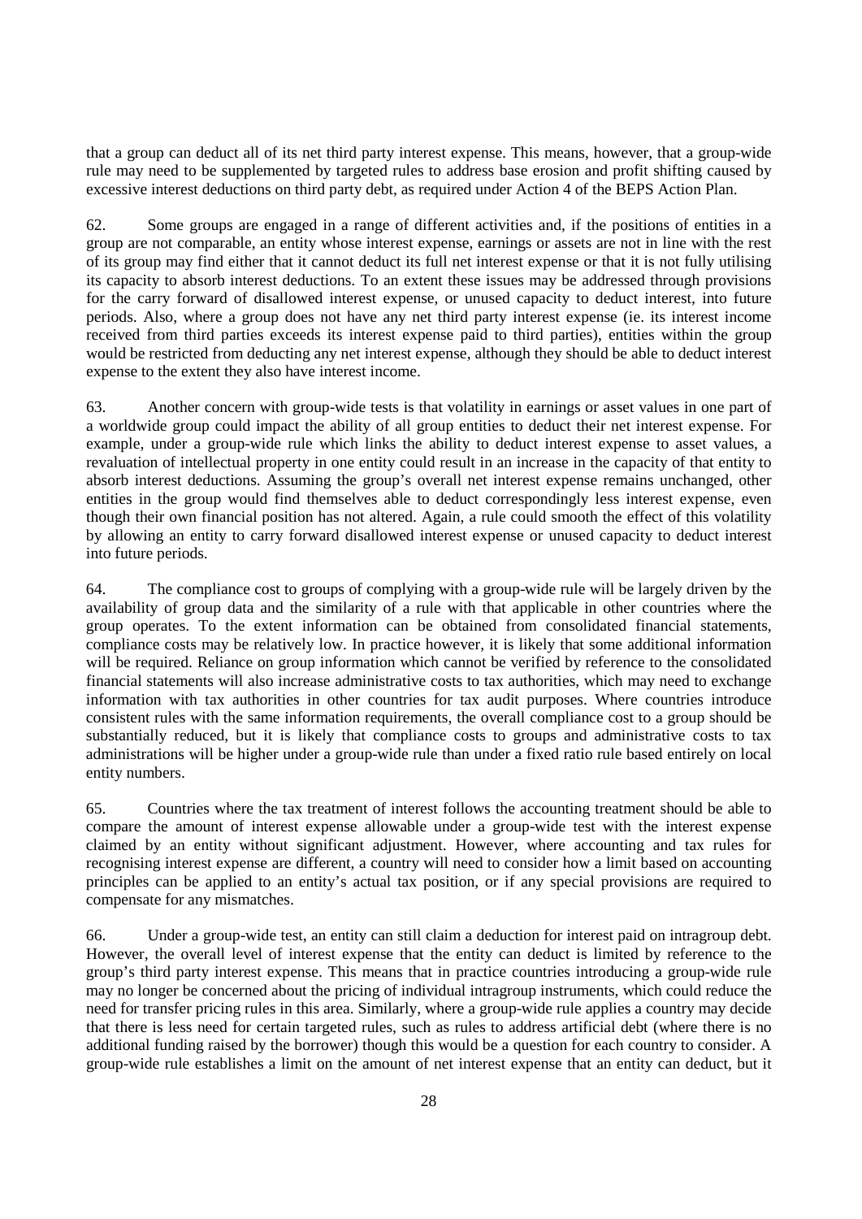that a group can deduct all of its net third party interest expense. This means, however, that a group-wide rule may need to be supplemented by targeted rules to address base erosion and profit shifting caused by excessive interest deductions on third party debt, as required under Action 4 of the BEPS Action Plan.

62. Some groups are engaged in a range of different activities and, if the positions of entities in a group are not comparable, an entity whose interest expense, earnings or assets are not in line with the rest of its group may find either that it cannot deduct its full net interest expense or that it is not fully utilising its capacity to absorb interest deductions. To an extent these issues may be addressed through provisions for the carry forward of disallowed interest expense, or unused capacity to deduct interest, into future periods. Also, where a group does not have any net third party interest expense (ie. its interest income received from third parties exceeds its interest expense paid to third parties), entities within the group would be restricted from deducting any net interest expense, although they should be able to deduct interest expense to the extent they also have interest income.

63. Another concern with group-wide tests is that volatility in earnings or asset values in one part of a worldwide group could impact the ability of all group entities to deduct their net interest expense. For example, under a group-wide rule which links the ability to deduct interest expense to asset values, a revaluation of intellectual property in one entity could result in an increase in the capacity of that entity to absorb interest deductions. Assuming the group's overall net interest expense remains unchanged, other entities in the group would find themselves able to deduct correspondingly less interest expense, even though their own financial position has not altered. Again, a rule could smooth the effect of this volatility by allowing an entity to carry forward disallowed interest expense or unused capacity to deduct interest into future periods.

64. The compliance cost to groups of complying with a group-wide rule will be largely driven by the availability of group data and the similarity of a rule with that applicable in other countries where the group operates. To the extent information can be obtained from consolidated financial statements, compliance costs may be relatively low. In practice however, it is likely that some additional information will be required. Reliance on group information which cannot be verified by reference to the consolidated financial statements will also increase administrative costs to tax authorities, which may need to exchange information with tax authorities in other countries for tax audit purposes. Where countries introduce consistent rules with the same information requirements, the overall compliance cost to a group should be substantially reduced, but it is likely that compliance costs to groups and administrative costs to tax administrations will be higher under a group-wide rule than under a fixed ratio rule based entirely on local entity numbers.

65. Countries where the tax treatment of interest follows the accounting treatment should be able to compare the amount of interest expense allowable under a group-wide test with the interest expense claimed by an entity without significant adjustment. However, where accounting and tax rules for recognising interest expense are different, a country will need to consider how a limit based on accounting principles can be applied to an entity's actual tax position, or if any special provisions are required to compensate for any mismatches.

66. Under a group-wide test, an entity can still claim a deduction for interest paid on intragroup debt. However, the overall level of interest expense that the entity can deduct is limited by reference to the group's third party interest expense. This means that in practice countries introducing a group-wide rule may no longer be concerned about the pricing of individual intragroup instruments, which could reduce the need for transfer pricing rules in this area. Similarly, where a group-wide rule applies a country may decide that there is less need for certain targeted rules, such as rules to address artificial debt (where there is no additional funding raised by the borrower) though this would be a question for each country to consider. A group-wide rule establishes a limit on the amount of net interest expense that an entity can deduct, but it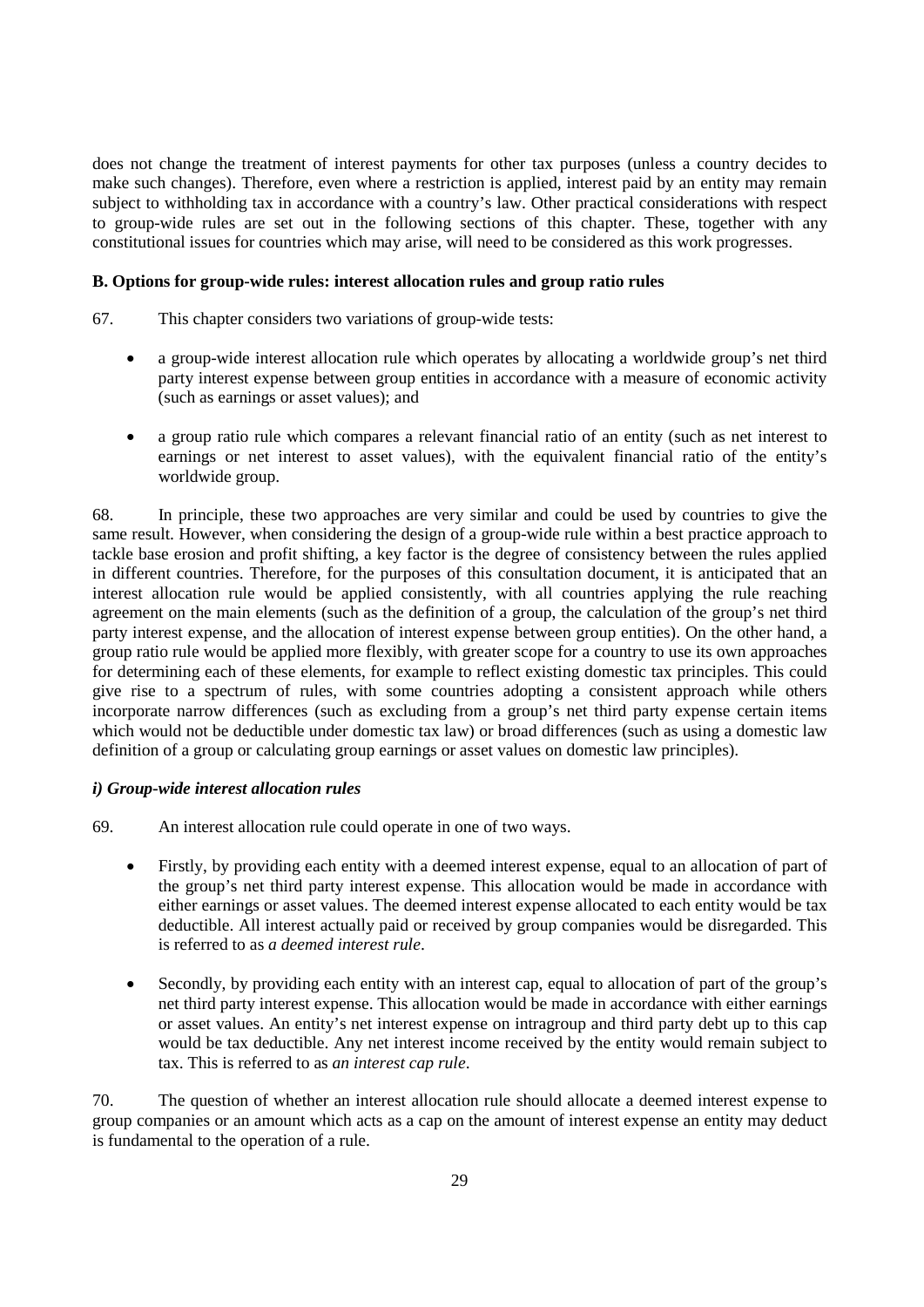does not change the treatment of interest payments for other tax purposes (unless a country decides to make such changes). Therefore, even where a restriction is applied, interest paid by an entity may remain subject to withholding tax in accordance with a country's law. Other practical considerations with respect to group-wide rules are set out in the following sections of this chapter. These, together with any constitutional issues for countries which may arise, will need to be considered as this work progresses.

### B. Options for group-wide rules: interest allocation rules and group ratio rules

67. This chapter considers two variations of group-wide tests:

- a group-wide interest allocation rule which operates by allocating a worldwide group's net third party interest expense between group entities in accordance with a measure of economic activity (such as earnings or asset values); and

- a group ratio rule which compares a relevant financial ratio of an entity (such as net interest to earnings or net interest to asset values), with the equivalent financial ratio of the entity's worldwide group.

68. In principle, these two approaches are very similar and could be used by countries to give the same result. However, when considering the design of a group-wide rule within a best practice approach to tackle base erosion and profit shifting, a key factor is the degree of consistency between the rules applied in different countries. Therefore, for the purposes of this consultation document, it is anticipated that an interest allocation rule would be applied consistently, with all countries applying the rule reaching agreement on the main elements (such as the definition of a group, the calculation of the group's net third party interest expense, and the allocation of interest expense between group entities). On the other hand, a group ratio rule would be applied more flexibly, with greater scope for a country to use its own approaches for determining each of these elements, for example to reflect existing domestic tax principles. This could give rise to a spectrum of rules, with some countries adopting a consistent approach while others incorporate narrow differences (such as excluding from a group's net third party expense certain items which would not be deductible under domestic tax law) or broad differences (such as using a domestic law definition of a group or calculating group earnings or asset values on domestic law principles).

#### *i) Group-wide interest allocation rules*

69. An interest allocation rule could operate in one of two ways.

- Firstly, by providing each entity with a deemed interest expense, equal to an allocation of part of the group's net third party interest expense. This allocation would be made in accordance with either earnings or asset values. The deemed interest expense allocated to each entity would be tax deductible. All interest actually paid or received by group companies would be disregarded. This is referred to as *a deemed interest rule*.

- Secondly, by providing each entity with an interest cap, equal to allocation of part of the group's net third party interest expense. This allocation would be made in accordance with either earnings or asset values. An entity's net interest expense on intragroup and third party debt up to this cap would be tax deductible. Any net interest income received by the entity would remain subject to tax. This is referred to as *an interest cap rule*.

70. The question of whether an interest allocation rule should allocate a deemed interest expense to group companies or an amount which acts as a cap on the amount of interest expense an entity may deduct is fundamental to the operation of a rule.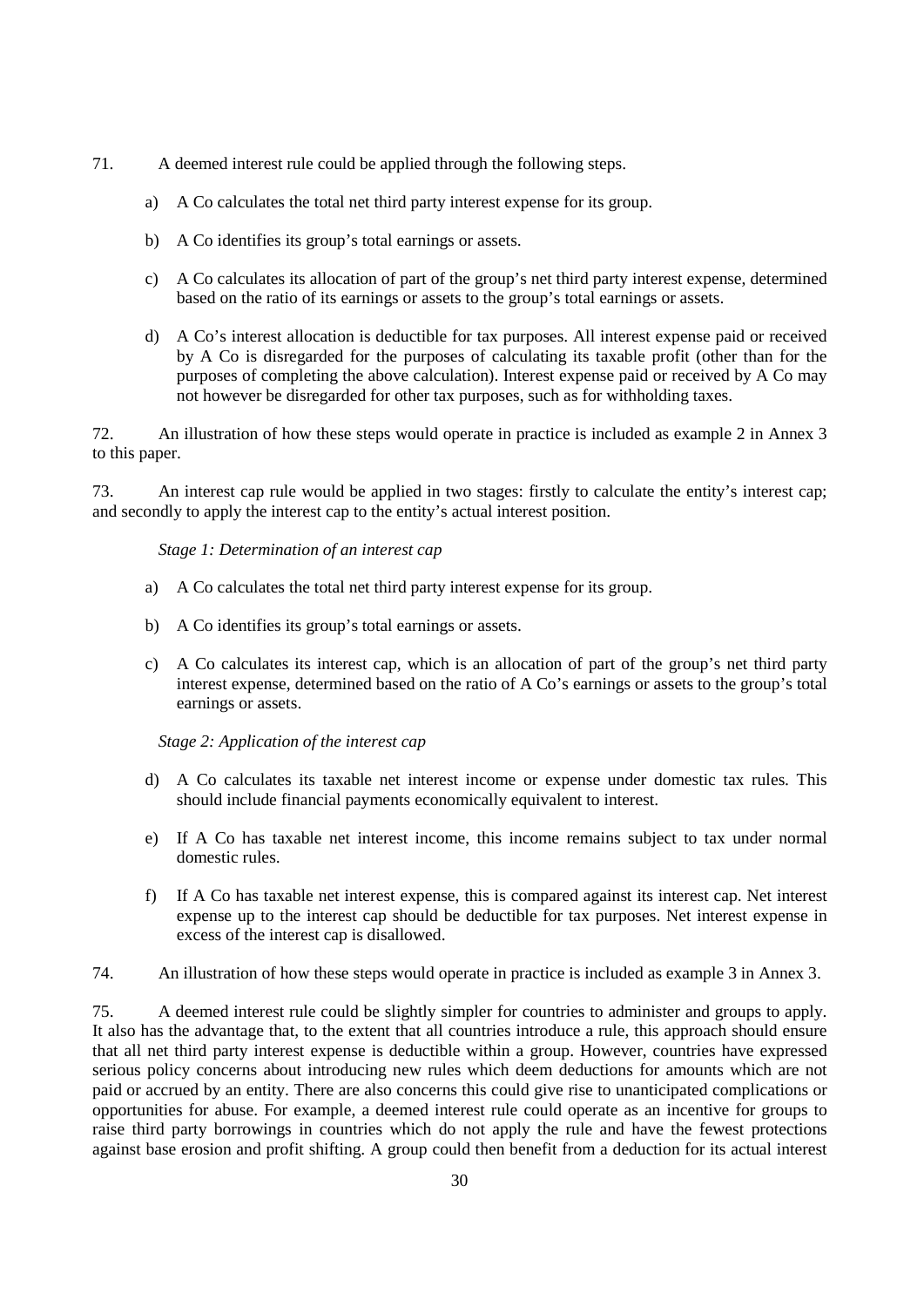71. A deemed interest rule could be applied through the following steps.

a) A Co calculates the total net third party interest expense for its group.

b) A Co identifies its group's total earnings or assets.

c) A Co calculates its allocation of part of the group's net third party interest expense, determined based on the ratio of its earnings or assets to the group's total earnings or assets.

d) A Co's interest allocation is deductible for tax purposes. All interest expense paid or received by A Co is disregarded for the purposes of calculating its taxable profit (other than for the purposes of completing the above calculation). Interest expense paid or received by A Co may not however be disregarded for other tax purposes, such as for withholding taxes.

72. An illustration of how these steps would operate in practice is included as example 2 in Annex 3 to this paper.

73. An interest cap rule would be applied in two stages: firstly to calculate the entity's interest cap; and secondly to apply the interest cap to the entity's actual interest position.

*Stage 1: Determination of an interest cap*

a) A Co calculates the total net third party interest expense for its group.

b) A Co identifies its group's total earnings or assets.

c) A Co calculates its interest cap, which is an allocation of part of the group's net third party interest expense, determined based on the ratio of A Co's earnings or assets to the group's total earnings or assets.

*Stage 2: Application of the interest cap*

d) A Co calculates its taxable net interest income or expense under domestic tax rules. This should include financial payments economically equivalent to interest.

e) If A Co has taxable net interest income, this income remains subject to tax under normal domestic rules.

f) If A Co has taxable net interest expense, this is compared against its interest cap. Net interest expense up to the interest cap should be deductible for tax purposes. Net interest expense in excess of the interest cap is disallowed.

74. An illustration of how these steps would operate in practice is included as example 3 in Annex 3.

75. A deemed interest rule could be slightly simpler for countries to administer and groups to apply. It also has the advantage that, to the extent that all countries introduce a rule, this approach should ensure that all net third party interest expense is deductible within a group. However, countries have expressed serious policy concerns about introducing new rules which deem deductions for amounts which are not paid or accrued by an entity. There are also concerns this could give rise to unanticipated complications or opportunities for abuse. For example, a deemed interest rule could operate as an incentive for groups to raise third party borrowings in countries which do not apply the rule and have the fewest protections against base erosion and profit shifting. A group could then benefit from a deduction for its actual interest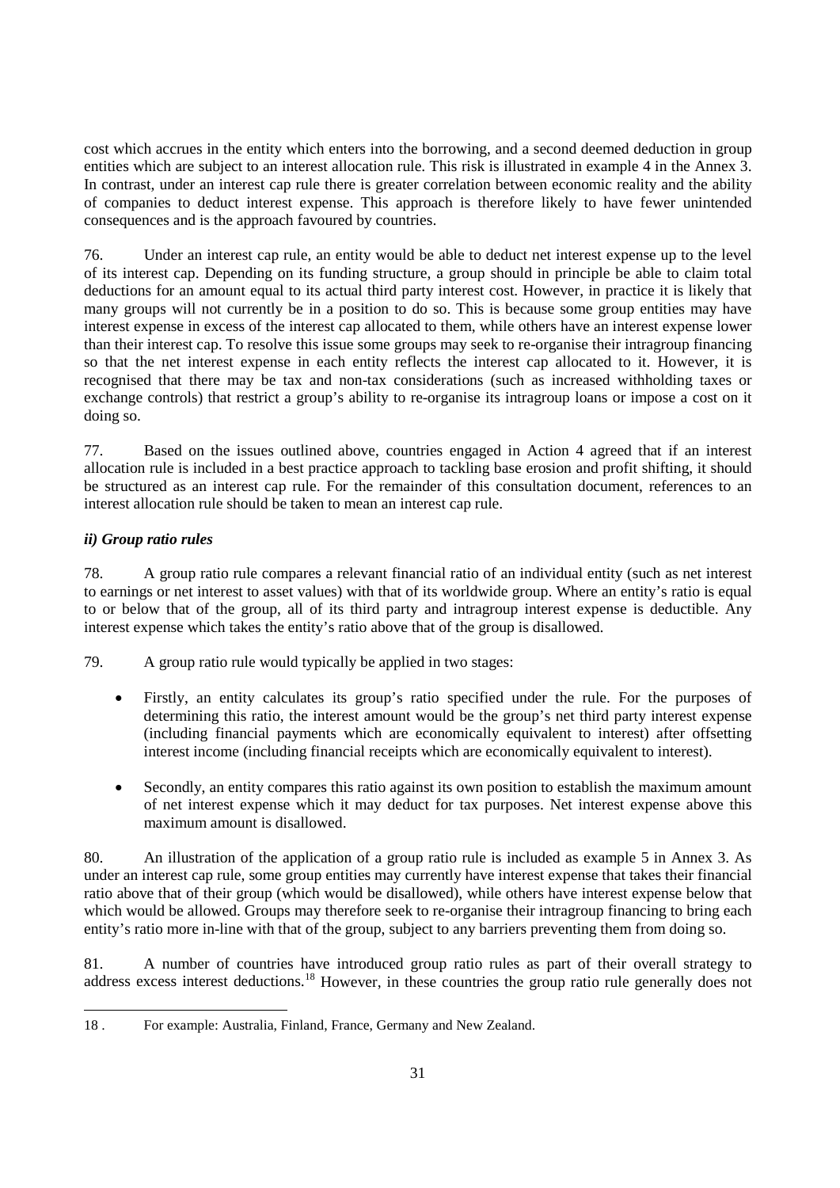cost which accrues in the entity which enters into the borrowing, and a second deemed deduction in group entities which are subject to an interest allocation rule. This risk is illustrated in example 4 in the Annex 3. In contrast, under an interest cap rule there is greater correlation between economic reality and the ability of companies to deduct interest expense. This approach is therefore likely to have fewer unintended consequences and is the approach favoured by countries.

76. Under an interest cap rule, an entity would be able to deduct net interest expense up to the level of its interest cap. Depending on its funding structure, a group should in principle be able to claim total deductions for an amount equal to its actual third party interest cost. However, in practice it is likely that many groups will not currently be in a position to do so. This is because some group entities may have interest expense in excess of the interest cap allocated to them, while others have an interest expense lower than their interest cap. To resolve this issue some groups may seek to re-organise their intragroup financing so that the net interest expense in each entity reflects the interest cap allocated to it. However, it is recognised that there may be tax and non-tax considerations (such as increased withholding taxes or exchange controls) that restrict a group's ability to re-organise its intragroup loans or impose a cost on it doing so.

77. Based on the issues outlined above, countries engaged in Action 4 agreed that if an interest allocation rule is included in a best practice approach to tackling base erosion and profit shifting, it should be structured as an interest cap rule. For the remainder of this consultation document, references to an interest allocation rule should be taken to mean an interest cap rule.

### *ii) Group ratio rules*

78. A group ratio rule compares a relevant financial ratio of an individual entity (such as net interest to earnings or net interest to asset values) with that of its worldwide group. Where an entity's ratio is equal to or below that of the group, all of its third party and intragroup interest expense is deductible. Any interest expense which takes the entity's ratio above that of the group is disallowed.

79. A group ratio rule would typically be applied in two stages:

- Firstly, an entity calculates its group's ratio specified under the rule. For the purposes of determining this ratio, the interest amount would be the group's net third party interest expense (including financial payments which are economically equivalent to interest) after offsetting interest income (including financial receipts which are economically equivalent to interest).
- Secondly, an entity compares this ratio against its own position to establish the maximum amount of net interest expense which it may deduct for tax purposes. Net interest expense above this maximum amount is disallowed.

80. An illustration of the application of a group ratio rule is included as example 5 in Annex 3. As under an interest cap rule, some group entities may currently have interest expense that takes their financial ratio above that of their group (which would be disallowed), while others have interest expense below that which would be allowed. Groups may therefore seek to re-organise their intragroup financing to bring each entity's ratio more in-line with that of the group, subject to any barriers preventing them from doing so.

81. A number of countries have introduced group ratio rules as part of their overall strategy to address excess interest deductions.[18] However, in these countries the group ratio rule generally does not

---

18 . For example: Australia, Finland, France, Germany and New Zealand.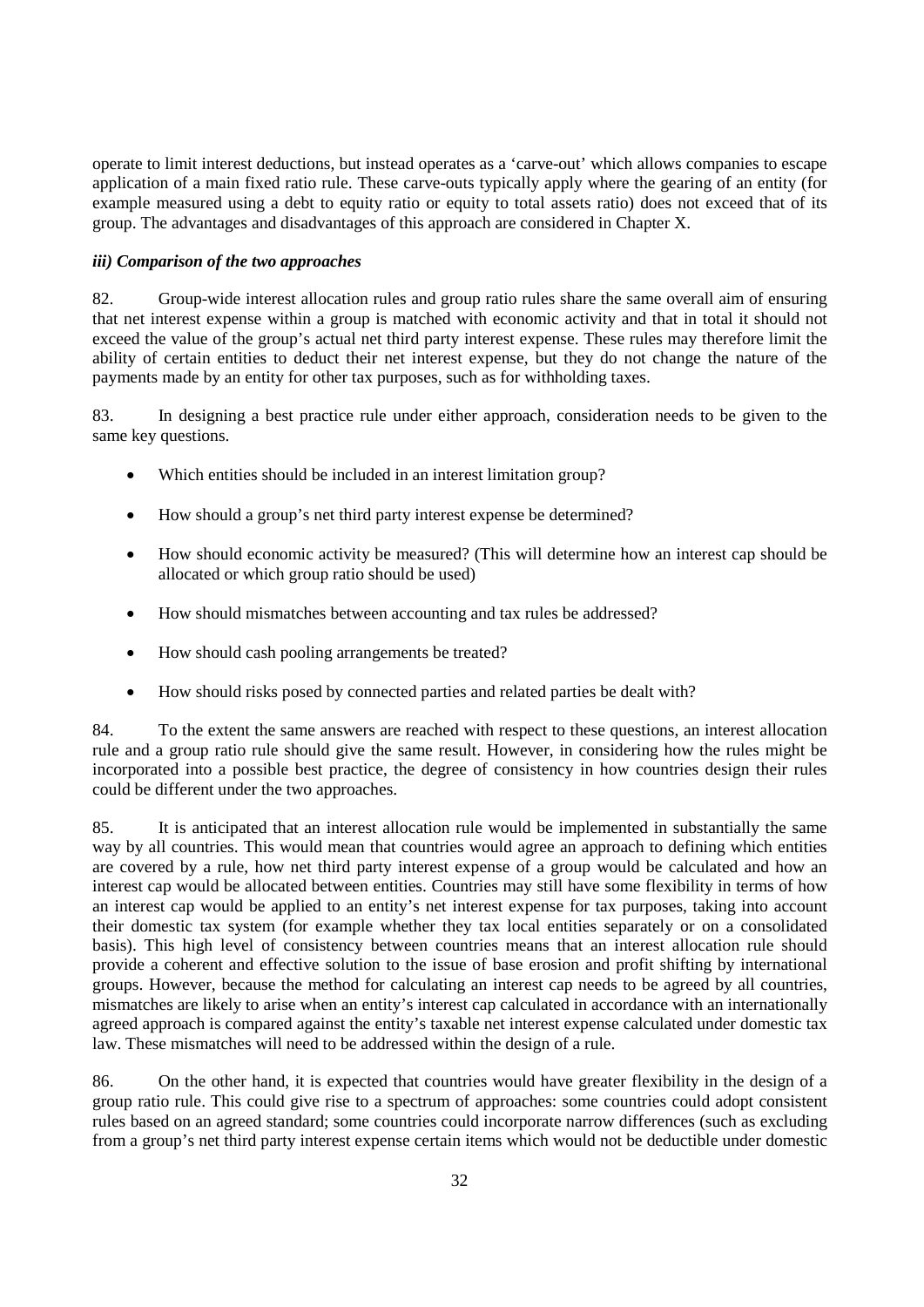operate to limit interest deductions, but instead operates as a 'carve-out' which allows companies to escape application of a main fixed ratio rule. These carve-outs typically apply where the gearing of an entity (for example measured using a debt to equity ratio or equity to total assets ratio) does not exceed that of its group. The advantages and disadvantages of this approach are considered in Chapter X.

### *iii) Comparison of the two approaches*

82. Group-wide interest allocation rules and group ratio rules share the same overall aim of ensuring that net interest expense within a group is matched with economic activity and that in total it should not exceed the value of the group's actual net third party interest expense. These rules may therefore limit the ability of certain entities to deduct their net interest expense, but they do not change the nature of the payments made by an entity for other tax purposes, such as for withholding taxes.

83. In designing a best practice rule under either approach, consideration needs to be given to the same key questions.

- Which entities should be included in an interest limitation group?
- How should a group's net third party interest expense be determined?
- How should economic activity be measured? (This will determine how an interest cap should be allocated or which group ratio should be used)
- How should mismatches between accounting and tax rules be addressed?
- How should cash pooling arrangements be treated?
- How should risks posed by connected parties and related parties be dealt with?

84. To the extent the same answers are reached with respect to these questions, an interest allocation rule and a group ratio rule should give the same result. However, in considering how the rules might be incorporated into a possible best practice, the degree of consistency in how countries design their rules could be different under the two approaches.

85. It is anticipated that an interest allocation rule would be implemented in substantially the same way by all countries. This would mean that countries would agree an approach to defining which entities are covered by a rule, how net third party interest expense of a group would be calculated and how an interest cap would be allocated between entities. Countries may still have some flexibility in terms of how an interest cap would be applied to an entity's net interest expense for tax purposes, taking into account their domestic tax system (for example whether they tax local entities separately or on a consolidated basis). This high level of consistency between countries means that an interest allocation rule should provide a coherent and effective solution to the issue of base erosion and profit shifting by international groups. However, because the method for calculating an interest cap needs to be agreed by all countries, mismatches are likely to arise when an entity's interest cap calculated in accordance with an internationally agreed approach is compared against the entity's taxable net interest expense calculated under domestic tax law. These mismatches will need to be addressed within the design of a rule.

86. On the other hand, it is expected that countries would have greater flexibility in the design of a group ratio rule. This could give rise to a spectrum of approaches: some countries could adopt consistent rules based on an agreed standard; some countries could incorporate narrow differences (such as excluding from a group's net third party interest expense certain items which would not be deductible under domestic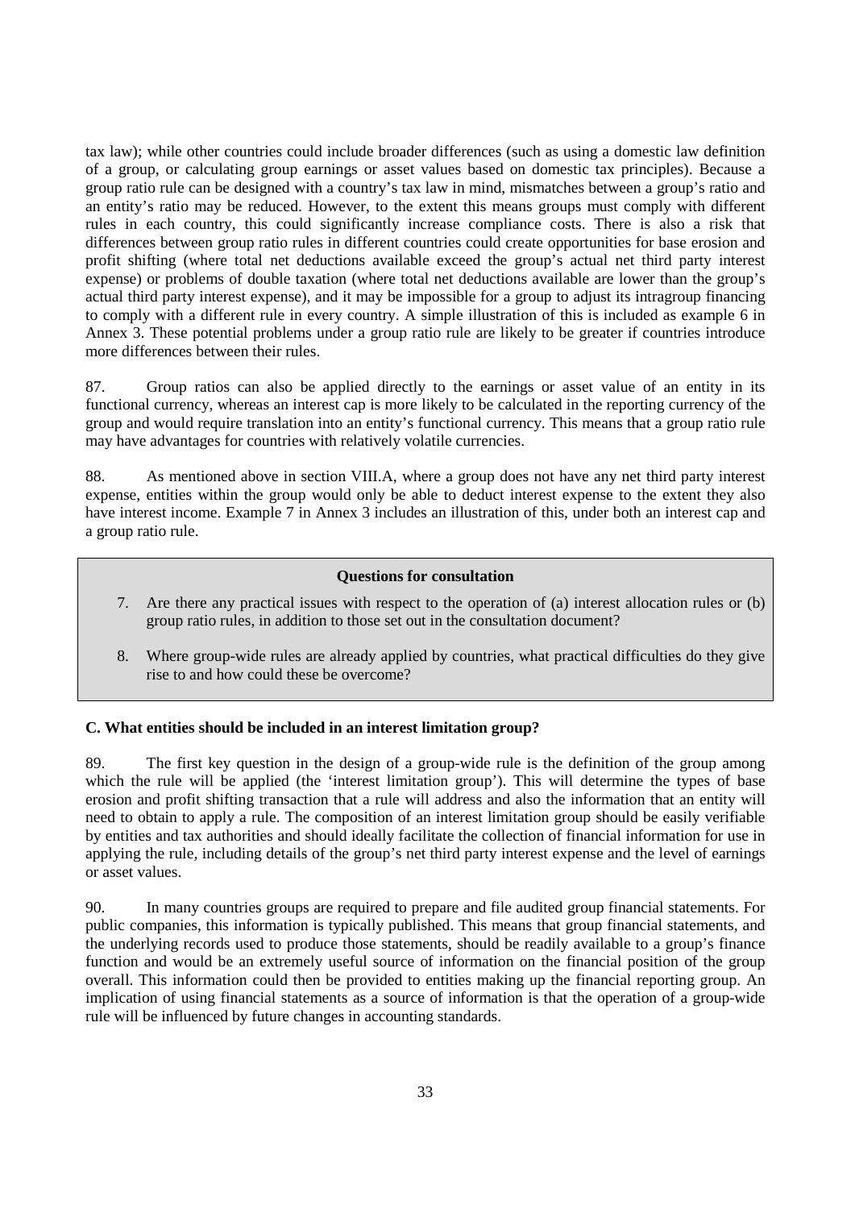tax law); while other countries could include broader differences (such as using a domestic law definition of a group, or calculating group earnings or asset values based on domestic tax principles). Because a group ratio rule can be designed with a country's tax law in mind, mismatches between a group's ratio and an entity's ratio may be reduced. However, to the extent this means groups must comply with different rules in each country, this could significantly increase compliance costs. There is also a risk that differences between group ratio rules in different countries could create opportunities for base erosion and profit shifting (where total net deductions available exceed the group's actual net third party interest expense) or problems of double taxation (where total net deductions available are lower than the group's actual third party interest expense), and it may be impossible for a group to adjust its intragroup financing to comply with a different rule in every country. A simple illustration of this is included as example 6 in Annex 3. These potential problems under a group ratio rule are likely to be greater if countries introduce more differences between their rules.

87. Group ratios can also be applied directly to the earnings or asset value of an entity in its functional currency, whereas an interest cap is more likely to be calculated in the reporting currency of the group and would require translation into an entity's functional currency. This means that a group ratio rule may have advantages for countries with relatively volatile currencies.

88. As mentioned above in section VIII.A, where a group does not have any net third party interest expense, entities within the group would only be able to deduct interest expense to the extent they also have interest income. Example 7 in Annex 3 includes an illustration of this, under both an interest cap and a group ratio rule.

**Questions for consultation**

7. Are there any practical issues with respect to the operation of (a) interest allocation rules or (b) group ratio rules, in addition to those set out in the consultation document?

8. Where group-wide rules are already applied by countries, what practical difficulties do they give rise to and how could these be overcome?

### C. What entities should be included in an interest limitation group?

89. The first key question in the design of a group-wide rule is the definition of the group among which the rule will be applied (the 'interest limitation group'). This will determine the types of base erosion and profit shifting transaction that a rule will address and also the information that an entity will need to obtain to apply a rule. The composition of an interest limitation group should be easily verifiable by entities and tax authorities and should ideally facilitate the collection of financial information for use in applying the rule, including details of the group's net third party interest expense and the level of earnings or asset values.

90. In many countries groups are required to prepare and file audited group financial statements. For public companies, this information is typically published. This means that group financial statements, and the underlying records used to produce those statements, should be readily available to a group's finance function and would be an extremely useful source of information on the financial position of the group overall. This information could then be provided to entities making up the financial reporting group. An implication of using financial statements as a source of information is that the operation of a group-wide rule will be influenced by future changes in accounting standards.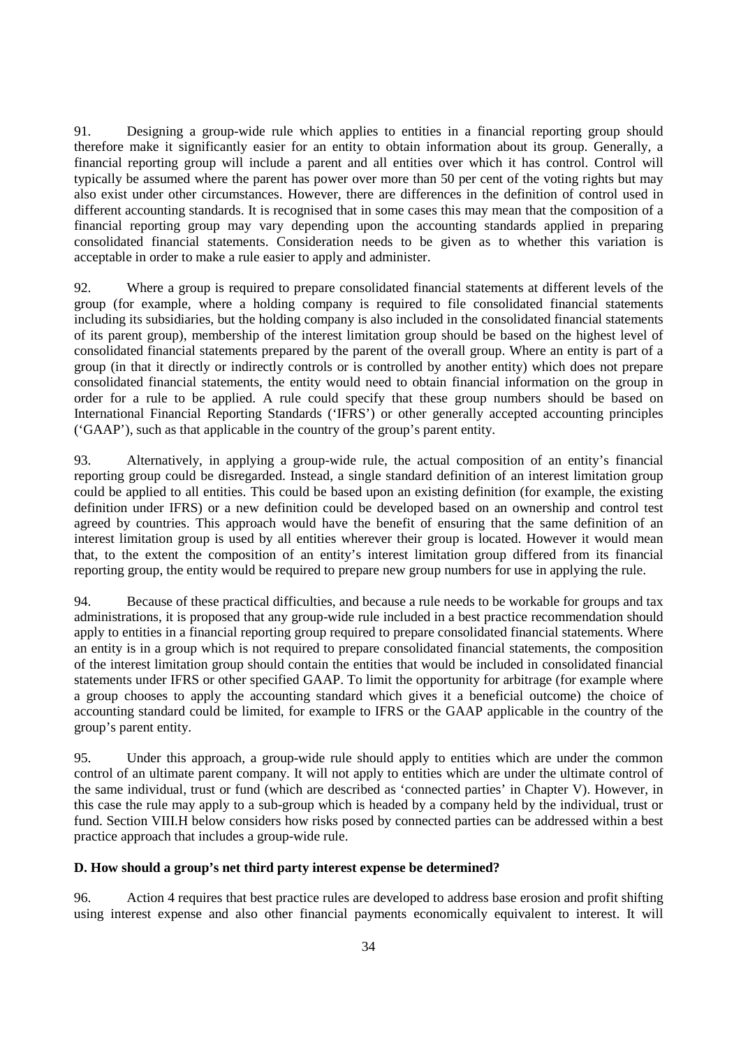91. Designing a group-wide rule which applies to entities in a financial reporting group should therefore make it significantly easier for an entity to obtain information about its group. Generally, a financial reporting group will include a parent and all entities over which it has control. Control will typically be assumed where the parent has power over more than 50 per cent of the voting rights but may also exist under other circumstances. However, there are differences in the definition of control used in different accounting standards. It is recognised that in some cases this may mean that the composition of a financial reporting group may vary depending upon the accounting standards applied in preparing consolidated financial statements. Consideration needs to be given as to whether this variation is acceptable in order to make a rule easier to apply and administer.

92. Where a group is required to prepare consolidated financial statements at different levels of the group (for example, where a holding company is required to file consolidated financial statements including its subsidiaries, but the holding company is also included in the consolidated financial statements of its parent group), membership of the interest limitation group should be based on the highest level of consolidated financial statements prepared by the parent of the overall group. Where an entity is part of a group (in that it directly or indirectly controls or is controlled by another entity) which does not prepare consolidated financial statements, the entity would need to obtain financial information on the group in order for a rule to be applied. A rule could specify that these group numbers should be based on International Financial Reporting Standards ('IFRS') or other generally accepted accounting principles ('GAAP'), such as that applicable in the country of the group's parent entity.

93. Alternatively, in applying a group-wide rule, the actual composition of an entity's financial reporting group could be disregarded. Instead, a single standard definition of an interest limitation group could be applied to all entities. This could be based upon an existing definition (for example, the existing definition under IFRS) or a new definition could be developed based on an ownership and control test agreed by countries. This approach would have the benefit of ensuring that the same definition of an interest limitation group is used by all entities wherever their group is located. However it would mean that, to the extent the composition of an entity's interest limitation group differed from its financial reporting group, the entity would be required to prepare new group numbers for use in applying the rule.

94. Because of these practical difficulties, and because a rule needs to be workable for groups and tax administrations, it is proposed that any group-wide rule included in a best practice recommendation should apply to entities in a financial reporting group required to prepare consolidated financial statements. Where an entity is in a group which is not required to prepare consolidated financial statements, the composition of the interest limitation group should contain the entities that would be included in consolidated financial statements under IFRS or other specified GAAP. To limit the opportunity for arbitrage (for example where a group chooses to apply the accounting standard which gives it a beneficial outcome) the choice of accounting standard could be limited, for example to IFRS or the GAAP applicable in the country of the group's parent entity.

95. Under this approach, a group-wide rule should apply to entities which are under the common control of an ultimate parent company. It will not apply to entities which are under the ultimate control of the same individual, trust or fund (which are described as 'connected parties' in Chapter V). However, in this case the rule may apply to a sub-group which is headed by a company held by the individual, trust or fund. Section VIII.H below considers how risks posed by connected parties can be addressed within a best practice approach that includes a group-wide rule.

### D. How should a group's net third party interest expense be determined?

96. Action 4 requires that best practice rules are developed to address base erosion and profit shifting using interest expense and also other financial payments economically equivalent to interest. It will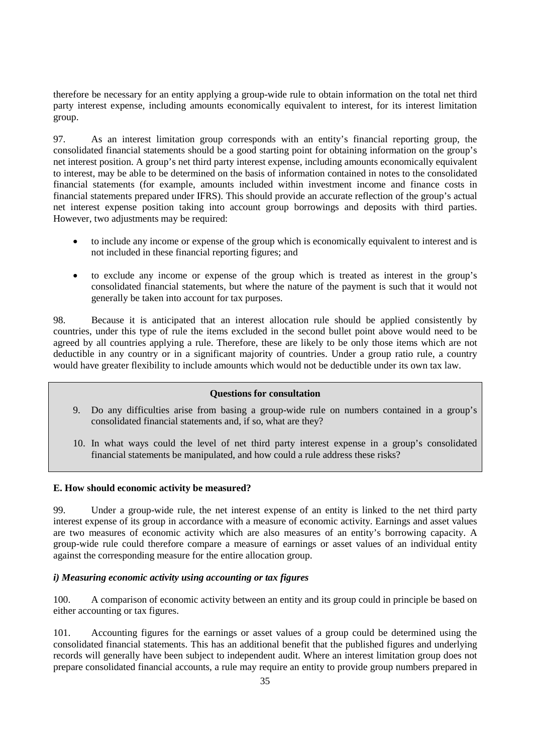therefore be necessary for an entity applying a group-wide rule to obtain information on the total net third party interest expense, including amounts economically equivalent to interest, for its interest limitation group.

97. As an interest limitation group corresponds with an entity's financial reporting group, the consolidated financial statements should be a good starting point for obtaining information on the group's net interest position. A group's net third party interest expense, including amounts economically equivalent to interest, may be able to be determined on the basis of information contained in notes to the consolidated financial statements (for example, amounts included within investment income and finance costs in financial statements prepared under IFRS). This should provide an accurate reflection of the group's actual net interest expense position taking into account group borrowings and deposits with third parties. However, two adjustments may be required:

- to include any income or expense of the group which is economically equivalent to interest and is not included in these financial reporting figures; and
- to exclude any income or expense of the group which is treated as interest in the group's consolidated financial statements, but where the nature of the payment is such that it would not generally be taken into account for tax purposes.

98. Because it is anticipated that an interest allocation rule should be applied consistently by countries, under this type of rule the items excluded in the second bullet point above would need to be agreed by all countries applying a rule. Therefore, these are likely to be only those items which are not deductible in any country or in a significant majority of countries. Under a group ratio rule, a country would have greater flexibility to include amounts which would not be deductible under its own tax law.

> **Questions for consultation**
>
> 9. Do any difficulties arise from basing a group-wide rule on numbers contained in a group's consolidated financial statements and, if so, what are they?
> 10. In what ways could the level of net third party interest expense in a group's consolidated financial statements be manipulated, and how could a rule address these risks?

**E. How should economic activity be measured?**

99. Under a group-wide rule, the net interest expense of an entity is linked to the net third party interest expense of its group in accordance with a measure of economic activity. Earnings and asset values are two measures of economic activity which are also measures of an entity's borrowing capacity. A group-wide rule could therefore compare a measure of earnings or asset values of an individual entity against the corresponding measure for the entire allocation group.

***i) Measuring economic activity using accounting or tax figures***

100. A comparison of economic activity between an entity and its group could in principle be based on either accounting or tax figures.

101. Accounting figures for the earnings or asset values of a group could be determined using the consolidated financial statements. This has an additional benefit that the published figures and underlying records will generally have been subject to independent audit. Where an interest limitation group does not prepare consolidated financial accounts, a rule may require an entity to provide group numbers prepared in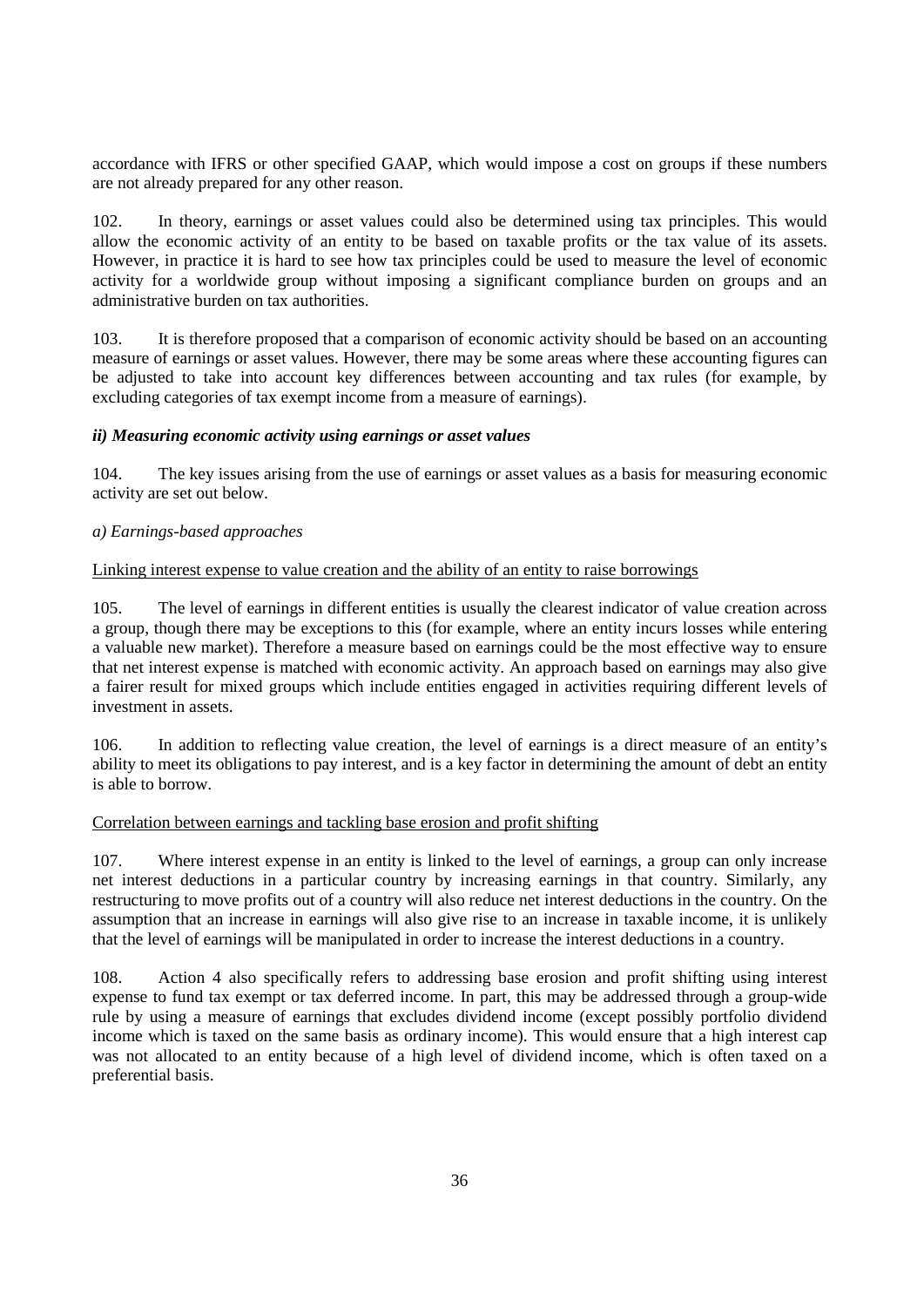accordance with IFRS or other specified GAAP, which would impose a cost on groups if these numbers are not already prepared for any other reason.

102. In theory, earnings or asset values could also be determined using tax principles. This would allow the economic activity of an entity to be based on taxable profits or the tax value of its assets. However, in practice it is hard to see how tax principles could be used to measure the level of economic activity for a worldwide group without imposing a significant compliance burden on groups and an administrative burden on tax authorities.

103. It is therefore proposed that a comparison of economic activity should be based on an accounting measure of earnings or asset values. However, there may be some areas where these accounting figures can be adjusted to take into account key differences between accounting and tax rules (for example, by excluding categories of tax exempt income from a measure of earnings).

### *ii) Measuring economic activity using earnings or asset values*

104. The key issues arising from the use of earnings or asset values as a basis for measuring economic activity are set out below.

#### *a) Earnings-based approaches*

<u>Linking interest expense to value creation and the ability of an entity to raise borrowings</u>

105. The level of earnings in different entities is usually the clearest indicator of value creation across a group, though there may be exceptions to this (for example, where an entity incurs losses while entering a valuable new market). Therefore a measure based on earnings could be the most effective way to ensure that net interest expense is matched with economic activity. An approach based on earnings may also give a fairer result for mixed groups which include entities engaged in activities requiring different levels of investment in assets.

106. In addition to reflecting value creation, the level of earnings is a direct measure of an entity's ability to meet its obligations to pay interest, and is a key factor in determining the amount of debt an entity is able to borrow.

<u>Correlation between earnings and tackling base erosion and profit shifting</u>

107. Where interest expense in an entity is linked to the level of earnings, a group can only increase net interest deductions in a particular country by increasing earnings in that country. Similarly, any restructuring to move profits out of a country will also reduce net interest deductions in the country. On the assumption that an increase in earnings will also give rise to an increase in taxable income, it is unlikely that the level of earnings will be manipulated in order to increase the interest deductions in a country.

108. Action 4 also specifically refers to addressing base erosion and profit shifting using interest expense to fund tax exempt or tax deferred income. In part, this may be addressed through a group-wide rule by using a measure of earnings that excludes dividend income (except possibly portfolio dividend income which is taxed on the same basis as ordinary income). This would ensure that a high interest cap was not allocated to an entity because of a high level of dividend income, which is often taxed on a preferential basis.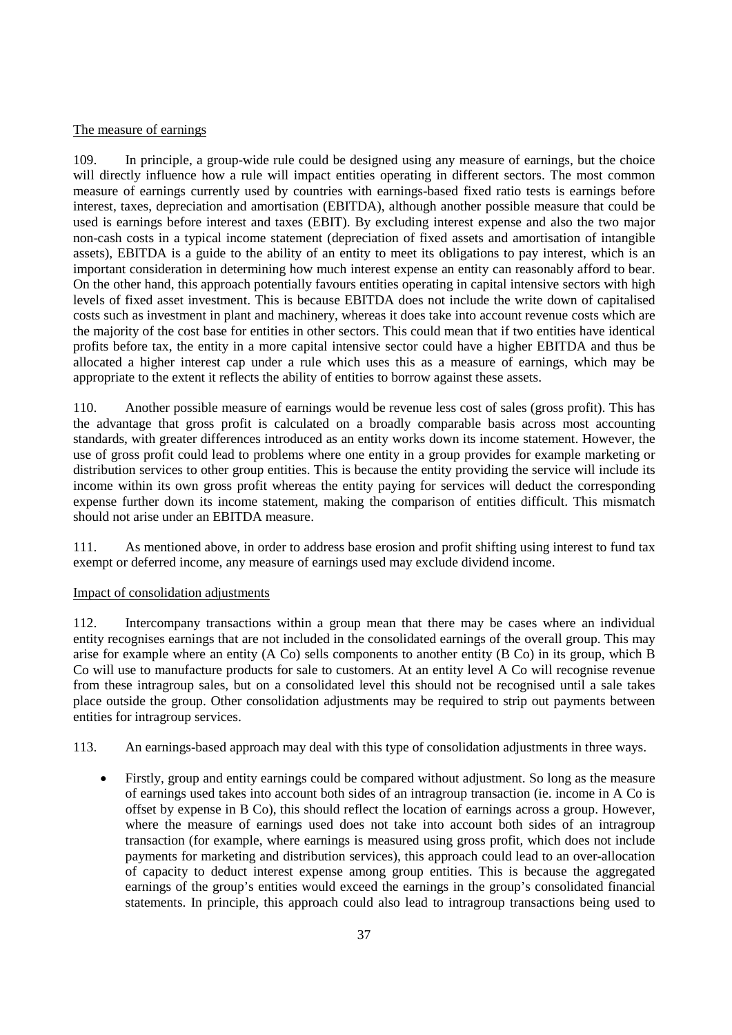The measure of earnings

109. In principle, a group-wide rule could be designed using any measure of earnings, but the choice will directly influence how a rule will impact entities operating in different sectors. The most common measure of earnings currently used by countries with earnings-based fixed ratio tests is earnings before interest, taxes, depreciation and amortisation (EBITDA), although another possible measure that could be used is earnings before interest and taxes (EBIT). By excluding interest expense and also the two major non-cash costs in a typical income statement (depreciation of fixed assets and amortisation of intangible assets), EBITDA is a guide to the ability of an entity to meet its obligations to pay interest, which is an important consideration in determining how much interest expense an entity can reasonably afford to bear. On the other hand, this approach potentially favours entities operating in capital intensive sectors with high levels of fixed asset investment. This is because EBITDA does not include the write down of capitalised costs such as investment in plant and machinery, whereas it does take into account revenue costs which are the majority of the cost base for entities in other sectors. This could mean that if two entities have identical profits before tax, the entity in a more capital intensive sector could have a higher EBITDA and thus be allocated a higher interest cap under a rule which uses this as a measure of earnings, which may be appropriate to the extent it reflects the ability of entities to borrow against these assets.

110. Another possible measure of earnings would be revenue less cost of sales (gross profit). This has the advantage that gross profit is calculated on a broadly comparable basis across most accounting standards, with greater differences introduced as an entity works down its income statement. However, the use of gross profit could lead to problems where one entity in a group provides for example marketing or distribution services to other group entities. This is because the entity providing the service will include its income within its own gross profit whereas the entity paying for services will deduct the corresponding expense further down its income statement, making the comparison of entities difficult. This mismatch should not arise under an EBITDA measure.

111. As mentioned above, in order to address base erosion and profit shifting using interest to fund tax exempt or deferred income, any measure of earnings used may exclude dividend income.

Impact of consolidation adjustments

112. Intercompany transactions within a group mean that there may be cases where an individual entity recognises earnings that are not included in the consolidated earnings of the overall group. This may arise for example where an entity (A Co) sells components to another entity (B Co) in its group, which B Co will use to manufacture products for sale to customers. At an entity level A Co will recognise revenue from these intragroup sales, but on a consolidated level this should not be recognised until a sale takes place outside the group. Other consolidation adjustments may be required to strip out payments between entities for intragroup services.

113. An earnings-based approach may deal with this type of consolidation adjustments in three ways.

- Firstly, group and entity earnings could be compared without adjustment. So long as the measure of earnings used takes into account both sides of an intragroup transaction (ie. income in A Co is offset by expense in B Co), this should reflect the location of earnings across a group. However, where the measure of earnings used does not take into account both sides of an intragroup transaction (for example, where earnings is measured using gross profit, which does not include payments for marketing and distribution services), this approach could lead to an over-allocation of capacity to deduct interest expense among group entities. This is because the aggregated earnings of the group's entities would exceed the earnings in the group's consolidated financial statements. In principle, this approach could also lead to intragroup transactions being used to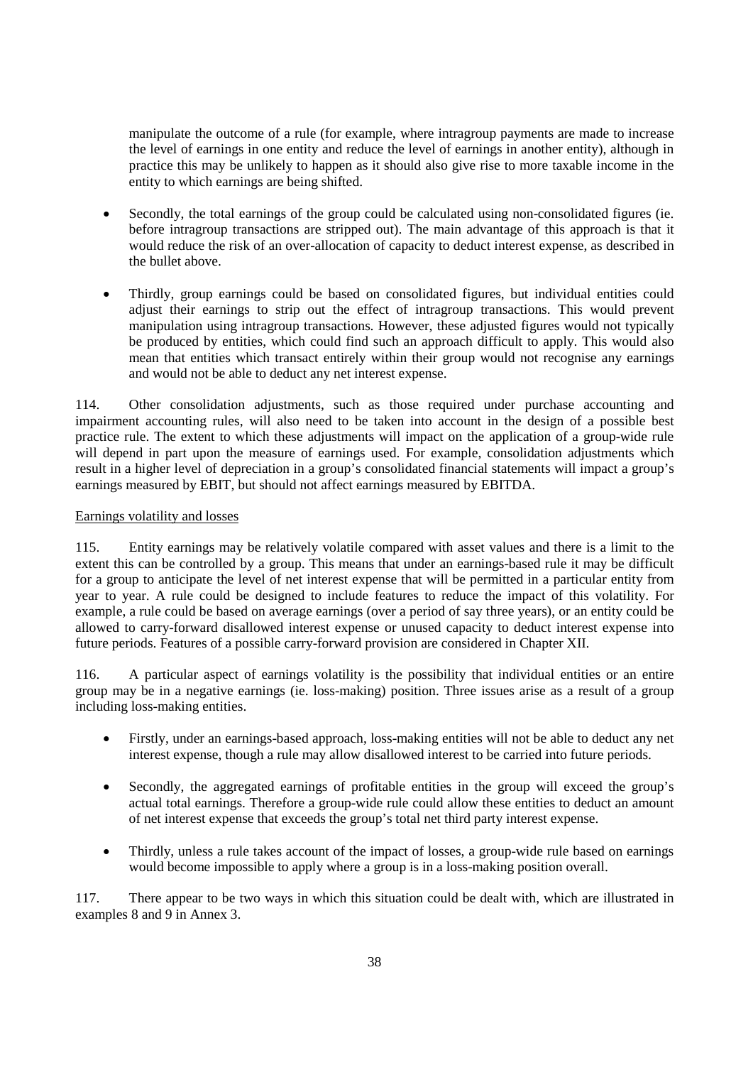manipulate the outcome of a rule (for example, where intragroup payments are made to increase the level of earnings in one entity and reduce the level of earnings in another entity), although in practice this may be unlikely to happen as it should also give rise to more taxable income in the entity to which earnings are being shifted.

- Secondly, the total earnings of the group could be calculated using non-consolidated figures (ie. before intragroup transactions are stripped out). The main advantage of this approach is that it would reduce the risk of an over-allocation of capacity to deduct interest expense, as described in the bullet above.
- Thirdly, group earnings could be based on consolidated figures, but individual entities could adjust their earnings to strip out the effect of intragroup transactions. This would prevent manipulation using intragroup transactions. However, these adjusted figures would not typically be produced by entities, which could find such an approach difficult to apply. This would also mean that entities which transact entirely within their group would not recognise any earnings and would not be able to deduct any net interest expense.

114. Other consolidation adjustments, such as those required under purchase accounting and impairment accounting rules, will also need to be taken into account in the design of a possible best practice rule. The extent to which these adjustments will impact on the application of a group-wide rule will depend in part upon the measure of earnings used. For example, consolidation adjustments which result in a higher level of depreciation in a group's consolidated financial statements will impact a group's earnings measured by EBIT, but should not affect earnings measured by EBITDA.

Earnings volatility and losses

115. Entity earnings may be relatively volatile compared with asset values and there is a limit to the extent this can be controlled by a group. This means that under an earnings-based rule it may be difficult for a group to anticipate the level of net interest expense that will be permitted in a particular entity from year to year. A rule could be designed to include features to reduce the impact of this volatility. For example, a rule could be based on average earnings (over a period of say three years), or an entity could be allowed to carry-forward disallowed interest expense or unused capacity to deduct interest expense into future periods. Features of a possible carry-forward provision are considered in Chapter XII.

116. A particular aspect of earnings volatility is the possibility that individual entities or an entire group may be in a negative earnings (ie. loss-making) position. Three issues arise as a result of a group including loss-making entities.

- Firstly, under an earnings-based approach, loss-making entities will not be able to deduct any net interest expense, though a rule may allow disallowed interest to be carried into future periods.
- Secondly, the aggregated earnings of profitable entities in the group will exceed the group's actual total earnings. Therefore a group-wide rule could allow these entities to deduct an amount of net interest expense that exceeds the group's total net third party interest expense.
- Thirdly, unless a rule takes account of the impact of losses, a group-wide rule based on earnings would become impossible to apply where a group is in a loss-making position overall.

117. There appear to be two ways in which this situation could be dealt with, which are illustrated in examples 8 and 9 in Annex 3.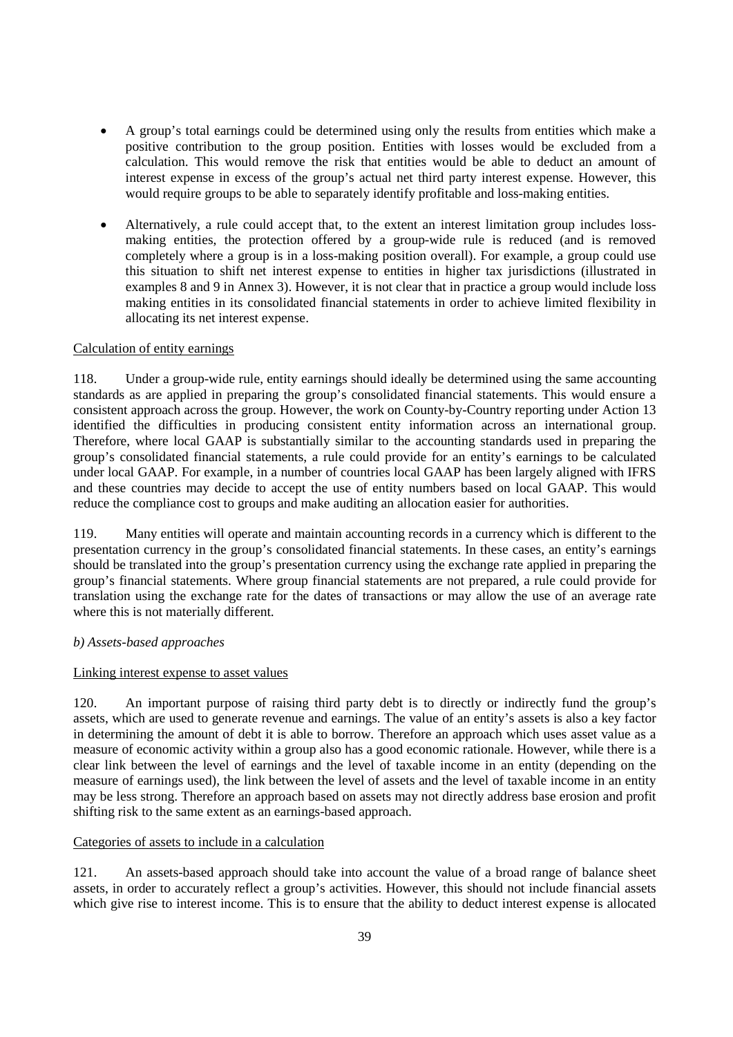- A group's total earnings could be determined using only the results from entities which make a positive contribution to the group position. Entities with losses would be excluded from a calculation. This would remove the risk that entities would be able to deduct an amount of interest expense in excess of the group's actual net third party interest expense. However, this would require groups to be able to separately identify profitable and loss-making entities.

- Alternatively, a rule could accept that, to the extent an interest limitation group includes loss-making entities, the protection offered by a group-wide rule is reduced (and is removed completely where a group is in a loss-making position overall). For example, a group could use this situation to shift net interest expense to entities in higher tax jurisdictions (illustrated in examples 8 and 9 in Annex 3). However, it is not clear that in practice a group would include loss making entities in its consolidated financial statements in order to achieve limited flexibility in allocating its net interest expense.

Calculation of entity earnings

118. Under a group-wide rule, entity earnings should ideally be determined using the same accounting standards as are applied in preparing the group's consolidated financial statements. This would ensure a consistent approach across the group. However, the work on County-by-Country reporting under Action 13 identified the difficulties in producing consistent entity information across an international group. Therefore, where local GAAP is substantially similar to the accounting standards used in preparing the group's consolidated financial statements, a rule could provide for an entity's earnings to be calculated under local GAAP. For example, in a number of countries local GAAP has been largely aligned with IFRS and these countries may decide to accept the use of entity numbers based on local GAAP. This would reduce the compliance cost to groups and make auditing an allocation easier for authorities.

119. Many entities will operate and maintain accounting records in a currency which is different to the presentation currency in the group's consolidated financial statements. In these cases, an entity's earnings should be translated into the group's presentation currency using the exchange rate applied in preparing the group's financial statements. Where group financial statements are not prepared, a rule could provide for translation using the exchange rate for the dates of transactions or may allow the use of an average rate where this is not materially different.

*b) Assets-based approaches*

Linking interest expense to asset values

120. An important purpose of raising third party debt is to directly or indirectly fund the group's assets, which are used to generate revenue and earnings. The value of an entity's assets is also a key factor in determining the amount of debt it is able to borrow. Therefore an approach which uses asset value as a measure of economic activity within a group also has a good economic rationale. However, while there is a clear link between the level of earnings and the level of taxable income in an entity (depending on the measure of earnings used), the link between the level of assets and the level of taxable income in an entity may be less strong. Therefore an approach based on assets may not directly address base erosion and profit shifting risk to the same extent as an earnings-based approach.

Categories of assets to include in a calculation

121. An assets-based approach should take into account the value of a broad range of balance sheet assets, in order to accurately reflect a group's activities. However, this should not include financial assets which give rise to interest income. This is to ensure that the ability to deduct interest expense is allocated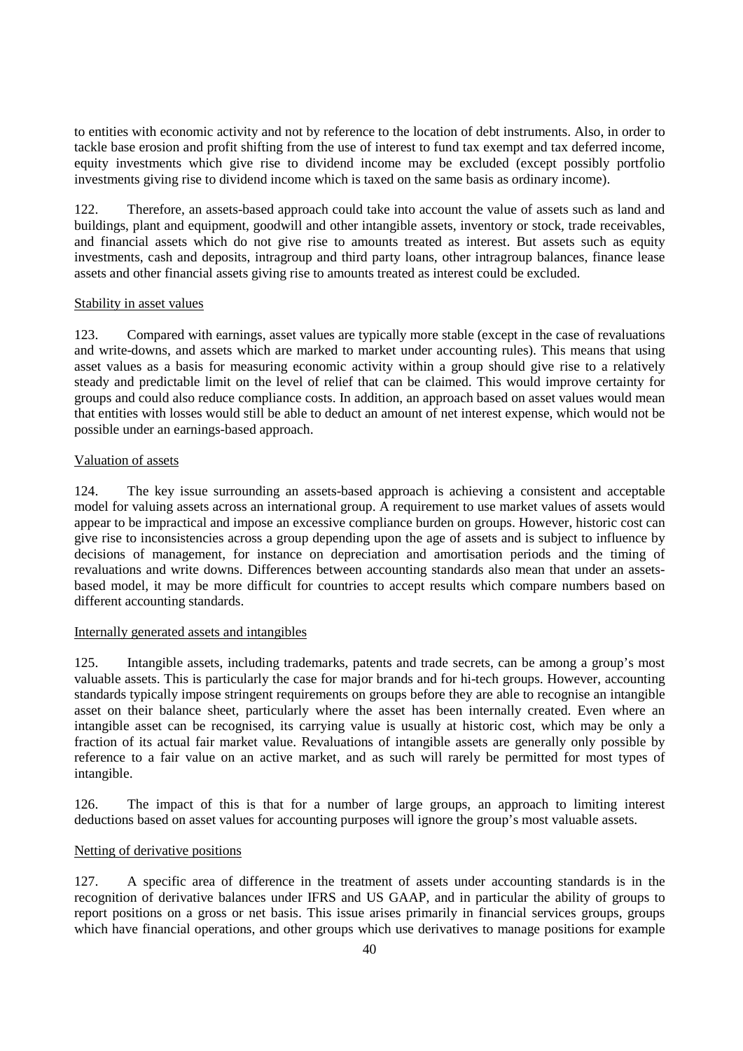to entities with economic activity and not by reference to the location of debt instruments. Also, in order to tackle base erosion and profit shifting from the use of interest to fund tax exempt and tax deferred income, equity investments which give rise to dividend income may be excluded (except possibly portfolio investments giving rise to dividend income which is taxed on the same basis as ordinary income).

122. Therefore, an assets-based approach could take into account the value of assets such as land and buildings, plant and equipment, goodwill and other intangible assets, inventory or stock, trade receivables, and financial assets which do not give rise to amounts treated as interest. But assets such as equity investments, cash and deposits, intragroup and third party loans, other intragroup balances, finance lease assets and other financial assets giving rise to amounts treated as interest could be excluded.

#### Stability in asset values

123. Compared with earnings, asset values are typically more stable (except in the case of revaluations and write-downs, and assets which are marked to market under accounting rules). This means that using asset values as a basis for measuring economic activity within a group should give rise to a relatively steady and predictable limit on the level of relief that can be claimed. This would improve certainty for groups and could also reduce compliance costs. In addition, an approach based on asset values would mean that entities with losses would still be able to deduct an amount of net interest expense, which would not be possible under an earnings-based approach.

#### Valuation of assets

124. The key issue surrounding an assets-based approach is achieving a consistent and acceptable model for valuing assets across an international group. A requirement to use market values of assets would appear to be impractical and impose an excessive compliance burden on groups. However, historic cost can give rise to inconsistencies across a group depending upon the age of assets and is subject to influence by decisions of management, for instance on depreciation and amortisation periods and the timing of revaluations and write downs. Differences between accounting standards also mean that under an assets-based model, it may be more difficult for countries to accept results which compare numbers based on different accounting standards.

#### Internally generated assets and intangibles

125. Intangible assets, including trademarks, patents and trade secrets, can be among a group's most valuable assets. This is particularly the case for major brands and for hi-tech groups. However, accounting standards typically impose stringent requirements on groups before they are able to recognise an intangible asset on their balance sheet, particularly where the asset has been internally created. Even where an intangible asset can be recognised, its carrying value is usually at historic cost, which may be only a fraction of its actual fair market value. Revaluations of intangible assets are generally only possible by reference to a fair value on an active market, and as such will rarely be permitted for most types of intangible.

126. The impact of this is that for a number of large groups, an approach to limiting interest deductions based on asset values for accounting purposes will ignore the group's most valuable assets.

#### Netting of derivative positions

127. A specific area of difference in the treatment of assets under accounting standards is in the recognition of derivative balances under IFRS and US GAAP, and in particular the ability of groups to report positions on a gross or net basis. This issue arises primarily in financial services groups, groups which have financial operations, and other groups which use derivatives to manage positions for example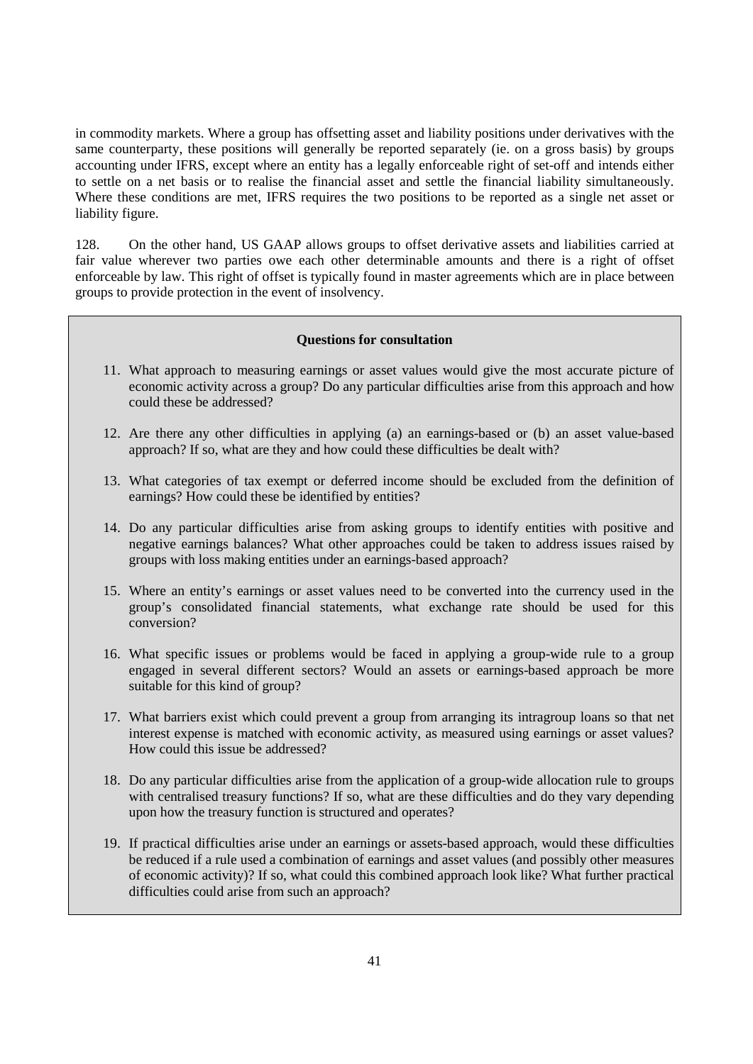in commodity markets. Where a group has offsetting asset and liability positions under derivatives with the same counterparty, these positions will generally be reported separately (ie. on a gross basis) by groups accounting under IFRS, except where an entity has a legally enforceable right of set-off and intends either to settle on a net basis or to realise the financial asset and settle the financial liability simultaneously. Where these conditions are met, IFRS requires the two positions to be reported as a single net asset or liability figure.

128. On the other hand, US GAAP allows groups to offset derivative assets and liabilities carried at fair value wherever two parties owe each other determinable amounts and there is a right of offset enforceable by law. This right of offset is typically found in master agreements which are in place between groups to provide protection in the event of insolvency.

**Questions for consultation**

11. What approach to measuring earnings or asset values would give the most accurate picture of economic activity across a group? Do any particular difficulties arise from this approach and how could these be addressed?

12. Are there any other difficulties in applying (a) an earnings-based or (b) an asset value-based approach? If so, what are they and how could these difficulties be dealt with?

13. What categories of tax exempt or deferred income should be excluded from the definition of earnings? How could these be identified by entities?

14. Do any particular difficulties arise from asking groups to identify entities with positive and negative earnings balances? What other approaches could be taken to address issues raised by groups with loss making entities under an earnings-based approach?

15. Where an entity's earnings or asset values need to be converted into the currency used in the group's consolidated financial statements, what exchange rate should be used for this conversion?

16. What specific issues or problems would be faced in applying a group-wide rule to a group engaged in several different sectors? Would an assets or earnings-based approach be more suitable for this kind of group?

17. What barriers exist which could prevent a group from arranging its intragroup loans so that net interest expense is matched with economic activity, as measured using earnings or asset values? How could this issue be addressed?

18. Do any particular difficulties arise from the application of a group-wide allocation rule to groups with centralised treasury functions? If so, what are these difficulties and do they vary depending upon how the treasury function is structured and operates?

19. If practical difficulties arise under an earnings or assets-based approach, would these difficulties be reduced if a rule used a combination of earnings and asset values (and possibly other measures of economic activity)? If so, what could this combined approach look like? What further practical difficulties could arise from such an approach?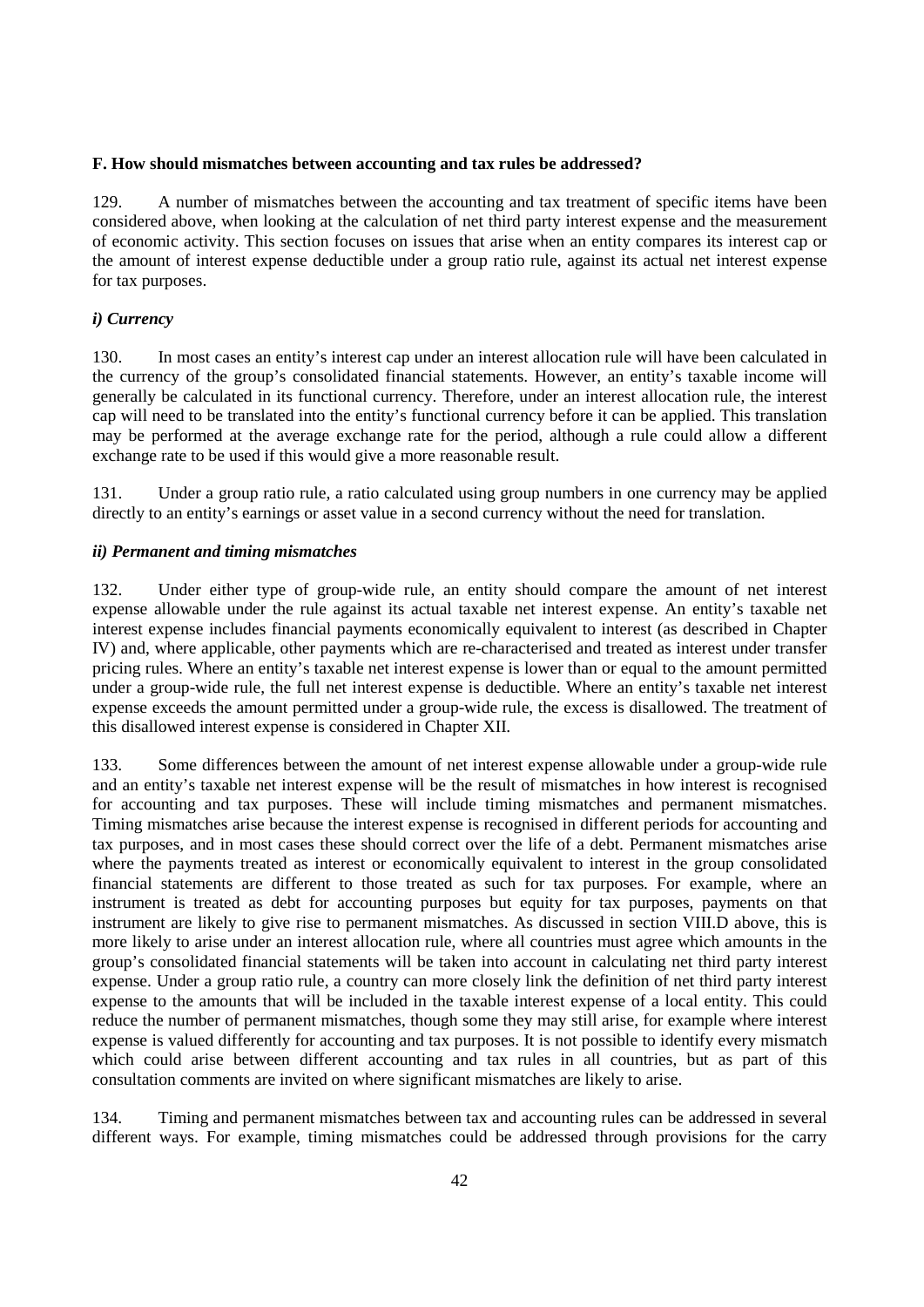### F. How should mismatches between accounting and tax rules be addressed?

129. A number of mismatches between the accounting and tax treatment of specific items have been considered above, when looking at the calculation of net third party interest expense and the measurement of economic activity. This section focuses on issues that arise when an entity compares its interest cap or the amount of interest expense deductible under a group ratio rule, against its actual net interest expense for tax purposes.

#### *i) Currency*

130. In most cases an entity's interest cap under an interest allocation rule will have been calculated in the currency of the group's consolidated financial statements. However, an entity's taxable income will generally be calculated in its functional currency. Therefore, under an interest allocation rule, the interest cap will need to be translated into the entity's functional currency before it can be applied. This translation may be performed at the average exchange rate for the period, although a rule could allow a different exchange rate to be used if this would give a more reasonable result.

131. Under a group ratio rule, a ratio calculated using group numbers in one currency may be applied directly to an entity's earnings or asset value in a second currency without the need for translation.

#### *ii) Permanent and timing mismatches*

132. Under either type of group-wide rule, an entity should compare the amount of net interest expense allowable under the rule against its actual taxable net interest expense. An entity's taxable net interest expense includes financial payments economically equivalent to interest (as described in Chapter IV) and, where applicable, other payments which are re-characterised and treated as interest under transfer pricing rules. Where an entity's taxable net interest expense is lower than or equal to the amount permitted under a group-wide rule, the full net interest expense is deductible. Where an entity's taxable net interest expense exceeds the amount permitted under a group-wide rule, the excess is disallowed. The treatment of this disallowed interest expense is considered in Chapter XII.

133. Some differences between the amount of net interest expense allowable under a group-wide rule and an entity's taxable net interest expense will be the result of mismatches in how interest is recognised for accounting and tax purposes. These will include timing mismatches and permanent mismatches. Timing mismatches arise because the interest expense is recognised in different periods for accounting and tax purposes, and in most cases these should correct over the life of a debt. Permanent mismatches arise where the payments treated as interest or economically equivalent to interest in the group consolidated financial statements are different to those treated as such for tax purposes. For example, where an instrument is treated as debt for accounting purposes but equity for tax purposes, payments on that instrument are likely to give rise to permanent mismatches. As discussed in section VIII.D above, this is more likely to arise under an interest allocation rule, where all countries must agree which amounts in the group's consolidated financial statements will be taken into account in calculating net third party interest expense. Under a group ratio rule, a country can more closely link the definition of net third party interest expense to the amounts that will be included in the taxable interest expense of a local entity. This could reduce the number of permanent mismatches, though some they may still arise, for example where interest expense is valued differently for accounting and tax purposes. It is not possible to identify every mismatch which could arise between different accounting and tax rules in all countries, but as part of this consultation comments are invited on where significant mismatches are likely to arise.

134. Timing and permanent mismatches between tax and accounting rules can be addressed in several different ways. For example, timing mismatches could be addressed through provisions for the carry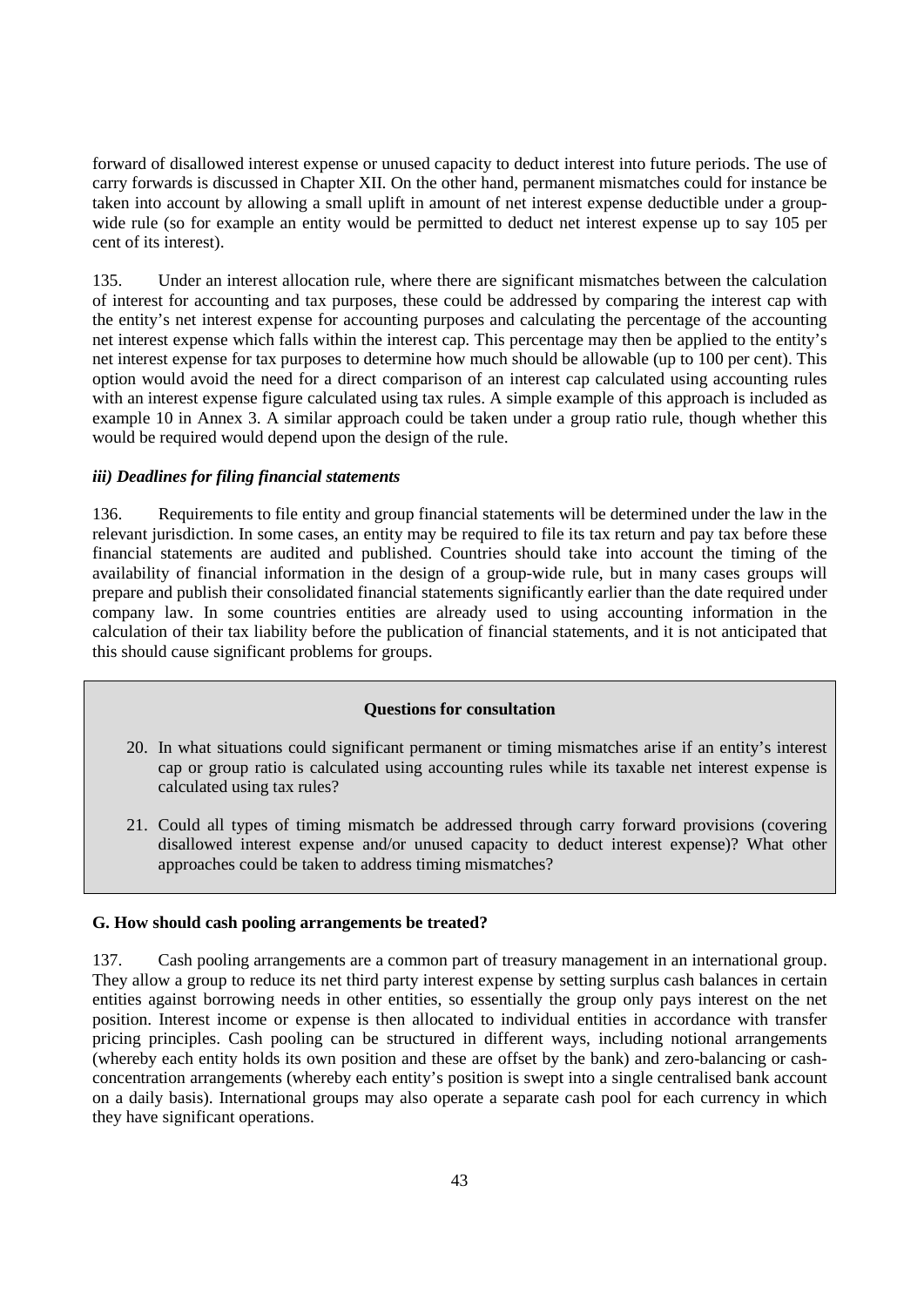forward of disallowed interest expense or unused capacity to deduct interest into future periods. The use of carry forwards is discussed in Chapter XII. On the other hand, permanent mismatches could for instance be taken into account by allowing a small uplift in amount of net interest expense deductible under a group-wide rule (so for example an entity would be permitted to deduct net interest expense up to say 105 per cent of its interest).

135. Under an interest allocation rule, where there are significant mismatches between the calculation of interest for accounting and tax purposes, these could be addressed by comparing the interest cap with the entity's net interest expense for accounting purposes and calculating the percentage of the accounting net interest expense which falls within the interest cap. This percentage may then be applied to the entity's net interest expense for tax purposes to determine how much should be allowable (up to 100 per cent). This option would avoid the need for a direct comparison of an interest cap calculated using accounting rules with an interest expense figure calculated using tax rules. A simple example of this approach is included as example 10 in Annex 3. A similar approach could be taken under a group ratio rule, though whether this would be required would depend upon the design of the rule.

### *iii) Deadlines for filing financial statements*

136. Requirements to file entity and group financial statements will be determined under the law in the relevant jurisdiction. In some cases, an entity may be required to file its tax return and pay tax before these financial statements are audited and published. Countries should take into account the timing of the availability of financial information in the design of a group-wide rule, but in many cases groups will prepare and publish their consolidated financial statements significantly earlier than the date required under company law. In some countries entities are already used to using accounting information in the calculation of their tax liability before the publication of financial statements, and it is not anticipated that this should cause significant problems for groups.

**Questions for consultation**

20. In what situations could significant permanent or timing mismatches arise if an entity's interest cap or group ratio is calculated using accounting rules while its taxable net interest expense is calculated using tax rules?

21. Could all types of timing mismatch be addressed through carry forward provisions (covering disallowed interest expense and/or unused capacity to deduct interest expense)? What other approaches could be taken to address timing mismatches?

### G. How should cash pooling arrangements be treated?

137. Cash pooling arrangements are a common part of treasury management in an international group. They allow a group to reduce its net third party interest expense by setting surplus cash balances in certain entities against borrowing needs in other entities, so essentially the group only pays interest on the net position. Interest income or expense is then allocated to individual entities in accordance with transfer pricing principles. Cash pooling can be structured in different ways, including notional arrangements (whereby each entity holds its own position and these are offset by the bank) and zero-balancing or cash-concentration arrangements (whereby each entity's position is swept into a single centralised bank account on a daily basis). International groups may also operate a separate cash pool for each currency in which they have significant operations.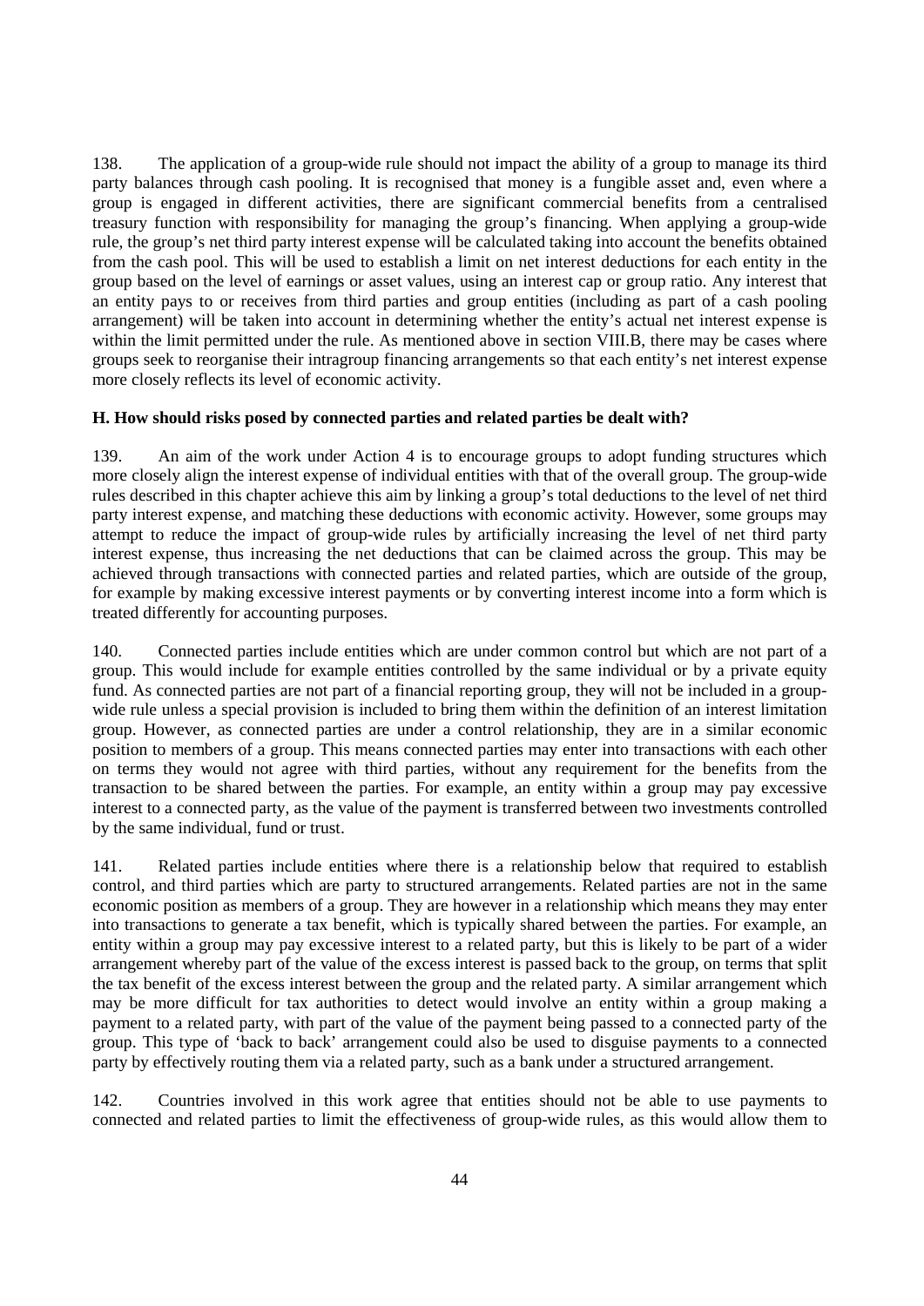138. The application of a group-wide rule should not impact the ability of a group to manage its third party balances through cash pooling. It is recognised that money is a fungible asset and, even where a group is engaged in different activities, there are significant commercial benefits from a centralised treasury function with responsibility for managing the group's financing. When applying a group-wide rule, the group's net third party interest expense will be calculated taking into account the benefits obtained from the cash pool. This will be used to establish a limit on net interest deductions for each entity in the group based on the level of earnings or asset values, using an interest cap or group ratio. Any interest that an entity pays to or receives from third parties and group entities (including as part of a cash pooling arrangement) will be taken into account in determining whether the entity's actual net interest expense is within the limit permitted under the rule. As mentioned above in section VIII.B, there may be cases where groups seek to reorganise their intragroup financing arrangements so that each entity's net interest expense more closely reflects its level of economic activity.

**H. How should risks posed by connected parties and related parties be dealt with?**

139. An aim of the work under Action 4 is to encourage groups to adopt funding structures which more closely align the interest expense of individual entities with that of the overall group. The group-wide rules described in this chapter achieve this aim by linking a group's total deductions to the level of net third party interest expense, and matching these deductions with economic activity. However, some groups may attempt to reduce the impact of group-wide rules by artificially increasing the level of net third party interest expense, thus increasing the net deductions that can be claimed across the group. This may be achieved through transactions with connected parties and related parties, which are outside of the group, for example by making excessive interest payments or by converting interest income into a form which is treated differently for accounting purposes.

140. Connected parties include entities which are under common control but which are not part of a group. This would include for example entities controlled by the same individual or by a private equity fund. As connected parties are not part of a financial reporting group, they will not be included in a group-wide rule unless a special provision is included to bring them within the definition of an interest limitation group. However, as connected parties are under a control relationship, they are in a similar economic position to members of a group. This means connected parties may enter into transactions with each other on terms they would not agree with third parties, without any requirement for the benefits from the transaction to be shared between the parties. For example, an entity within a group may pay excessive interest to a connected party, as the value of the payment is transferred between two investments controlled by the same individual, fund or trust.

141. Related parties include entities where there is a relationship below that required to establish control, and third parties which are party to structured arrangements. Related parties are not in the same economic position as members of a group. They are however in a relationship which means they may enter into transactions to generate a tax benefit, which is typically shared between the parties. For example, an entity within a group may pay excessive interest to a related party, but this is likely to be part of a wider arrangement whereby part of the value of the excess interest is passed back to the group, on terms that split the tax benefit of the excess interest between the group and the related party. A similar arrangement which may be more difficult for tax authorities to detect would involve an entity within a group making a payment to a related party, with part of the value of the payment being passed to a connected party of the group. This type of 'back to back' arrangement could also be used to disguise payments to a connected party by effectively routing them via a related party, such as a bank under a structured arrangement.

142. Countries involved in this work agree that entities should not be able to use payments to connected and related parties to limit the effectiveness of group-wide rules, as this would allow them to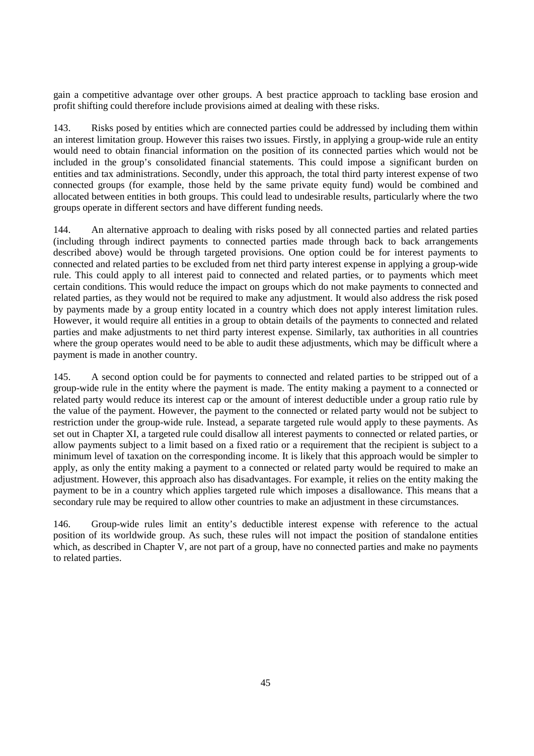gain a competitive advantage over other groups. A best practice approach to tackling base erosion and profit shifting could therefore include provisions aimed at dealing with these risks.

143. Risks posed by entities which are connected parties could be addressed by including them within an interest limitation group. However this raises two issues. Firstly, in applying a group-wide rule an entity would need to obtain financial information on the position of its connected parties which would not be included in the group's consolidated financial statements. This could impose a significant burden on entities and tax administrations. Secondly, under this approach, the total third party interest expense of two connected groups (for example, those held by the same private equity fund) would be combined and allocated between entities in both groups. This could lead to undesirable results, particularly where the two groups operate in different sectors and have different funding needs.

144. An alternative approach to dealing with risks posed by all connected parties and related parties (including through indirect payments to connected parties made through back to back arrangements described above) would be through targeted provisions. One option could be for interest payments to connected and related parties to be excluded from net third party interest expense in applying a group-wide rule. This could apply to all interest paid to connected and related parties, or to payments which meet certain conditions. This would reduce the impact on groups which do not make payments to connected and related parties, as they would not be required to make any adjustment. It would also address the risk posed by payments made by a group entity located in a country which does not apply interest limitation rules. However, it would require all entities in a group to obtain details of the payments to connected and related parties and make adjustments to net third party interest expense. Similarly, tax authorities in all countries where the group operates would need to be able to audit these adjustments, which may be difficult where a payment is made in another country.

145. A second option could be for payments to connected and related parties to be stripped out of a group-wide rule in the entity where the payment is made. The entity making a payment to a connected or related party would reduce its interest cap or the amount of interest deductible under a group ratio rule by the value of the payment. However, the payment to the connected or related party would not be subject to restriction under the group-wide rule. Instead, a separate targeted rule would apply to these payments. As set out in Chapter XI, a targeted rule could disallow all interest payments to connected or related parties, or allow payments subject to a limit based on a fixed ratio or a requirement that the recipient is subject to a minimum level of taxation on the corresponding income. It is likely that this approach would be simpler to apply, as only the entity making a payment to a connected or related party would be required to make an adjustment. However, this approach also has disadvantages. For example, it relies on the entity making the payment to be in a country which applies targeted rule which imposes a disallowance. This means that a secondary rule may be required to allow other countries to make an adjustment in these circumstances.

146. Group-wide rules limit an entity's deductible interest expense with reference to the actual position of its worldwide group. As such, these rules will not impact the position of standalone entities which, as described in Chapter V, are not part of a group, have no connected parties and make no payments to related parties.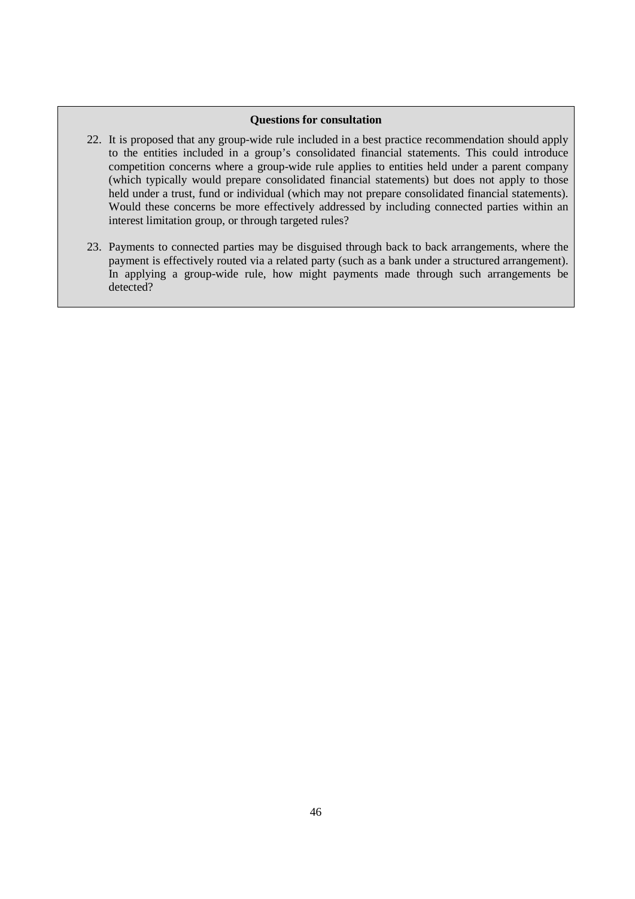**Questions for consultation**

22. It is proposed that any group-wide rule included in a best practice recommendation should apply to the entities included in a group's consolidated financial statements. This could introduce competition concerns where a group-wide rule applies to entities held under a parent company (which typically would prepare consolidated financial statements) but does not apply to those held under a trust, fund or individual (which may not prepare consolidated financial statements). Would these concerns be more effectively addressed by including connected parties within an interest limitation group, or through targeted rules?

23. Payments to connected parties may be disguised through back to back arrangements, where the payment is effectively routed via a related party (such as a bank under a structured arrangement). In applying a group-wide rule, how might payments made through such arrangements be detected?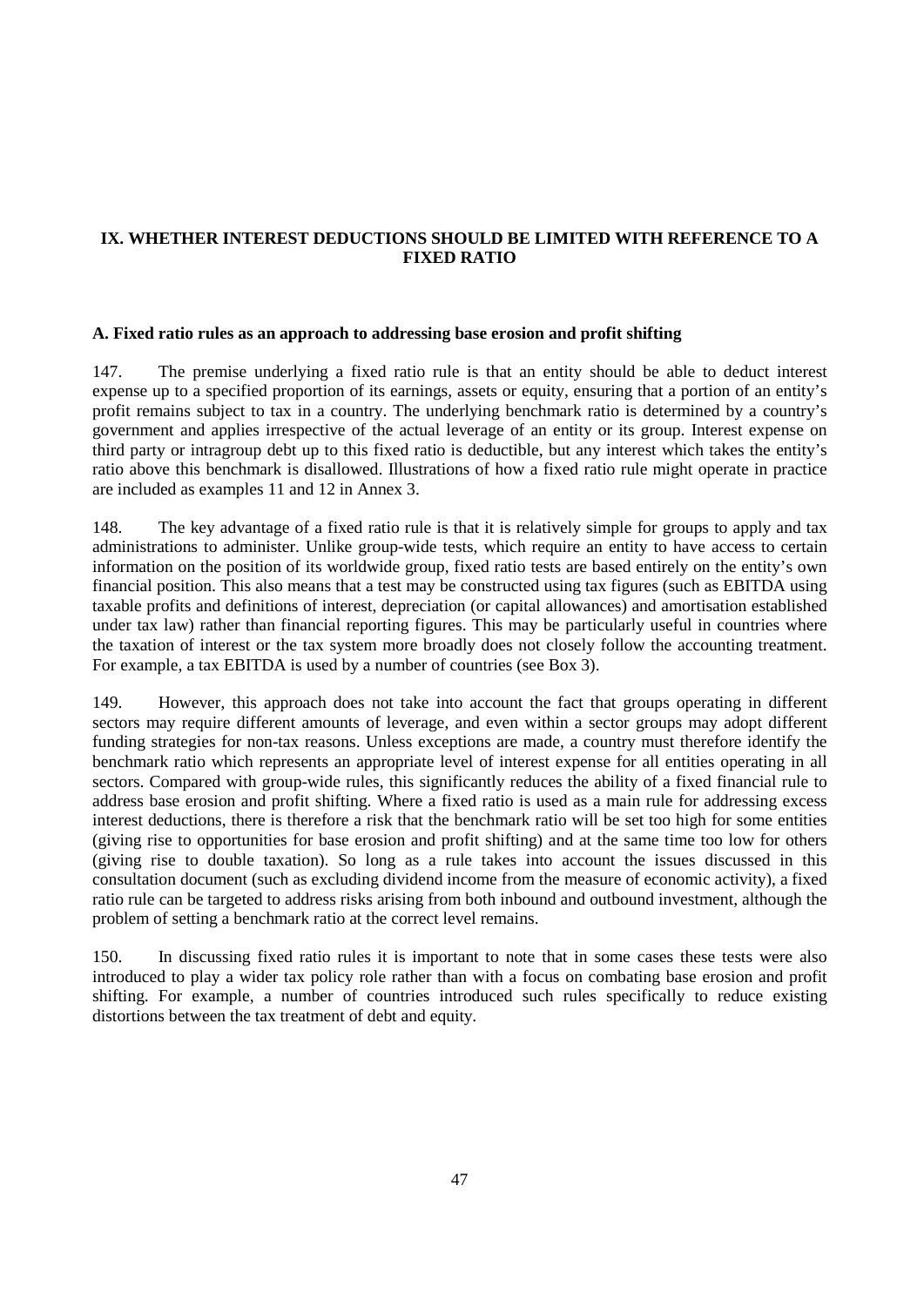# IX. WHETHER INTEREST DEDUCTIONS SHOULD BE LIMITED WITH REFERENCE TO A FIXED RATIO

**A. Fixed ratio rules as an approach to addressing base erosion and profit shifting**

147. The premise underlying a fixed ratio rule is that an entity should be able to deduct interest expense up to a specified proportion of its earnings, assets or equity, ensuring that a portion of an entity's profit remains subject to tax in a country. The underlying benchmark ratio is determined by a country's government and applies irrespective of the actual leverage of an entity or its group. Interest expense on third party or intragroup debt up to this fixed ratio is deductible, but any interest which takes the entity's ratio above this benchmark is disallowed. Illustrations of how a fixed ratio rule might operate in practice are included as examples 11 and 12 in Annex 3.

148. The key advantage of a fixed ratio rule is that it is relatively simple for groups to apply and tax administrations to administer. Unlike group-wide tests, which require an entity to have access to certain information on the position of its worldwide group, fixed ratio tests are based entirely on the entity's own financial position. This also means that a test may be constructed using tax figures (such as EBITDA using taxable profits and definitions of interest, depreciation (or capital allowances) and amortisation established under tax law) rather than financial reporting figures. This may be particularly useful in countries where the taxation of interest or the tax system more broadly does not closely follow the accounting treatment. For example, a tax EBITDA is used by a number of countries (see Box 3).

149. However, this approach does not take into account the fact that groups operating in different sectors may require different amounts of leverage, and even within a sector groups may adopt different funding strategies for non-tax reasons. Unless exceptions are made, a country must therefore identify the benchmark ratio which represents an appropriate level of interest expense for all entities operating in all sectors. Compared with group-wide rules, this significantly reduces the ability of a fixed financial rule to address base erosion and profit shifting. Where a fixed ratio is used as a main rule for addressing excess interest deductions, there is therefore a risk that the benchmark ratio will be set too high for some entities (giving rise to opportunities for base erosion and profit shifting) and at the same time too low for others (giving rise to double taxation). So long as a rule takes into account the issues discussed in this consultation document (such as excluding dividend income from the measure of economic activity), a fixed ratio rule can be targeted to address risks arising from both inbound and outbound investment, although the problem of setting a benchmark ratio at the correct level remains.

150. In discussing fixed ratio rules it is important to note that in some cases these tests were also introduced to play a wider tax policy role rather than with a focus on combating base erosion and profit shifting. For example, a number of countries introduced such rules specifically to reduce existing distortions between the tax treatment of debt and equity.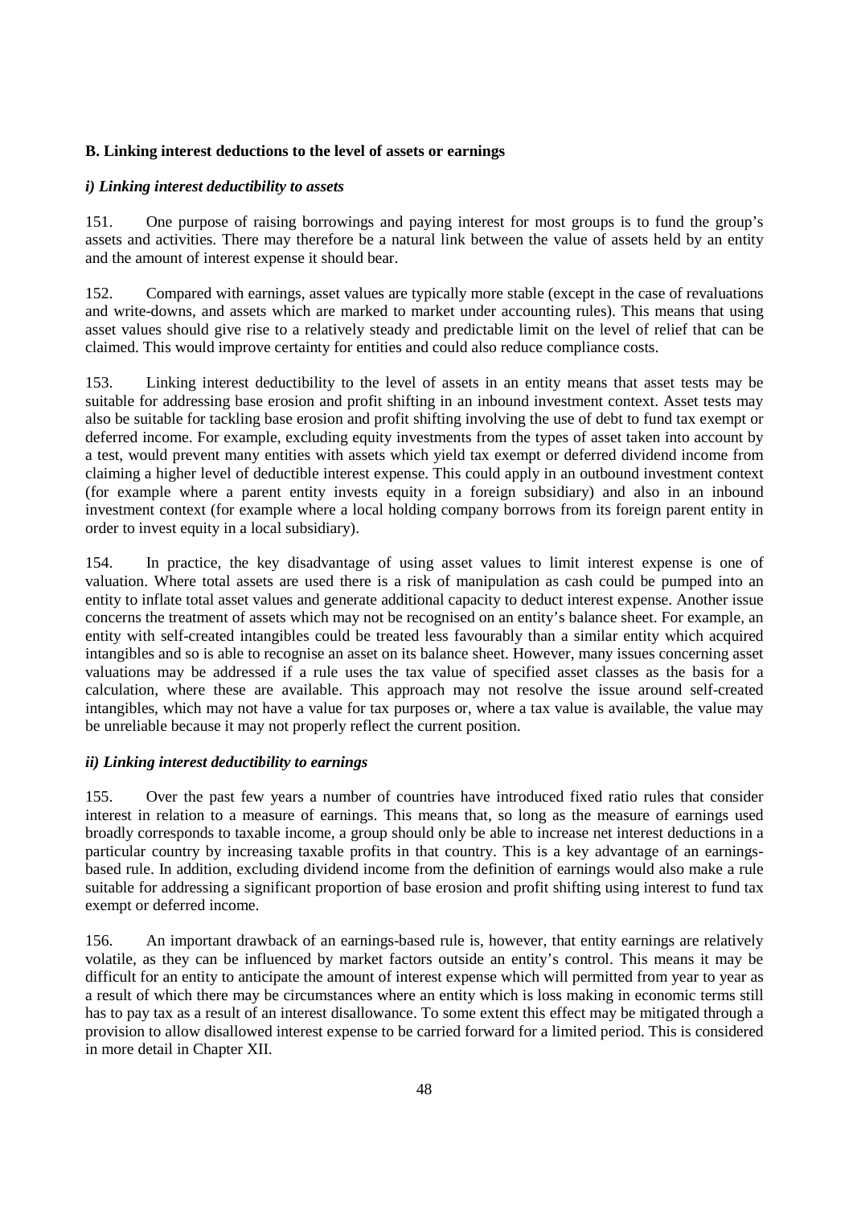### B. Linking interest deductions to the level of assets or earnings

#### *i) Linking interest deductibility to assets*

151. One purpose of raising borrowings and paying interest for most groups is to fund the group's assets and activities. There may therefore be a natural link between the value of assets held by an entity and the amount of interest expense it should bear.

152. Compared with earnings, asset values are typically more stable (except in the case of revaluations and write-downs, and assets which are marked to market under accounting rules). This means that using asset values should give rise to a relatively steady and predictable limit on the level of relief that can be claimed. This would improve certainty for entities and could also reduce compliance costs.

153. Linking interest deductibility to the level of assets in an entity means that asset tests may be suitable for addressing base erosion and profit shifting in an inbound investment context. Asset tests may also be suitable for tackling base erosion and profit shifting involving the use of debt to fund tax exempt or deferred income. For example, excluding equity investments from the types of asset taken into account by a test, would prevent many entities with assets which yield tax exempt or deferred dividend income from claiming a higher level of deductible interest expense. This could apply in an outbound investment context (for example where a parent entity invests equity in a foreign subsidiary) and also in an inbound investment context (for example where a local holding company borrows from its foreign parent entity in order to invest equity in a local subsidiary).

154. In practice, the key disadvantage of using asset values to limit interest expense is one of valuation. Where total assets are used there is a risk of manipulation as cash could be pumped into an entity to inflate total asset values and generate additional capacity to deduct interest expense. Another issue concerns the treatment of assets which may not be recognised on an entity's balance sheet. For example, an entity with self-created intangibles could be treated less favourably than a similar entity which acquired intangibles and so is able to recognise an asset on its balance sheet. However, many issues concerning asset valuations may be addressed if a rule uses the tax value of specified asset classes as the basis for a calculation, where these are available. This approach may not resolve the issue around self-created intangibles, which may not have a value for tax purposes or, where a tax value is available, the value may be unreliable because it may not properly reflect the current position.

#### *ii) Linking interest deductibility to earnings*

155. Over the past few years a number of countries have introduced fixed ratio rules that consider interest in relation to a measure of earnings. This means that, so long as the measure of earnings used broadly corresponds to taxable income, a group should only be able to increase net interest deductions in a particular country by increasing taxable profits in that country. This is a key advantage of an earnings-based rule. In addition, excluding dividend income from the definition of earnings would also make a rule suitable for addressing a significant proportion of base erosion and profit shifting using interest to fund tax exempt or deferred income.

156. An important drawback of an earnings-based rule is, however, that entity earnings are relatively volatile, as they can be influenced by market factors outside an entity's control. This means it may be difficult for an entity to anticipate the amount of interest expense which will permitted from year to year as a result of which there may be circumstances where an entity which is loss making in economic terms still has to pay tax as a result of an interest disallowance. To some extent this effect may be mitigated through a provision to allow disallowed interest expense to be carried forward for a limited period. This is considered in more detail in Chapter XII.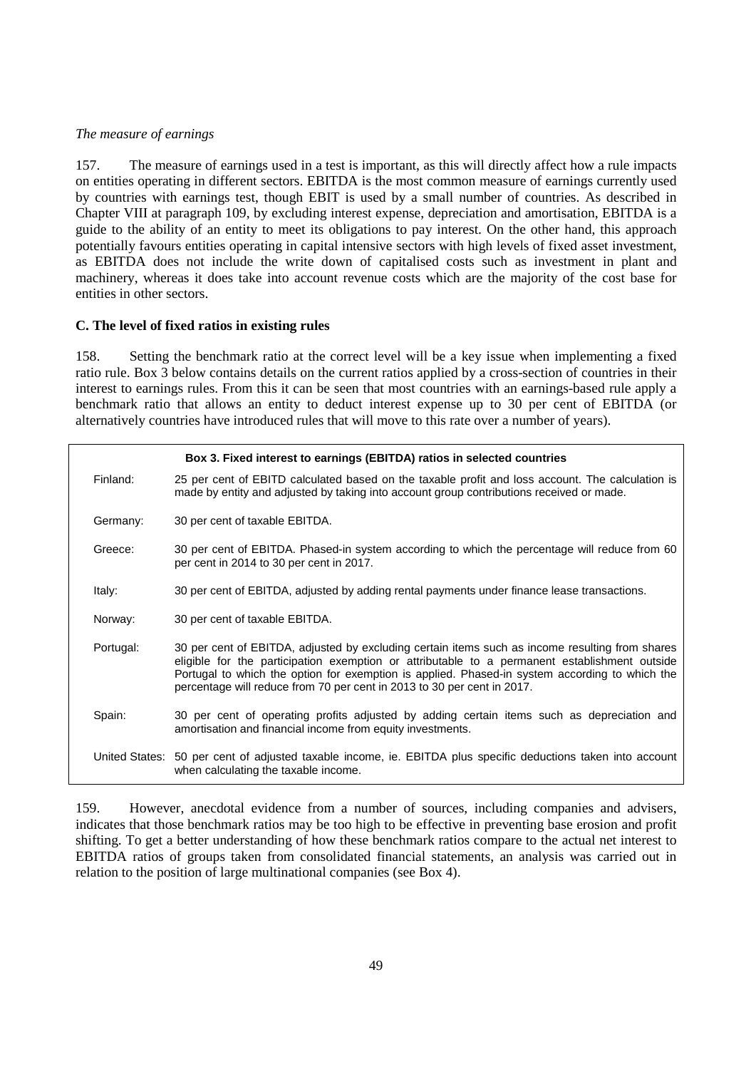*The measure of earnings*

157. The measure of earnings used in a test is important, as this will directly affect how a rule impacts on entities operating in different sectors. EBITDA is the most common measure of earnings currently used by countries with earnings test, though EBIT is used by a small number of countries. As described in Chapter VIII at paragraph 109, by excluding interest expense, depreciation and amortisation, EBITDA is a guide to the ability of an entity to meet its obligations to pay interest. On the other hand, this approach potentially favours entities operating in capital intensive sectors with high levels of fixed asset investment, as EBITDA does not include the write down of capitalised costs such as investment in plant and machinery, whereas it does take into account revenue costs which are the majority of the cost base for entities in other sectors.

### C. The level of fixed ratios in existing rules

158. Setting the benchmark ratio at the correct level will be a key issue when implementing a fixed ratio rule. Box 3 below contains details on the current ratios applied by a cross-section of countries in their interest to earnings rules. From this it can be seen that most countries with an earnings-based rule apply a benchmark ratio that allows an entity to deduct interest expense up to 30 per cent of EBITDA (or alternatively countries have introduced rules that will move to this rate over a number of years).

**Box 3. Fixed interest to earnings (EBITDA) ratios in selected countries**

| | |
|---|---|
| Finland: | 25 per cent of EBITD calculated based on the taxable profit and loss account. The calculation is made by entity and adjusted by taking into account group contributions received or made. |
| Germany: | 30 per cent of taxable EBITDA. |
| Greece: | 30 per cent of EBITDA. Phased-in system according to which the percentage will reduce from 60 per cent in 2014 to 30 per cent in 2017. |
| Italy: | 30 per cent of EBITDA, adjusted by adding rental payments under finance lease transactions. |
| Norway: | 30 per cent of taxable EBITDA. |
| Portugal: | 30 per cent of EBITDA, adjusted by excluding certain items such as income resulting from shares eligible for the participation exemption or attributable to a permanent establishment outside Portugal to which the option for exemption is applied. Phased-in system according to which the percentage will reduce from 70 per cent in 2013 to 30 per cent in 2017. |
| Spain: | 30 per cent of operating profits adjusted by adding certain items such as depreciation and amortisation and financial income from equity investments. |
| United States: | 50 per cent of adjusted taxable income, ie. EBITDA plus specific deductions taken into account when calculating the taxable income. |

159. However, anecdotal evidence from a number of sources, including companies and advisers, indicates that those benchmark ratios may be too high to be effective in preventing base erosion and profit shifting. To get a better understanding of how these benchmark ratios compare to the actual net interest to EBITDA ratios of groups taken from consolidated financial statements, an analysis was carried out in relation to the position of large multinational companies (see Box 4).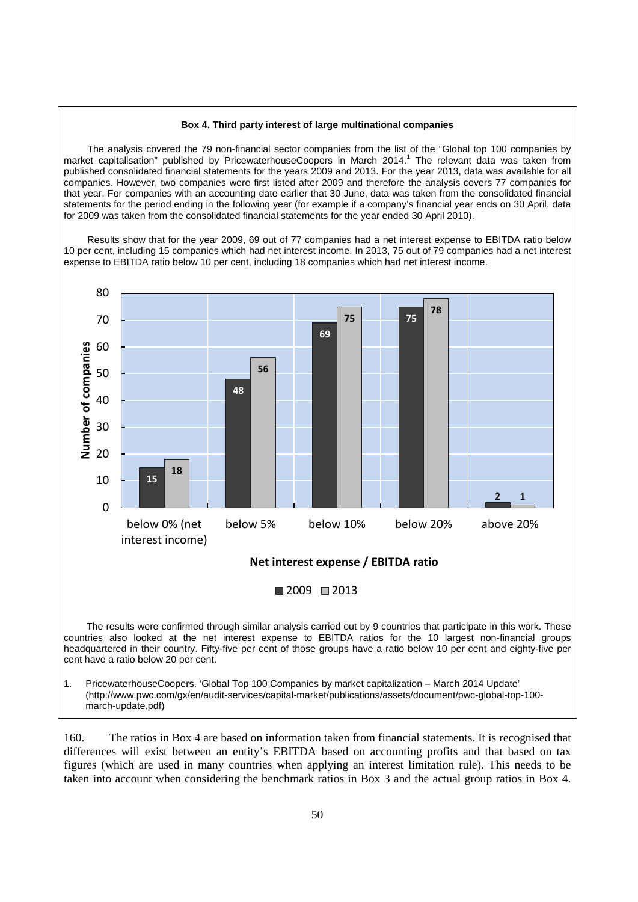**Box 4. Third party interest of large multinational companies**

The analysis covered the 79 non-financial sector companies from the list of the "Global top 100 companies by market capitalisation" published by PricewaterhouseCoopers in March 2014.[1] The relevant data was taken from published consolidated financial statements for the years 2009 and 2013. For the year 2013, data was available for all companies. However, two companies were first listed after 2009 and therefore the analysis covers 77 companies for that year. For companies with an accounting date earlier that 30 June, data was taken from the consolidated financial statements for the period ending in the following year (for example if a company's financial year ends on 30 April, data for 2009 was taken from the consolidated financial statements for the year ended 30 April 2010).

Results show that for the year 2009, 69 out of 77 companies had a net interest expense to EBITDA ratio below 10 per cent, including 15 companies which had net interest income. In 2013, 75 out of 79 companies had a net interest expense to EBITDA ratio below 10 per cent, including 18 companies which had net interest income.

Number of companies

80
70
60
50
40
30
20
10
0

below 0% (net interest income): 15, 18
below 5%: 48, 56
below 10%: 69, 75
below 20%: 75, 78
above 20%: 2, 1

Net interest expense / EBITDA ratio

2009 2013

The results were confirmed through similar analysis carried out by 9 countries that participate in this work. These countries also looked at the net interest expense to EBITDA ratios for the 10 largest non-financial groups headquartered in their country. Fifty-five per cent of those groups have a ratio below 10 per cent and eighty-five per cent have a ratio below 20 per cent.

1. PricewaterhouseCoopers, 'Global Top 100 Companies by market capitalization – March 2014 Update' (http://www.pwc.com/gx/en/audit-services/capital-market/publications/assets/document/pwc-global-top-100-march-update.pdf)

160. The ratios in Box 4 are based on information taken from financial statements. It is recognised that differences will exist between an entity's EBITDA based on accounting profits and that based on tax figures (which are used in many countries when applying an interest limitation rule). This needs to be taken into account when considering the benchmark ratios in Box 3 and the actual group ratios in Box 4.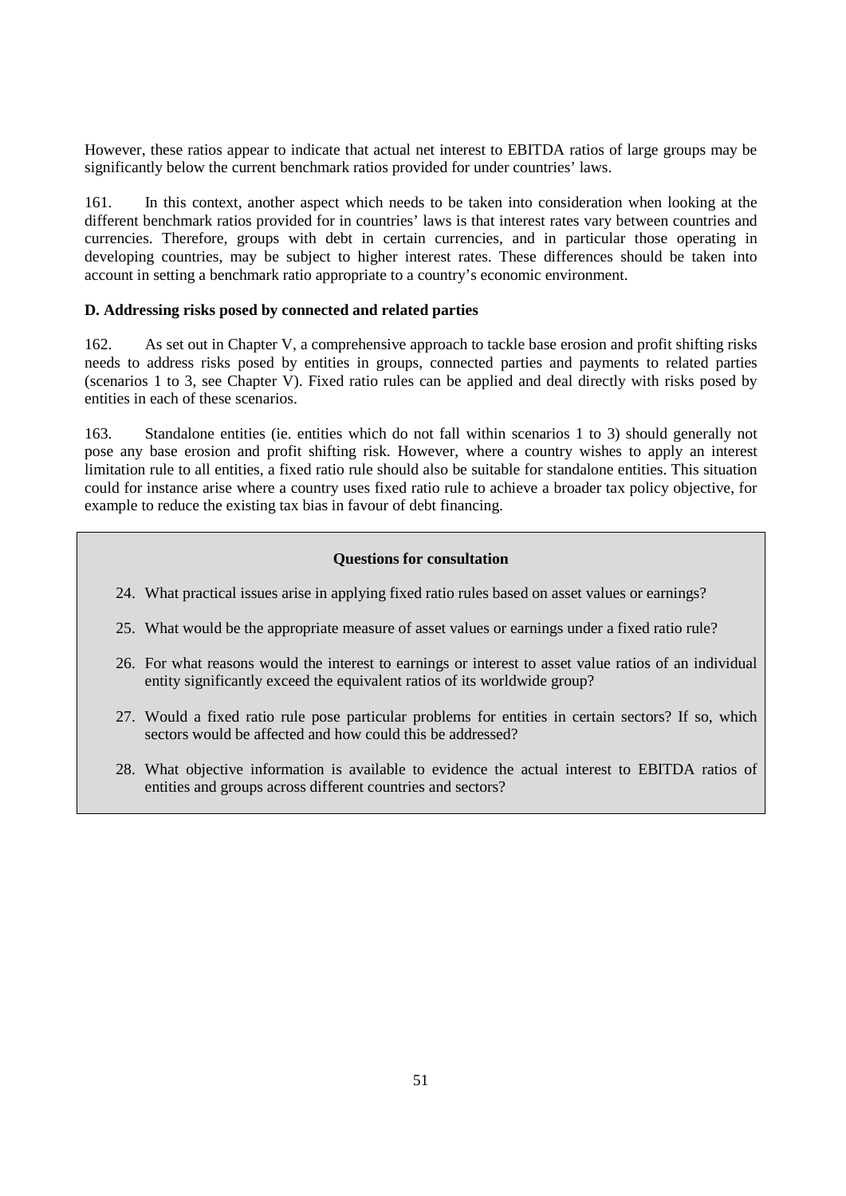However, these ratios appear to indicate that actual net interest to EBITDA ratios of large groups may be significantly below the current benchmark ratios provided for under countries' laws.

161. In this context, another aspect which needs to be taken into consideration when looking at the different benchmark ratios provided for in countries' laws is that interest rates vary between countries and currencies. Therefore, groups with debt in certain currencies, and in particular those operating in developing countries, may be subject to higher interest rates. These differences should be taken into account in setting a benchmark ratio appropriate to a country's economic environment.

### D. Addressing risks posed by connected and related parties

162. As set out in Chapter V, a comprehensive approach to tackle base erosion and profit shifting risks needs to address risks posed by entities in groups, connected parties and payments to related parties (scenarios 1 to 3, see Chapter V). Fixed ratio rules can be applied and deal directly with risks posed by entities in each of these scenarios.

163. Standalone entities (ie. entities which do not fall within scenarios 1 to 3) should generally not pose any base erosion and profit shifting risk. However, where a country wishes to apply an interest limitation rule to all entities, a fixed ratio rule should also be suitable for standalone entities. This situation could for instance arise where a country uses fixed ratio rule to achieve a broader tax policy objective, for example to reduce the existing tax bias in favour of debt financing.

**Questions for consultation**

24. What practical issues arise in applying fixed ratio rules based on asset values or earnings?

25. What would be the appropriate measure of asset values or earnings under a fixed ratio rule?

26. For what reasons would the interest to earnings or interest to asset value ratios of an individual entity significantly exceed the equivalent ratios of its worldwide group?

27. Would a fixed ratio rule pose particular problems for entities in certain sectors? If so, which sectors would be affected and how could this be addressed?

28. What objective information is available to evidence the actual interest to EBITDA ratios of entities and groups across different countries and sectors?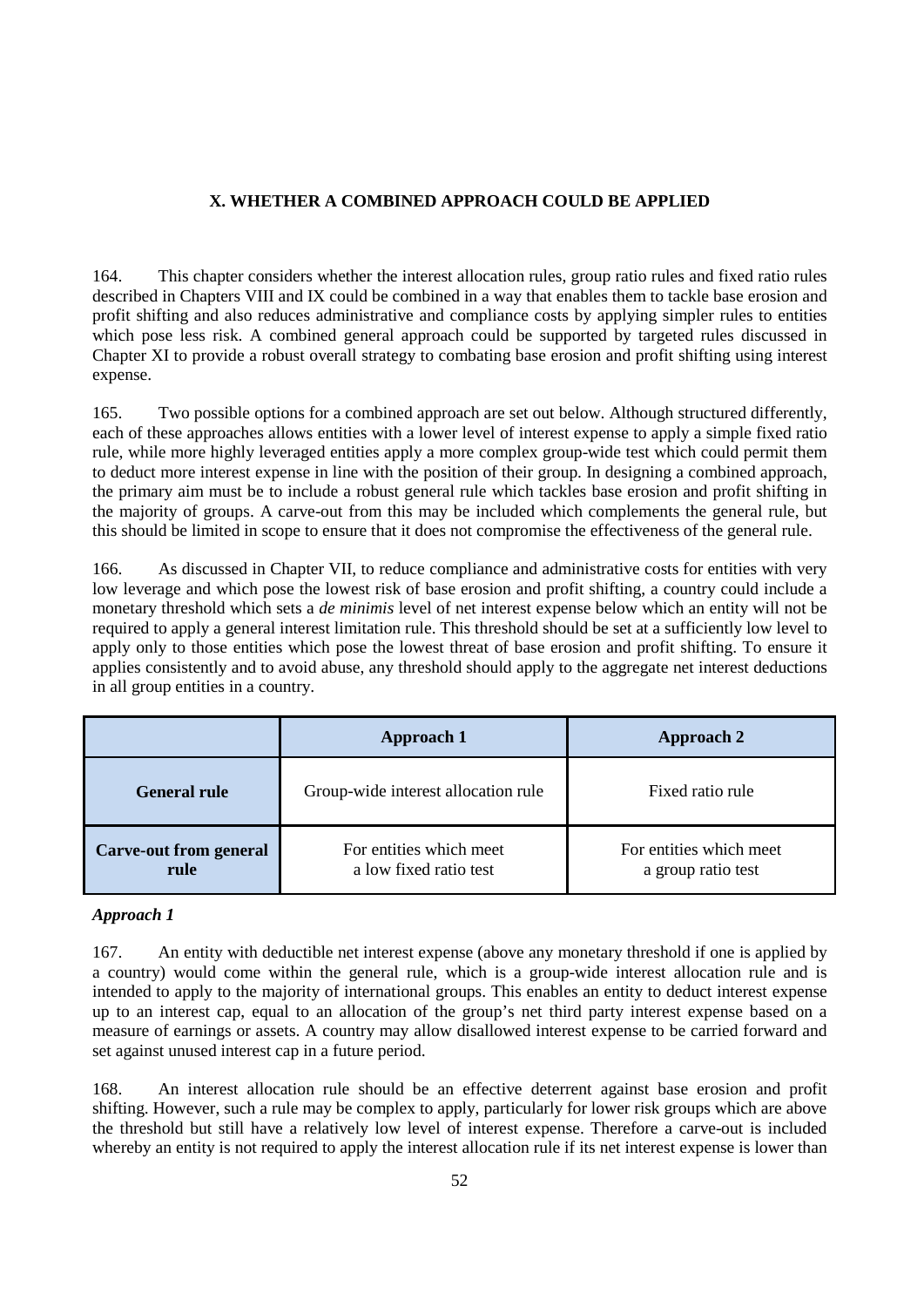## X. WHETHER A COMBINED APPROACH COULD BE APPLIED

164. This chapter considers whether the interest allocation rules, group ratio rules and fixed ratio rules described in Chapters VIII and IX could be combined in a way that enables them to tackle base erosion and profit shifting and also reduces administrative and compliance costs by applying simpler rules to entities which pose less risk. A combined general approach could be supported by targeted rules discussed in Chapter XI to provide a robust overall strategy to combating base erosion and profit shifting using interest expense.

165. Two possible options for a combined approach are set out below. Although structured differently, each of these approaches allows entities with a lower level of interest expense to apply a simple fixed ratio rule, while more highly leveraged entities apply a more complex group-wide test which could permit them to deduct more interest expense in line with the position of their group. In designing a combined approach, the primary aim must be to include a robust general rule which tackles base erosion and profit shifting in the majority of groups. A carve-out from this may be included which complements the general rule, but this should be limited in scope to ensure that it does not compromise the effectiveness of the general rule.

166. As discussed in Chapter VII, to reduce compliance and administrative costs for entities with very low leverage and which pose the lowest risk of base erosion and profit shifting, a country could include a monetary threshold which sets a *de minimis* level of net interest expense below which an entity will not be required to apply a general interest limitation rule. This threshold should be set at a sufficiently low level to apply only to those entities which pose the lowest threat of base erosion and profit shifting. To ensure it applies consistently and to avoid abuse, any threshold should apply to the aggregate net interest deductions in all group entities in a country.

| | **Approach 1** | **Approach 2** |
|---|---|---|
| **General rule** | Group-wide interest allocation rule | Fixed ratio rule |
| **Carve-out from general rule** | For entities which meet a low fixed ratio test | For entities which meet a group ratio test |

***Approach 1***

167. An entity with deductible net interest expense (above any monetary threshold if one is applied by a country) would come within the general rule, which is a group-wide interest allocation rule and is intended to apply to the majority of international groups. This enables an entity to deduct interest expense up to an interest cap, equal to an allocation of the group's net third party interest expense based on a measure of earnings or assets. A country may allow disallowed interest expense to be carried forward and set against unused interest cap in a future period.

168. An interest allocation rule should be an effective deterrent against base erosion and profit shifting. However, such a rule may be complex to apply, particularly for lower risk groups which are above the threshold but still have a relatively low level of interest expense. Therefore a carve-out is included whereby an entity is not required to apply the interest allocation rule if its net interest expense is lower than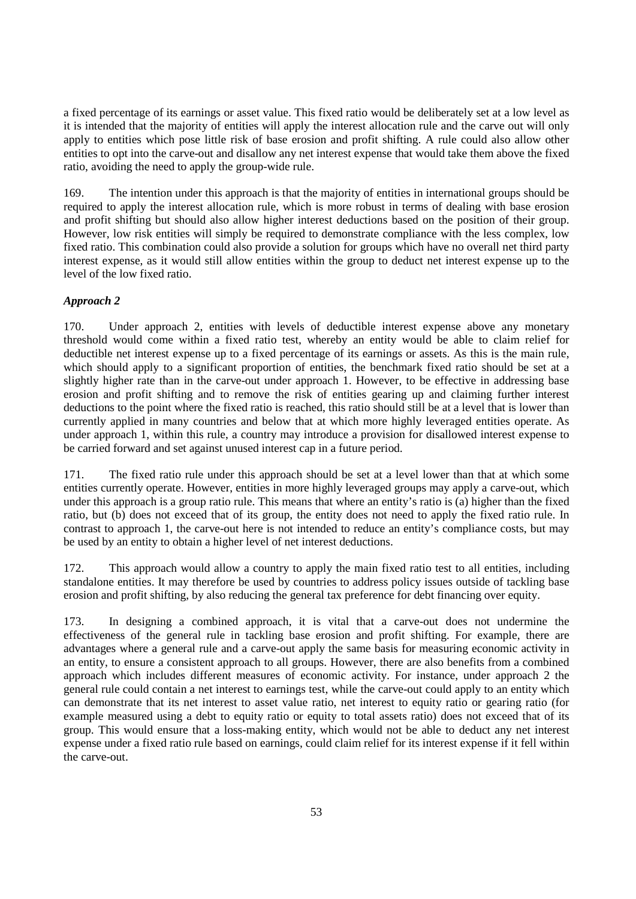a fixed percentage of its earnings or asset value. This fixed ratio would be deliberately set at a low level as it is intended that the majority of entities will apply the interest allocation rule and the carve out will only apply to entities which pose little risk of base erosion and profit shifting. A rule could also allow other entities to opt into the carve-out and disallow any net interest expense that would take them above the fixed ratio, avoiding the need to apply the group-wide rule.

169. The intention under this approach is that the majority of entities in international groups should be required to apply the interest allocation rule, which is more robust in terms of dealing with base erosion and profit shifting but should also allow higher interest deductions based on the position of their group. However, low risk entities will simply be required to demonstrate compliance with the less complex, low fixed ratio. This combination could also provide a solution for groups which have no overall net third party interest expense, as it would still allow entities within the group to deduct net interest expense up to the level of the low fixed ratio.

### *Approach 2*

170. Under approach 2, entities with levels of deductible interest expense above any monetary threshold would come within a fixed ratio test, whereby an entity would be able to claim relief for deductible net interest expense up to a fixed percentage of its earnings or assets. As this is the main rule, which should apply to a significant proportion of entities, the benchmark fixed ratio should be set at a slightly higher rate than in the carve-out under approach 1. However, to be effective in addressing base erosion and profit shifting and to remove the risk of entities gearing up and claiming further interest deductions to the point where the fixed ratio is reached, this ratio should still be at a level that is lower than currently applied in many countries and below that at which more highly leveraged entities operate. As under approach 1, within this rule, a country may introduce a provision for disallowed interest expense to be carried forward and set against unused interest cap in a future period.

171. The fixed ratio rule under this approach should be set at a level lower than that at which some entities currently operate. However, entities in more highly leveraged groups may apply a carve-out, which under this approach is a group ratio rule. This means that where an entity's ratio is (a) higher than the fixed ratio, but (b) does not exceed that of its group, the entity does not need to apply the fixed ratio rule. In contrast to approach 1, the carve-out here is not intended to reduce an entity's compliance costs, but may be used by an entity to obtain a higher level of net interest deductions.

172. This approach would allow a country to apply the main fixed ratio test to all entities, including standalone entities. It may therefore be used by countries to address policy issues outside of tackling base erosion and profit shifting, by also reducing the general tax preference for debt financing over equity.

173. In designing a combined approach, it is vital that a carve-out does not undermine the effectiveness of the general rule in tackling base erosion and profit shifting. For example, there are advantages where a general rule and a carve-out apply the same basis for measuring economic activity in an entity, to ensure a consistent approach to all groups. However, there are also benefits from a combined approach which includes different measures of economic activity. For instance, under approach 2 the general rule could contain a net interest to earnings test, while the carve-out could apply to an entity which can demonstrate that its net interest to asset value ratio, net interest to equity ratio or gearing ratio (for example measured using a debt to equity ratio or equity to total assets ratio) does not exceed that of its group. This would ensure that a loss-making entity, which would not be able to deduct any net interest expense under a fixed ratio rule based on earnings, could claim relief for its interest expense if it fell within the carve-out.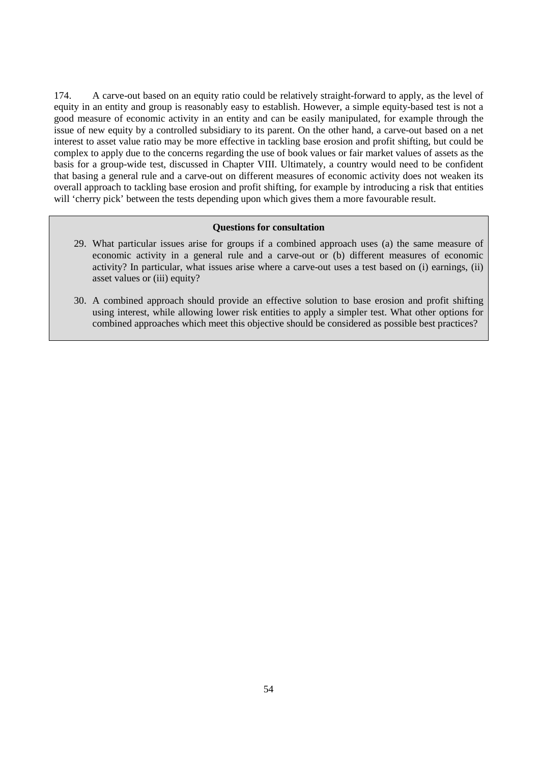174. A carve-out based on an equity ratio could be relatively straight-forward to apply, as the level of equity in an entity and group is reasonably easy to establish. However, a simple equity-based test is not a good measure of economic activity in an entity and can be easily manipulated, for example through the issue of new equity by a controlled subsidiary to its parent. On the other hand, a carve-out based on a net interest to asset value ratio may be more effective in tackling base erosion and profit shifting, but could be complex to apply due to the concerns regarding the use of book values or fair market values of assets as the basis for a group-wide test, discussed in Chapter VIII. Ultimately, a country would need to be confident that basing a general rule and a carve-out on different measures of economic activity does not weaken its overall approach to tackling base erosion and profit shifting, for example by introducing a risk that entities will 'cherry pick' between the tests depending upon which gives them a more favourable result.

**Questions for consultation**

29. What particular issues arise for groups if a combined approach uses (a) the same measure of economic activity in a general rule and a carve-out or (b) different measures of economic activity? In particular, what issues arise where a carve-out uses a test based on (i) earnings, (ii) asset values or (iii) equity?

30. A combined approach should provide an effective solution to base erosion and profit shifting using interest, while allowing lower risk entities to apply a simpler test. What other options for combined approaches which meet this objective should be considered as possible best practices?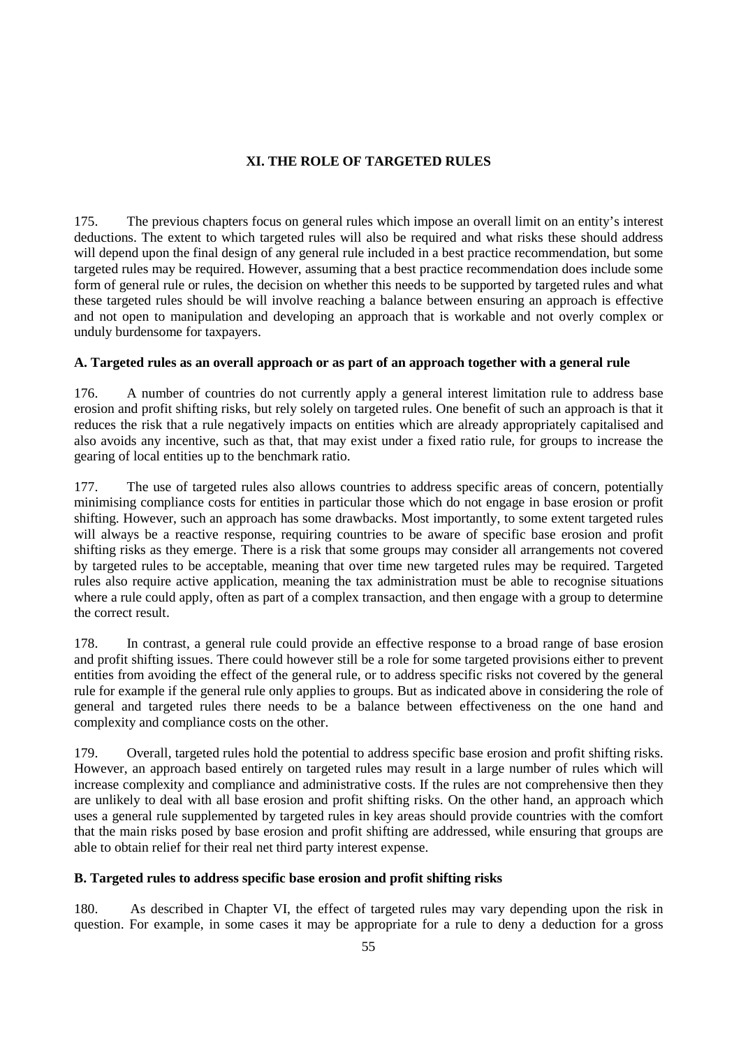## XI. THE ROLE OF TARGETED RULES

175. The previous chapters focus on general rules which impose an overall limit on an entity's interest deductions. The extent to which targeted rules will also be required and what risks these should address will depend upon the final design of any general rule included in a best practice recommendation, but some targeted rules may be required. However, assuming that a best practice recommendation does include some form of general rule or rules, the decision on whether this needs to be supported by targeted rules and what these targeted rules should be will involve reaching a balance between ensuring an approach is effective and not open to manipulation and developing an approach that is workable and not overly complex or unduly burdensome for taxpayers.

### A. Targeted rules as an overall approach or as part of an approach together with a general rule

176. A number of countries do not currently apply a general interest limitation rule to address base erosion and profit shifting risks, but rely solely on targeted rules. One benefit of such an approach is that it reduces the risk that a rule negatively impacts on entities which are already appropriately capitalised and also avoids any incentive, such as that, that may exist under a fixed ratio rule, for groups to increase the gearing of local entities up to the benchmark ratio.

177. The use of targeted rules also allows countries to address specific areas of concern, potentially minimising compliance costs for entities in particular those which do not engage in base erosion or profit shifting. However, such an approach has some drawbacks. Most importantly, to some extent targeted rules will always be a reactive response, requiring countries to be aware of specific base erosion and profit shifting risks as they emerge. There is a risk that some groups may consider all arrangements not covered by targeted rules to be acceptable, meaning that over time new targeted rules may be required. Targeted rules also require active application, meaning the tax administration must be able to recognise situations where a rule could apply, often as part of a complex transaction, and then engage with a group to determine the correct result.

178. In contrast, a general rule could provide an effective response to a broad range of base erosion and profit shifting issues. There could however still be a role for some targeted provisions either to prevent entities from avoiding the effect of the general rule, or to address specific risks not covered by the general rule for example if the general rule only applies to groups. But as indicated above in considering the role of general and targeted rules there needs to be a balance between effectiveness on the one hand and complexity and compliance costs on the other.

179. Overall, targeted rules hold the potential to address specific base erosion and profit shifting risks. However, an approach based entirely on targeted rules may result in a large number of rules which will increase complexity and compliance and administrative costs. If the rules are not comprehensive then they are unlikely to deal with all base erosion and profit shifting risks. On the other hand, an approach which uses a general rule supplemented by targeted rules in key areas should provide countries with the comfort that the main risks posed by base erosion and profit shifting are addressed, while ensuring that groups are able to obtain relief for their real net third party interest expense.

### B. Targeted rules to address specific base erosion and profit shifting risks

180. As described in Chapter VI, the effect of targeted rules may vary depending upon the risk in question. For example, in some cases it may be appropriate for a rule to deny a deduction for a gross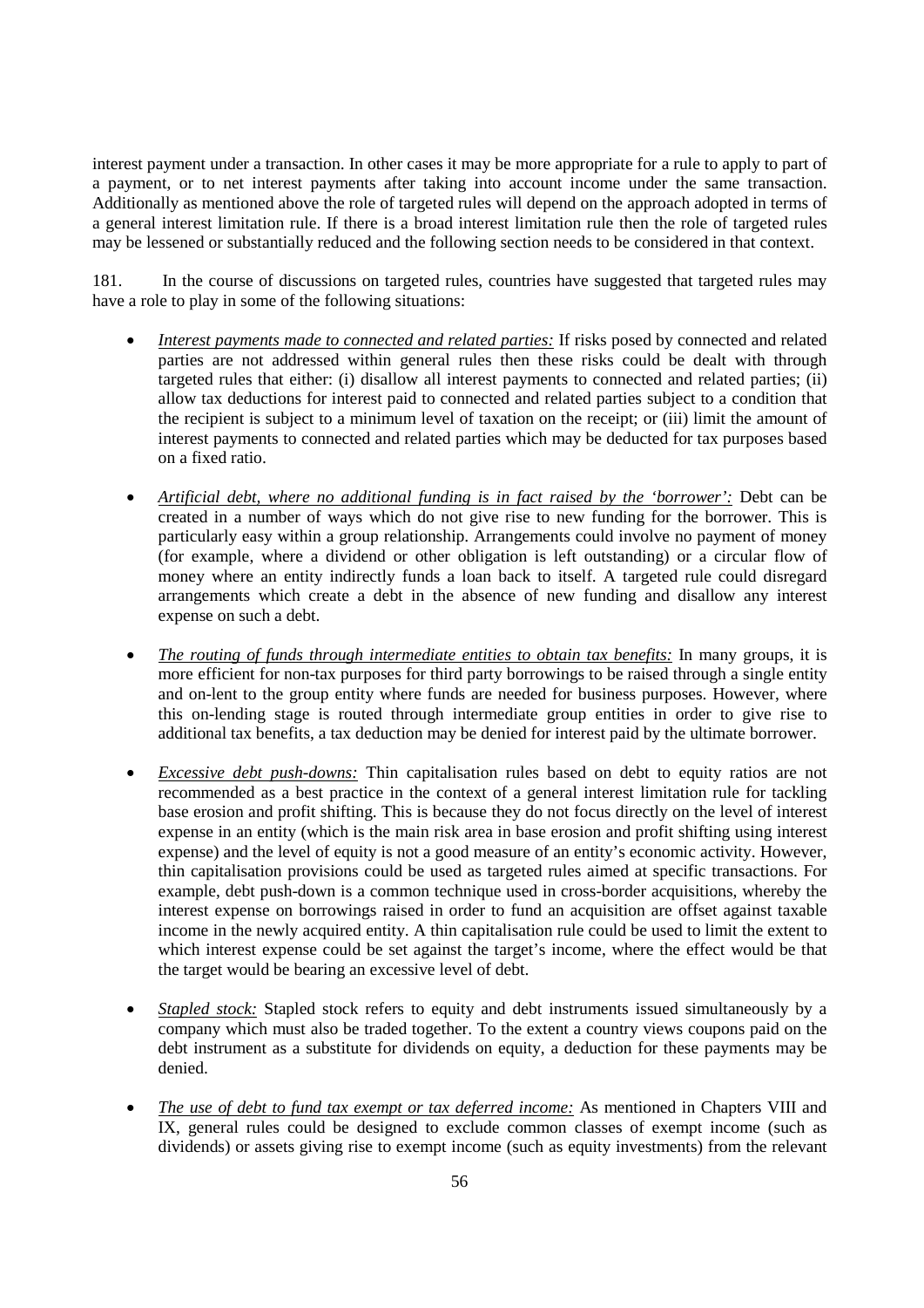interest payment under a transaction. In other cases it may be more appropriate for a rule to apply to part of a payment, or to net interest payments after taking into account income under the same transaction. Additionally as mentioned above the role of targeted rules will depend on the approach adopted in terms of a general interest limitation rule. If there is a broad interest limitation rule then the role of targeted rules may be lessened or substantially reduced and the following section needs to be considered in that context.

181. In the course of discussions on targeted rules, countries have suggested that targeted rules may have a role to play in some of the following situations:

- *Interest payments made to connected and related parties:* If risks posed by connected and related parties are not addressed within general rules then these risks could be dealt with through targeted rules that either: (i) disallow all interest payments to connected and related parties; (ii) allow tax deductions for interest paid to connected and related parties subject to a condition that the recipient is subject to a minimum level of taxation on the receipt; or (iii) limit the amount of interest payments to connected and related parties which may be deducted for tax purposes based on a fixed ratio.

- *Artificial debt, where no additional funding is in fact raised by the 'borrower':* Debt can be created in a number of ways which do not give rise to new funding for the borrower. This is particularly easy within a group relationship. Arrangements could involve no payment of money (for example, where a dividend or other obligation is left outstanding) or a circular flow of money where an entity indirectly funds a loan back to itself. A targeted rule could disregard arrangements which create a debt in the absence of new funding and disallow any interest expense on such a debt.

- *The routing of funds through intermediate entities to obtain tax benefits:* In many groups, it is more efficient for non-tax purposes for third party borrowings to be raised through a single entity and on-lent to the group entity where funds are needed for business purposes. However, where this on-lending stage is routed through intermediate group entities in order to give rise to additional tax benefits, a tax deduction may be denied for interest paid by the ultimate borrower.

- *Excessive debt push-downs:* Thin capitalisation rules based on debt to equity ratios are not recommended as a best practice in the context of a general interest limitation rule for tackling base erosion and profit shifting. This is because they do not focus directly on the level of interest expense in an entity (which is the main risk area in base erosion and profit shifting using interest expense) and the level of equity is not a good measure of an entity's economic activity. However, thin capitalisation provisions could be used as targeted rules aimed at specific transactions. For example, debt push-down is a common technique used in cross-border acquisitions, whereby the interest expense on borrowings raised in order to fund an acquisition are offset against taxable income in the newly acquired entity. A thin capitalisation rule could be used to limit the extent to which interest expense could be set against the target's income, where the effect would be that the target would be bearing an excessive level of debt.

- *Stapled stock:* Stapled stock refers to equity and debt instruments issued simultaneously by a company which must also be traded together. To the extent a country views coupons paid on the debt instrument as a substitute for dividends on equity, a deduction for these payments may be denied.

- *The use of debt to fund tax exempt or tax deferred income:* As mentioned in Chapters VIII and IX, general rules could be designed to exclude common classes of exempt income (such as dividends) or assets giving rise to exempt income (such as equity investments) from the relevant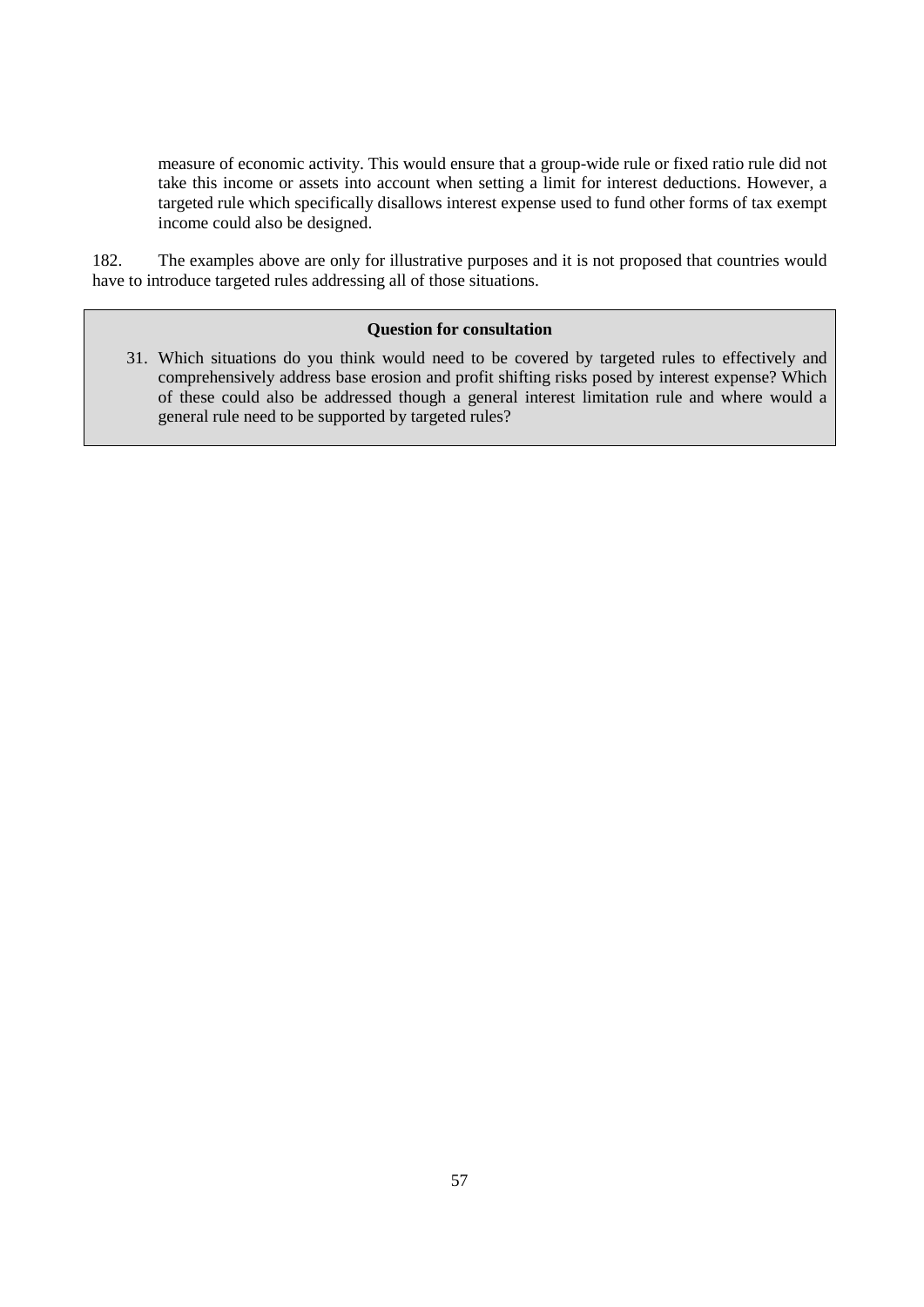measure of economic activity. This would ensure that a group-wide rule or fixed ratio rule did not take this income or assets into account when setting a limit for interest deductions. However, a targeted rule which specifically disallows interest expense used to fund other forms of tax exempt income could also be designed.

182. The examples above are only for illustrative purposes and it is not proposed that countries would have to introduce targeted rules addressing all of those situations.

**Question for consultation**

31. Which situations do you think would need to be covered by targeted rules to effectively and comprehensively address base erosion and profit shifting risks posed by interest expense? Which of these could also be addressed though a general interest limitation rule and where would a general rule need to be supported by targeted rules?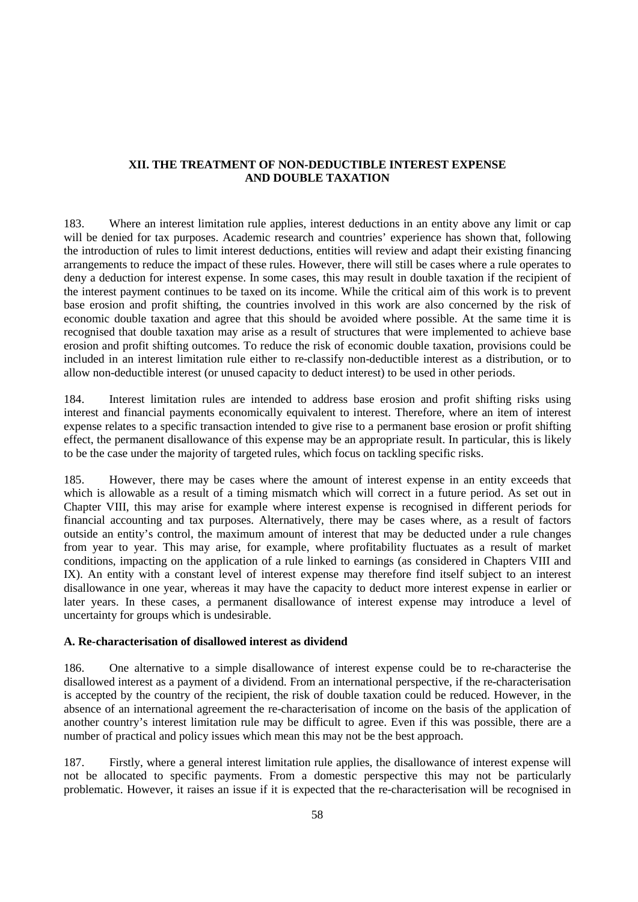## XII. THE TREATMENT OF NON-DEDUCTIBLE INTEREST EXPENSE AND DOUBLE TAXATION

183. Where an interest limitation rule applies, interest deductions in an entity above any limit or cap will be denied for tax purposes. Academic research and countries' experience has shown that, following the introduction of rules to limit interest deductions, entities will review and adapt their existing financing arrangements to reduce the impact of these rules. However, there will still be cases where a rule operates to deny a deduction for interest expense. In some cases, this may result in double taxation if the recipient of the interest payment continues to be taxed on its income. While the critical aim of this work is to prevent base erosion and profit shifting, the countries involved in this work are also concerned by the risk of economic double taxation and agree that this should be avoided where possible. At the same time it is recognised that double taxation may arise as a result of structures that were implemented to achieve base erosion and profit shifting outcomes. To reduce the risk of economic double taxation, provisions could be included in an interest limitation rule either to re-classify non-deductible interest as a distribution, or to allow non-deductible interest (or unused capacity to deduct interest) to be used in other periods.

184. Interest limitation rules are intended to address base erosion and profit shifting risks using interest and financial payments economically equivalent to interest. Therefore, where an item of interest expense relates to a specific transaction intended to give rise to a permanent base erosion or profit shifting effect, the permanent disallowance of this expense may be an appropriate result. In particular, this is likely to be the case under the majority of targeted rules, which focus on tackling specific risks.

185. However, there may be cases where the amount of interest expense in an entity exceeds that which is allowable as a result of a timing mismatch which will correct in a future period. As set out in Chapter VIII, this may arise for example where interest expense is recognised in different periods for financial accounting and tax purposes. Alternatively, there may be cases where, as a result of factors outside an entity's control, the maximum amount of interest that may be deducted under a rule changes from year to year. This may arise, for example, where profitability fluctuates as a result of market conditions, impacting on the application of a rule linked to earnings (as considered in Chapters VIII and IX). An entity with a constant level of interest expense may therefore find itself subject to an interest disallowance in one year, whereas it may have the capacity to deduct more interest expense in earlier or later years. In these cases, a permanent disallowance of interest expense may introduce a level of uncertainty for groups which is undesirable.

### A. Re-characterisation of disallowed interest as dividend

186. One alternative to a simple disallowance of interest expense could be to re-characterise the disallowed interest as a payment of a dividend. From an international perspective, if the re-characterisation is accepted by the country of the recipient, the risk of double taxation could be reduced. However, in the absence of an international agreement the re-characterisation of income on the basis of the application of another country's interest limitation rule may be difficult to agree. Even if this was possible, there are a number of practical and policy issues which mean this may not be the best approach.

187. Firstly, where a general interest limitation rule applies, the disallowance of interest expense will not be allocated to specific payments. From a domestic perspective this may not be particularly problematic. However, it raises an issue if it is expected that the re-characterisation will be recognised in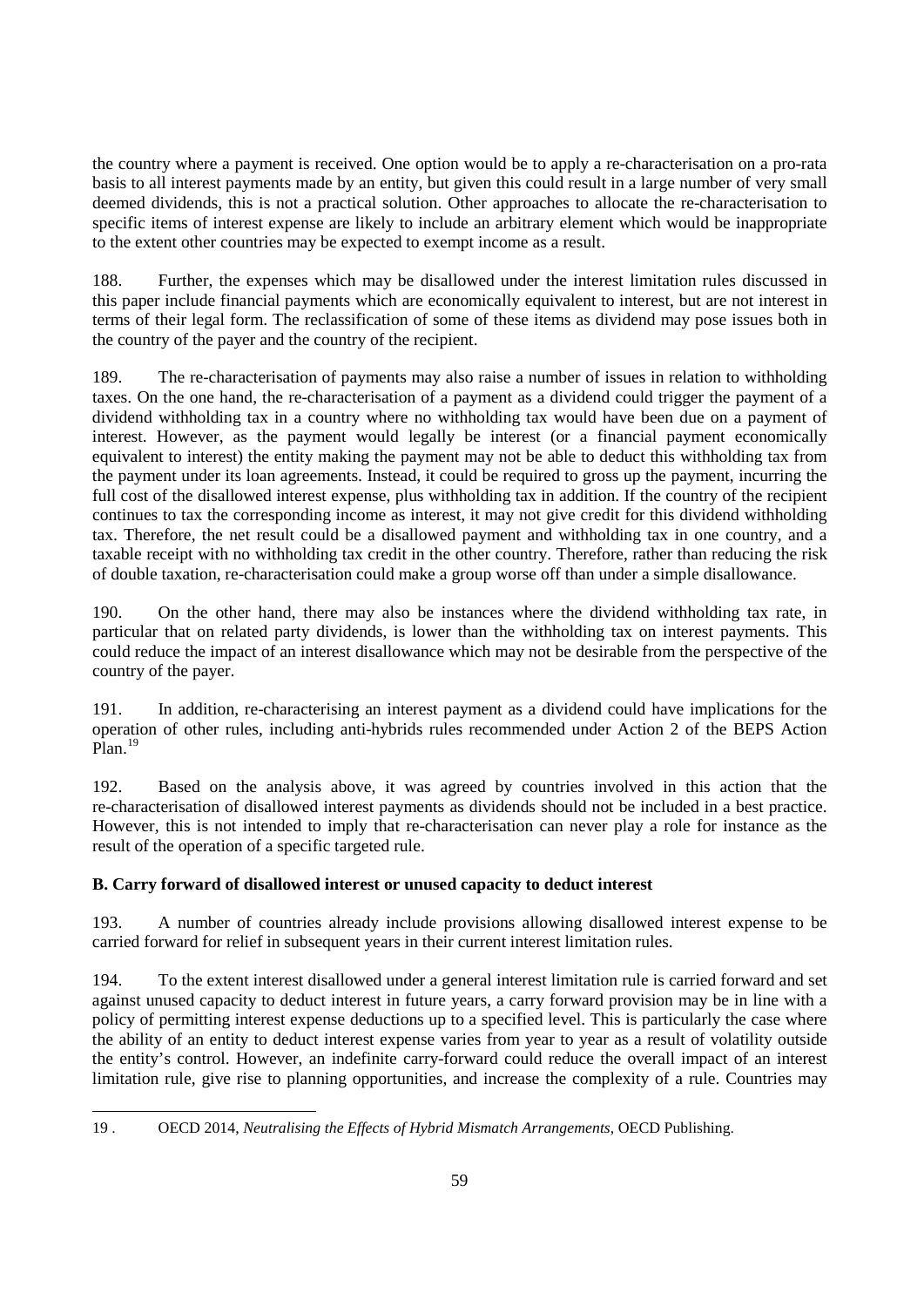the country where a payment is received. One option would be to apply a re-characterisation on a pro-rata basis to all interest payments made by an entity, but given this could result in a large number of very small deemed dividends, this is not a practical solution. Other approaches to allocate the re-characterisation to specific items of interest expense are likely to include an arbitrary element which would be inappropriate to the extent other countries may be expected to exempt income as a result.

188. Further, the expenses which may be disallowed under the interest limitation rules discussed in this paper include financial payments which are economically equivalent to interest, but are not interest in terms of their legal form. The reclassification of some of these items as dividend may pose issues both in the country of the payer and the country of the recipient.

189. The re-characterisation of payments may also raise a number of issues in relation to withholding taxes. On the one hand, the re-characterisation of a payment as a dividend could trigger the payment of a dividend withholding tax in a country where no withholding tax would have been due on a payment of interest. However, as the payment would legally be interest (or a financial payment economically equivalent to interest) the entity making the payment may not be able to deduct this withholding tax from the payment under its loan agreements. Instead, it could be required to gross up the payment, incurring the full cost of the disallowed interest expense, plus withholding tax in addition. If the country of the recipient continues to tax the corresponding income as interest, it may not give credit for this dividend withholding tax. Therefore, the net result could be a disallowed payment and withholding tax in one country, and a taxable receipt with no withholding tax credit in the other country. Therefore, rather than reducing the risk of double taxation, re-characterisation could make a group worse off than under a simple disallowance.

190. On the other hand, there may also be instances where the dividend withholding tax rate, in particular that on related party dividends, is lower than the withholding tax on interest payments. This could reduce the impact of an interest disallowance which may not be desirable from the perspective of the country of the payer.

191. In addition, re-characterising an interest payment as a dividend could have implications for the operation of other rules, including anti-hybrids rules recommended under Action 2 of the BEPS Action Plan.[19]

192. Based on the analysis above, it was agreed by countries involved in this action that the re-characterisation of disallowed interest payments as dividends should not be included in a best practice. However, this is not intended to imply that re-characterisation can never play a role for instance as the result of the operation of a specific targeted rule.

**B. Carry forward of disallowed interest or unused capacity to deduct interest**

193. A number of countries already include provisions allowing disallowed interest expense to be carried forward for relief in subsequent years in their current interest limitation rules.

194. To the extent interest disallowed under a general interest limitation rule is carried forward and set against unused capacity to deduct interest in future years, a carry forward provision may be in line with a policy of permitting interest expense deductions up to a specified level. This is particularly the case where the ability of an entity to deduct interest expense varies from year to year as a result of volatility outside the entity's control. However, an indefinite carry-forward could reduce the overall impact of an interest limitation rule, give rise to planning opportunities, and increase the complexity of a rule. Countries may

---

19 . OECD 2014, *Neutralising the Effects of Hybrid Mismatch Arrangements*, OECD Publishing.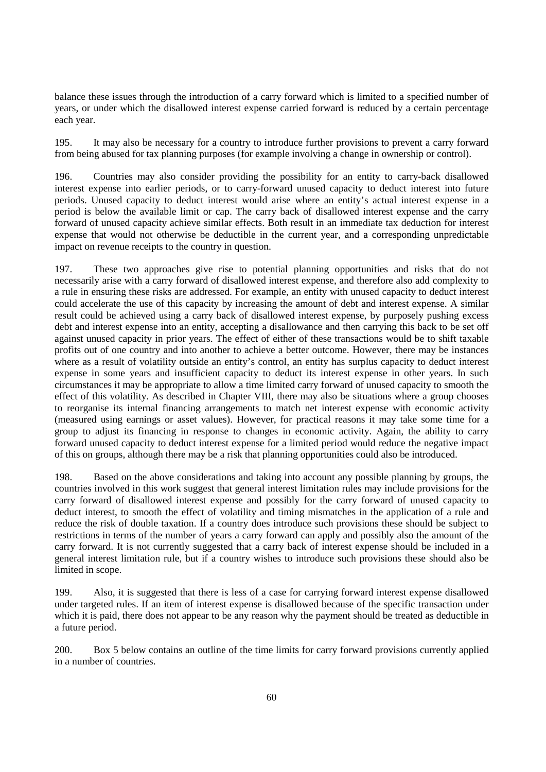balance these issues through the introduction of a carry forward which is limited to a specified number of years, or under which the disallowed interest expense carried forward is reduced by a certain percentage each year.

195. It may also be necessary for a country to introduce further provisions to prevent a carry forward from being abused for tax planning purposes (for example involving a change in ownership or control).

196. Countries may also consider providing the possibility for an entity to carry-back disallowed interest expense into earlier periods, or to carry-forward unused capacity to deduct interest into future periods. Unused capacity to deduct interest would arise where an entity's actual interest expense in a period is below the available limit or cap. The carry back of disallowed interest expense and the carry forward of unused capacity achieve similar effects. Both result in an immediate tax deduction for interest expense that would not otherwise be deductible in the current year, and a corresponding unpredictable impact on revenue receipts to the country in question.

197. These two approaches give rise to potential planning opportunities and risks that do not necessarily arise with a carry forward of disallowed interest expense, and therefore also add complexity to a rule in ensuring these risks are addressed. For example, an entity with unused capacity to deduct interest could accelerate the use of this capacity by increasing the amount of debt and interest expense. A similar result could be achieved using a carry back of disallowed interest expense, by purposely pushing excess debt and interest expense into an entity, accepting a disallowance and then carrying this back to be set off against unused capacity in prior years. The effect of either of these transactions would be to shift taxable profits out of one country and into another to achieve a better outcome. However, there may be instances where as a result of volatility outside an entity's control, an entity has surplus capacity to deduct interest expense in some years and insufficient capacity to deduct its interest expense in other years. In such circumstances it may be appropriate to allow a time limited carry forward of unused capacity to smooth the effect of this volatility. As described in Chapter VIII, there may also be situations where a group chooses to reorganise its internal financing arrangements to match net interest expense with economic activity (measured using earnings or asset values). However, for practical reasons it may take some time for a group to adjust its financing in response to changes in economic activity. Again, the ability to carry forward unused capacity to deduct interest expense for a limited period would reduce the negative impact of this on groups, although there may be a risk that planning opportunities could also be introduced.

198. Based on the above considerations and taking into account any possible planning by groups, the countries involved in this work suggest that general interest limitation rules may include provisions for the carry forward of disallowed interest expense and possibly for the carry forward of unused capacity to deduct interest, to smooth the effect of volatility and timing mismatches in the application of a rule and reduce the risk of double taxation. If a country does introduce such provisions these should be subject to restrictions in terms of the number of years a carry forward can apply and possibly also the amount of the carry forward. It is not currently suggested that a carry back of interest expense should be included in a general interest limitation rule, but if a country wishes to introduce such provisions these should also be limited in scope.

199. Also, it is suggested that there is less of a case for carrying forward interest expense disallowed under targeted rules. If an item of interest expense is disallowed because of the specific transaction under which it is paid, there does not appear to be any reason why the payment should be treated as deductible in a future period.

200. Box 5 below contains an outline of the time limits for carry forward provisions currently applied in a number of countries.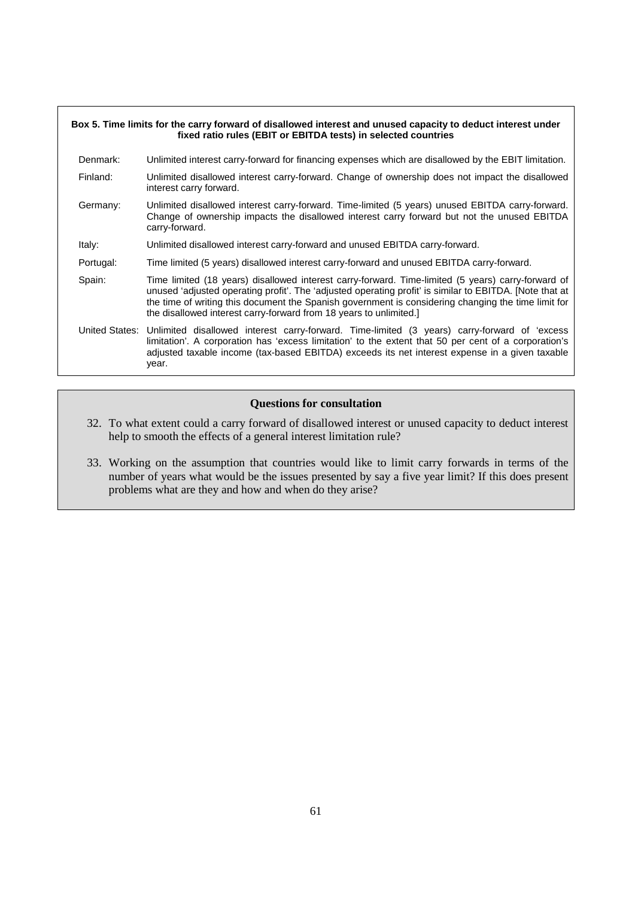**Box 5. Time limits for the carry forward of disallowed interest and unused capacity to deduct interest under fixed ratio rules (EBIT or EBITDA tests) in selected countries**

| | |
|---|---|
| Denmark: | Unlimited interest carry-forward for financing expenses which are disallowed by the EBIT limitation. |
| Finland: | Unlimited disallowed interest carry-forward. Change of ownership does not impact the disallowed interest carry forward. |
| Germany: | Unlimited disallowed interest carry-forward. Time-limited (5 years) unused EBITDA carry-forward. Change of ownership impacts the disallowed interest carry forward but not the unused EBITDA carry-forward. |
| Italy: | Unlimited disallowed interest carry-forward and unused EBITDA carry-forward. |
| Portugal: | Time limited (5 years) disallowed interest carry-forward and unused EBITDA carry-forward. |
| Spain: | Time limited (18 years) disallowed interest carry-forward. Time-limited (5 years) carry-forward of unused 'adjusted operating profit'. The 'adjusted operating profit' is similar to EBITDA. [Note that at the time of writing this document the Spanish government is considering changing the time limit for the disallowed interest carry-forward from 18 years to unlimited.] |
| United States: | Unlimited disallowed interest carry-forward. Time-limited (3 years) carry-forward of 'excess limitation'. A corporation has 'excess limitation' to the extent that 50 per cent of a corporation's adjusted taxable income (tax-based EBITDA) exceeds its net interest expense in a given taxable year. |

**Questions for consultation**

32. To what extent could a carry forward of disallowed interest or unused capacity to deduct interest help to smooth the effects of a general interest limitation rule?

33. Working on the assumption that countries would like to limit carry forwards in terms of the number of years what would be the issues presented by say a five year limit? If this does present problems what are they and how and when do they arise?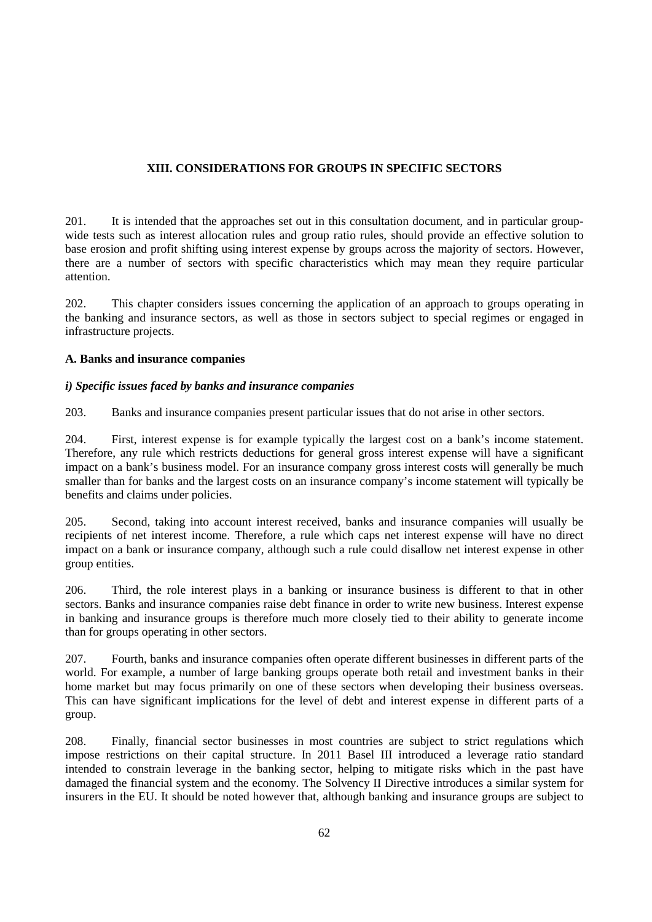## XIII. CONSIDERATIONS FOR GROUPS IN SPECIFIC SECTORS

201. It is intended that the approaches set out in this consultation document, and in particular group-wide tests such as interest allocation rules and group ratio rules, should provide an effective solution to base erosion and profit shifting using interest expense by groups across the majority of sectors. However, there are a number of sectors with specific characteristics which may mean they require particular attention.

202. This chapter considers issues concerning the application of an approach to groups operating in the banking and insurance sectors, as well as those in sectors subject to special regimes or engaged in infrastructure projects.

### A. Banks and insurance companies

#### *i) Specific issues faced by banks and insurance companies*

203. Banks and insurance companies present particular issues that do not arise in other sectors.

204. First, interest expense is for example typically the largest cost on a bank's income statement. Therefore, any rule which restricts deductions for general gross interest expense will have a significant impact on a bank's business model. For an insurance company gross interest costs will generally be much smaller than for banks and the largest costs on an insurance company's income statement will typically be benefits and claims under policies.

205. Second, taking into account interest received, banks and insurance companies will usually be recipients of net interest income. Therefore, a rule which caps net interest expense will have no direct impact on a bank or insurance company, although such a rule could disallow net interest expense in other group entities.

206. Third, the role interest plays in a banking or insurance business is different to that in other sectors. Banks and insurance companies raise debt finance in order to write new business. Interest expense in banking and insurance groups is therefore much more closely tied to their ability to generate income than for groups operating in other sectors.

207. Fourth, banks and insurance companies often operate different businesses in different parts of the world. For example, a number of large banking groups operate both retail and investment banks in their home market but may focus primarily on one of these sectors when developing their business overseas. This can have significant implications for the level of debt and interest expense in different parts of a group.

208. Finally, financial sector businesses in most countries are subject to strict regulations which impose restrictions on their capital structure. In 2011 Basel III introduced a leverage ratio standard intended to constrain leverage in the banking sector, helping to mitigate risks which in the past have damaged the financial system and the economy. The Solvency II Directive introduces a similar system for insurers in the EU. It should be noted however that, although banking and insurance groups are subject to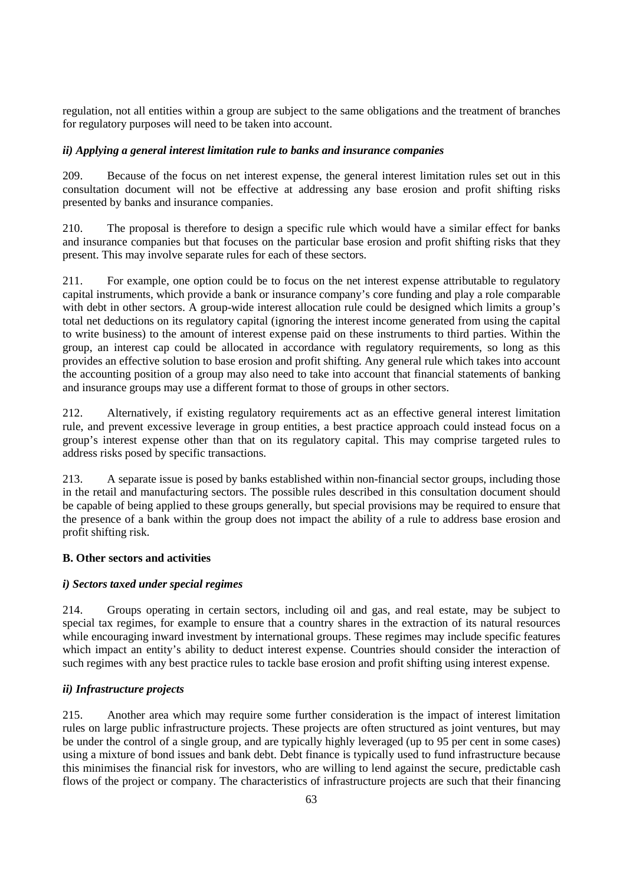regulation, not all entities within a group are subject to the same obligations and the treatment of branches for regulatory purposes will need to be taken into account.

#### *ii) Applying a general interest limitation rule to banks and insurance companies*

209. Because of the focus on net interest expense, the general interest limitation rules set out in this consultation document will not be effective at addressing any base erosion and profit shifting risks presented by banks and insurance companies.

210. The proposal is therefore to design a specific rule which would have a similar effect for banks and insurance companies but that focuses on the particular base erosion and profit shifting risks that they present. This may involve separate rules for each of these sectors.

211. For example, one option could be to focus on the net interest expense attributable to regulatory capital instruments, which provide a bank or insurance company's core funding and play a role comparable with debt in other sectors. A group-wide interest allocation rule could be designed which limits a group's total net deductions on its regulatory capital (ignoring the interest income generated from using the capital to write business) to the amount of interest expense paid on these instruments to third parties. Within the group, an interest cap could be allocated in accordance with regulatory requirements, so long as this provides an effective solution to base erosion and profit shifting. Any general rule which takes into account the accounting position of a group may also need to take into account that financial statements of banking and insurance groups may use a different format to those of groups in other sectors.

212. Alternatively, if existing regulatory requirements act as an effective general interest limitation rule, and prevent excessive leverage in group entities, a best practice approach could instead focus on a group's interest expense other than that on its regulatory capital. This may comprise targeted rules to address risks posed by specific transactions.

213. A separate issue is posed by banks established within non-financial sector groups, including those in the retail and manufacturing sectors. The possible rules described in this consultation document should be capable of being applied to these groups generally, but special provisions may be required to ensure that the presence of a bank within the group does not impact the ability of a rule to address base erosion and profit shifting risk.

### B. Other sectors and activities

#### *i) Sectors taxed under special regimes*

214. Groups operating in certain sectors, including oil and gas, and real estate, may be subject to special tax regimes, for example to ensure that a country shares in the extraction of its natural resources while encouraging inward investment by international groups. These regimes may include specific features which impact an entity's ability to deduct interest expense. Countries should consider the interaction of such regimes with any best practice rules to tackle base erosion and profit shifting using interest expense.

#### *ii) Infrastructure projects*

215. Another area which may require some further consideration is the impact of interest limitation rules on large public infrastructure projects. These projects are often structured as joint ventures, but may be under the control of a single group, and are typically highly leveraged (up to 95 per cent in some cases) using a mixture of bond issues and bank debt. Debt finance is typically used to fund infrastructure because this minimises the financial risk for investors, who are willing to lend against the secure, predictable cash flows of the project or company. The characteristics of infrastructure projects are such that their financing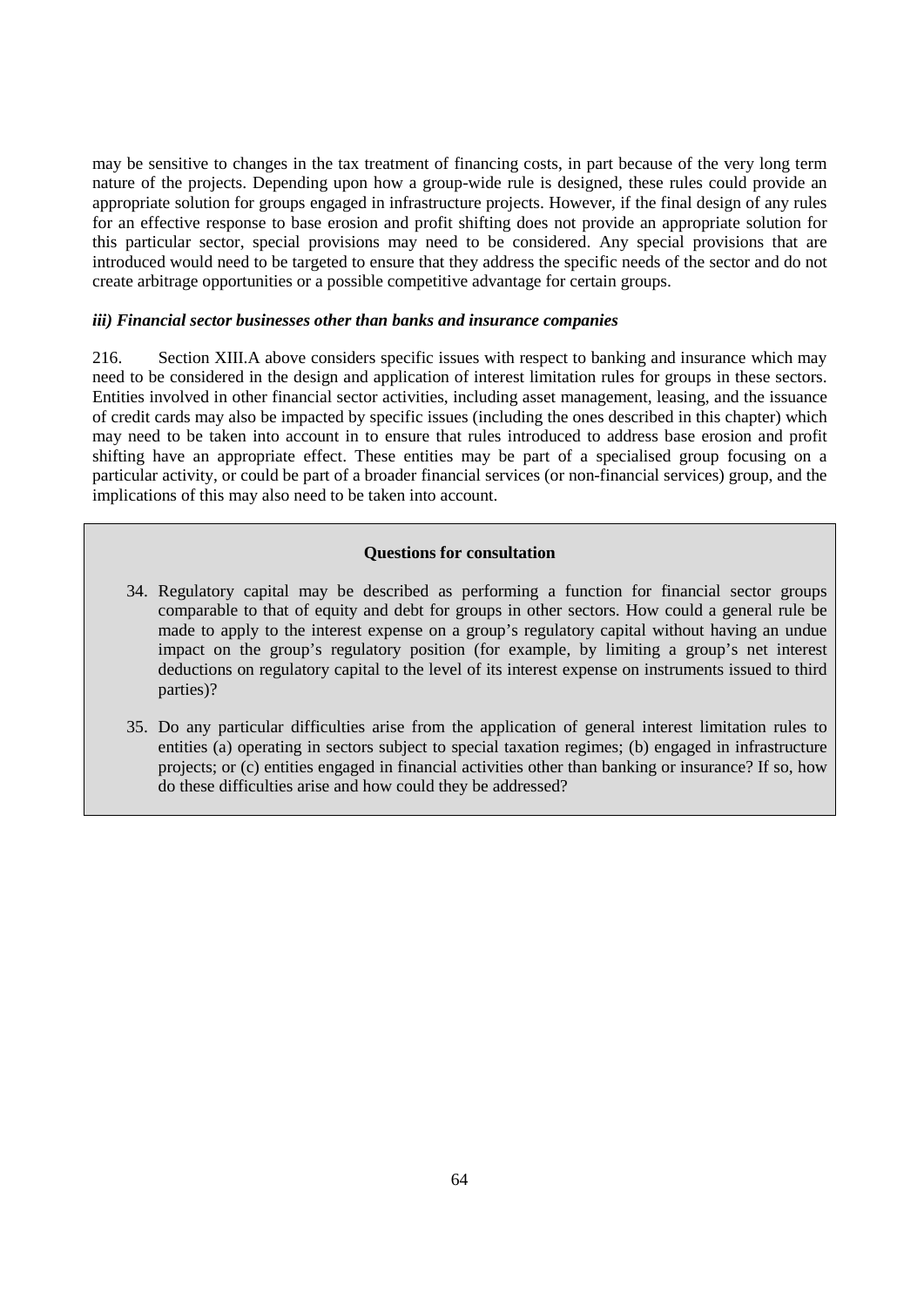may be sensitive to changes in the tax treatment of financing costs, in part because of the very long term nature of the projects. Depending upon how a group-wide rule is designed, these rules could provide an appropriate solution for groups engaged in infrastructure projects. However, if the final design of any rules for an effective response to base erosion and profit shifting does not provide an appropriate solution for this particular sector, special provisions may need to be considered. Any special provisions that are introduced would need to be targeted to ensure that they address the specific needs of the sector and do not create arbitrage opportunities or a possible competitive advantage for certain groups.

***iii) Financial sector businesses other than banks and insurance companies***

216. Section XIII.A above considers specific issues with respect to banking and insurance which may need to be considered in the design and application of interest limitation rules for groups in these sectors. Entities involved in other financial sector activities, including asset management, leasing, and the issuance of credit cards may also be impacted by specific issues (including the ones described in this chapter) which may need to be taken into account in to ensure that rules introduced to address base erosion and profit shifting have an appropriate effect. These entities may be part of a specialised group focusing on a particular activity, or could be part of a broader financial services (or non-financial services) group, and the implications of this may also need to be taken into account.

**Questions for consultation**

34. Regulatory capital may be described as performing a function for financial sector groups comparable to that of equity and debt for groups in other sectors. How could a general rule be made to apply to the interest expense on a group's regulatory capital without having an undue impact on the group's regulatory position (for example, by limiting a group's net interest deductions on regulatory capital to the level of its interest expense on instruments issued to third parties)?

35. Do any particular difficulties arise from the application of general interest limitation rules to entities (a) operating in sectors subject to special taxation regimes; (b) engaged in infrastructure projects; or (c) entities engaged in financial activities other than banking or insurance? If so, how do these difficulties arise and how could they be addressed?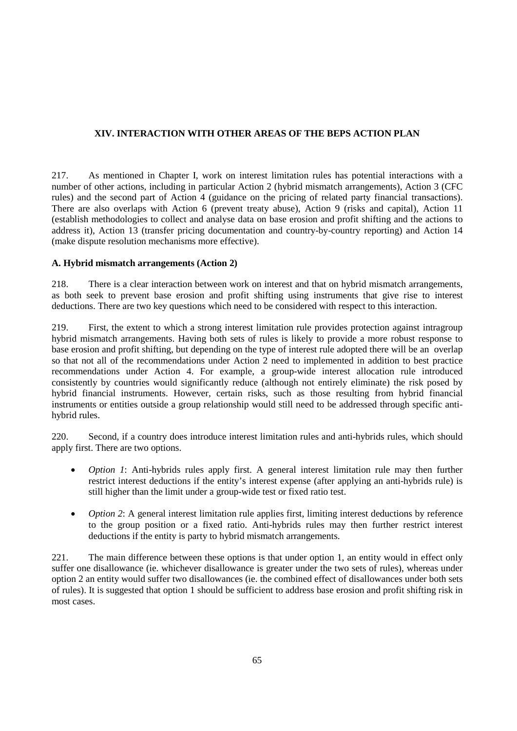## XIV. INTERACTION WITH OTHER AREAS OF THE BEPS ACTION PLAN

217. As mentioned in Chapter I, work on interest limitation rules has potential interactions with a number of other actions, including in particular Action 2 (hybrid mismatch arrangements), Action 3 (CFC rules) and the second part of Action 4 (guidance on the pricing of related party financial transactions). There are also overlaps with Action 6 (prevent treaty abuse), Action 9 (risks and capital), Action 11 (establish methodologies to collect and analyse data on base erosion and profit shifting and the actions to address it), Action 13 (transfer pricing documentation and country-by-country reporting) and Action 14 (make dispute resolution mechanisms more effective).

### A. Hybrid mismatch arrangements (Action 2)

218. There is a clear interaction between work on interest and that on hybrid mismatch arrangements, as both seek to prevent base erosion and profit shifting using instruments that give rise to interest deductions. There are two key questions which need to be considered with respect to this interaction.

219. First, the extent to which a strong interest limitation rule provides protection against intragroup hybrid mismatch arrangements. Having both sets of rules is likely to provide a more robust response to base erosion and profit shifting, but depending on the type of interest rule adopted there will be an overlap so that not all of the recommendations under Action 2 need to implemented in addition to best practice recommendations under Action 4. For example, a group-wide interest allocation rule introduced consistently by countries would significantly reduce (although not entirely eliminate) the risk posed by hybrid financial instruments. However, certain risks, such as those resulting from hybrid financial instruments or entities outside a group relationship would still need to be addressed through specific anti-hybrid rules.

220. Second, if a country does introduce interest limitation rules and anti-hybrids rules, which should apply first. There are two options.

- *Option 1*: Anti-hybrids rules apply first. A general interest limitation rule may then further restrict interest deductions if the entity's interest expense (after applying an anti-hybrids rule) is still higher than the limit under a group-wide test or fixed ratio test.
- *Option 2*: A general interest limitation rule applies first, limiting interest deductions by reference to the group position or a fixed ratio. Anti-hybrids rules may then further restrict interest deductions if the entity is party to hybrid mismatch arrangements.

221. The main difference between these options is that under option 1, an entity would in effect only suffer one disallowance (ie. whichever disallowance is greater under the two sets of rules), whereas under option 2 an entity would suffer two disallowances (ie. the combined effect of disallowances under both sets of rules). It is suggested that option 1 should be sufficient to address base erosion and profit shifting risk in most cases.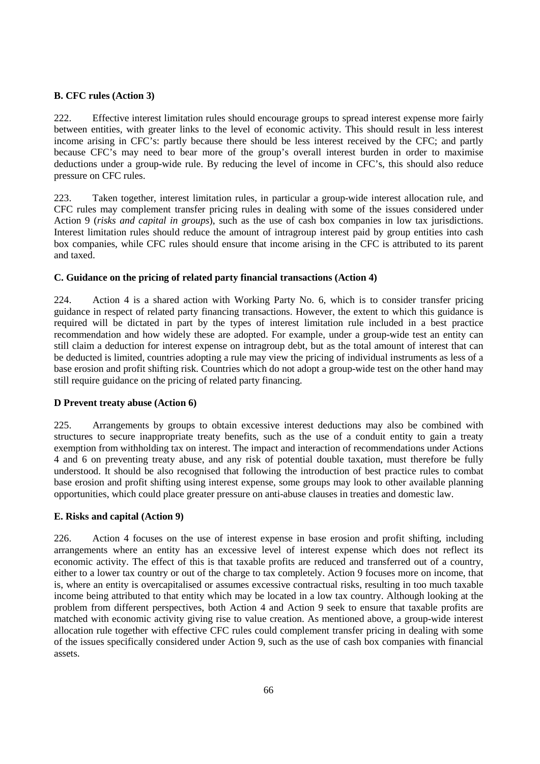### B. CFC rules (Action 3)

222. Effective interest limitation rules should encourage groups to spread interest expense more fairly between entities, with greater links to the level of economic activity. This should result in less interest income arising in CFC's: partly because there should be less interest received by the CFC; and partly because CFC's may need to bear more of the group's overall interest burden in order to maximise deductions under a group-wide rule. By reducing the level of income in CFC's, this should also reduce pressure on CFC rules.

223. Taken together, interest limitation rules, in particular a group-wide interest allocation rule, and CFC rules may complement transfer pricing rules in dealing with some of the issues considered under Action 9 (*risks and capital in groups*), such as the use of cash box companies in low tax jurisdictions. Interest limitation rules should reduce the amount of intragroup interest paid by group entities into cash box companies, while CFC rules should ensure that income arising in the CFC is attributed to its parent and taxed.

### C. Guidance on the pricing of related party financial transactions (Action 4)

224. Action 4 is a shared action with Working Party No. 6, which is to consider transfer pricing guidance in respect of related party financing transactions. However, the extent to which this guidance is required will be dictated in part by the types of interest limitation rule included in a best practice recommendation and how widely these are adopted. For example, under a group-wide test an entity can still claim a deduction for interest expense on intragroup debt, but as the total amount of interest that can be deducted is limited, countries adopting a rule may view the pricing of individual instruments as less of a base erosion and profit shifting risk. Countries which do not adopt a group-wide test on the other hand may still require guidance on the pricing of related party financing.

### D Prevent treaty abuse (Action 6)

225. Arrangements by groups to obtain excessive interest deductions may also be combined with structures to secure inappropriate treaty benefits, such as the use of a conduit entity to gain a treaty exemption from withholding tax on interest. The impact and interaction of recommendations under Actions 4 and 6 on preventing treaty abuse, and any risk of potential double taxation, must therefore be fully understood. It should be also recognised that following the introduction of best practice rules to combat base erosion and profit shifting using interest expense, some groups may look to other available planning opportunities, which could place greater pressure on anti-abuse clauses in treaties and domestic law.

### E. Risks and capital (Action 9)

226. Action 4 focuses on the use of interest expense in base erosion and profit shifting, including arrangements where an entity has an excessive level of interest expense which does not reflect its economic activity. The effect of this is that taxable profits are reduced and transferred out of a country, either to a lower tax country or out of the charge to tax completely. Action 9 focuses more on income, that is, where an entity is overcapitalised or assumes excessive contractual risks, resulting in too much taxable income being attributed to that entity which may be located in a low tax country. Although looking at the problem from different perspectives, both Action 4 and Action 9 seek to ensure that taxable profits are matched with economic activity giving rise to value creation. As mentioned above, a group-wide interest allocation rule together with effective CFC rules could complement transfer pricing in dealing with some of the issues specifically considered under Action 9, such as the use of cash box companies with financial assets.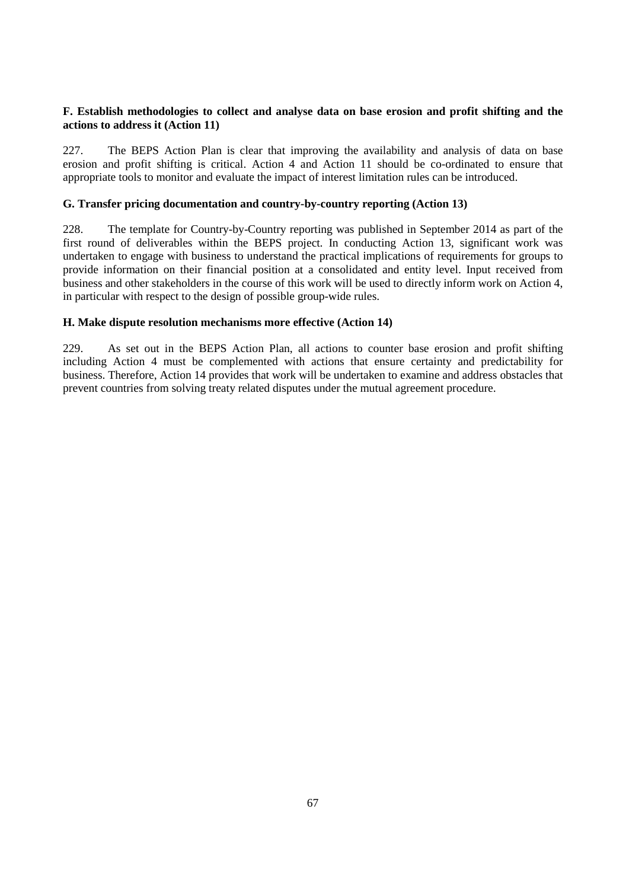### F. Establish methodologies to collect and analyse data on base erosion and profit shifting and the actions to address it (Action 11)

227. The BEPS Action Plan is clear that improving the availability and analysis of data on base erosion and profit shifting is critical. Action 4 and Action 11 should be co-ordinated to ensure that appropriate tools to monitor and evaluate the impact of interest limitation rules can be introduced.

### G. Transfer pricing documentation and country-by-country reporting (Action 13)

228. The template for Country-by-Country reporting was published in September 2014 as part of the first round of deliverables within the BEPS project. In conducting Action 13, significant work was undertaken to engage with business to understand the practical implications of requirements for groups to provide information on their financial position at a consolidated and entity level. Input received from business and other stakeholders in the course of this work will be used to directly inform work on Action 4, in particular with respect to the design of possible group-wide rules.

### H. Make dispute resolution mechanisms more effective (Action 14)

229. As set out in the BEPS Action Plan, all actions to counter base erosion and profit shifting including Action 4 must be complemented with actions that ensure certainty and predictability for business. Therefore, Action 14 provides that work will be undertaken to examine and address obstacles that prevent countries from solving treaty related disputes under the mutual agreement procedure.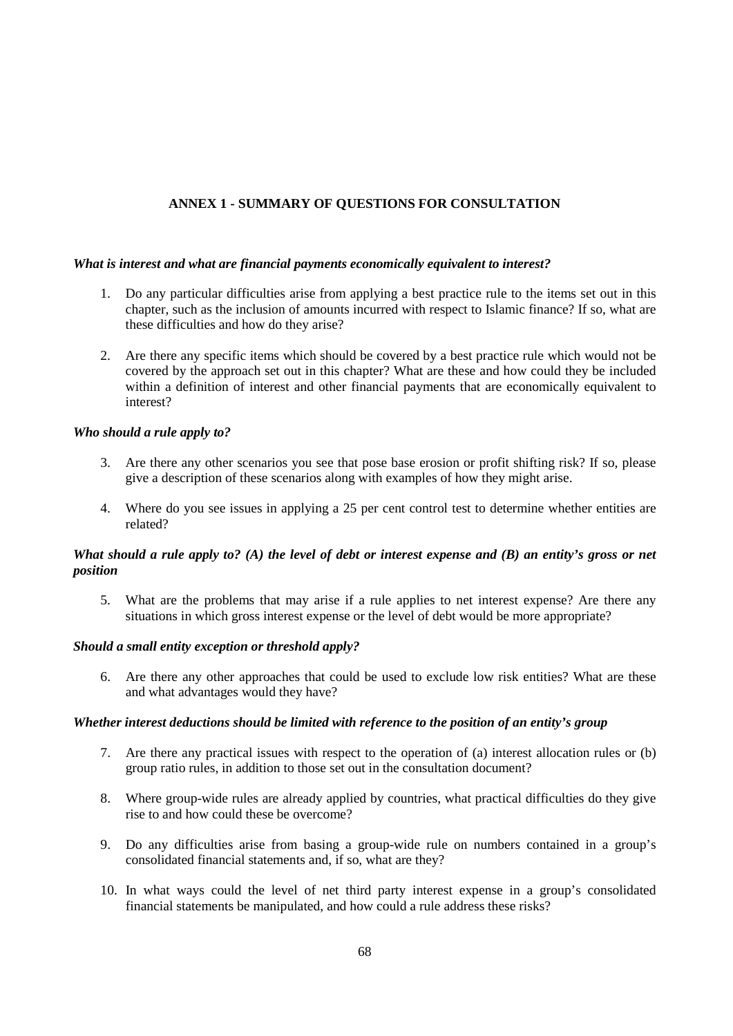## ANNEX 1 - SUMMARY OF QUESTIONS FOR CONSULTATION

***What is interest and what are financial payments economically equivalent to interest?***

1. Do any particular difficulties arise from applying a best practice rule to the items set out in this chapter, such as the inclusion of amounts incurred with respect to Islamic finance? If so, what are these difficulties and how do they arise?

2. Are there any specific items which should be covered by a best practice rule which would not be covered by the approach set out in this chapter? What are these and how could they be included within a definition of interest and other financial payments that are economically equivalent to interest?

***Who should a rule apply to?***

3. Are there any other scenarios you see that pose base erosion or profit shifting risk? If so, please give a description of these scenarios along with examples of how they might arise.

4. Where do you see issues in applying a 25 per cent control test to determine whether entities are related?

***What should a rule apply to? (A) the level of debt or interest expense and (B) an entity's gross or net position***

5. What are the problems that may arise if a rule applies to net interest expense? Are there any situations in which gross interest expense or the level of debt would be more appropriate?

***Should a small entity exception or threshold apply?***

6. Are there any other approaches that could be used to exclude low risk entities? What are these and what advantages would they have?

***Whether interest deductions should be limited with reference to the position of an entity's group***

7. Are there any practical issues with respect to the operation of (a) interest allocation rules or (b) group ratio rules, in addition to those set out in the consultation document?

8. Where group-wide rules are already applied by countries, what practical difficulties do they give rise to and how could these be overcome?

9. Do any difficulties arise from basing a group-wide rule on numbers contained in a group's consolidated financial statements and, if so, what are they?

10. In what ways could the level of net third party interest expense in a group's consolidated financial statements be manipulated, and how could a rule address these risks?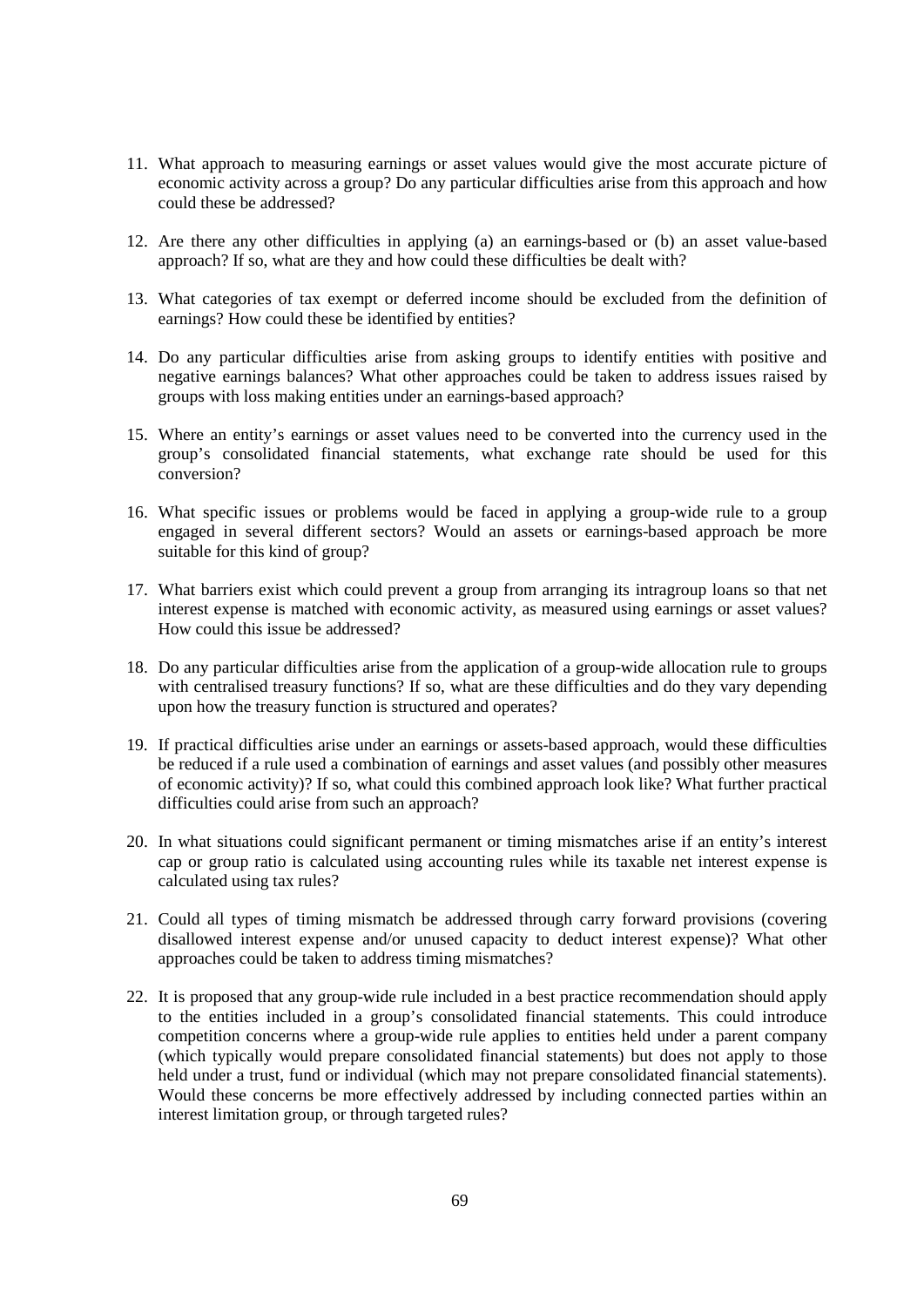11. What approach to measuring earnings or asset values would give the most accurate picture of economic activity across a group? Do any particular difficulties arise from this approach and how could these be addressed?

12. Are there any other difficulties in applying (a) an earnings-based or (b) an asset value-based approach? If so, what are they and how could these difficulties be dealt with?

13. What categories of tax exempt or deferred income should be excluded from the definition of earnings? How could these be identified by entities?

14. Do any particular difficulties arise from asking groups to identify entities with positive and negative earnings balances? What other approaches could be taken to address issues raised by groups with loss making entities under an earnings-based approach?

15. Where an entity's earnings or asset values need to be converted into the currency used in the group's consolidated financial statements, what exchange rate should be used for this conversion?

16. What specific issues or problems would be faced in applying a group-wide rule to a group engaged in several different sectors? Would an assets or earnings-based approach be more suitable for this kind of group?

17. What barriers exist which could prevent a group from arranging its intragroup loans so that net interest expense is matched with economic activity, as measured using earnings or asset values? How could this issue be addressed?

18. Do any particular difficulties arise from the application of a group-wide allocation rule to groups with centralised treasury functions? If so, what are these difficulties and do they vary depending upon how the treasury function is structured and operates?

19. If practical difficulties arise under an earnings or assets-based approach, would these difficulties be reduced if a rule used a combination of earnings and asset values (and possibly other measures of economic activity)? If so, what could this combined approach look like? What further practical difficulties could arise from such an approach?

20. In what situations could significant permanent or timing mismatches arise if an entity's interest cap or group ratio is calculated using accounting rules while its taxable net interest expense is calculated using tax rules?

21. Could all types of timing mismatch be addressed through carry forward provisions (covering disallowed interest expense and/or unused capacity to deduct interest expense)? What other approaches could be taken to address timing mismatches?

22. It is proposed that any group-wide rule included in a best practice recommendation should apply to the entities included in a group's consolidated financial statements. This could introduce competition concerns where a group-wide rule applies to entities held under a parent company (which typically would prepare consolidated financial statements) but does not apply to those held under a trust, fund or individual (which may not prepare consolidated financial statements). Would these concerns be more effectively addressed by including connected parties within an interest limitation group, or through targeted rules?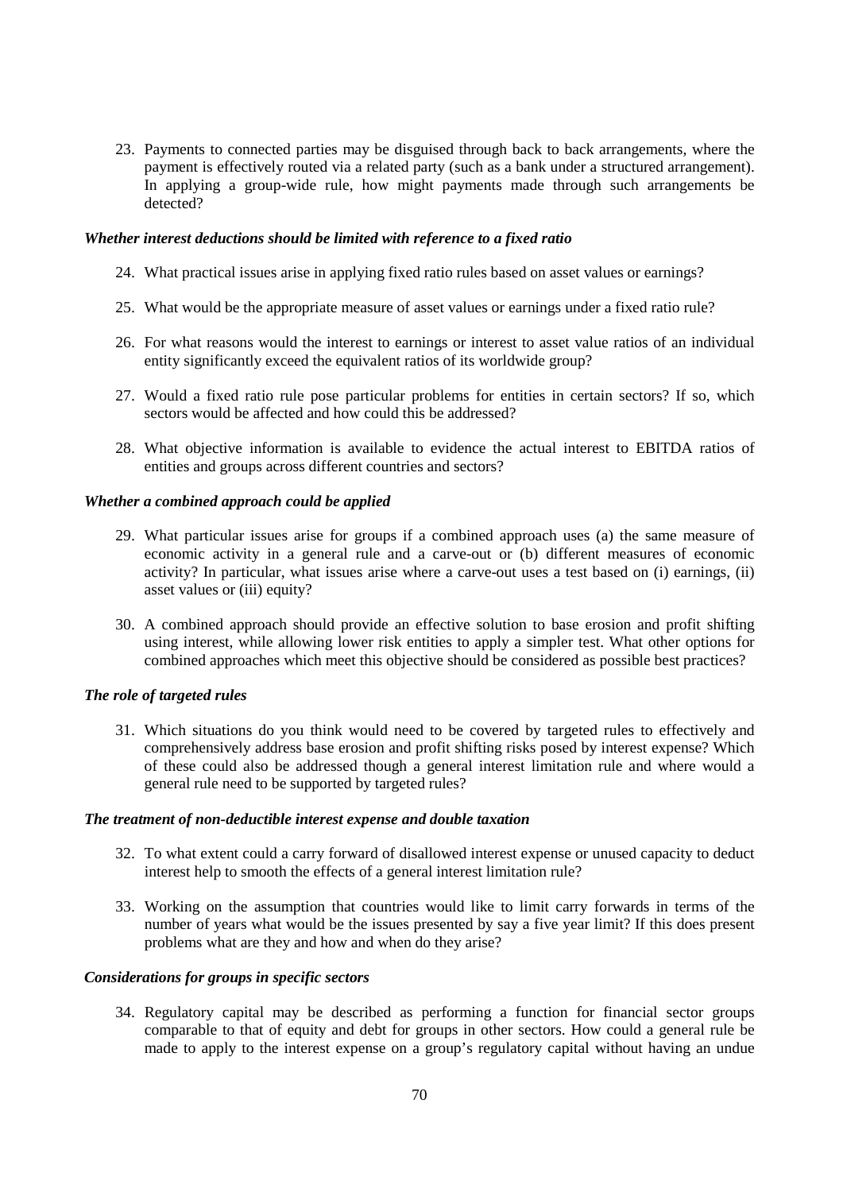23. Payments to connected parties may be disguised through back to back arrangements, where the payment is effectively routed via a related party (such as a bank under a structured arrangement). In applying a group-wide rule, how might payments made through such arrangements be detected?

### *Whether interest deductions should be limited with reference to a fixed ratio*

24. What practical issues arise in applying fixed ratio rules based on asset values or earnings?

25. What would be the appropriate measure of asset values or earnings under a fixed ratio rule?

26. For what reasons would the interest to earnings or interest to asset value ratios of an individual entity significantly exceed the equivalent ratios of its worldwide group?

27. Would a fixed ratio rule pose particular problems for entities in certain sectors? If so, which sectors would be affected and how could this be addressed?

28. What objective information is available to evidence the actual interest to EBITDA ratios of entities and groups across different countries and sectors?

### *Whether a combined approach could be applied*

29. What particular issues arise for groups if a combined approach uses (a) the same measure of economic activity in a general rule and a carve-out or (b) different measures of economic activity? In particular, what issues arise where a carve-out uses a test based on (i) earnings, (ii) asset values or (iii) equity?

30. A combined approach should provide an effective solution to base erosion and profit shifting using interest, while allowing lower risk entities to apply a simpler test. What other options for combined approaches which meet this objective should be considered as possible best practices?

### *The role of targeted rules*

31. Which situations do you think would need to be covered by targeted rules to effectively and comprehensively address base erosion and profit shifting risks posed by interest expense? Which of these could also be addressed though a general interest limitation rule and where would a general rule need to be supported by targeted rules?

### *The treatment of non-deductible interest expense and double taxation*

32. To what extent could a carry forward of disallowed interest expense or unused capacity to deduct interest help to smooth the effects of a general interest limitation rule?

33. Working on the assumption that countries would like to limit carry forwards in terms of the number of years what would be the issues presented by say a five year limit? If this does present problems what are they and how and when do they arise?

### *Considerations for groups in specific sectors*

34. Regulatory capital may be described as performing a function for financial sector groups comparable to that of equity and debt for groups in other sectors. How could a general rule be made to apply to the interest expense on a group's regulatory capital without having an undue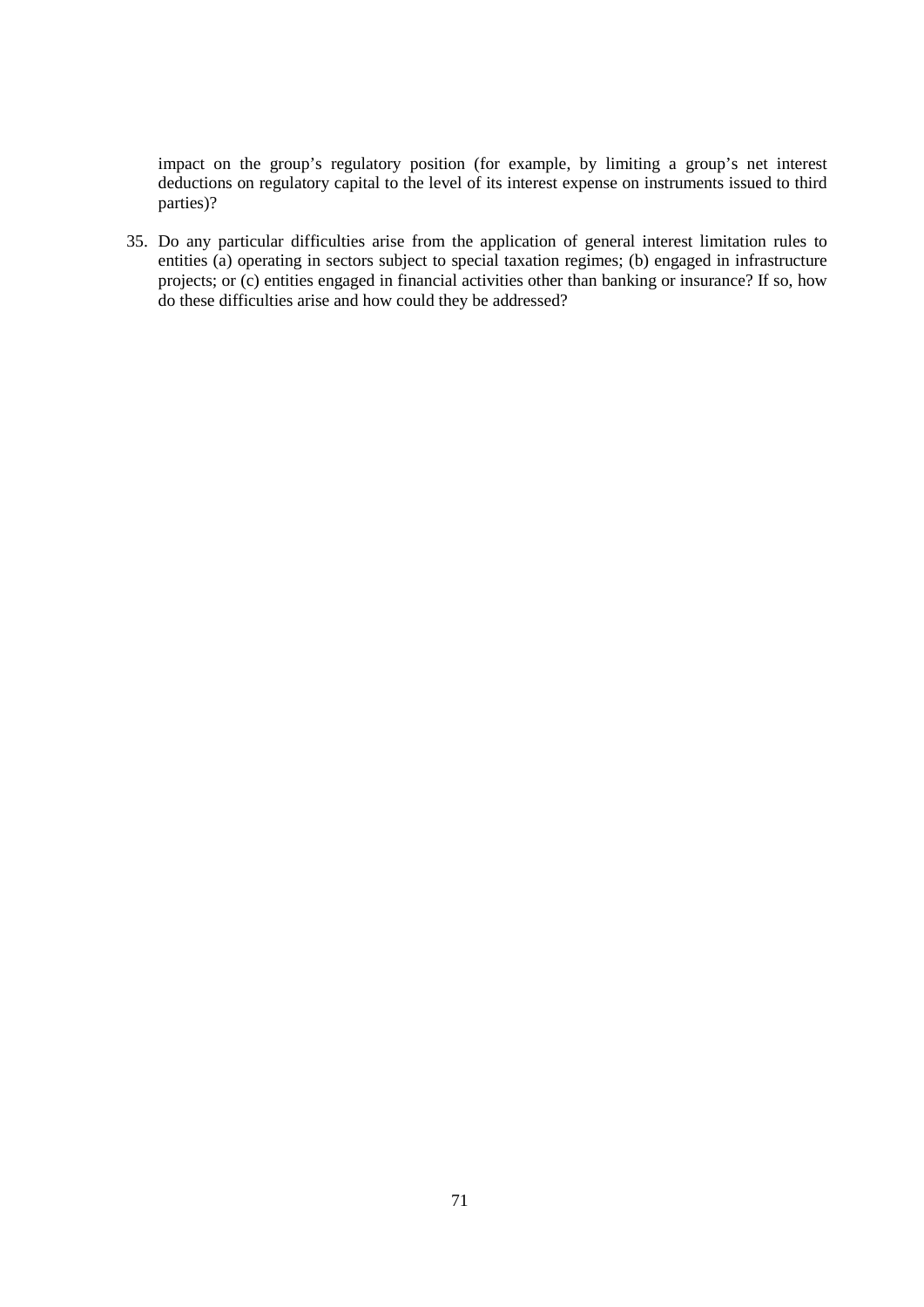impact on the group's regulatory position (for example, by limiting a group's net interest deductions on regulatory capital to the level of its interest expense on instruments issued to third parties)?

35. Do any particular difficulties arise from the application of general interest limitation rules to entities (a) operating in sectors subject to special taxation regimes; (b) engaged in infrastructure projects; or (c) entities engaged in financial activities other than banking or insurance? If so, how do these difficulties arise and how could they be addressed?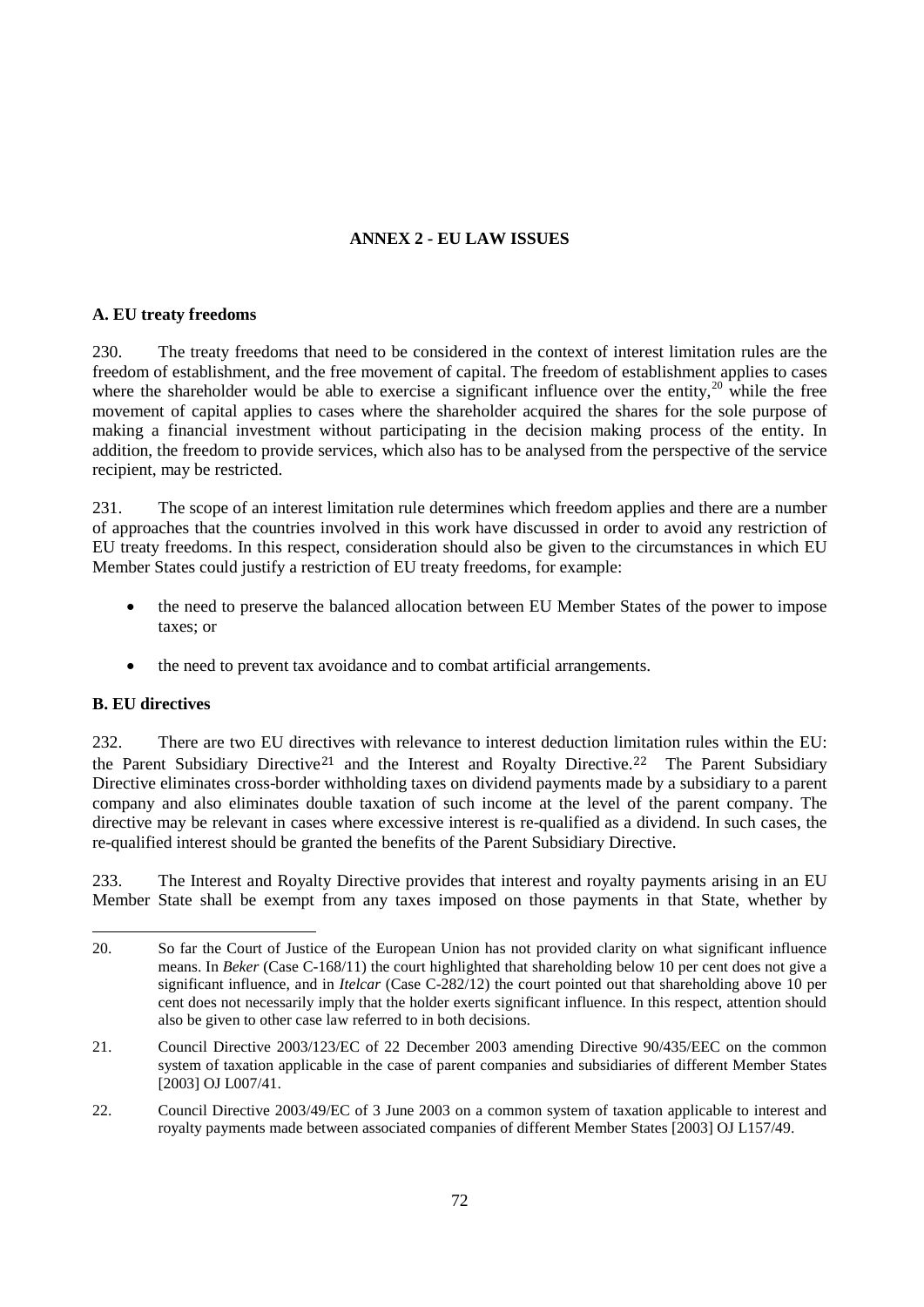# ANNEX 2 - EU LAW ISSUES

## A. EU treaty freedoms

230. The treaty freedoms that need to be considered in the context of interest limitation rules are the freedom of establishment, and the free movement of capital. The freedom of establishment applies to cases where the shareholder would be able to exercise a significant influence over the entity,[20] while the free movement of capital applies to cases where the shareholder acquired the shares for the sole purpose of making a financial investment without participating in the decision making process of the entity. In addition, the freedom to provide services, which also has to be analysed from the perspective of the service recipient, may be restricted.

231. The scope of an interest limitation rule determines which freedom applies and there are a number of approaches that the countries involved in this work have discussed in order to avoid any restriction of EU treaty freedoms. In this respect, consideration should also be given to the circumstances in which EU Member States could justify a restriction of EU treaty freedoms, for example:

- the need to preserve the balanced allocation between EU Member States of the power to impose taxes; or
- the need to prevent tax avoidance and to combat artificial arrangements.

## B. EU directives

232. There are two EU directives with relevance to interest deduction limitation rules within the EU: the Parent Subsidiary Directive[21] and the Interest and Royalty Directive.[22] The Parent Subsidiary Directive eliminates cross-border withholding taxes on dividend payments made by a subsidiary to a parent company and also eliminates double taxation of such income at the level of the parent company. The directive may be relevant in cases where excessive interest is re-qualified as a dividend. In such cases, the re-qualified interest should be granted the benefits of the Parent Subsidiary Directive.

233. The Interest and Royalty Directive provides that interest and royalty payments arising in an EU Member State shall be exempt from any taxes imposed on those payments in that State, whether by

---

20. So far the Court of Justice of the European Union has not provided clarity on what significant influence means. In *Beker* (Case C-168/11) the court highlighted that shareholding below 10 per cent does not give a significant influence, and in *Itelcar* (Case C-282/12) the court pointed out that shareholding above 10 per cent does not necessarily imply that the holder exerts significant influence. In this respect, attention should also be given to other case law referred to in both decisions.

21. Council Directive 2003/123/EC of 22 December 2003 amending Directive 90/435/EEC on the common system of taxation applicable in the case of parent companies and subsidiaries of different Member States [2003] OJ L007/41.

22. Council Directive 2003/49/EC of 3 June 2003 on a common system of taxation applicable to interest and royalty payments made between associated companies of different Member States [2003] OJ L157/49.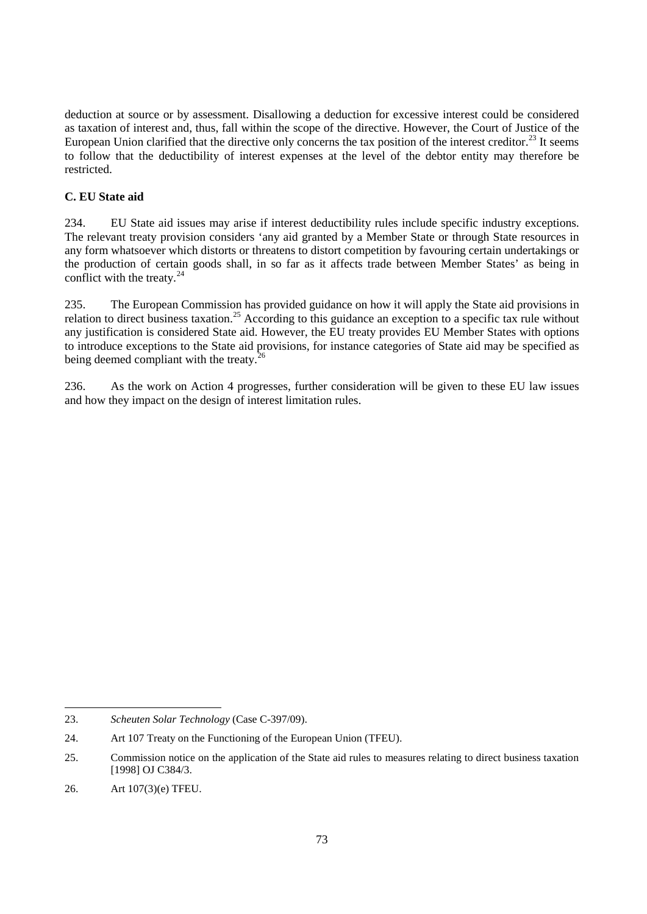deduction at source or by assessment. Disallowing a deduction for excessive interest could be considered as taxation of interest and, thus, fall within the scope of the directive. However, the Court of Justice of the European Union clarified that the directive only concerns the tax position of the interest creditor.[23] It seems to follow that the deductibility of interest expenses at the level of the debtor entity may therefore be restricted.

**C. EU State aid**

234. EU State aid issues may arise if interest deductibility rules include specific industry exceptions. The relevant treaty provision considers 'any aid granted by a Member State or through State resources in any form whatsoever which distorts or threatens to distort competition by favouring certain undertakings or the production of certain goods shall, in so far as it affects trade between Member States' as being in conflict with the treaty.[24]

235. The European Commission has provided guidance on how it will apply the State aid provisions in relation to direct business taxation.[25] According to this guidance an exception to a specific tax rule without any justification is considered State aid. However, the EU treaty provides EU Member States with options to introduce exceptions to the State aid provisions, for instance categories of State aid may be specified as being deemed compliant with the treaty.[26]

236. As the work on Action 4 progresses, further consideration will be given to these EU law issues and how they impact on the design of interest limitation rules.

---

23. *Scheuten Solar Technology* (Case C-397/09).

24. Art 107 Treaty on the Functioning of the European Union (TFEU).

25. Commission notice on the application of the State aid rules to measures relating to direct business taxation [1998] OJ C384/3.

26. Art 107(3)(e) TFEU.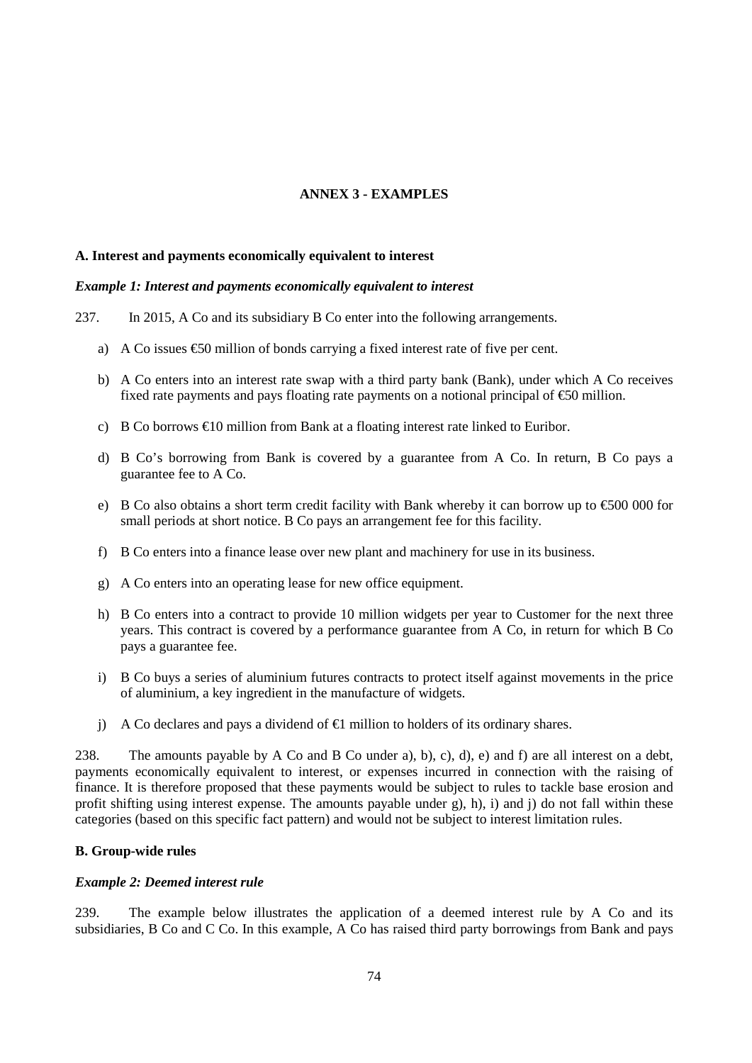## ANNEX 3 - EXAMPLES

### A. Interest and payments economically equivalent to interest

#### *Example 1: Interest and payments economically equivalent to interest*

237. In 2015, A Co and its subsidiary B Co enter into the following arrangements.

a) A Co issues €50 million of bonds carrying a fixed interest rate of five per cent.

b) A Co enters into an interest rate swap with a third party bank (Bank), under which A Co receives fixed rate payments and pays floating rate payments on a notional principal of €50 million.

c) B Co borrows €10 million from Bank at a floating interest rate linked to Euribor.

d) B Co's borrowing from Bank is covered by a guarantee from A Co. In return, B Co pays a guarantee fee to A Co.

e) B Co also obtains a short term credit facility with Bank whereby it can borrow up to €500 000 for small periods at short notice. B Co pays an arrangement fee for this facility.

f) B Co enters into a finance lease over new plant and machinery for use in its business.

g) A Co enters into an operating lease for new office equipment.

h) B Co enters into a contract to provide 10 million widgets per year to Customer for the next three years. This contract is covered by a performance guarantee from A Co, in return for which B Co pays a guarantee fee.

i) B Co buys a series of aluminium futures contracts to protect itself against movements in the price of aluminium, a key ingredient in the manufacture of widgets.

j) A Co declares and pays a dividend of €1 million to holders of its ordinary shares.

238. The amounts payable by A Co and B Co under a), b), c), d), e) and f) are all interest on a debt, payments economically equivalent to interest, or expenses incurred in connection with the raising of finance. It is therefore proposed that these payments would be subject to rules to tackle base erosion and profit shifting using interest expense. The amounts payable under g), h), i) and j) do not fall within these categories (based on this specific fact pattern) and would not be subject to interest limitation rules.

### B. Group-wide rules

#### *Example 2: Deemed interest rule*

239. The example below illustrates the application of a deemed interest rule by A Co and its subsidiaries, B Co and C Co. In this example, A Co has raised third party borrowings from Bank and pays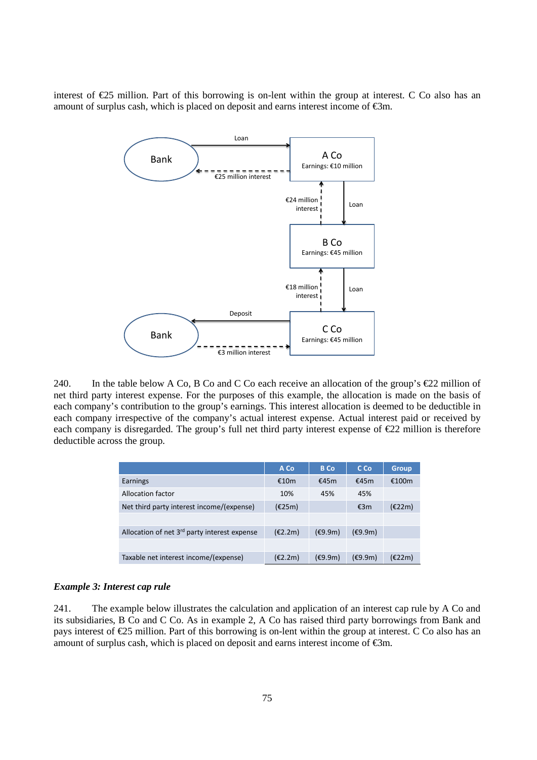interest of €25 million. Part of this borrowing is on-lent within the group at interest. C Co also has an amount of surplus cash, which is placed on deposit and earns interest income of €3m.

Bank

Loan

€25 million interest

A Co
Earnings: €10 million

€24 million interest

Loan

B Co
Earnings: €45 million

€18 million interest

Loan

Bank

Deposit

€3 million interest

C Co
Earnings: €45 million

240. In the table below A Co, B Co and C Co each receive an allocation of the group's €22 million of net third party interest expense. For the purposes of this example, the allocation is made on the basis of each company's contribution to the group's earnings. This interest allocation is deemed to be deductible in each company irrespective of the company's actual interest expense. Actual interest paid or received by each company is disregarded. The group's full net third party interest expense of €22 million is therefore deductible across the group.

| | A Co | B Co | C Co | Group |
|---|---|---|---|---|
| Earnings | €10m | €45m | €45m | €100m |
| Allocation factor | 10% | 45% | 45% | |
| Net third party interest income/(expense) | (€25m) | | €3m | (€22m) |
| | | | | |
| Allocation of net 3rd party interest expense | (€2.2m) | (€9.9m) | (€9.9m) | |
| | | | | |
| Taxable net interest income/(expense) | (€2.2m) | (€9.9m) | (€9.9m) | (€22m) |

***Example 3: Interest cap rule***

241. The example below illustrates the calculation and application of an interest cap rule by A Co and its subsidiaries, B Co and C Co. As in example 2, A Co has raised third party borrowings from Bank and pays interest of €25 million. Part of this borrowing is on-lent within the group at interest. C Co also has an amount of surplus cash, which is placed on deposit and earns interest income of €3m.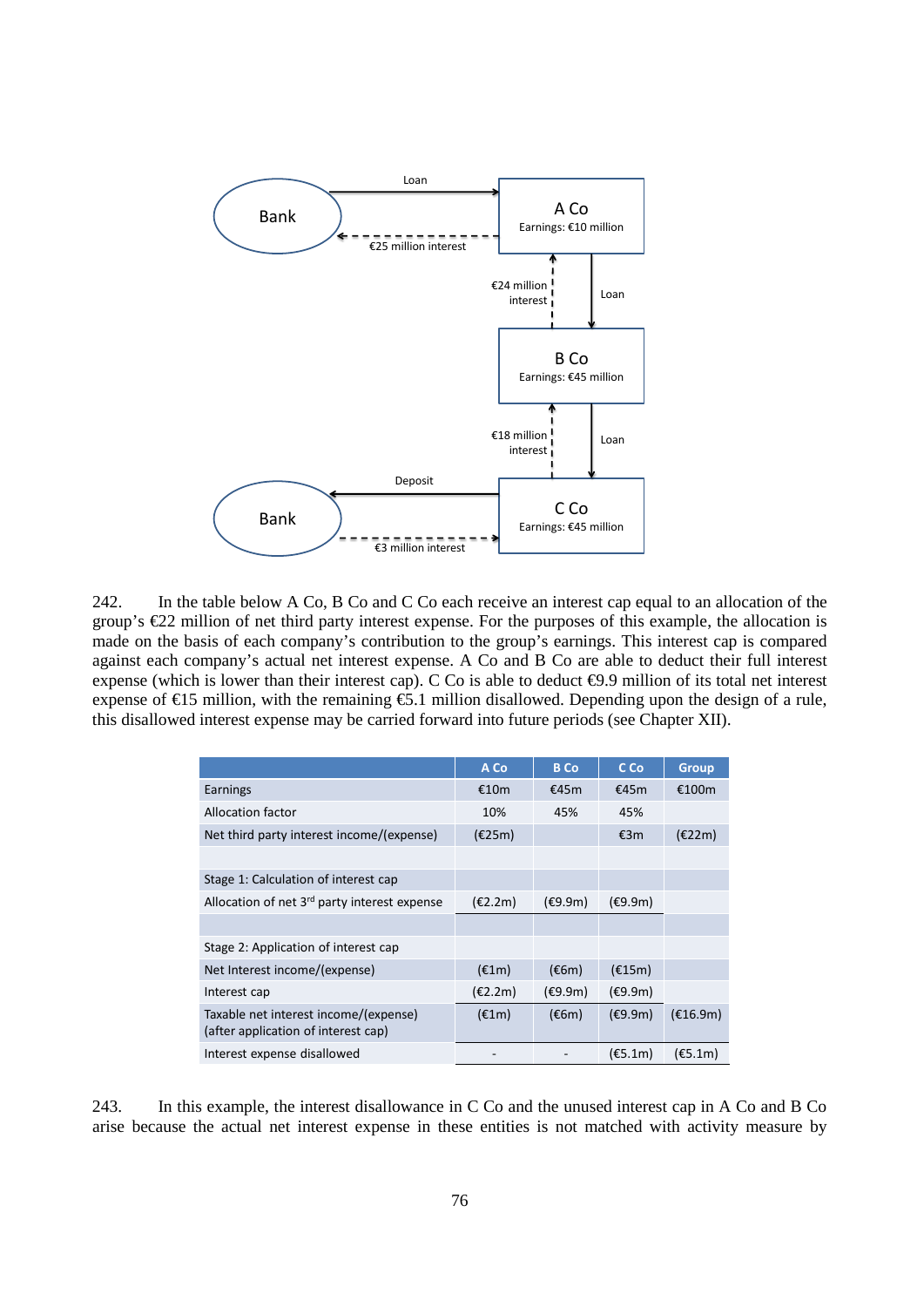Bank

Loan

€25 million interest

A Co
Earnings: €10 million

€24 million interest

Loan

B Co
Earnings: €45 million

€18 million interest

Loan

Deposit

Bank

€3 million interest

C Co
Earnings: €45 million

242. In the table below A Co, B Co and C Co each receive an interest cap equal to an allocation of the group's €22 million of net third party interest expense. For the purposes of this example, the allocation is made on the basis of each company's contribution to the group's earnings. This interest cap is compared against each company's actual net interest expense. A Co and B Co are able to deduct their full interest expense (which is lower than their interest cap). C Co is able to deduct €9.9 million of its total net interest expense of €15 million, with the remaining €5.1 million disallowed. Depending upon the design of a rule, this disallowed interest expense may be carried forward into future periods (see Chapter XII).

| | A Co | B Co | C Co | Group |
|---|---|---|---|---|
| Earnings | €10m | €45m | €45m | €100m |
| Allocation factor | 10% | 45% | 45% | |
| Net third party interest income/(expense) | (€25m) | | €3m | (€22m) |
| | | | | |
| Stage 1: Calculation of interest cap | | | | |
| Allocation of net 3rd party interest expense | (€2.2m) | (€9.9m) | (€9.9m) | |
| | | | | |
| Stage 2: Application of interest cap | | | | |
| Net Interest income/(expense) | (€1m) | (€6m) | (€15m) | |
| Interest cap | (€2.2m) | (€9.9m) | (€9.9m) | |
| Taxable net interest income/(expense) (after application of interest cap) | (€1m) | (€6m) | (€9.9m) | (€16.9m) |
| Interest expense disallowed | - | - | (€5.1m) | (€5.1m) |

243. In this example, the interest disallowance in C Co and the unused interest cap in A Co and B Co arise because the actual net interest expense in these entities is not matched with activity measure by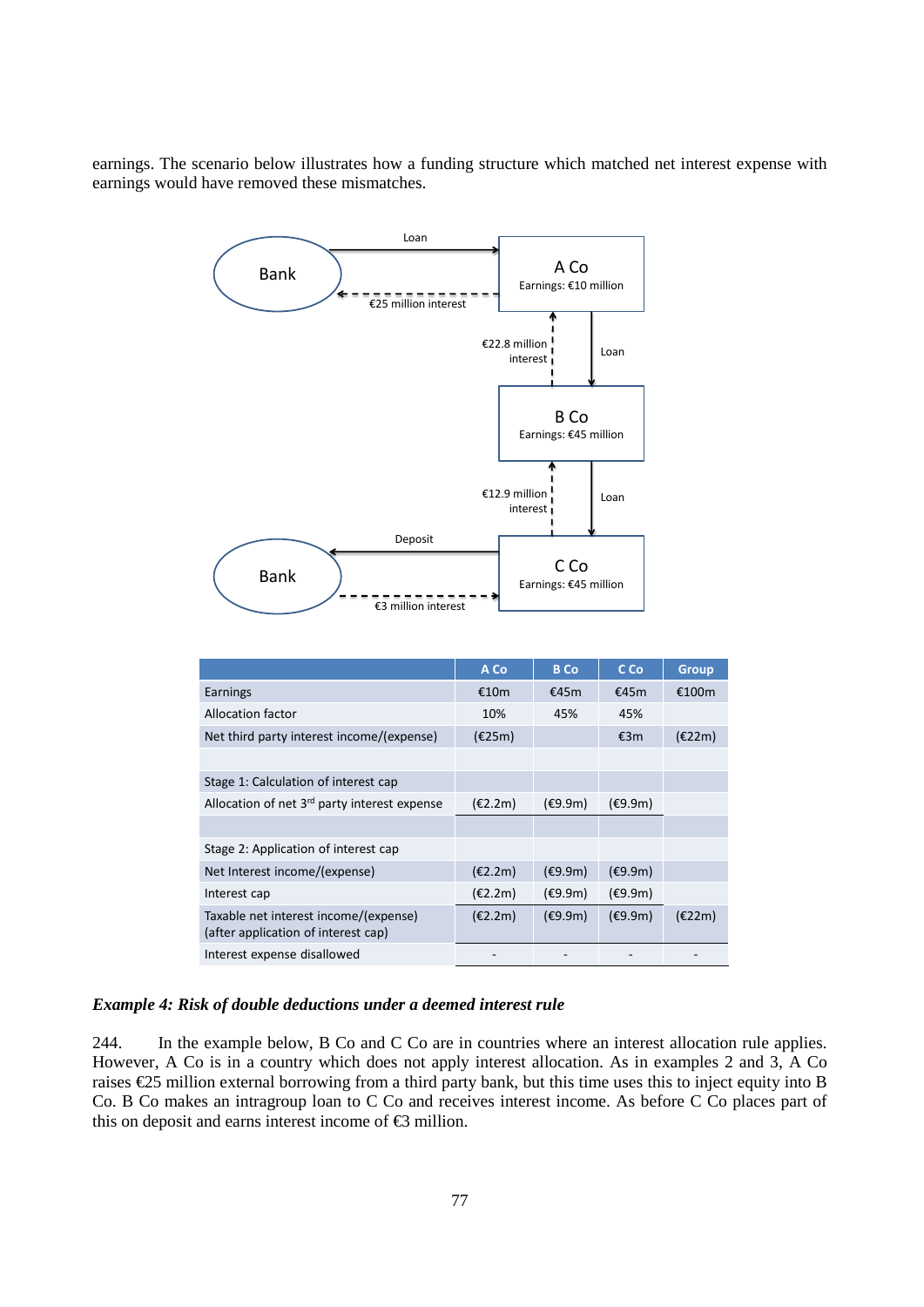earnings. The scenario below illustrates how a funding structure which matched net interest expense with earnings would have removed these mismatches.

Bank

Loan

€25 million interest

A Co
Earnings: €10 million

€22.8 million interest

Loan

B Co
Earnings: €45 million

€12.9 million interest

Loan

Bank

Deposit

€3 million interest

C Co
Earnings: €45 million

| | A Co | B Co | C Co | Group |
|---|---|---|---|---|
| Earnings | €10m | €45m | €45m | €100m |
| Allocation factor | 10% | 45% | 45% | |
| Net third party interest income/(expense) | (€25m) | | €3m | (€22m) |
| | | | | |
| Stage 1: Calculation of interest cap | | | | |
| Allocation of net 3rd party interest expense | (€2.2m) | (€9.9m) | (€9.9m) | |
| | | | | |
| Stage 2: Application of interest cap | | | | |
| Net Interest income/(expense) | (€2.2m) | (€9.9m) | (€9.9m) | |
| Interest cap | (€2.2m) | (€9.9m) | (€9.9m) | |
| Taxable net interest income/(expense) (after application of interest cap) | (€2.2m) | (€9.9m) | (€9.9m) | (€22m) |
| Interest expense disallowed | - | - | - | - |

***Example 4: Risk of double deductions under a deemed interest rule***

244. In the example below, B Co and C Co are in countries where an interest allocation rule applies. However, A Co is in a country which does not apply interest allocation. As in examples 2 and 3, A Co raises €25 million external borrowing from a third party bank, but this time uses this to inject equity into B Co. B Co makes an intragroup loan to C Co and receives interest income. As before C Co places part of this on deposit and earns interest income of €3 million.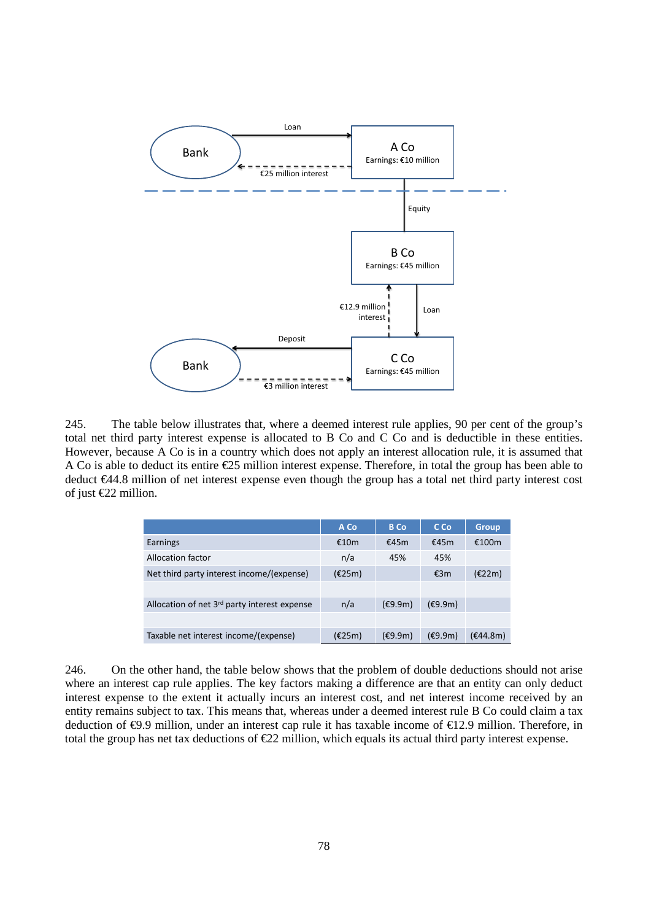Bank

Loan

€25 million interest

A Co

Earnings: €10 million

Equity

B Co

Earnings: €45 million

€12.9 million interest

Loan

Deposit

Bank

€3 million interest

C Co

Earnings: €45 million

245. The table below illustrates that, where a deemed interest rule applies, 90 per cent of the group's total net third party interest expense is allocated to B Co and C Co and is deductible in these entities. However, because A Co is in a country which does not apply an interest allocation rule, it is assumed that A Co is able to deduct its entire €25 million interest expense. Therefore, in total the group has been able to deduct €44.8 million of net interest expense even though the group has a total net third party interest cost of just €22 million.

| | A Co | B Co | C Co | Group |
|---|---|---|---|---|
| Earnings | €10m | €45m | €45m | €100m |
| Allocation factor | n/a | 45% | 45% | |
| Net third party interest income/(expense) | (€25m) | | €3m | (€22m) |
| | | | | |
| Allocation of net 3rd party interest expense | n/a | (€9.9m) | (€9.9m) | |
| | | | | |
| Taxable net interest income/(expense) | (€25m) | (€9.9m) | (€9.9m) | (€44.8m) |

246. On the other hand, the table below shows that the problem of double deductions should not arise where an interest cap rule applies. The key factors making a difference are that an entity can only deduct interest expense to the extent it actually incurs an interest cost, and net interest income received by an entity remains subject to tax. This means that, whereas under a deemed interest rule B Co could claim a tax deduction of €9.9 million, under an interest cap rule it has taxable income of €12.9 million. Therefore, in total the group has net tax deductions of €22 million, which equals its actual third party interest expense.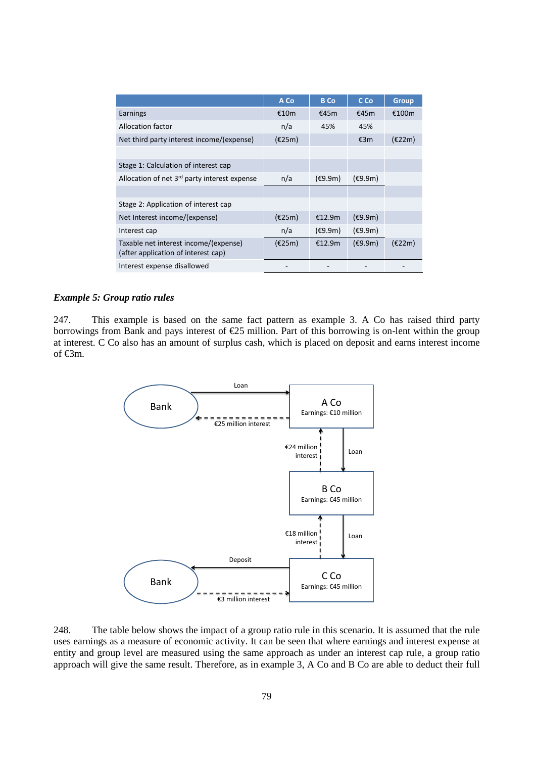| | A Co | B Co | C Co | Group |
|---|---|---|---|---|
| Earnings | €10m | €45m | €45m | €100m |
| Allocation factor | n/a | 45% | 45% | |
| Net third party interest income/(expense) | (€25m) | | €3m | (€22m) |
| | | | | |
| Stage 1: Calculation of interest cap | | | | |
| Allocation of net 3rd party interest expense | n/a | (€9.9m) | (€9.9m) | |
| | | | | |
| Stage 2: Application of interest cap | | | | |
| Net Interest income/(expense) | (€25m) | €12.9m | (€9.9m) | |
| Interest cap | n/a | (€9.9m) | (€9.9m) | |
| Taxable net interest income/(expense) (after application of interest cap) | (€25m) | €12.9m | (€9.9m) | (€22m) |
| Interest expense disallowed | - | - | - | - |

***Example 5: Group ratio rules***

247. This example is based on the same fact pattern as example 3. A Co has raised third party borrowings from Bank and pays interest of €25 million. Part of this borrowing is on-lent within the group at interest. C Co also has an amount of surplus cash, which is placed on deposit and earns interest income of €3m.

Bank

Loan

€25 million interest

A Co
Earnings: €10 million

€24 million interest

Loan

B Co
Earnings: €45 million

€18 million interest

Loan

Deposit

Bank

€3 million interest

C Co
Earnings: €45 million

248. The table below shows the impact of a group ratio rule in this scenario. It is assumed that the rule uses earnings as a measure of economic activity. It can be seen that where earnings and interest expense at entity and group level are measured using the same approach as under an interest cap rule, a group ratio approach will give the same result. Therefore, as in example 3, A Co and B Co are able to deduct their full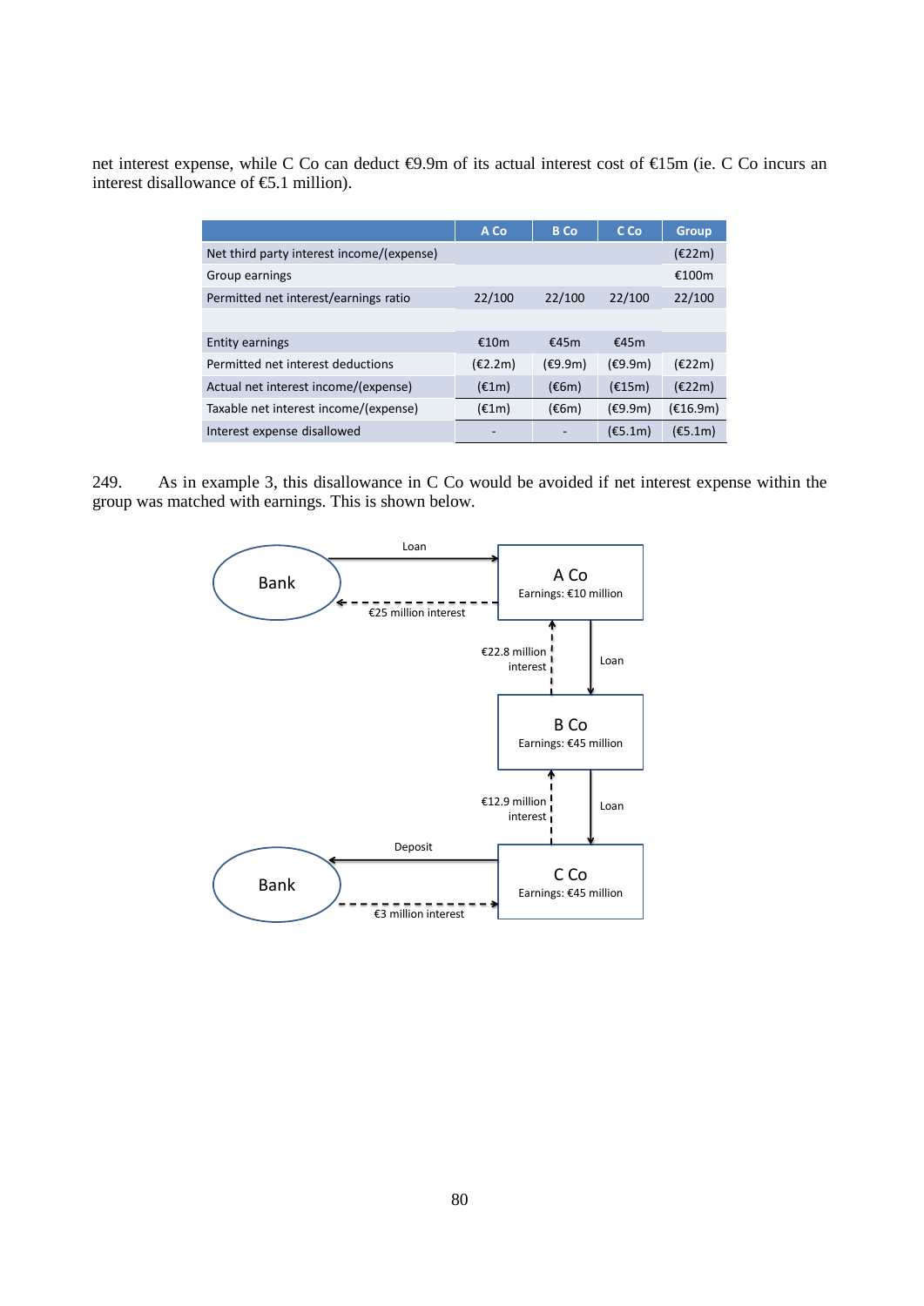net interest expense, while C Co can deduct €9.9m of its actual interest cost of €15m (ie. C Co incurs an interest disallowance of €5.1 million).

| | A Co | B Co | C Co | Group |
|---|---|---|---|---|
| Net third party interest income/(expense) | | | | (€22m) |
| Group earnings | | | | €100m |
| Permitted net interest/earnings ratio | 22/100 | 22/100 | 22/100 | 22/100 |
| | | | | |
| Entity earnings | €10m | €45m | €45m | |
| Permitted net interest deductions | (€2.2m) | (€9.9m) | (€9.9m) | (€22m) |
| Actual net interest income/(expense) | (€1m) | (€6m) | (€15m) | (€22m) |
| Taxable net interest income/(expense) | (€1m) | (€6m) | (€9.9m) | (€16.9m) |
| Interest expense disallowed | - | - | (€5.1m) | (€5.1m) |

249. As in example 3, this disallowance in C Co would be avoided if net interest expense within the group was matched with earnings. This is shown below.

Bank

Loan

€25 million interest

A Co
Earnings: €10 million

€22.8 million interest

Loan

B Co
Earnings: €45 million

€12.9 million interest

Loan

Bank

Deposit

€3 million interest

C Co
Earnings: €45 million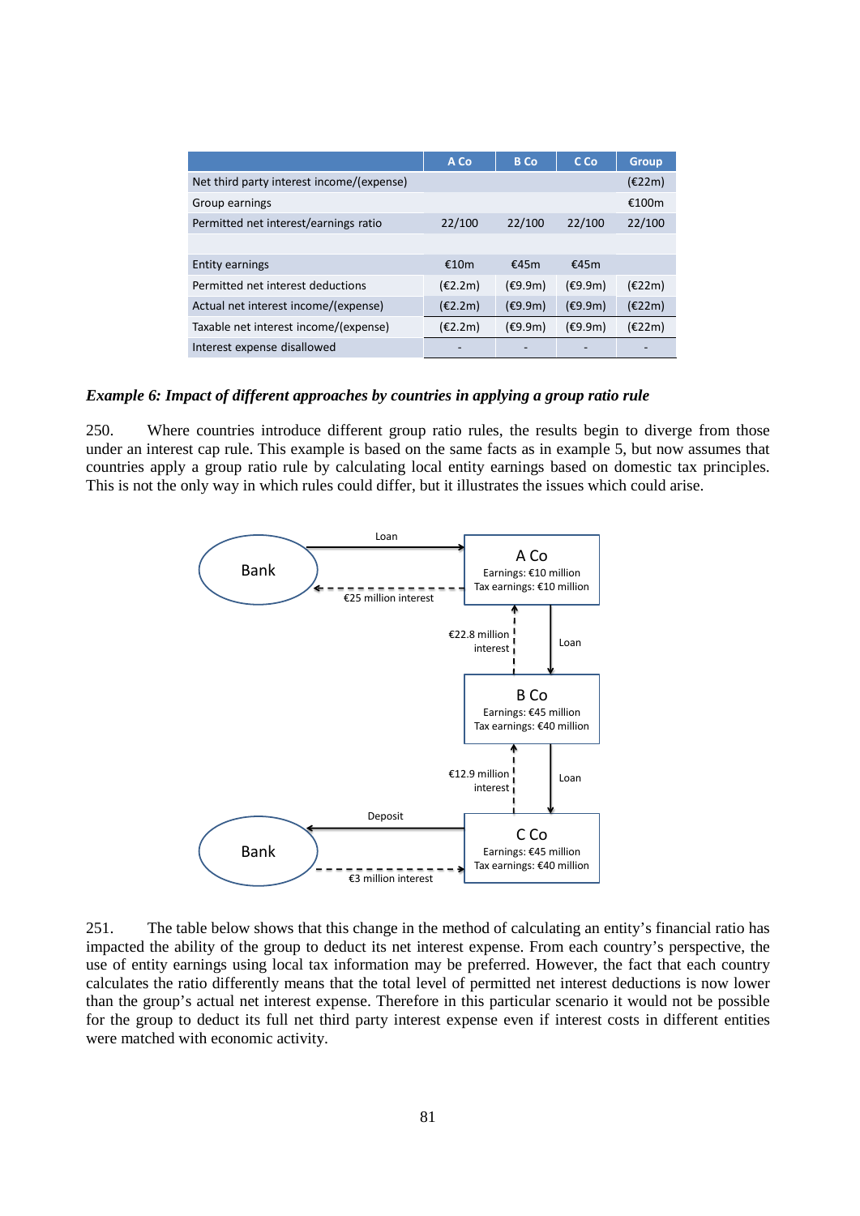| | A Co | B Co | C Co | Group |
|---|---|---|---|---|
| Net third party interest income/(expense) | | | | (€22m) |
| Group earnings | | | | €100m |
| Permitted net interest/earnings ratio | 22/100 | 22/100 | 22/100 | 22/100 |
| | | | | |
| Entity earnings | €10m | €45m | €45m | |
| Permitted net interest deductions | (€2.2m) | (€9.9m) | (€9.9m) | (€22m) |
| Actual net interest income/(expense) | (€2.2m) | (€9.9m) | (€9.9m) | (€22m) |
| Taxable net interest income/(expense) | (€2.2m) | (€9.9m) | (€9.9m) | (€22m) |
| Interest expense disallowed | - | - | - | - |

***Example 6: Impact of different approaches by countries in applying a group ratio rule***

250. Where countries introduce different group ratio rules, the results begin to diverge from those under an interest cap rule. This example is based on the same facts as in example 5, but now assumes that countries apply a group ratio rule by calculating local entity earnings based on domestic tax principles. This is not the only way in which rules could differ, but it illustrates the issues which could arise.

Bank

Loan

€25 million interest

A Co
Earnings: €10 million
Tax earnings: €10 million

€22.8 million interest

Loan

B Co
Earnings: €45 million
Tax earnings: €40 million

€12.9 million interest

Loan

Bank

Deposit

€3 million interest

C Co
Earnings: €45 million
Tax earnings: €40 million

251. The table below shows that this change in the method of calculating an entity's financial ratio has impacted the ability of the group to deduct its net interest expense. From each country's perspective, the use of entity earnings using local tax information may be preferred. However, the fact that each country calculates the ratio differently means that the total level of permitted net interest deductions is now lower than the group's actual net interest expense. Therefore in this particular scenario it would not be possible for the group to deduct its full net third party interest expense even if interest costs in different entities were matched with economic activity.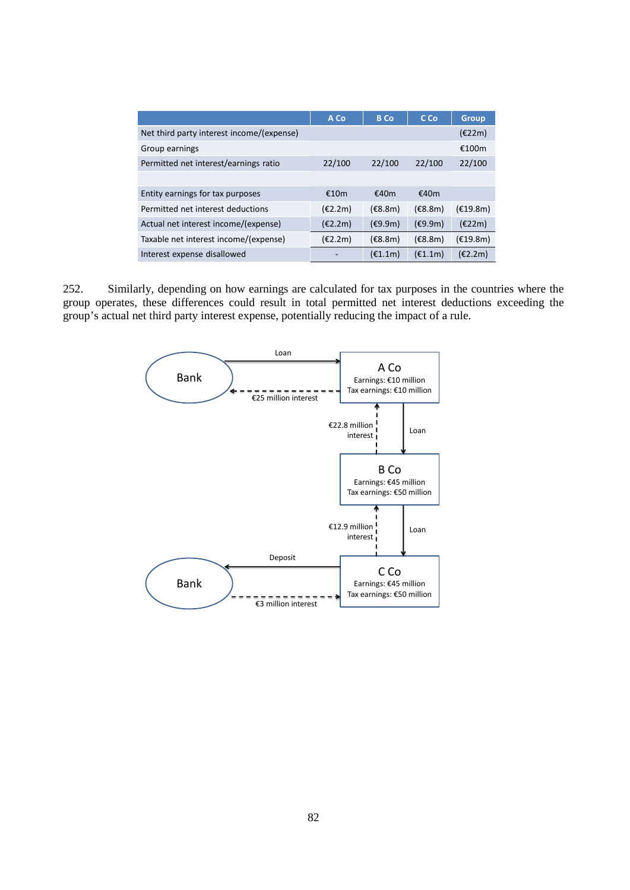| | A Co | B Co | C Co | Group |
|---|---|---|---|---|
| Net third party interest income/(expense) | | | | (€22m) |
| Group earnings | | | | €100m |
| Permitted net interest/earnings ratio | 22/100 | 22/100 | 22/100 | 22/100 |
| | | | | |
| Entity earnings for tax purposes | €10m | €40m | €40m | |
| Permitted net interest deductions | (€2.2m) | (€8.8m) | (€8.8m) | (€19.8m) |
| Actual net interest income/(expense) | (€2.2m) | (€9.9m) | (€9.9m) | (€22m) |
| Taxable net interest income/(expense) | (€2.2m) | (€8.8m) | (€8.8m) | (€19.8m) |
| Interest expense disallowed | - | (€1.1m) | (€1.1m) | (€2.2m) |

252. Similarly, depending on how earnings are calculated for tax purposes in the countries where the group operates, these differences could result in total permitted net interest deductions exceeding the group's actual net third party interest expense, potentially reducing the impact of a rule.

Bank

Loan

€25 million interest

A Co
Earnings: €10 million
Tax earnings: €10 million

€22.8 million interest

Loan

B Co
Earnings: €45 million
Tax earnings: €50 million

€12.9 million interest

Loan

Bank

Deposit

€3 million interest

C Co
Earnings: €45 million
Tax earnings: €50 million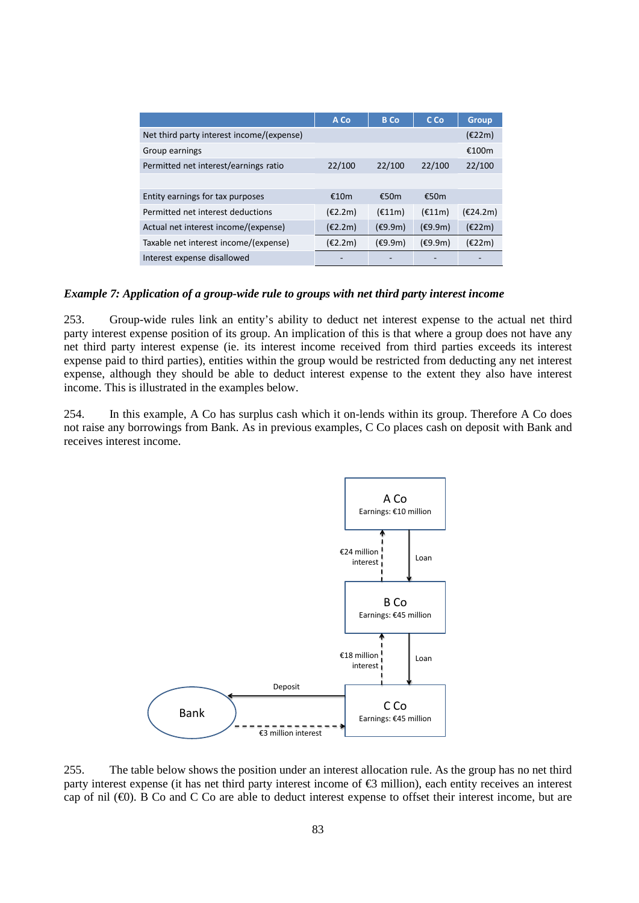| | A Co | B Co | C Co | Group |
|---|---|---|---|---|
| Net third party interest income/(expense) | | | | (€22m) |
| Group earnings | | | | €100m |
| Permitted net interest/earnings ratio | 22/100 | 22/100 | 22/100 | 22/100 |
| | | | | |
| Entity earnings for tax purposes | €10m | €50m | €50m | |
| Permitted net interest deductions | (€2.2m) | (€11m) | (€11m) | (€24.2m) |
| Actual net interest income/(expense) | (€2.2m) | (€9.9m) | (€9.9m) | (€22m) |
| Taxable net interest income/(expense) | (€2.2m) | (€9.9m) | (€9.9m) | (€22m) |
| Interest expense disallowed | - | - | - | - |

***Example 7: Application of a group-wide rule to groups with net third party interest income***

253. Group-wide rules link an entity's ability to deduct net interest expense to the actual net third party interest expense position of its group. An implication of this is that where a group does not have any net third party interest expense (ie. its interest income received from third parties exceeds its interest expense paid to third parties), entities within the group would be restricted from deducting any net interest expense, although they should be able to deduct interest expense to the extent they also have interest income. This is illustrated in the examples below.

254. In this example, A Co has surplus cash which it on-lends within its group. Therefore A Co does not raise any borrowings from Bank. As in previous examples, C Co places cash on deposit with Bank and receives interest income.

A Co
Earnings: €10 million

€24 million interest

Loan

B Co
Earnings: €45 million

€18 million interest

Loan

Deposit

Bank

C Co
Earnings: €45 million

€3 million interest

255. The table below shows the position under an interest allocation rule. As the group has no net third party interest expense (it has net third party interest income of €3 million), each entity receives an interest cap of nil (€0). B Co and C Co are able to deduct interest expense to offset their interest income, but are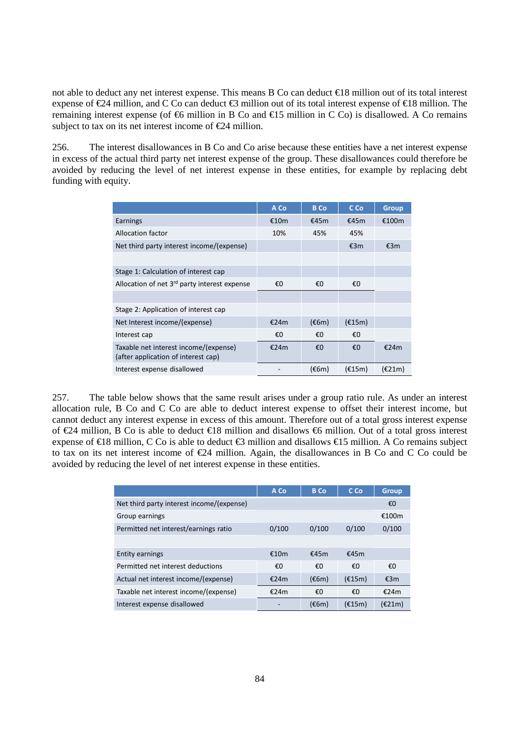not able to deduct any net interest expense. This means B Co can deduct €18 million out of its total interest expense of €24 million, and C Co can deduct €3 million out of its total interest expense of €18 million. The remaining interest expense (of €6 million in B Co and €15 million in C Co) is disallowed. A Co remains subject to tax on its net interest income of €24 million.

256. The interest disallowances in B Co and Co arise because these entities have a net interest expense in excess of the actual third party net interest expense of the group. These disallowances could therefore be avoided by reducing the level of net interest expense in these entities, for example by replacing debt funding with equity.

| | A Co | B Co | C Co | Group |
|---|---|---|---|---|
| Earnings | €10m | €45m | €45m | €100m |
| Allocation factor | 10% | 45% | 45% | |
| Net third party interest income/(expense) | | | €3m | €3m |
| | | | | |
| Stage 1: Calculation of interest cap | | | | |
| Allocation of net 3rd party interest expense | €0 | €0 | €0 | |
| | | | | |
| Stage 2: Application of interest cap | | | | |
| Net Interest income/(expense) | €24m | (€6m) | (€15m) | |
| Interest cap | €0 | €0 | €0 | |
| Taxable net interest income/(expense) (after application of interest cap) | €24m | €0 | €0 | €24m |
| Interest expense disallowed | - | (€6m) | (€15m) | (€21m) |

257. The table below shows that the same result arises under a group ratio rule. As under an interest allocation rule, B Co and C Co are able to deduct interest expense to offset their interest income, but cannot deduct any interest expense in excess of this amount. Therefore out of a total gross interest expense of €24 million, B Co is able to deduct €18 million and disallows €6 million. Out of a total gross interest expense of €18 million, C Co is able to deduct €3 million and disallows €15 million. A Co remains subject to tax on its net interest income of €24 million. Again, the disallowances in B Co and C Co could be avoided by reducing the level of net interest expense in these entities.

| | A Co | B Co | C Co | Group |
|---|---|---|---|---|
| Net third party interest income/(expense) | | | | €0 |
| Group earnings | | | | €100m |
| Permitted net interest/earnings ratio | 0/100 | 0/100 | 0/100 | 0/100 |
| | | | | |
| Entity earnings | €10m | €45m | €45m | |
| Permitted net interest deductions | €0 | €0 | €0 | €0 |
| Actual net interest income/(expense) | €24m | (€6m) | (€15m) | €3m |
| Taxable net interest income/(expense) | €24m | €0 | €0 | €24m |
| Interest expense disallowed | - | (€6m) | (€15m) | (€21m) |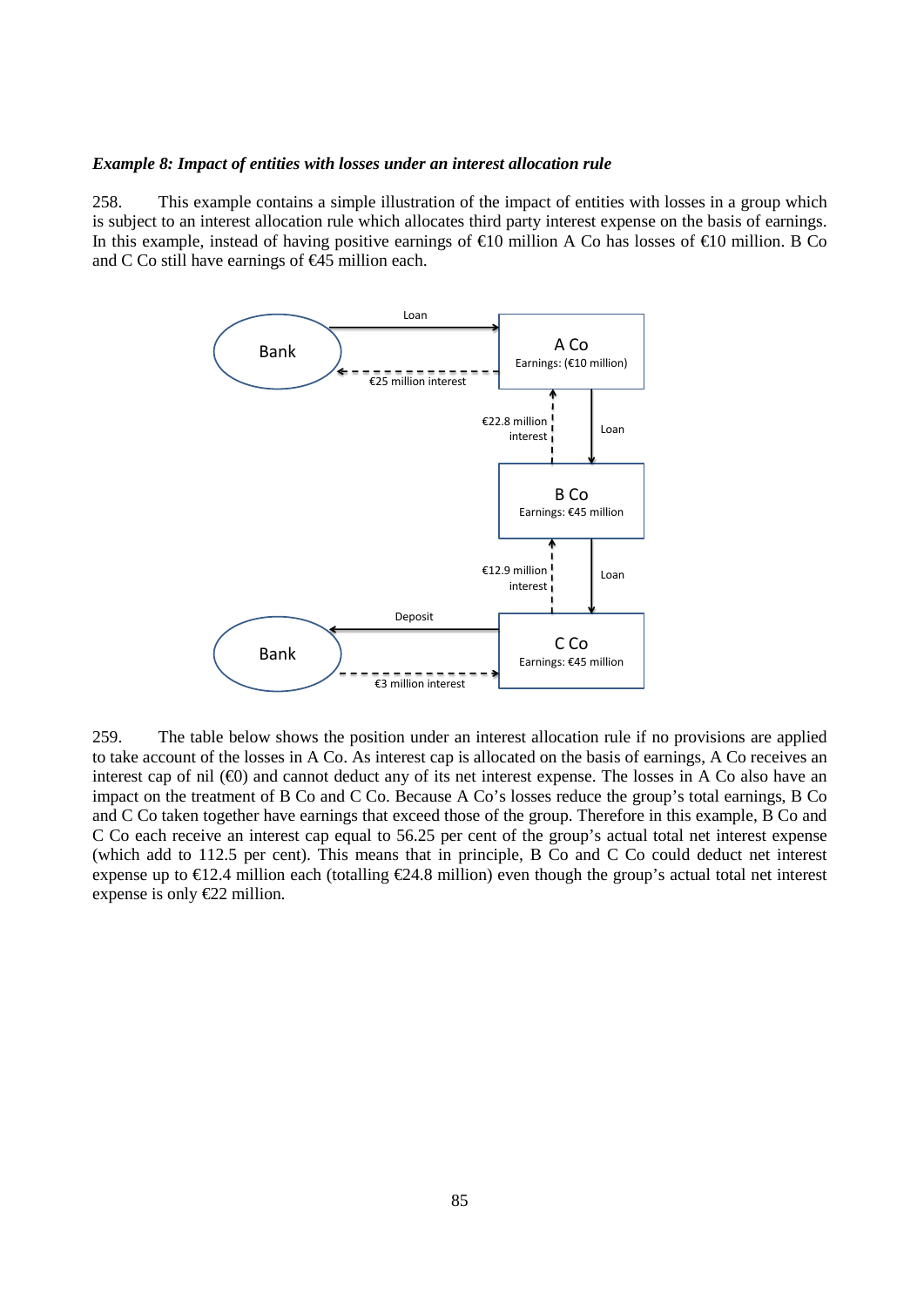***Example 8: Impact of entities with losses under an interest allocation rule***

258. This example contains a simple illustration of the impact of entities with losses in a group which is subject to an interest allocation rule which allocates third party interest expense on the basis of earnings. In this example, instead of having positive earnings of €10 million A Co has losses of €10 million. B Co and C Co still have earnings of €45 million each.

Loan

Bank

A Co

Earnings: (€10 million)

€25 million interest

€22.8 million interest

Loan

B Co

Earnings: €45 million

€12.9 million interest

Loan

Deposit

Bank

C Co

Earnings: €45 million

€3 million interest

259. The table below shows the position under an interest allocation rule if no provisions are applied to take account of the losses in A Co. As interest cap is allocated on the basis of earnings, A Co receives an interest cap of nil (€0) and cannot deduct any of its net interest expense. The losses in A Co also have an impact on the treatment of B Co and C Co. Because A Co's losses reduce the group's total earnings, B Co and C Co taken together have earnings that exceed those of the group. Therefore in this example, B Co and C Co each receive an interest cap equal to 56.25 per cent of the group's actual total net interest expense (which add to 112.5 per cent). This means that in principle, B Co and C Co could deduct net interest expense up to €12.4 million each (totalling €24.8 million) even though the group's actual total net interest expense is only €22 million.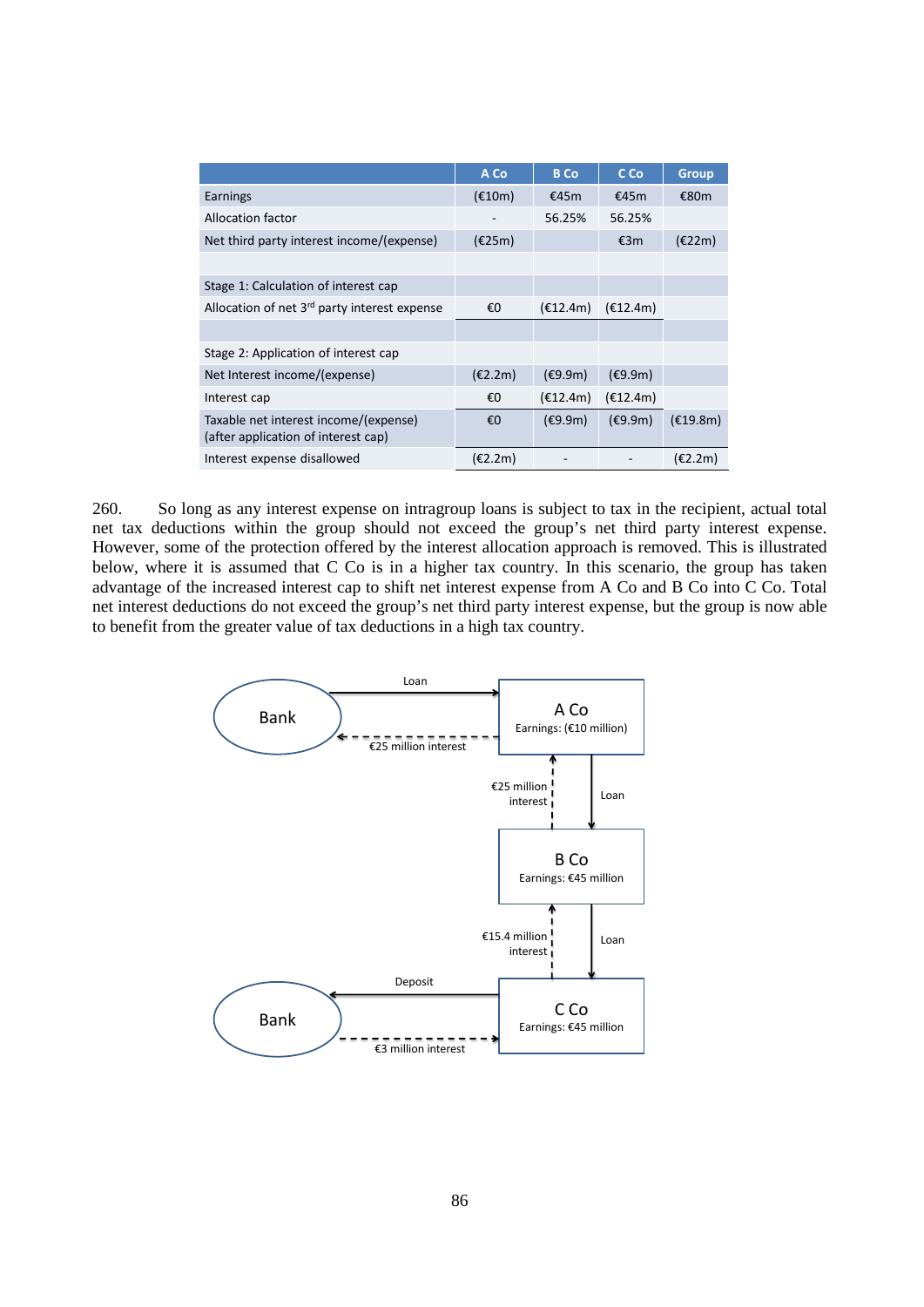| | A Co | B Co | C Co | Group |
|---|---|---|---|---|
| Earnings | (€10m) | €45m | €45m | €80m |
| Allocation factor | - | 56.25% | 56.25% | |
| Net third party interest income/(expense) | (€25m) | | €3m | (€22m) |
| | | | | |
| Stage 1: Calculation of interest cap | | | | |
| Allocation of net 3rd party interest expense | €0 | (€12.4m) | (€12.4m) | |
| | | | | |
| Stage 2: Application of interest cap | | | | |
| Net Interest income/(expense) | (€2.2m) | (€9.9m) | (€9.9m) | |
| Interest cap | €0 | (€12.4m) | (€12.4m) | |
| Taxable net interest income/(expense) (after application of interest cap) | €0 | (€9.9m) | (€9.9m) | (€19.8m) |
| Interest expense disallowed | (€2.2m) | - | - | (€2.2m) |

260. So long as any interest expense on intragroup loans is subject to tax in the recipient, actual total net tax deductions within the group should not exceed the group's net third party interest expense. However, some of the protection offered by the interest allocation approach is removed. This is illustrated below, where it is assumed that C Co is in a higher tax country. In this scenario, the group has taken advantage of the increased interest cap to shift net interest expense from A Co and B Co into C Co. Total net interest deductions do not exceed the group's net third party interest expense, but the group is now able to benefit from the greater value of tax deductions in a high tax country.

Bank

Loan

€25 million interest

A Co
Earnings: (€10 million)

€25 million interest

Loan

B Co
Earnings: €45 million

€15.4 million interest

Loan

Bank

Deposit

€3 million interest

C Co
Earnings: €45 million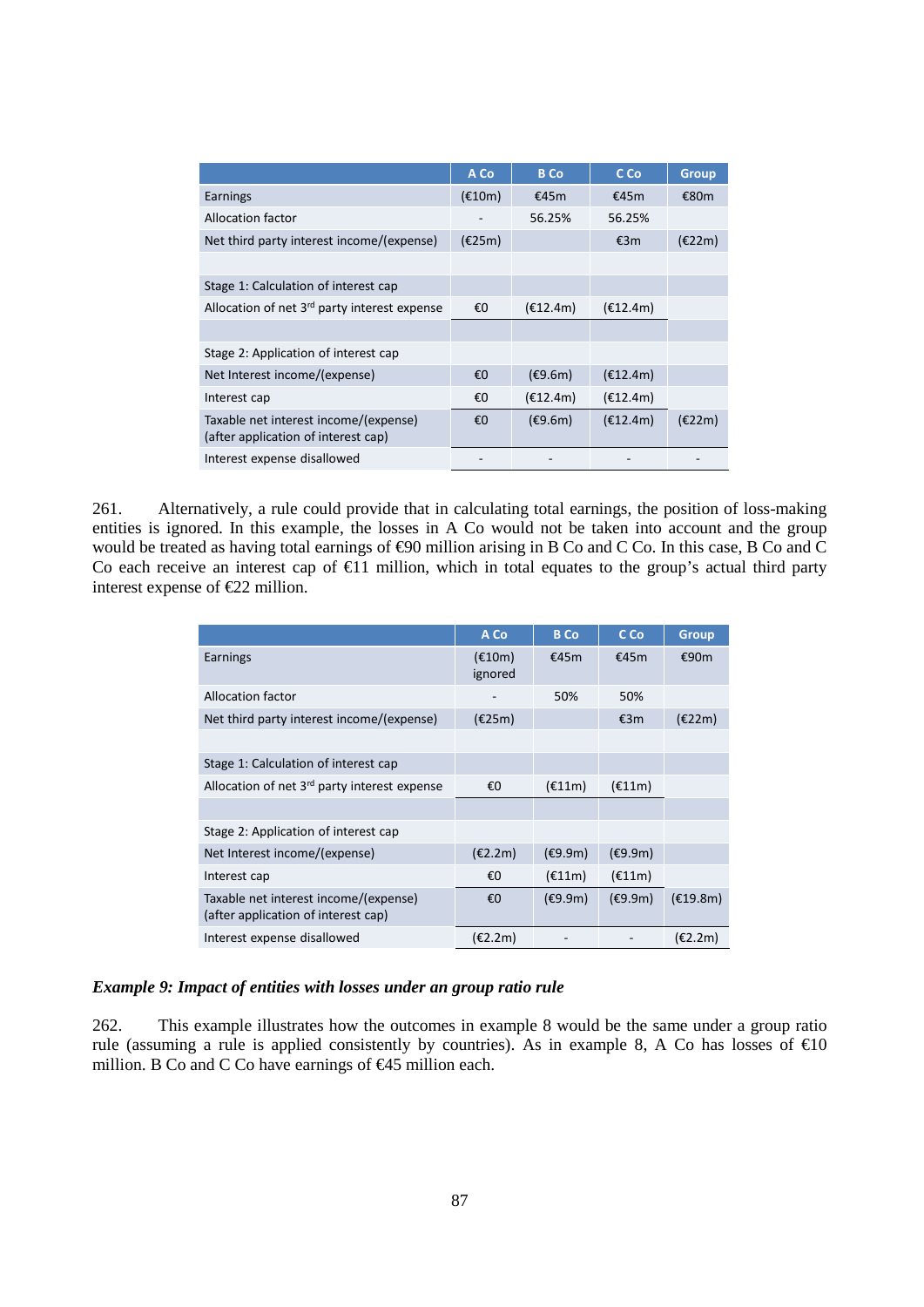| | A Co | B Co | C Co | Group |
|---|---|---|---|---|
| Earnings | (€10m) | €45m | €45m | €80m |
| Allocation factor | - | 56.25% | 56.25% | |
| Net third party interest income/(expense) | (€25m) | | €3m | (€22m) |
| | | | | |
| Stage 1: Calculation of interest cap | | | | |
| Allocation of net 3rd party interest expense | €0 | (€12.4m) | (€12.4m) | |
| | | | | |
| Stage 2: Application of interest cap | | | | |
| Net Interest income/(expense) | €0 | (€9.6m) | (€12.4m) | |
| Interest cap | €0 | (€12.4m) | (€12.4m) | |
| Taxable net interest income/(expense) (after application of interest cap) | €0 | (€9.6m) | (€12.4m) | (€22m) |
| Interest expense disallowed | - | - | - | - |

261. Alternatively, a rule could provide that in calculating total earnings, the position of loss-making entities is ignored. In this example, the losses in A Co would not be taken into account and the group would be treated as having total earnings of €90 million arising in B Co and C Co. In this case, B Co and C Co each receive an interest cap of €11 million, which in total equates to the group's actual third party interest expense of €22 million.

| | A Co | B Co | C Co | Group |
|---|---|---|---|---|
| Earnings | (€10m) ignored | €45m | €45m | €90m |
| Allocation factor | - | 50% | 50% | |
| Net third party interest income/(expense) | (€25m) | | €3m | (€22m) |
| | | | | |
| Stage 1: Calculation of interest cap | | | | |
| Allocation of net 3rd party interest expense | €0 | (€11m) | (€11m) | |
| | | | | |
| Stage 2: Application of interest cap | | | | |
| Net Interest income/(expense) | (€2.2m) | (€9.9m) | (€9.9m) | |
| Interest cap | €0 | (€11m) | (€11m) | |
| Taxable net interest income/(expense) (after application of interest cap) | €0 | (€9.9m) | (€9.9m) | (€19.8m) |
| Interest expense disallowed | (€2.2m) | - | - | (€2.2m) |

***Example 9: Impact of entities with losses under an group ratio rule***

262. This example illustrates how the outcomes in example 8 would be the same under a group ratio rule (assuming a rule is applied consistently by countries). As in example 8, A Co has losses of €10 million. B Co and C Co have earnings of €45 million each.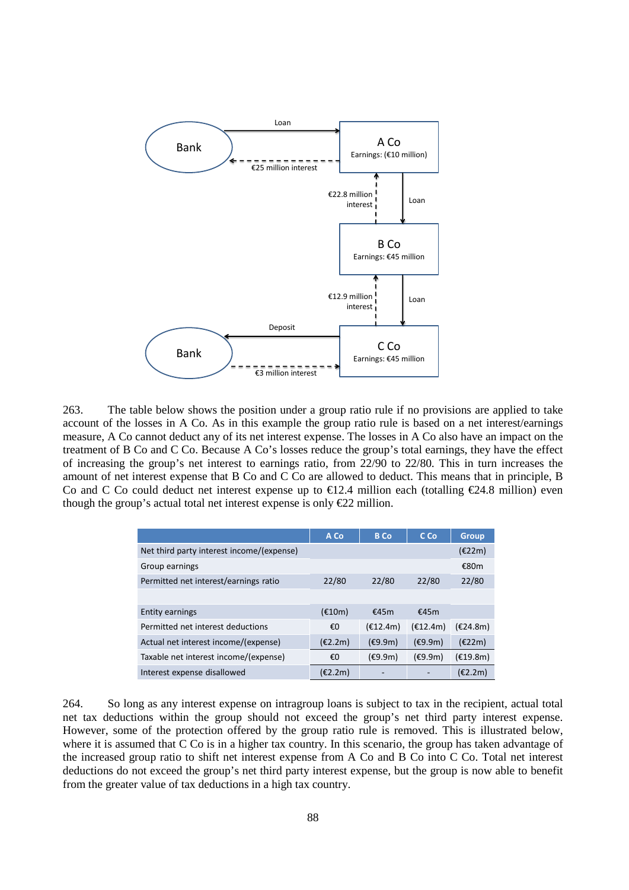Bank

Loan

€25 million interest

A Co
Earnings: (€10 million)

€22.8 million interest

Loan

B Co
Earnings: €45 million

€12.9 million interest

Loan

Deposit

Bank

€3 million interest

C Co
Earnings: €45 million

263. The table below shows the position under a group ratio rule if no provisions are applied to take account of the losses in A Co. As in this example the group ratio rule is based on a net interest/earnings measure, A Co cannot deduct any of its net interest expense. The losses in A Co also have an impact on the treatment of B Co and C Co. Because A Co's losses reduce the group's total earnings, they have the effect of increasing the group's net interest to earnings ratio, from 22/90 to 22/80. This in turn increases the amount of net interest expense that B Co and C Co are allowed to deduct. This means that in principle, B Co and C Co could deduct net interest expense up to €12.4 million each (totalling €24.8 million) even though the group's actual total net interest expense is only €22 million.

| | A Co | B Co | C Co | Group |
|---|---|---|---|---|
| Net third party interest income/(expense) | | | | (€22m) |
| Group earnings | | | | €80m |
| Permitted net interest/earnings ratio | 22/80 | 22/80 | 22/80 | 22/80 |
| | | | | |
| Entity earnings | (€10m) | €45m | €45m | |
| Permitted net interest deductions | €0 | (€12.4m) | (€12.4m) | (€24.8m) |
| Actual net interest income/(expense) | (€2.2m) | (€9.9m) | (€9.9m) | (€22m) |
| Taxable net interest income/(expense) | €0 | (€9.9m) | (€9.9m) | (€19.8m) |
| Interest expense disallowed | (€2.2m) | - | - | (€2.2m) |

264. So long as any interest expense on intragroup loans is subject to tax in the recipient, actual total net tax deductions within the group should not exceed the group's net third party interest expense. However, some of the protection offered by the group ratio rule is removed. This is illustrated below, where it is assumed that C Co is in a higher tax country. In this scenario, the group has taken advantage of the increased group ratio to shift net interest expense from A Co and B Co into C Co. Total net interest deductions do not exceed the group's net third party interest expense, but the group is now able to benefit from the greater value of tax deductions in a high tax country.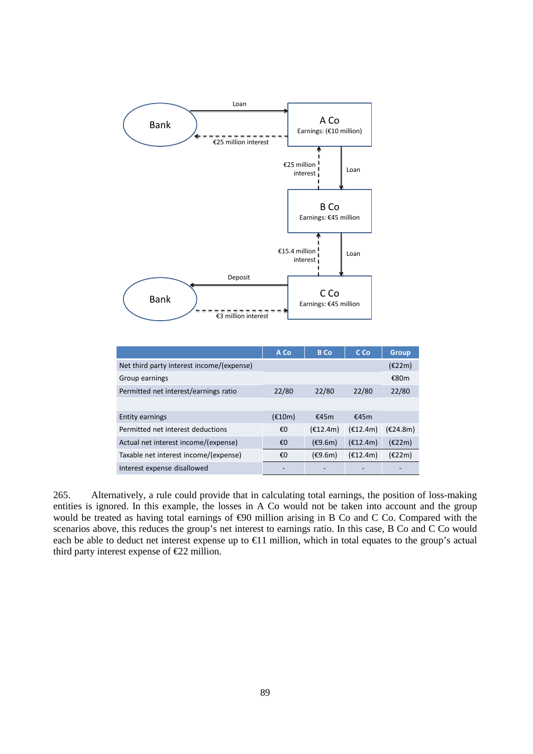Bank

Loan

€25 million interest

A Co
Earnings: (€10 million)

€25 million interest

Loan

B Co
Earnings: €45 million

€15.4 million interest

Loan

Bank

Deposit

€3 million interest

C Co
Earnings: €45 million

| | A Co | B Co | C Co | Group |
|---|---|---|---|---|
| Net third party interest income/(expense) | | | | (€22m) |
| Group earnings | | | | €80m |
| Permitted net interest/earnings ratio | 22/80 | 22/80 | 22/80 | 22/80 |
| | | | | |
| Entity earnings | (€10m) | €45m | €45m | |
| Permitted net interest deductions | €0 | (€12.4m) | (€12.4m) | (€24.8m) |
| Actual net interest income/(expense) | €0 | (€9.6m) | (€12.4m) | (€22m) |
| Taxable net interest income/(expense) | €0 | (€9.6m) | (€12.4m) | (€22m) |
| Interest expense disallowed | - | - | - | - |

265. Alternatively, a rule could provide that in calculating total earnings, the position of loss-making entities is ignored. In this example, the losses in A Co would not be taken into account and the group would be treated as having total earnings of €90 million arising in B Co and C Co. Compared with the scenarios above, this reduces the group's net interest to earnings ratio. In this case, B Co and C Co would each be able to deduct net interest expense up to €11 million, which in total equates to the group's actual third party interest expense of €22 million.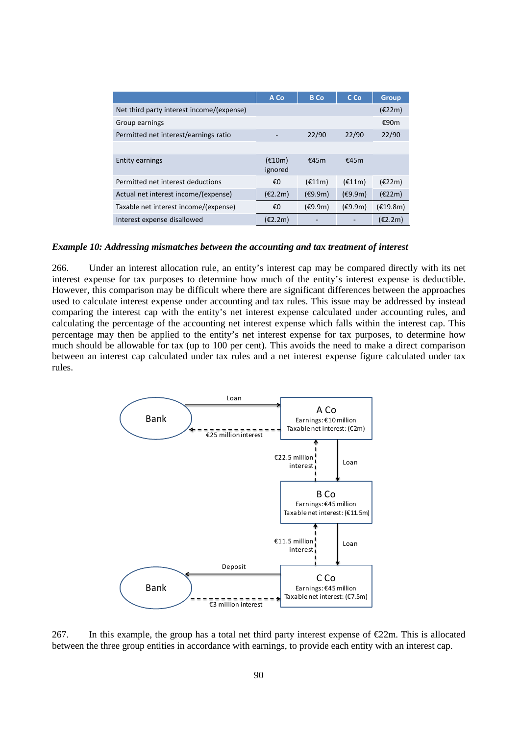| | A Co | B Co | C Co | Group |
|---|---|---|---|---|
| Net third party interest income/(expense) | | | | (€22m) |
| Group earnings | | | | €90m |
| Permitted net interest/earnings ratio | - | 22/90 | 22/90 | 22/90 |
| | | | | |
| Entity earnings | (€10m) ignored | €45m | €45m | |
| Permitted net interest deductions | €0 | (€11m) | (€11m) | (€22m) |
| Actual net interest income/(expense) | (€2.2m) | (€9.9m) | (€9.9m) | (€22m) |
| Taxable net interest income/(expense) | €0 | (€9.9m) | (€9.9m) | (€19.8m) |
| Interest expense disallowed | (€2.2m) | - | - | (€2.2m) |

***Example 10: Addressing mismatches between the accounting and tax treatment of interest***

266. Under an interest allocation rule, an entity's interest cap may be compared directly with its net interest expense for tax purposes to determine how much of the entity's interest expense is deductible. However, this comparison may be difficult where there are significant differences between the approaches used to calculate interest expense under accounting and tax rules. This issue may be addressed by instead comparing the interest cap with the entity's net interest expense calculated under accounting rules, and calculating the percentage of the accounting net interest expense which falls within the interest cap. This percentage may then be applied to the entity's net interest expense for tax purposes, to determine how much should be allowable for tax (up to 100 per cent). This avoids the need to make a direct comparison between an interest cap calculated under tax rules and a net interest expense figure calculated under tax rules.

Bank

Loan

€25 million interest

A Co
Earnings: €10 million
Taxable net interest: (€2m)

€22.5 million interest

Loan

B Co
Earnings: €45 million
Taxable net interest: (€11.5m)

€11.5 million interest

Loan

Bank

Deposit

€3 million interest

C Co
Earnings: €45 million
Taxable net interest: (€7.5m)

267. In this example, the group has a total net third party interest expense of €22m. This is allocated between the three group entities in accordance with earnings, to provide each entity with an interest cap.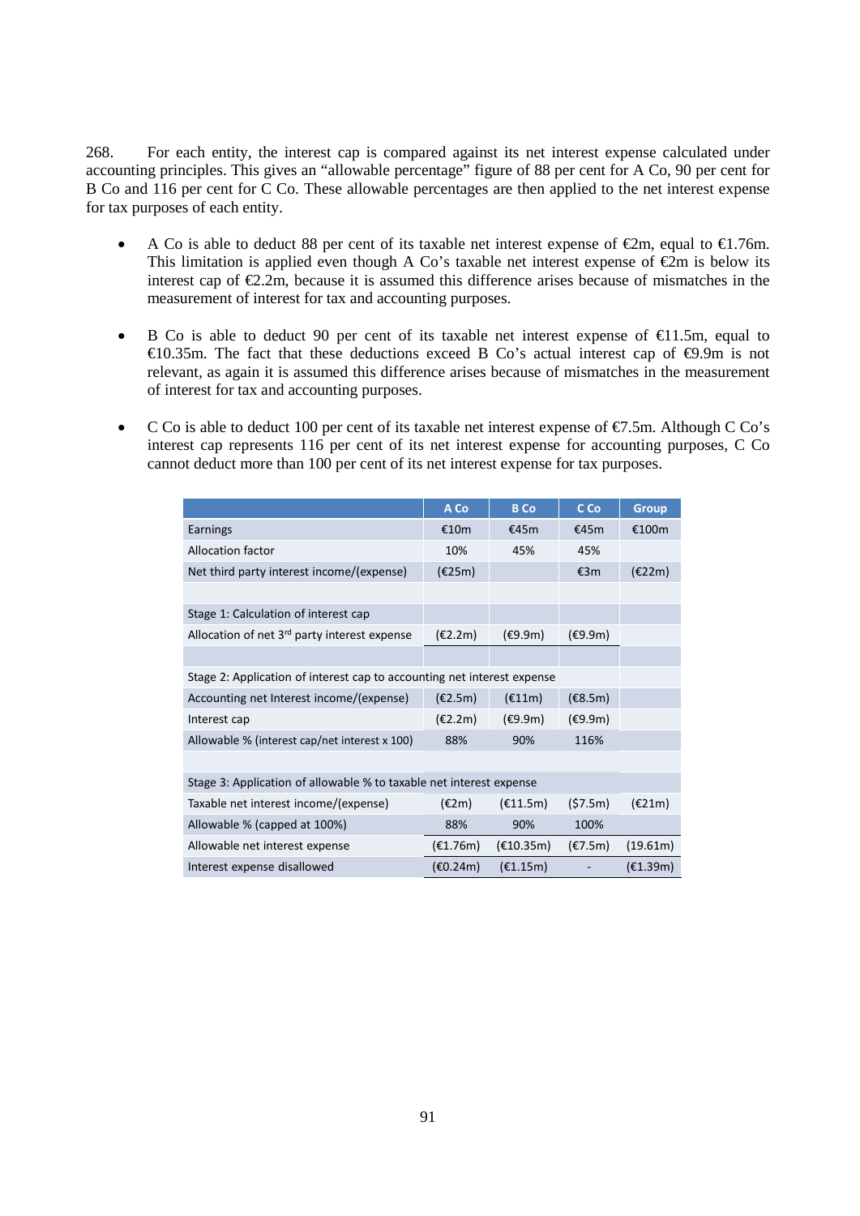268. For each entity, the interest cap is compared against its net interest expense calculated under accounting principles. This gives an "allowable percentage" figure of 88 per cent for A Co, 90 per cent for B Co and 116 per cent for C Co. These allowable percentages are then applied to the net interest expense for tax purposes of each entity.

- A Co is able to deduct 88 per cent of its taxable net interest expense of €2m, equal to €1.76m. This limitation is applied even though A Co's taxable net interest expense of €2m is below its interest cap of €2.2m, because it is assumed this difference arises because of mismatches in the measurement of interest for tax and accounting purposes.

- B Co is able to deduct 90 per cent of its taxable net interest expense of €11.5m, equal to €10.35m. The fact that these deductions exceed B Co's actual interest cap of €9.9m is not relevant, as again it is assumed this difference arises because of mismatches in the measurement of interest for tax and accounting purposes.

- C Co is able to deduct 100 per cent of its taxable net interest expense of €7.5m. Although C Co's interest cap represents 116 per cent of its net interest expense for accounting purposes, C Co cannot deduct more than 100 per cent of its net interest expense for tax purposes.

| | A Co | B Co | C Co | Group |
|---|---|---|---|---|
| Earnings | €10m | €45m | €45m | €100m |
| Allocation factor | 10% | 45% | 45% | |
| Net third party interest income/(expense) | (€25m) | | €3m | (€22m) |
| | | | | |
| Stage 1: Calculation of interest cap | | | | |
| Allocation of net 3rd party interest expense | (€2.2m) | (€9.9m) | (€9.9m) | |
| | | | | |
| Stage 2: Application of interest cap to accounting net interest expense | | | | |
| Accounting net Interest income/(expense) | (€2.5m) | (€11m) | (€8.5m) | |
| Interest cap | (€2.2m) | (€9.9m) | (€9.9m) | |
| Allowable % (interest cap/net interest x 100) | 88% | 90% | 116% | |
| | | | | |
| Stage 3: Application of allowable % to taxable net interest expense | | | | |
| Taxable net interest income/(expense) | (€2m) | (€11.5m) | ($7.5m) | (€21m) |
| Allowable % (capped at 100%) | 88% | 90% | 100% | |
| Allowable net interest expense | (€1.76m) | (€10.35m) | (€7.5m) | (19.61m) |
| Interest expense disallowed | (€0.24m) | (€1.15m) | - | (€1.39m) |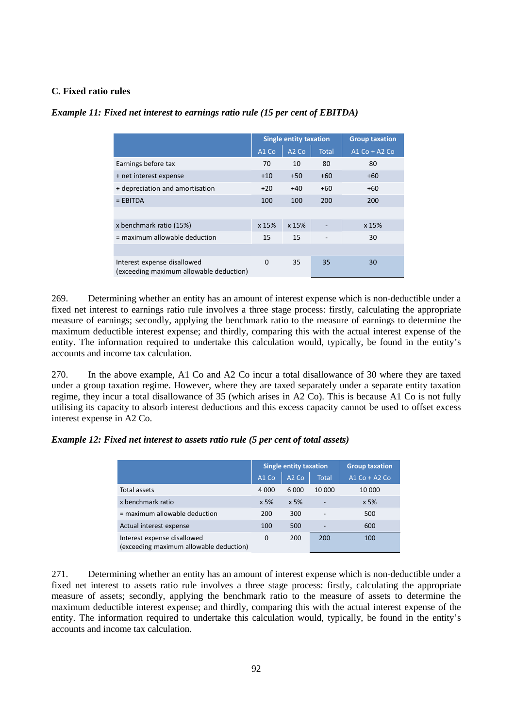## C. Fixed ratio rules

*Example 11: Fixed net interest to earnings ratio rule (15 per cent of EBITDA)*

| | Single entity taxation | | | Group taxation |
|---|---|---|---|---|
| | A1 Co | A2 Co | Total | A1 Co + A2 Co |
| Earnings before tax | 70 | 10 | 80 | 80 |
| + net interest expense | +10 | +50 | +60 | +60 |
| + depreciation and amortisation | +20 | +40 | +60 | +60 |
| = EBITDA | 100 | 100 | 200 | 200 |
| | | | | |
| x benchmark ratio (15%) | x 15% | x 15% | - | x 15% |
| = maximum allowable deduction | 15 | 15 | - | 30 |
| | | | | |
| Interest expense disallowed (exceeding maximum allowable deduction) | 0 | 35 | 35 | 30 |

269. Determining whether an entity has an amount of interest expense which is non-deductible under a fixed net interest to earnings ratio rule involves a three stage process: firstly, calculating the appropriate measure of earnings; secondly, applying the benchmark ratio to the measure of earnings to determine the maximum deductible interest expense; and thirdly, comparing this with the actual interest expense of the entity. The information required to undertake this calculation would, typically, be found in the entity's accounts and income tax calculation.

270. In the above example, A1 Co and A2 Co incur a total disallowance of 30 where they are taxed under a group taxation regime. However, where they are taxed separately under a separate entity taxation regime, they incur a total disallowance of 35 (which arises in A2 Co). This is because A1 Co is not fully utilising its capacity to absorb interest deductions and this excess capacity cannot be used to offset excess interest expense in A2 Co.

*Example 12: Fixed net interest to assets ratio rule (5 per cent of total assets)*

| | Single entity taxation | | | Group taxation |
|---|---|---|---|---|
| | A1 Co | A2 Co | Total | A1 Co + A2 Co |
| Total assets | 4 000 | 6 000 | 10 000 | 10 000 |
| x benchmark ratio | x 5% | x 5% | - | x 5% |
| = maximum allowable deduction | 200 | 300 | - | 500 |
| Actual interest expense | 100 | 500 | - | 600 |
| Interest expense disallowed (exceeding maximum allowable deduction) | 0 | 200 | 200 | 100 |

271. Determining whether an entity has an amount of interest expense which is non-deductible under a fixed net interest to assets ratio rule involves a three stage process: firstly, calculating the appropriate measure of assets; secondly, applying the benchmark ratio to the measure of assets to determine the maximum deductible interest expense; and thirdly, comparing this with the actual interest expense of the entity. The information required to undertake this calculation would, typically, be found in the entity's accounts and income tax calculation.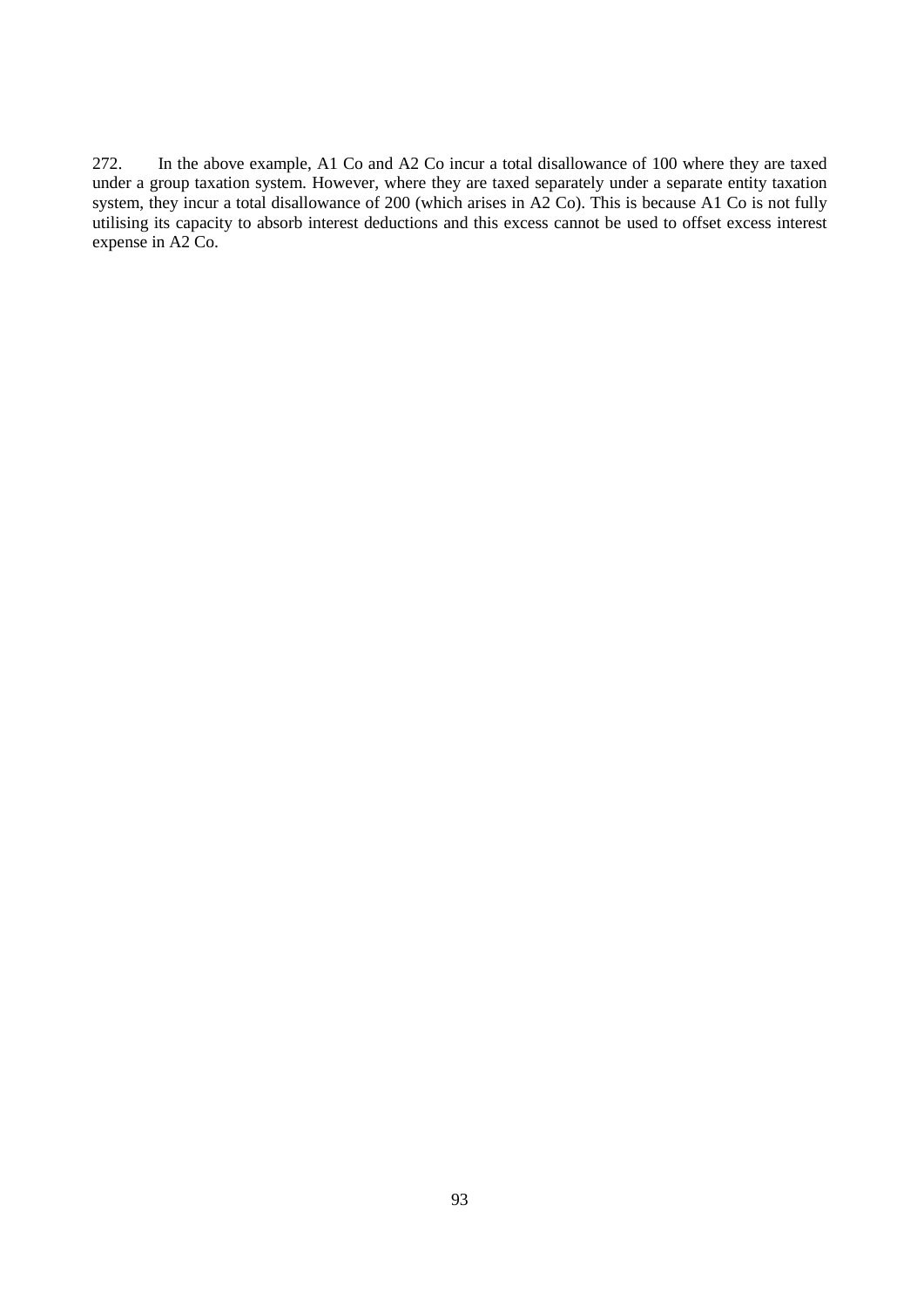272. In the above example, A1 Co and A2 Co incur a total disallowance of 100 where they are taxed under a group taxation system. However, where they are taxed separately under a separate entity taxation system, they incur a total disallowance of 200 (which arises in A2 Co). This is because A1 Co is not fully utilising its capacity to absorb interest deductions and this excess cannot be used to offset excess interest expense in A2 Co.